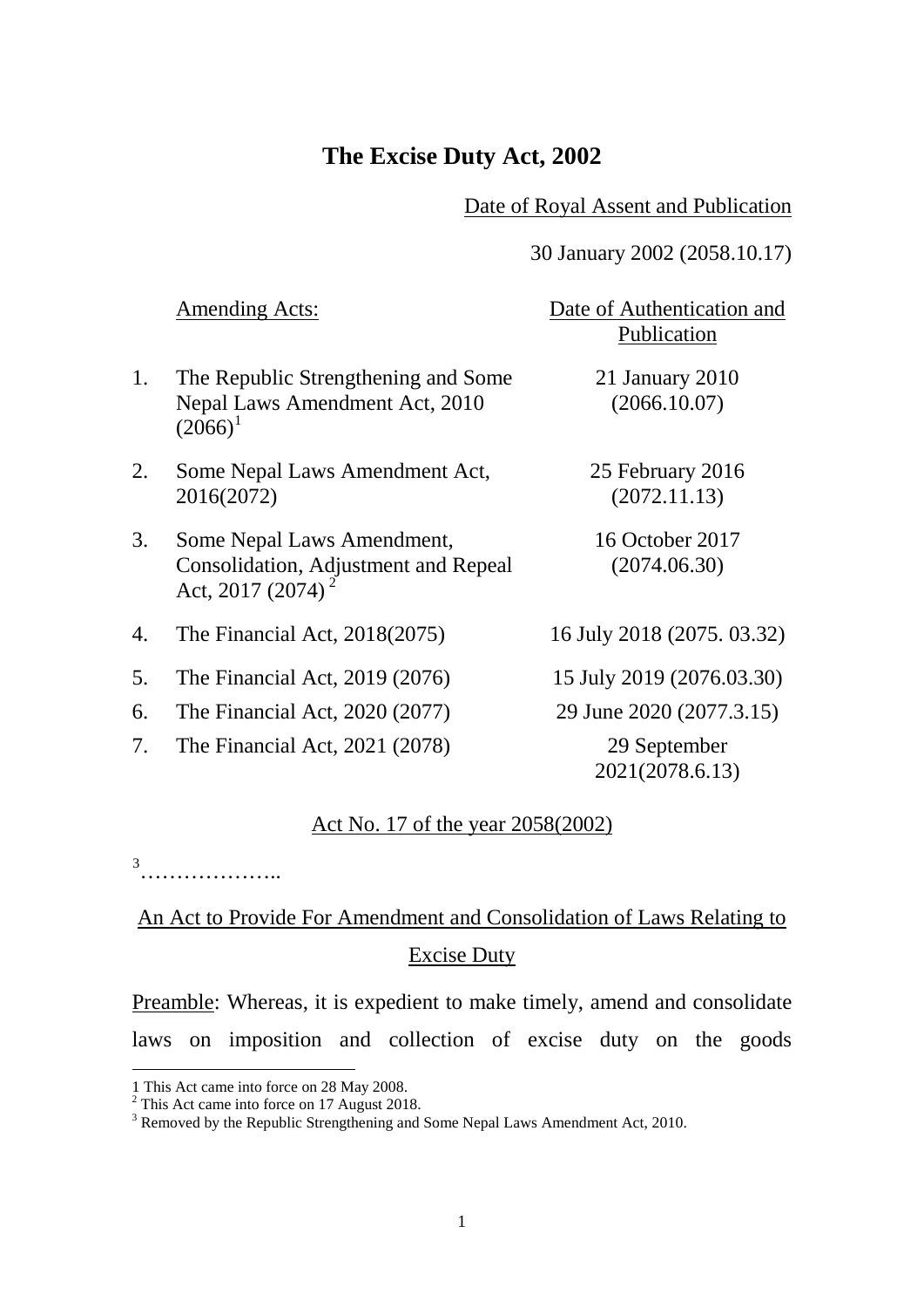# The Excise Duty Act, 2002

Date of Royal Assent and Publication

30 January 2002 (2058.10.17)

| | Amending Acts: | Date of Authentication and Publication |
|---|---|---|
| 1. | The Republic Strengthening and Some Nepal Laws Amendment Act, 2010 (2066)[1] | 21 January 2010 (2066.10.07) |
| 2. | Some Nepal Laws Amendment Act, 2016(2072) | 25 February 2016 (2072.11.13) |
| 3. | Some Nepal Laws Amendment, Consolidation, Adjustment and Repeal Act, 2017 (2074)[2] | 16 October 2017 (2074.06.30) |
| 4. | The Financial Act, 2018(2075) | 16 July 2018 (2075. 03.32) |
| 5. | The Financial Act, 2019 (2076) | 15 July 2019 (2076.03.30) |
| 6. | The Financial Act, 2020 (2077) | 29 June 2020 (2077.3.15) |
| 7. | The Financial Act, 2021 (2078) | 29 September 2021(2078.6.13) |

Act No. 17 of the year 2058(2002)

[3]………………..

## An Act to Provide For Amendment and Consolidation of Laws Relating to Excise Duty

Preamble: Whereas, it is expedient to make timely, amend and consolidate laws on imposition and collection of excise duty on the goods

---

1 This Act came into force on 28 May 2008.

2 This Act came into force on 17 August 2018.

3 Removed by the Republic Strengthening and Some Nepal Laws Amendment Act, 2010.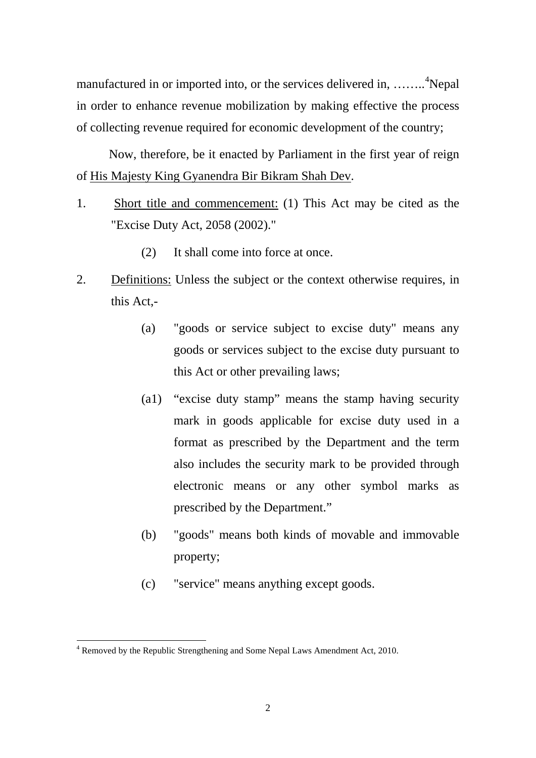manufactured in or imported into, or the services delivered in, ……..[4]Nepal in order to enhance revenue mobilization by making effective the process of collecting revenue required for economic development of the country;

Now, therefore, be it enacted by Parliament in the first year of reign of His Majesty King Gyanendra Bir Bikram Shah Dev.

1. Short title and commencement: (1) This Act may be cited as the "Excise Duty Act, 2058 (2002)."

   (2) It shall come into force at once.

2. Definitions: Unless the subject or the context otherwise requires, in this Act,-

   (a) "goods or service subject to excise duty" means any goods or services subject to the excise duty pursuant to this Act or other prevailing laws;

   (a1) "excise duty stamp" means the stamp having security mark in goods applicable for excise duty used in a format as prescribed by the Department and the term also includes the security mark to be provided through electronic means or any other symbol marks as prescribed by the Department."

   (b) "goods" means both kinds of movable and immovable property;

   (c) "service" means anything except goods.

---

[4] Removed by the Republic Strengthening and Some Nepal Laws Amendment Act, 2010.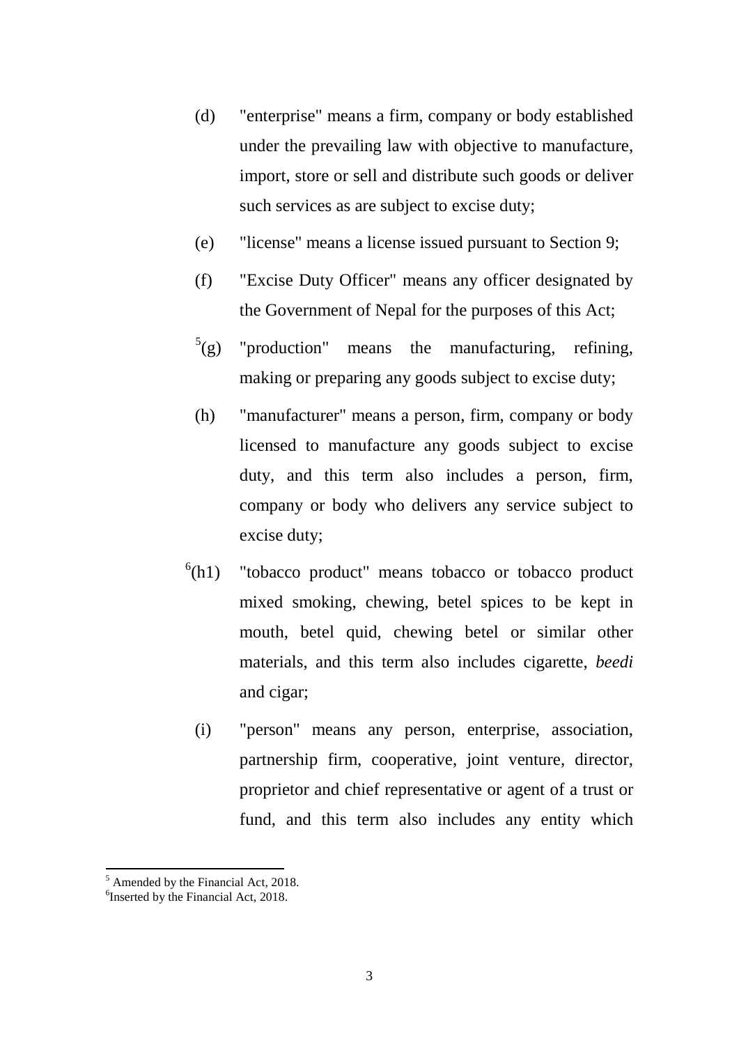(d) "enterprise" means a firm, company or body established under the prevailing law with objective to manufacture, import, store or sell and distribute such goods or deliver such services as are subject to excise duty;

(e) "license" means a license issued pursuant to Section 9;

(f) "Excise Duty Officer" means any officer designated by the Government of Nepal for the purposes of this Act;

[5](g) "production" means the manufacturing, refining, making or preparing any goods subject to excise duty;

(h) "manufacturer" means a person, firm, company or body licensed to manufacture any goods subject to excise duty, and this term also includes a person, firm, company or body who delivers any service subject to excise duty;

[6](h1) "tobacco product" means tobacco or tobacco product mixed smoking, chewing, betel spices to be kept in mouth, betel quid, chewing betel or similar other materials, and this term also includes cigarette, *beedi* and cigar;

(i) "person" means any person, enterprise, association, partnership firm, cooperative, joint venture, director, proprietor and chief representative or agent of a trust or fund, and this term also includes any entity which

---

[5] Amended by the Financial Act, 2018.

[6] Inserted by the Financial Act, 2018.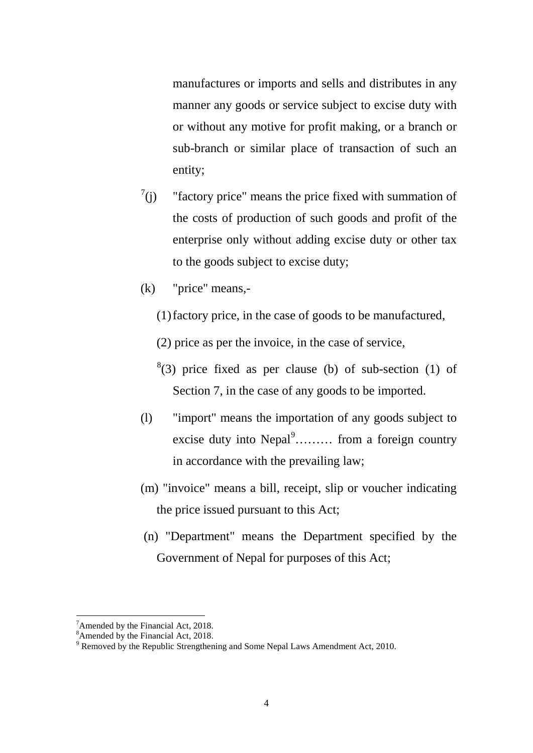manufactures or imports and sells and distributes in any manner any goods or service subject to excise duty with or without any motive for profit making, or a branch or sub-branch or similar place of transaction of such an entity;

[7](j) "factory price" means the price fixed with summation of the costs of production of such goods and profit of the enterprise only without adding excise duty or other tax to the goods subject to excise duty;

(k) "price" means,-

(1) factory price, in the case of goods to be manufactured,

(2) price as per the invoice, in the case of service,

[8](3) price fixed as per clause (b) of sub-section (1) of Section 7, in the case of any goods to be imported.

(l) "import" means the importation of any goods subject to excise duty into Nepal[9]……… from a foreign country in accordance with the prevailing law;

(m) "invoice" means a bill, receipt, slip or voucher indicating the price issued pursuant to this Act;

(n) "Department" means the Department specified by the Government of Nepal for purposes of this Act;

---

[7] Amended by the Financial Act, 2018.

[8] Amended by the Financial Act, 2018.

[9] Removed by the Republic Strengthening and Some Nepal Laws Amendment Act, 2010.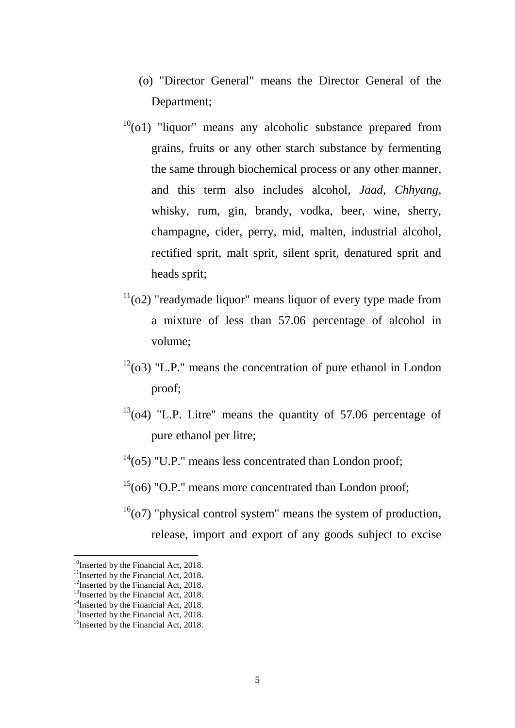(o) "Director General" means the Director General of the Department;

[10](o1) "liquor" means any alcoholic substance prepared from grains, fruits or any other starch substance by fermenting the same through biochemical process or any other manner, and this term also includes alcohol, *Jaad*, *Chhyang*, whisky, rum, gin, brandy, vodka, beer, wine, sherry, champagne, cider, perry, mid, malten, industrial alcohol, rectified sprit, malt sprit, silent sprit, denatured sprit and heads sprit;

[11](o2) "readymade liquor" means liquor of every type made from a mixture of less than 57.06 percentage of alcohol in volume;

[12](o3) "L.P." means the concentration of pure ethanol in London proof;

[13](o4) "L.P. Litre" means the quantity of 57.06 percentage of pure ethanol per litre;

[14](o5) "U.P." means less concentrated than London proof;

[15](o6) "O.P." means more concentrated than London proof;

[16](o7) "physical control system" means the system of production, release, import and export of any goods subject to excise

---

[10]Inserted by the Financial Act, 2018.
[11]Inserted by the Financial Act, 2018.
[12]Inserted by the Financial Act, 2018.
[13]Inserted by the Financial Act, 2018.
[14]Inserted by the Financial Act, 2018.
[15]Inserted by the Financial Act, 2018.
[16]Inserted by the Financial Act, 2018.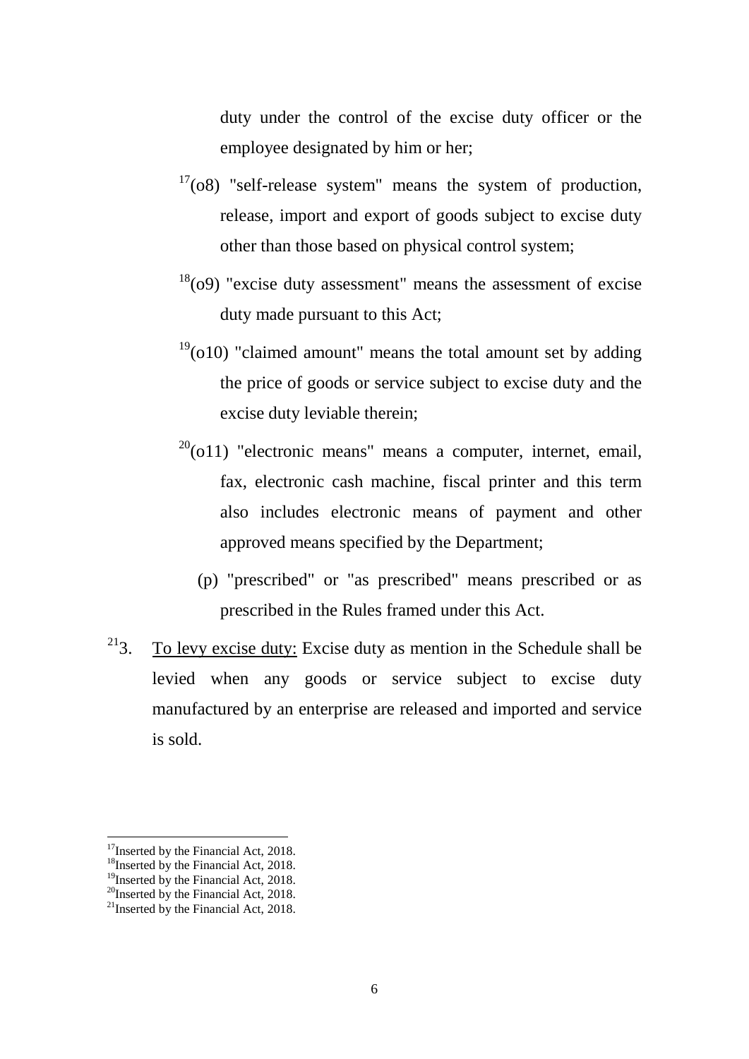duty under the control of the excise duty officer or the employee designated by him or her;

[17](o8) "self-release system" means the system of production, release, import and export of goods subject to excise duty other than those based on physical control system;

[18](o9) "excise duty assessment" means the assessment of excise duty made pursuant to this Act;

[19](o10) "claimed amount" means the total amount set by adding the price of goods or service subject to excise duty and the excise duty leviable therein;

[20](o11) "electronic means" means a computer, internet, email, fax, electronic cash machine, fiscal printer and this term also includes electronic means of payment and other approved means specified by the Department;

(p) "prescribed" or "as prescribed" means prescribed or as prescribed in the Rules framed under this Act.

[21]3. To levy excise duty: Excise duty as mention in the Schedule shall be levied when any goods or service subject to excise duty manufactured by an enterprise are released and imported and service is sold.

---

[17] Inserted by the Financial Act, 2018.
[18] Inserted by the Financial Act, 2018.
[19] Inserted by the Financial Act, 2018.
[20] Inserted by the Financial Act, 2018.
[21] Inserted by the Financial Act, 2018.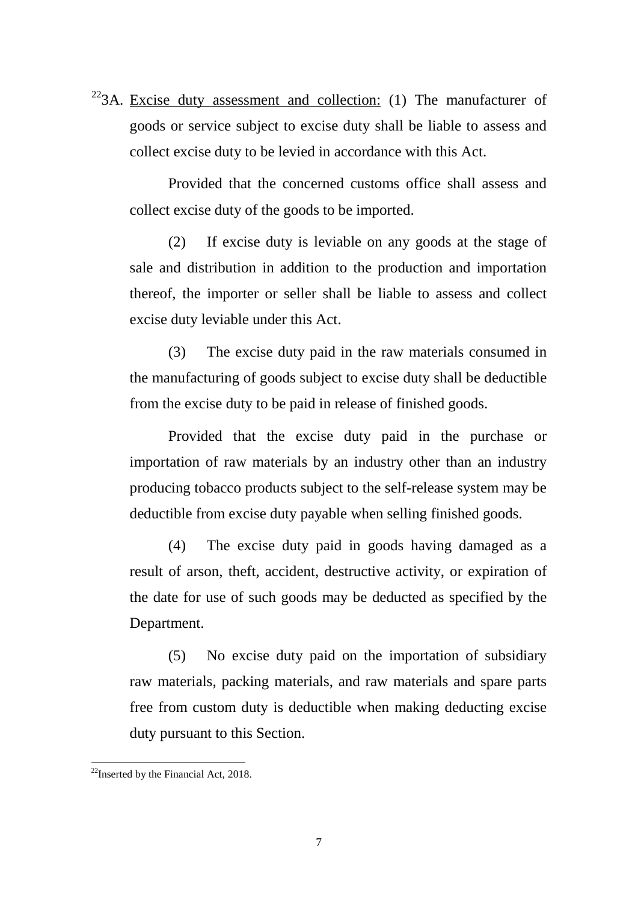[22]3A. Excise duty assessment and collection: (1) The manufacturer of goods or service subject to excise duty shall be liable to assess and collect excise duty to be levied in accordance with this Act.

Provided that the concerned customs office shall assess and collect excise duty of the goods to be imported.

(2) If excise duty is leviable on any goods at the stage of sale and distribution in addition to the production and importation thereof, the importer or seller shall be liable to assess and collect excise duty leviable under this Act.

(3) The excise duty paid in the raw materials consumed in the manufacturing of goods subject to excise duty shall be deductible from the excise duty to be paid in release of finished goods.

Provided that the excise duty paid in the purchase or importation of raw materials by an industry other than an industry producing tobacco products subject to the self-release system may be deductible from excise duty payable when selling finished goods.

(4) The excise duty paid in goods having damaged as a result of arson, theft, accident, destructive activity, or expiration of the date for use of such goods may be deducted as specified by the Department.

(5) No excise duty paid on the importation of subsidiary raw materials, packing materials, and raw materials and spare parts free from custom duty is deductible when making deducting excise duty pursuant to this Section.

---

[22]Inserted by the Financial Act, 2018.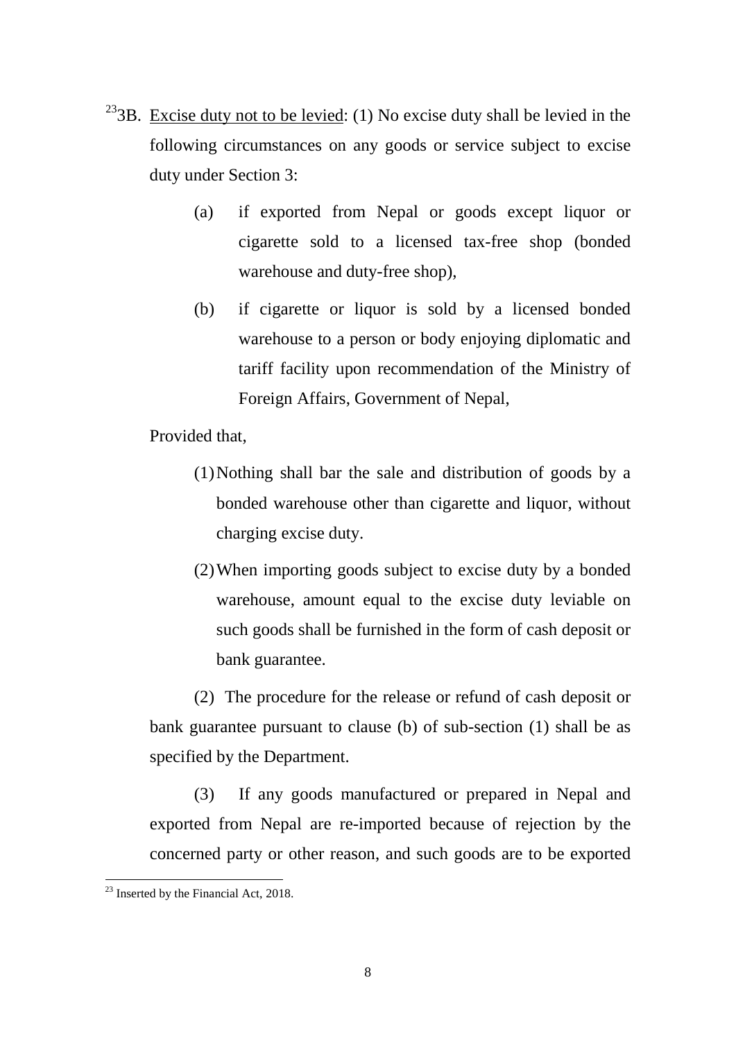[23]3B. Excise duty not to be levied: (1) No excise duty shall be levied in the following circumstances on any goods or service subject to excise duty under Section 3:

(a) if exported from Nepal or goods except liquor or cigarette sold to a licensed tax-free shop (bonded warehouse and duty-free shop),

(b) if cigarette or liquor is sold by a licensed bonded warehouse to a person or body enjoying diplomatic and tariff facility upon recommendation of the Ministry of Foreign Affairs, Government of Nepal,

Provided that,

(1) Nothing shall bar the sale and distribution of goods by a bonded warehouse other than cigarette and liquor, without charging excise duty.

(2) When importing goods subject to excise duty by a bonded warehouse, amount equal to the excise duty leviable on such goods shall be furnished in the form of cash deposit or bank guarantee.

(2) The procedure for the release or refund of cash deposit or bank guarantee pursuant to clause (b) of sub-section (1) shall be as specified by the Department.

(3) If any goods manufactured or prepared in Nepal and exported from Nepal are re-imported because of rejection by the concerned party or other reason, and such goods are to be exported

---

[23] Inserted by the Financial Act, 2018.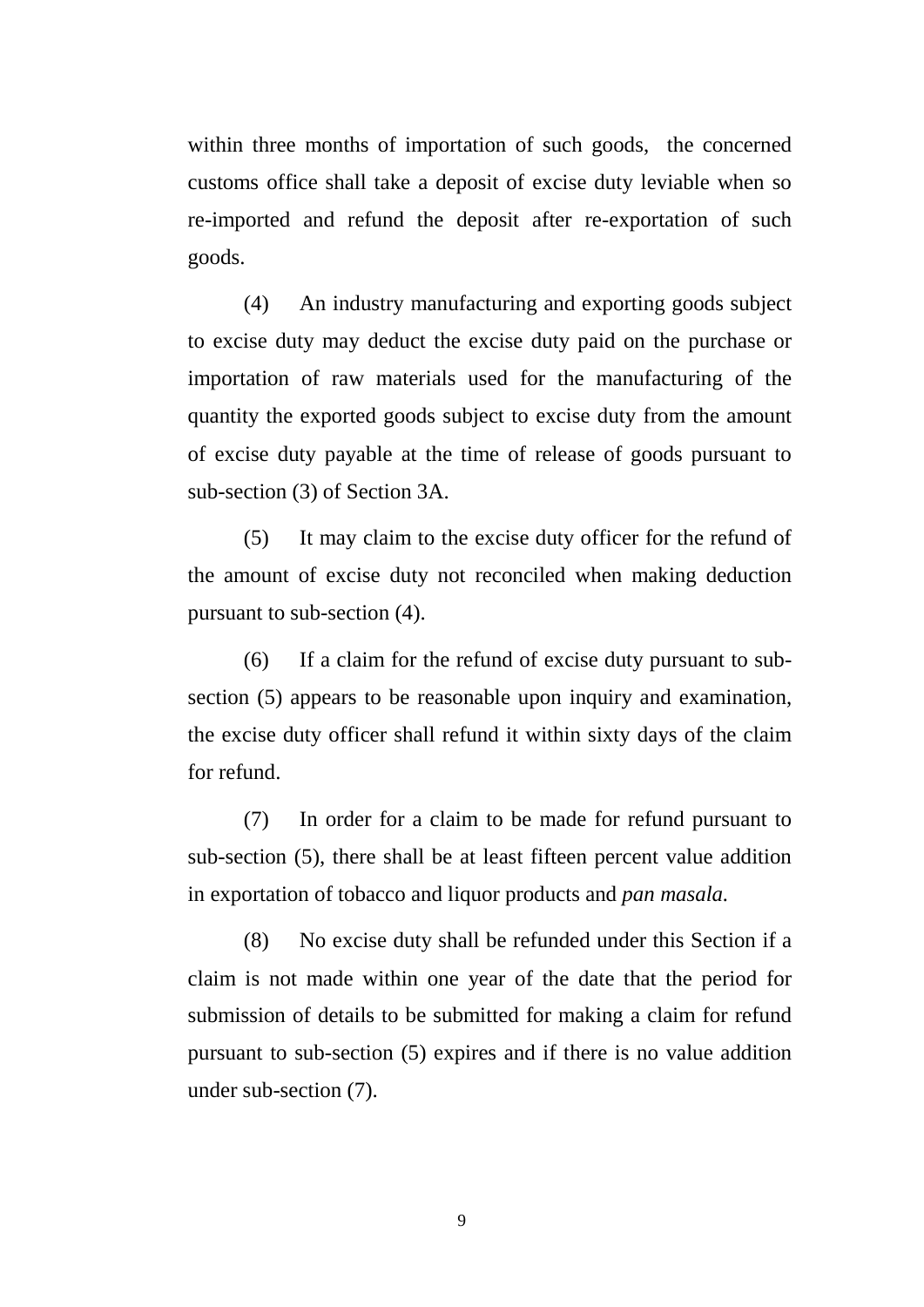within three months of importation of such goods, the concerned customs office shall take a deposit of excise duty leviable when so re-imported and refund the deposit after re-exportation of such goods.

(4) An industry manufacturing and exporting goods subject to excise duty may deduct the excise duty paid on the purchase or importation of raw materials used for the manufacturing of the quantity the exported goods subject to excise duty from the amount of excise duty payable at the time of release of goods pursuant to sub-section (3) of Section 3A.

(5) It may claim to the excise duty officer for the refund of the amount of excise duty not reconciled when making deduction pursuant to sub-section (4).

(6) If a claim for the refund of excise duty pursuant to sub-section (5) appears to be reasonable upon inquiry and examination, the excise duty officer shall refund it within sixty days of the claim for refund.

(7) In order for a claim to be made for refund pursuant to sub-section (5), there shall be at least fifteen percent value addition in exportation of tobacco and liquor products and *pan masala*.

(8) No excise duty shall be refunded under this Section if a claim is not made within one year of the date that the period for submission of details to be submitted for making a claim for refund pursuant to sub-section (5) expires and if there is no value addition under sub-section (7).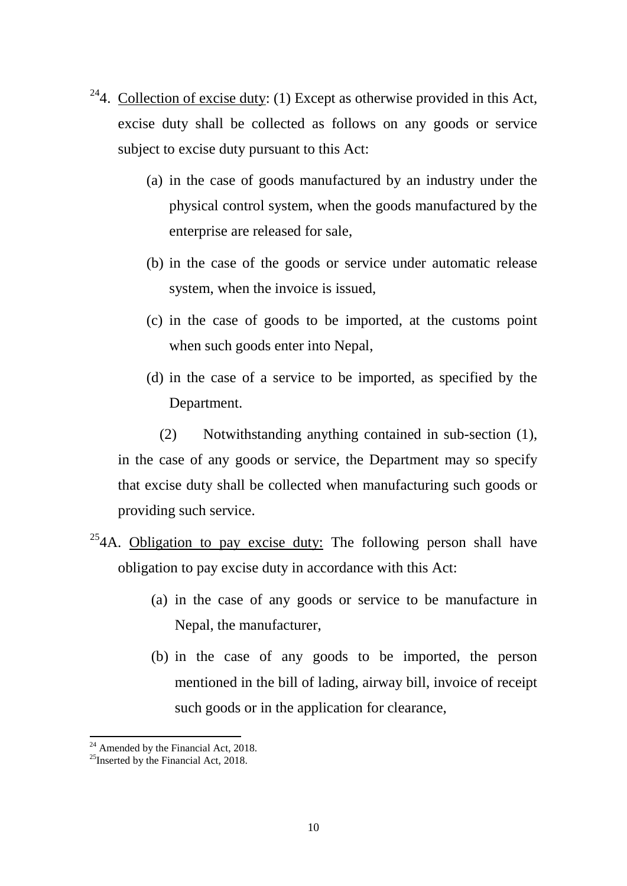[24]4. <u>Collection of excise duty</u>: (1) Except as otherwise provided in this Act, excise duty shall be collected as follows on any goods or service subject to excise duty pursuant to this Act:

(a) in the case of goods manufactured by an industry under the physical control system, when the goods manufactured by the enterprise are released for sale,

(b) in the case of the goods or service under automatic release system, when the invoice is issued,

(c) in the case of goods to be imported, at the customs point when such goods enter into Nepal,

(d) in the case of a service to be imported, as specified by the Department.

(2) Notwithstanding anything contained in sub-section (1), in the case of any goods or service, the Department may so specify that excise duty shall be collected when manufacturing such goods or providing such service.

[25]4A. <u>Obligation to pay excise duty:</u> The following person shall have obligation to pay excise duty in accordance with this Act:

(a) in the case of any goods or service to be manufacture in Nepal, the manufacturer,

(b) in the case of any goods to be imported, the person mentioned in the bill of lading, airway bill, invoice of receipt such goods or in the application for clearance,

---

[24] Amended by the Financial Act, 2018.

[25] Inserted by the Financial Act, 2018.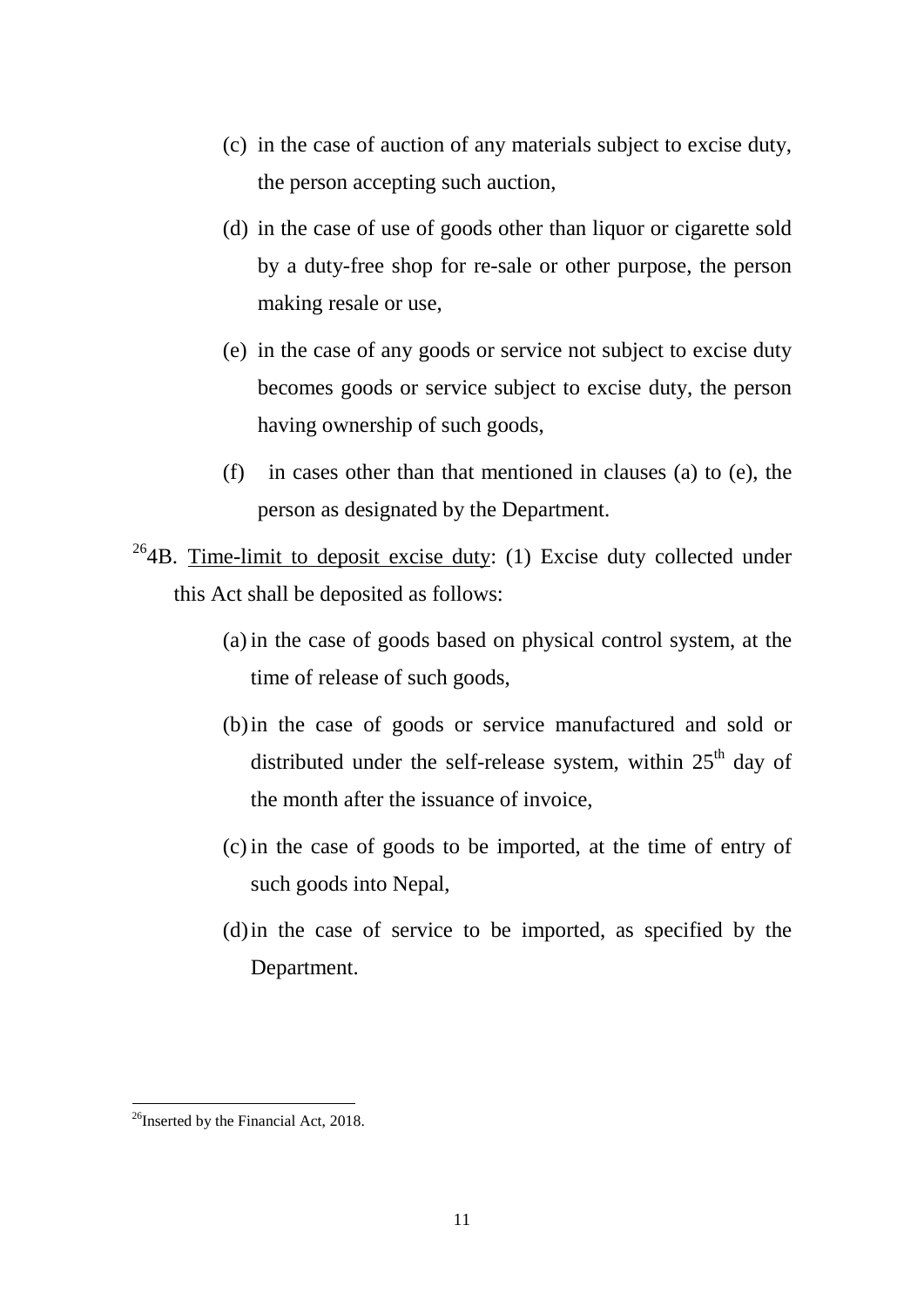(c) in the case of auction of any materials subject to excise duty, the person accepting such auction,

(d) in the case of use of goods other than liquor or cigarette sold by a duty-free shop for re-sale or other purpose, the person making resale or use,

(e) in the case of any goods or service not subject to excise duty becomes goods or service subject to excise duty, the person having ownership of such goods,

(f) in cases other than that mentioned in clauses (a) to (e), the person as designated by the Department.

[26]4B. Time-limit to deposit excise duty: (1) Excise duty collected under this Act shall be deposited as follows:

(a) in the case of goods based on physical control system, at the time of release of such goods,

(b) in the case of goods or service manufactured and sold or distributed under the self-release system, within 25th day of the month after the issuance of invoice,

(c) in the case of goods to be imported, at the time of entry of such goods into Nepal,

(d) in the case of service to be imported, as specified by the Department.

---

[26]Inserted by the Financial Act, 2018.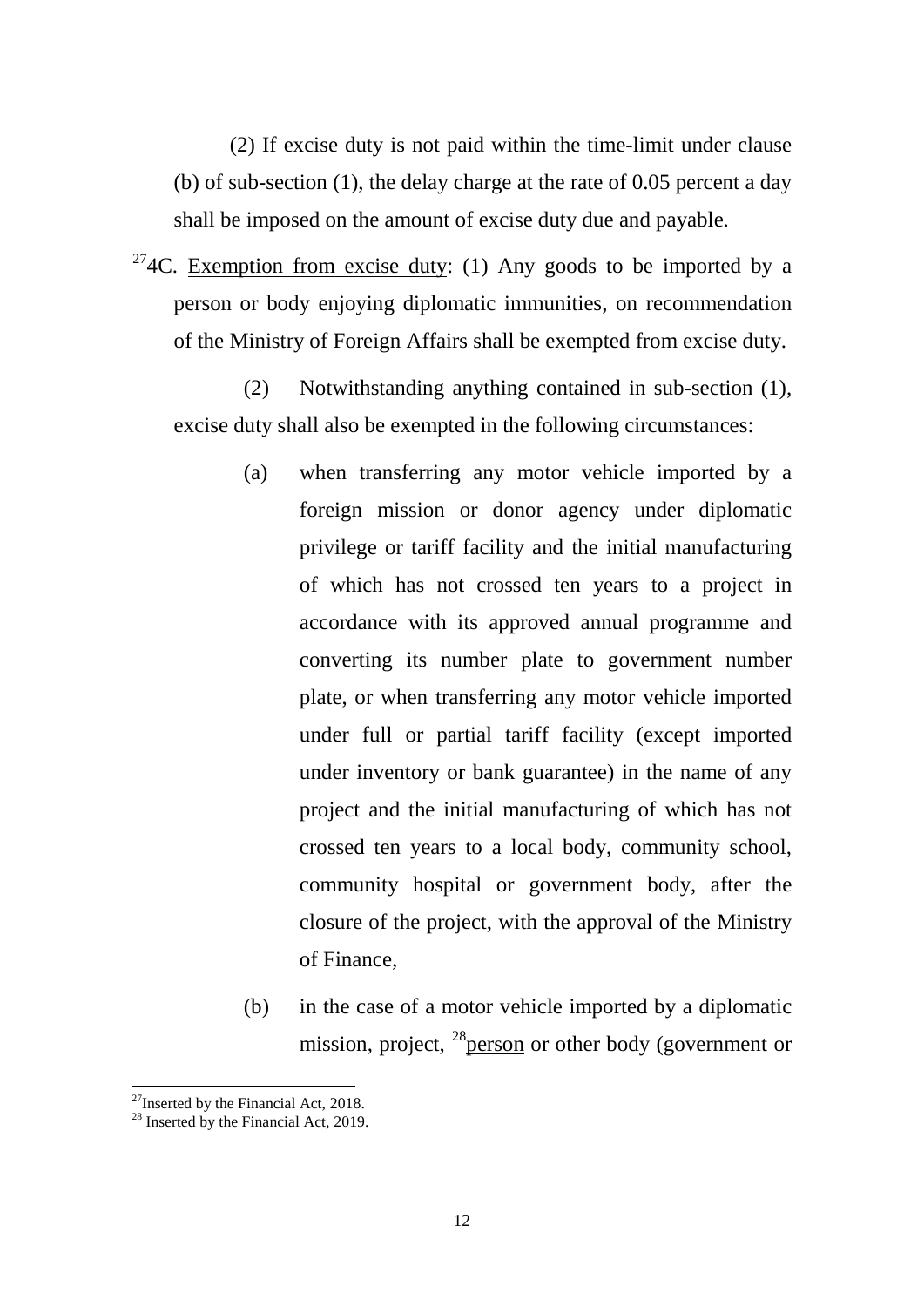(2) If excise duty is not paid within the time-limit under clause (b) of sub-section (1), the delay charge at the rate of 0.05 percent a day shall be imposed on the amount of excise duty due and payable.

[27]4C. Exemption from excise duty: (1) Any goods to be imported by a person or body enjoying diplomatic immunities, on recommendation of the Ministry of Foreign Affairs shall be exempted from excise duty.

(2) Notwithstanding anything contained in sub-section (1), excise duty shall also be exempted in the following circumstances:

(a) when transferring any motor vehicle imported by a foreign mission or donor agency under diplomatic privilege or tariff facility and the initial manufacturing of which has not crossed ten years to a project in accordance with its approved annual programme and converting its number plate to government number plate, or when transferring any motor vehicle imported under full or partial tariff facility (except imported under inventory or bank guarantee) in the name of any project and the initial manufacturing of which has not crossed ten years to a local body, community school, community hospital or government body, after the closure of the project, with the approval of the Ministry of Finance,

(b) in the case of a motor vehicle imported by a diplomatic mission, project, [28]person or other body (government or

---

[27] Inserted by the Financial Act, 2018.

[28] Inserted by the Financial Act, 2019.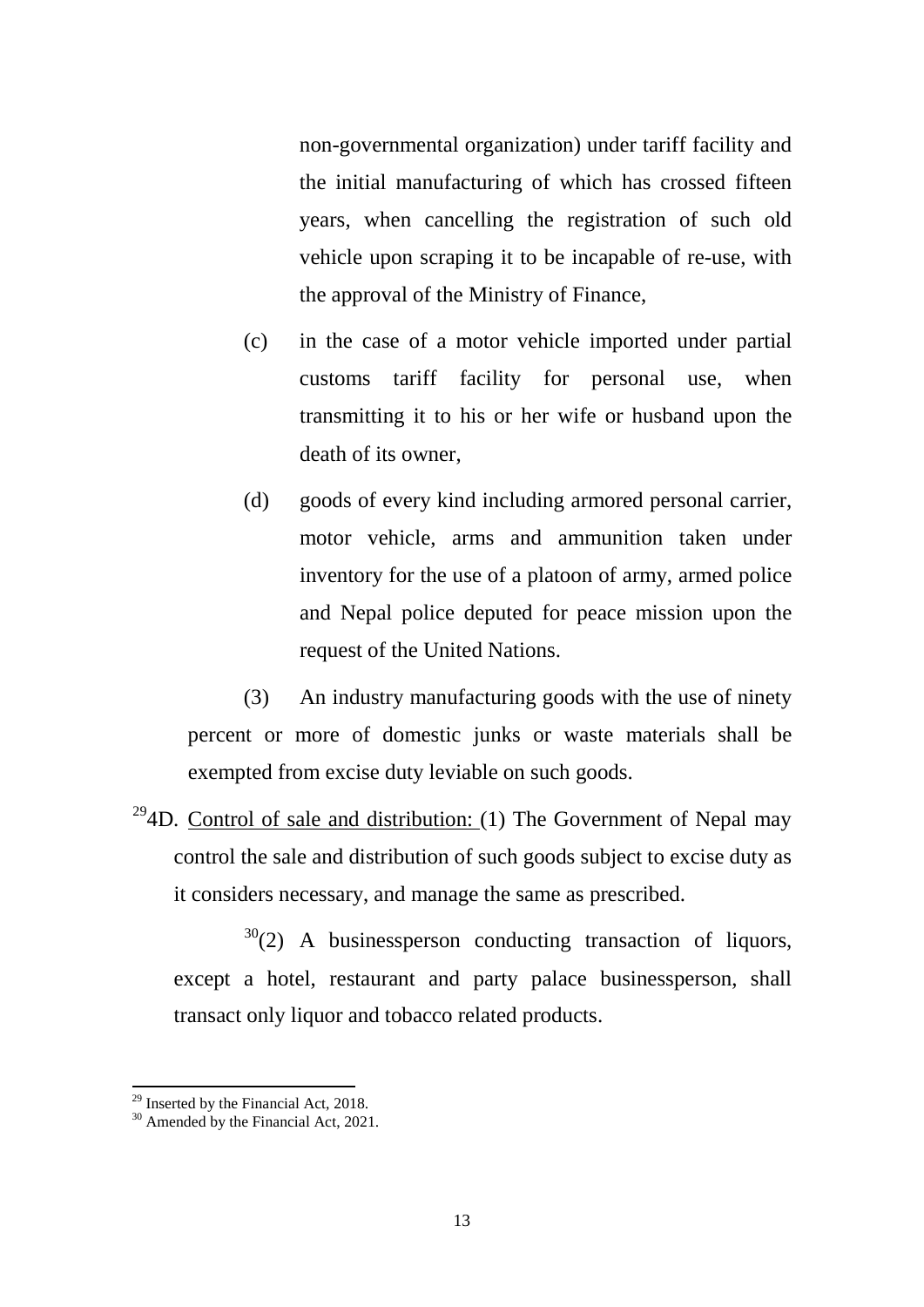non-governmental organization) under tariff facility and the initial manufacturing of which has crossed fifteen years, when cancelling the registration of such old vehicle upon scraping it to be incapable of re-use, with the approval of the Ministry of Finance,

(c) in the case of a motor vehicle imported under partial customs tariff facility for personal use, when transmitting it to his or her wife or husband upon the death of its owner,

(d) goods of every kind including armored personal carrier, motor vehicle, arms and ammunition taken under inventory for the use of a platoon of army, armed police and Nepal police deputed for peace mission upon the request of the United Nations.

(3) An industry manufacturing goods with the use of ninety percent or more of domestic junks or waste materials shall be exempted from excise duty leviable on such goods.

[29]4D. Control of sale and distribution: (1) The Government of Nepal may control the sale and distribution of such goods subject to excise duty as it considers necessary, and manage the same as prescribed.

[30](2) A businessperson conducting transaction of liquors, except a hotel, restaurant and party palace businessperson, shall transact only liquor and tobacco related products.

---

[29] Inserted by the Financial Act, 2018.

[30] Amended by the Financial Act, 2021.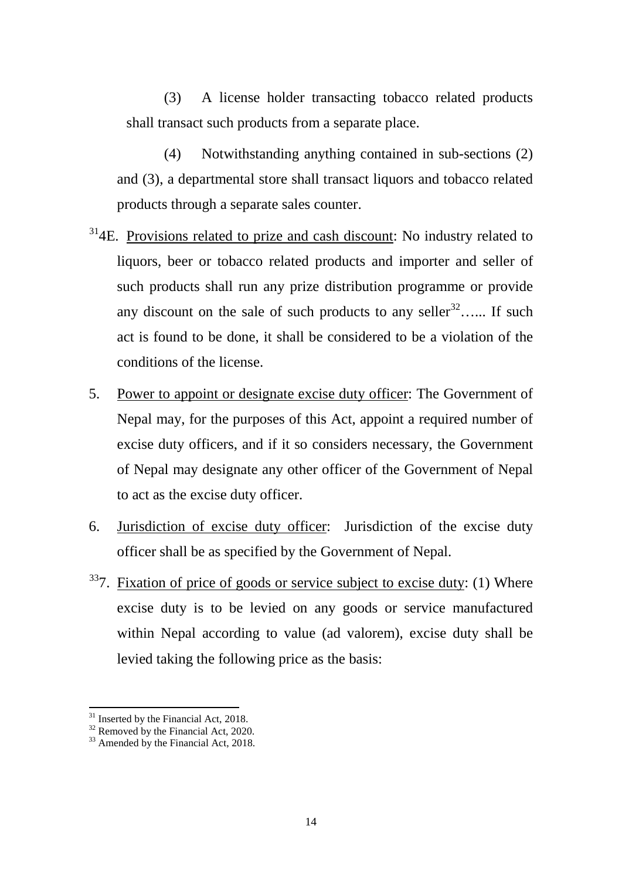(3) A license holder transacting tobacco related products shall transact such products from a separate place.

(4) Notwithstanding anything contained in sub-sections (2) and (3), a departmental store shall transact liquors and tobacco related products through a separate sales counter.

[31]4E. Provisions related to prize and cash discount: No industry related to liquors, beer or tobacco related products and importer and seller of such products shall run any prize distribution programme or provide any discount on the sale of such products to any seller[32]…... If such act is found to be done, it shall be considered to be a violation of the conditions of the license.

5. Power to appoint or designate excise duty officer: The Government of Nepal may, for the purposes of this Act, appoint a required number of excise duty officers, and if it so considers necessary, the Government of Nepal may designate any other officer of the Government of Nepal to act as the excise duty officer.

6. Jurisdiction of excise duty officer: Jurisdiction of the excise duty officer shall be as specified by the Government of Nepal.

[33]7. Fixation of price of goods or service subject to excise duty: (1) Where excise duty is to be levied on any goods or service manufactured within Nepal according to value (ad valorem), excise duty shall be levied taking the following price as the basis:

---

[31] Inserted by the Financial Act, 2018.

[32] Removed by the Financial Act, 2020.

[33] Amended by the Financial Act, 2018.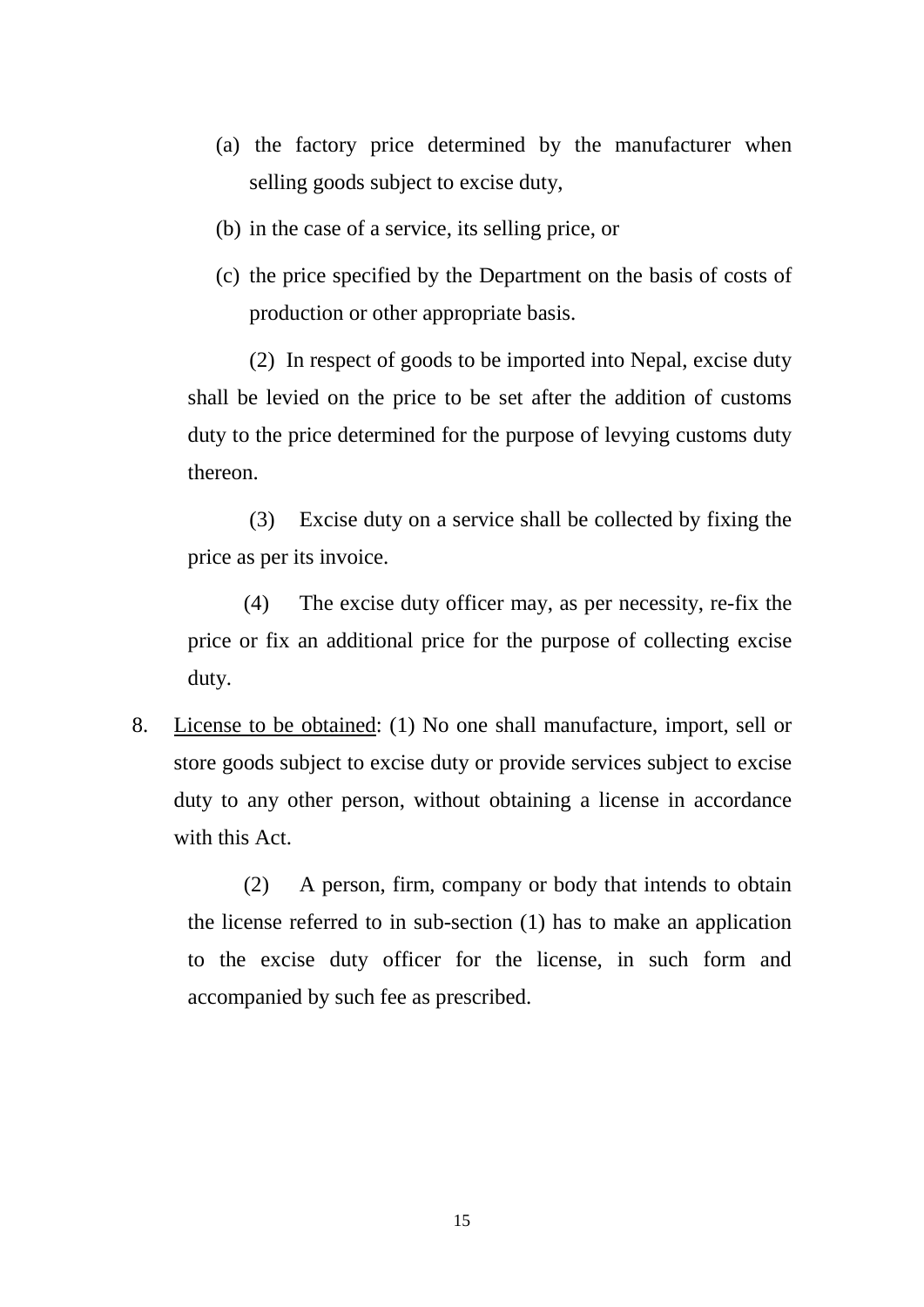(a) the factory price determined by the manufacturer when selling goods subject to excise duty,

(b) in the case of a service, its selling price, or

(c) the price specified by the Department on the basis of costs of production or other appropriate basis.

(2) In respect of goods to be imported into Nepal, excise duty shall be levied on the price to be set after the addition of customs duty to the price determined for the purpose of levying customs duty thereon.

(3) Excise duty on a service shall be collected by fixing the price as per its invoice.

(4) The excise duty officer may, as per necessity, re-fix the price or fix an additional price for the purpose of collecting excise duty.

8. <u>License to be obtained</u>: (1) No one shall manufacture, import, sell or store goods subject to excise duty or provide services subject to excise duty to any other person, without obtaining a license in accordance with this Act.

(2) A person, firm, company or body that intends to obtain the license referred to in sub-section (1) has to make an application to the excise duty officer for the license, in such form and accompanied by such fee as prescribed.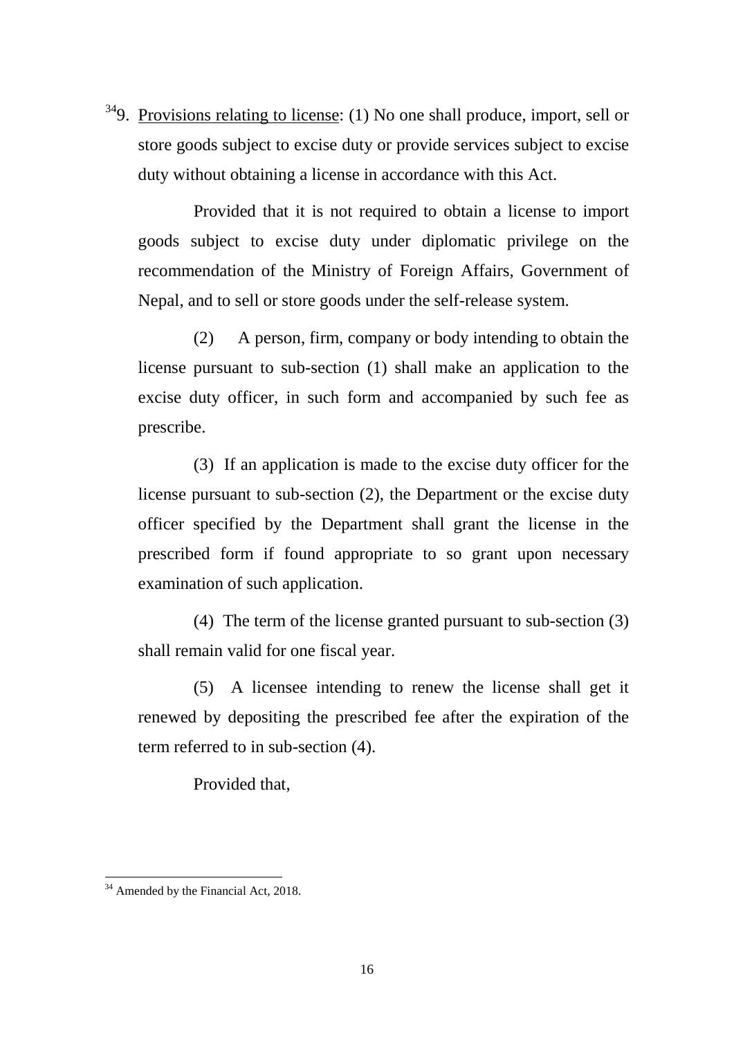[34]9. <u>Provisions relating to license</u>: (1) No one shall produce, import, sell or store goods subject to excise duty or provide services subject to excise duty without obtaining a license in accordance with this Act.

Provided that it is not required to obtain a license to import goods subject to excise duty under diplomatic privilege on the recommendation of the Ministry of Foreign Affairs, Government of Nepal, and to sell or store goods under the self-release system.

(2) A person, firm, company or body intending to obtain the license pursuant to sub-section (1) shall make an application to the excise duty officer, in such form and accompanied by such fee as prescribe.

(3) If an application is made to the excise duty officer for the license pursuant to sub-section (2), the Department or the excise duty officer specified by the Department shall grant the license in the prescribed form if found appropriate to so grant upon necessary examination of such application.

(4) The term of the license granted pursuant to sub-section (3) shall remain valid for one fiscal year.

(5) A licensee intending to renew the license shall get it renewed by depositing the prescribed fee after the expiration of the term referred to in sub-section (4).

Provided that,

---

[34] Amended by the Financial Act, 2018.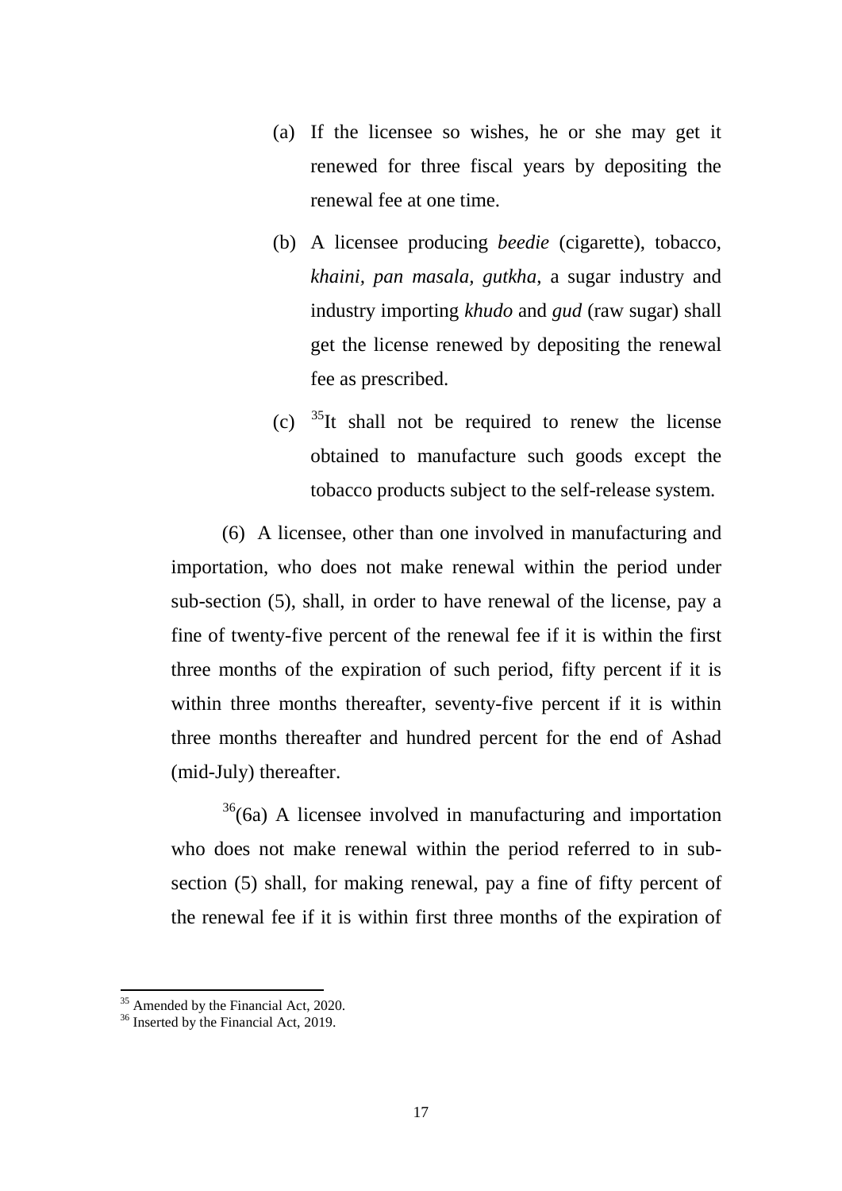(a) If the licensee so wishes, he or she may get it renewed for three fiscal years by depositing the renewal fee at one time.

(b) A licensee producing *beedie* (cigarette), tobacco, *khaini*, *pan masala*, *gutkha*, a sugar industry and industry importing *khudo* and *gud* (raw sugar) shall get the license renewed by depositing the renewal fee as prescribed.

(c) [35]It shall not be required to renew the license obtained to manufacture such goods except the tobacco products subject to the self-release system.

(6) A licensee, other than one involved in manufacturing and importation, who does not make renewal within the period under sub-section (5), shall, in order to have renewal of the license, pay a fine of twenty-five percent of the renewal fee if it is within the first three months of the expiration of such period, fifty percent if it is within three months thereafter, seventy-five percent if it is within three months thereafter and hundred percent for the end of Ashad (mid-July) thereafter.

[36](6a) A licensee involved in manufacturing and importation who does not make renewal within the period referred to in sub-section (5) shall, for making renewal, pay a fine of fifty percent of the renewal fee if it is within first three months of the expiration of

---

[35] Amended by the Financial Act, 2020.

[36] Inserted by the Financial Act, 2019.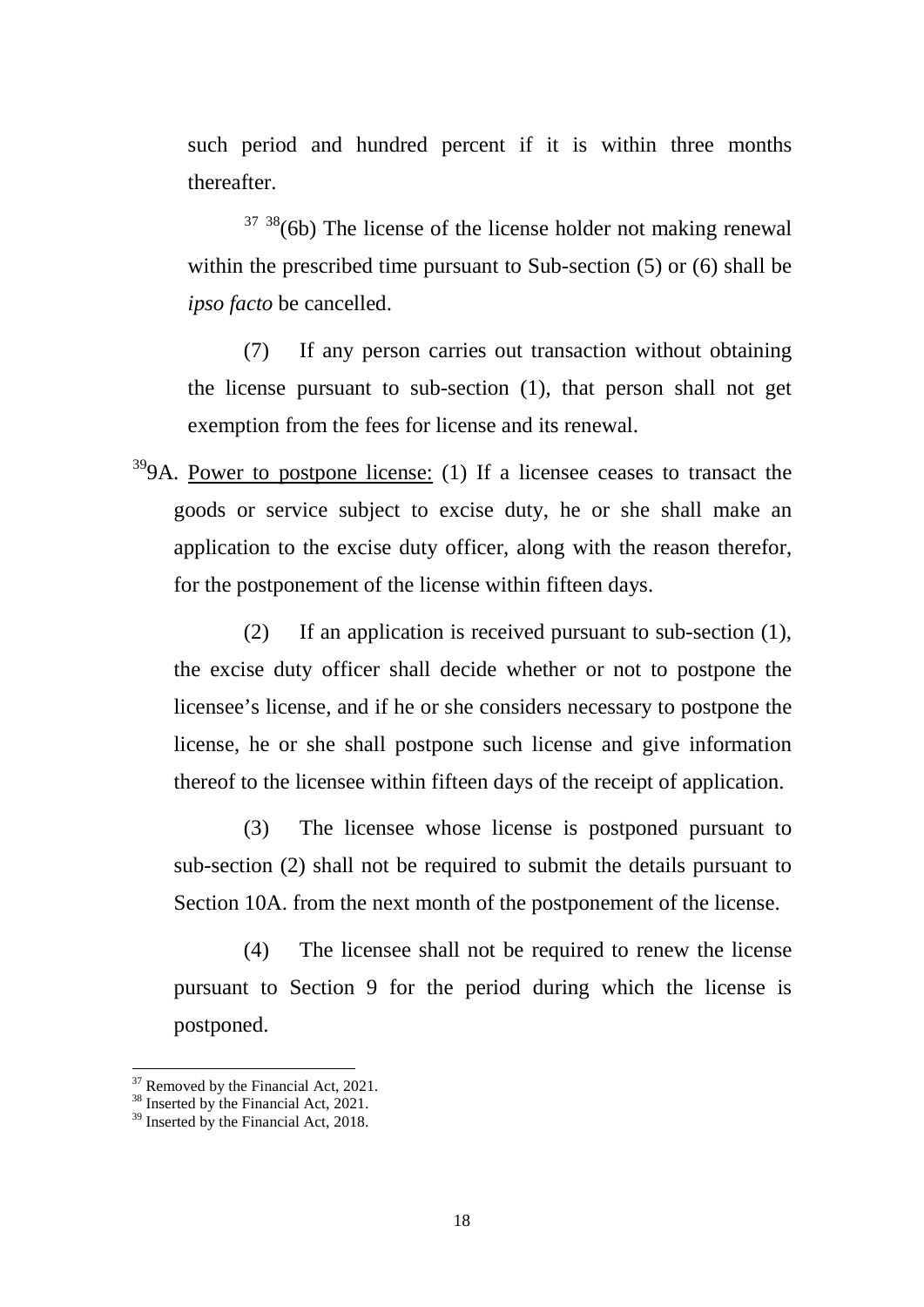such period and hundred percent if it is within three months thereafter.

[37] [38](6b) The license of the license holder not making renewal within the prescribed time pursuant to Sub-section (5) or (6) shall be *ipso facto* be cancelled.

(7) If any person carries out transaction without obtaining the license pursuant to sub-section (1), that person shall not get exemption from the fees for license and its renewal.

[39]9A. Power to postpone license: (1) If a licensee ceases to transact the goods or service subject to excise duty, he or she shall make an application to the excise duty officer, along with the reason therefor, for the postponement of the license within fifteen days.

(2) If an application is received pursuant to sub-section (1), the excise duty officer shall decide whether or not to postpone the licensee's license, and if he or she considers necessary to postpone the license, he or she shall postpone such license and give information thereof to the licensee within fifteen days of the receipt of application.

(3) The licensee whose license is postponed pursuant to sub-section (2) shall not be required to submit the details pursuant to Section 10A. from the next month of the postponement of the license.

(4) The licensee shall not be required to renew the license pursuant to Section 9 for the period during which the license is postponed.

---

[37] Removed by the Financial Act, 2021.

[38] Inserted by the Financial Act, 2021.

[39] Inserted by the Financial Act, 2018.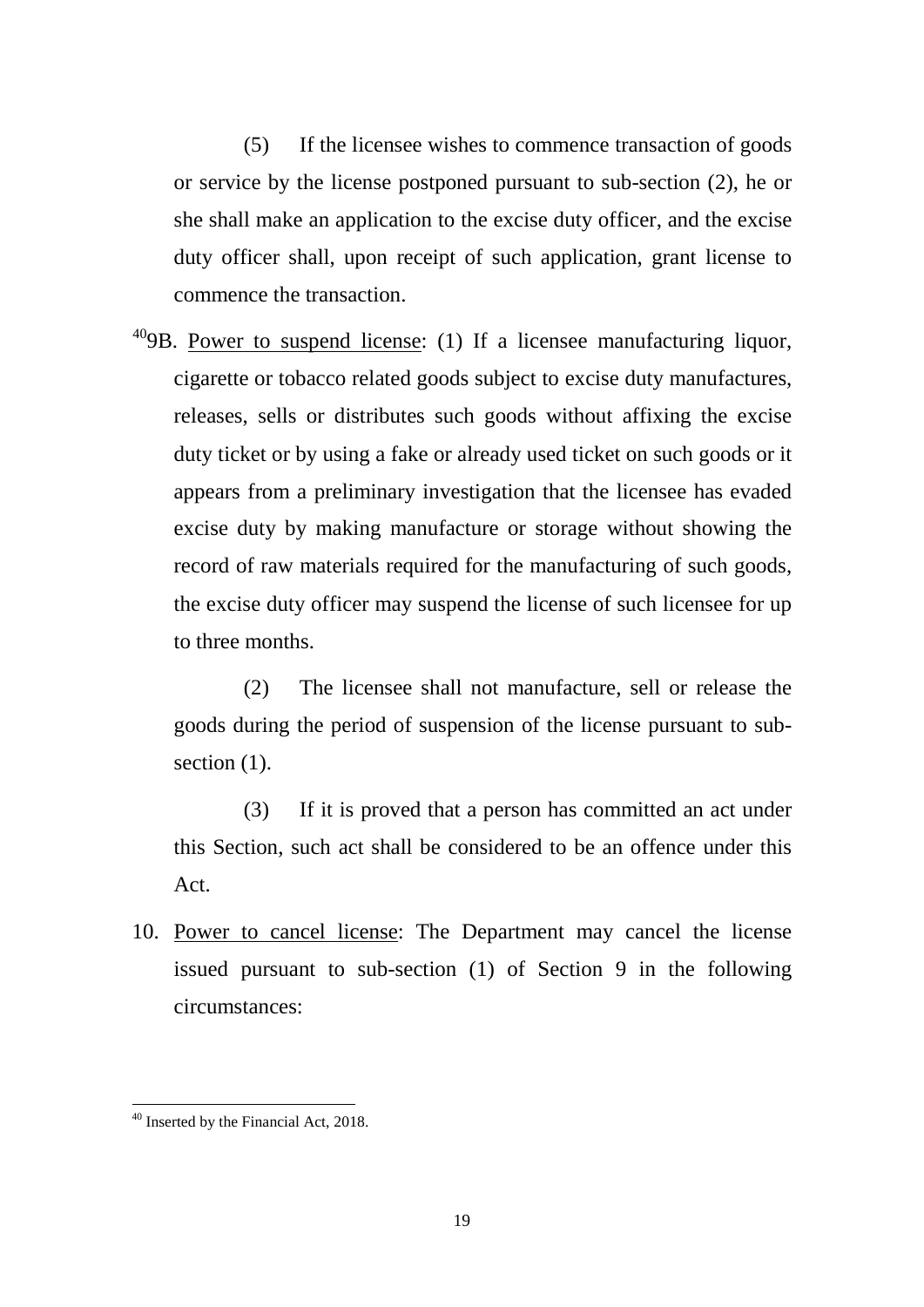(5) If the licensee wishes to commence transaction of goods or service by the license postponed pursuant to sub-section (2), he or she shall make an application to the excise duty officer, and the excise duty officer shall, upon receipt of such application, grant license to commence the transaction.

[40]9B. Power to suspend license: (1) If a licensee manufacturing liquor, cigarette or tobacco related goods subject to excise duty manufactures, releases, sells or distributes such goods without affixing the excise duty ticket or by using a fake or already used ticket on such goods or it appears from a preliminary investigation that the licensee has evaded excise duty by making manufacture or storage without showing the record of raw materials required for the manufacturing of such goods, the excise duty officer may suspend the license of such licensee for up to three months.

(2) The licensee shall not manufacture, sell or release the goods during the period of suspension of the license pursuant to sub-section (1).

(3) If it is proved that a person has committed an act under this Section, such act shall be considered to be an offence under this Act.

10. Power to cancel license: The Department may cancel the license issued pursuant to sub-section (1) of Section 9 in the following circumstances:

---

[40] Inserted by the Financial Act, 2018.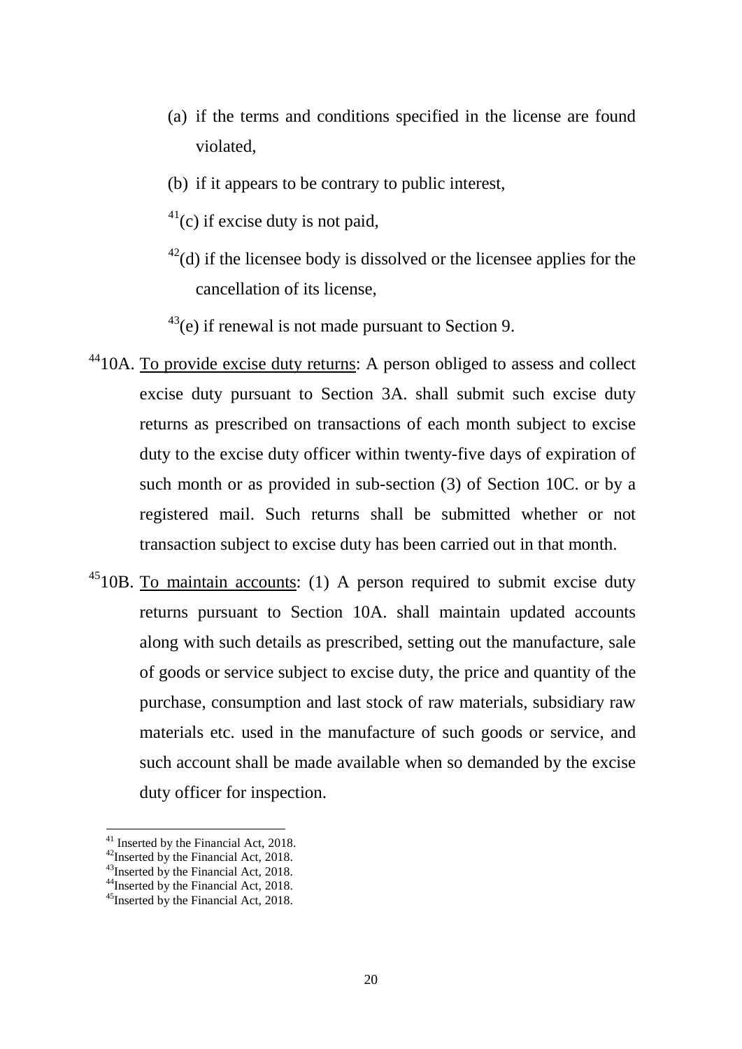(a) if the terms and conditions specified in the license are found violated,

(b) if it appears to be contrary to public interest,

[41](c) if excise duty is not paid,

[42](d) if the licensee body is dissolved or the licensee applies for the cancellation of its license,

[43](e) if renewal is not made pursuant to Section 9.

[44]10A. To provide excise duty returns: A person obliged to assess and collect excise duty pursuant to Section 3A. shall submit such excise duty returns as prescribed on transactions of each month subject to excise duty to the excise duty officer within twenty-five days of expiration of such month or as provided in sub-section (3) of Section 10C. or by a registered mail. Such returns shall be submitted whether or not transaction subject to excise duty has been carried out in that month.

[45]10B. To maintain accounts: (1) A person required to submit excise duty returns pursuant to Section 10A. shall maintain updated accounts along with such details as prescribed, setting out the manufacture, sale of goods or service subject to excise duty, the price and quantity of the purchase, consumption and last stock of raw materials, subsidiary raw materials etc. used in the manufacture of such goods or service, and such account shall be made available when so demanded by the excise duty officer for inspection.

---

[41] Inserted by the Financial Act, 2018.
[42] Inserted by the Financial Act, 2018.
[43] Inserted by the Financial Act, 2018.
[44] Inserted by the Financial Act, 2018.
[45] Inserted by the Financial Act, 2018.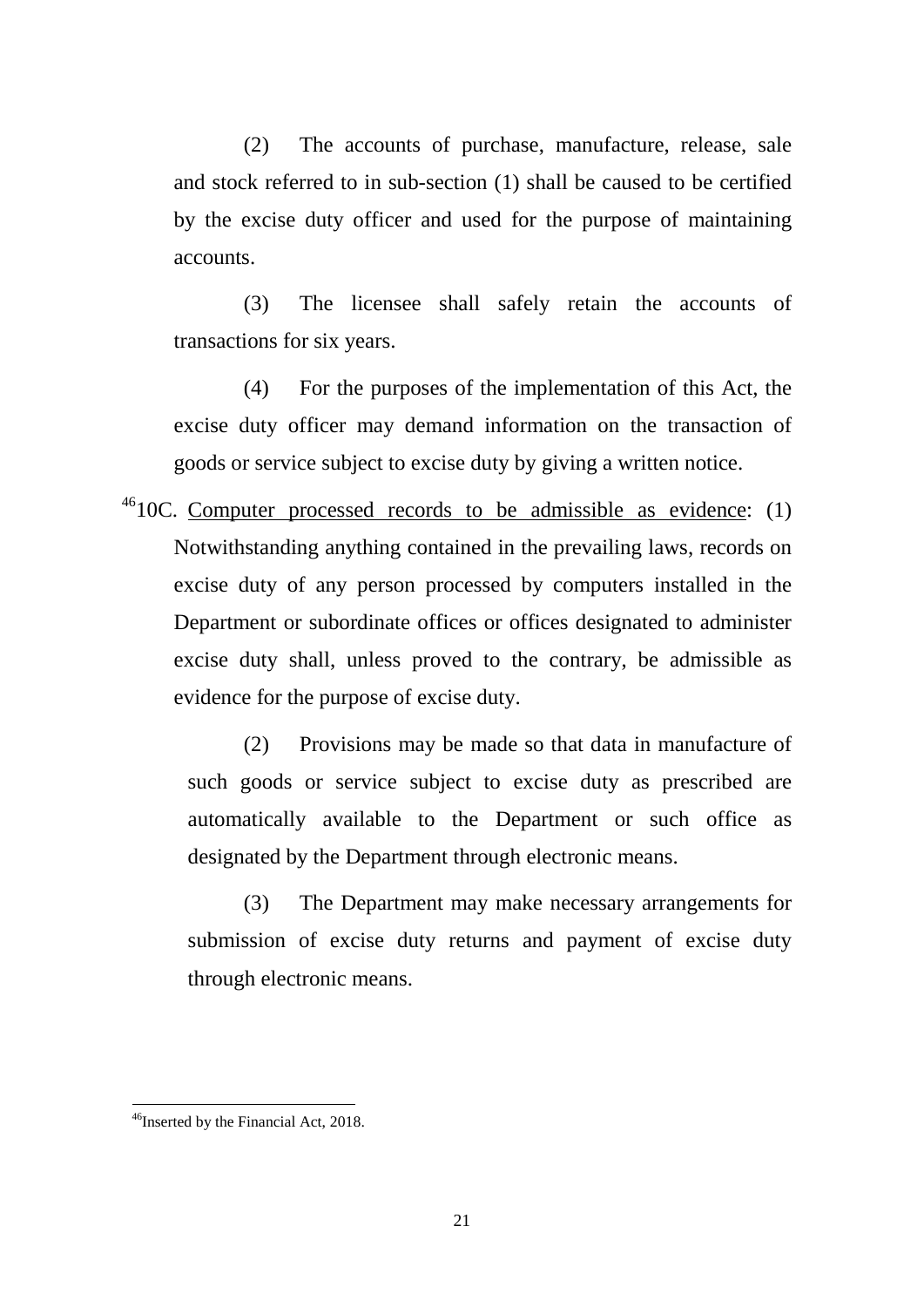(2) The accounts of purchase, manufacture, release, sale and stock referred to in sub-section (1) shall be caused to be certified by the excise duty officer and used for the purpose of maintaining accounts.

(3) The licensee shall safely retain the accounts of transactions for six years.

(4) For the purposes of the implementation of this Act, the excise duty officer may demand information on the transaction of goods or service subject to excise duty by giving a written notice.

[46]10C. Computer processed records to be admissible as evidence: (1) Notwithstanding anything contained in the prevailing laws, records on excise duty of any person processed by computers installed in the Department or subordinate offices or offices designated to administer excise duty shall, unless proved to the contrary, be admissible as evidence for the purpose of excise duty.

(2) Provisions may be made so that data in manufacture of such goods or service subject to excise duty as prescribed are automatically available to the Department or such office as designated by the Department through electronic means.

(3) The Department may make necessary arrangements for submission of excise duty returns and payment of excise duty through electronic means.

---

[46]Inserted by the Financial Act, 2018.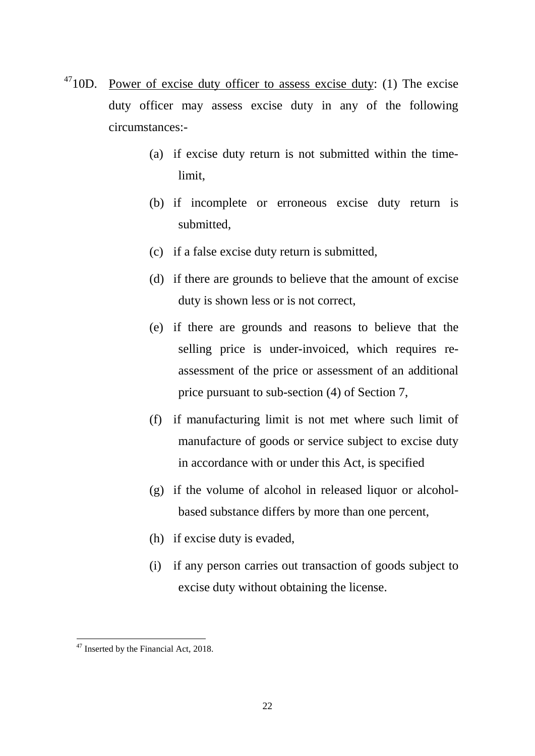[47]10D. Power of excise duty officer to assess excise duty: (1) The excise duty officer may assess excise duty in any of the following circumstances:-

(a) if excise duty return is not submitted within the time-limit,

(b) if incomplete or erroneous excise duty return is submitted,

(c) if a false excise duty return is submitted,

(d) if there are grounds to believe that the amount of excise duty is shown less or is not correct,

(e) if there are grounds and reasons to believe that the selling price is under-invoiced, which requires re-assessment of the price or assessment of an additional price pursuant to sub-section (4) of Section 7,

(f) if manufacturing limit is not met where such limit of manufacture of goods or service subject to excise duty in accordance with or under this Act, is specified

(g) if the volume of alcohol in released liquor or alcohol-based substance differs by more than one percent,

(h) if excise duty is evaded,

(i) if any person carries out transaction of goods subject to excise duty without obtaining the license.

---

[47] Inserted by the Financial Act, 2018.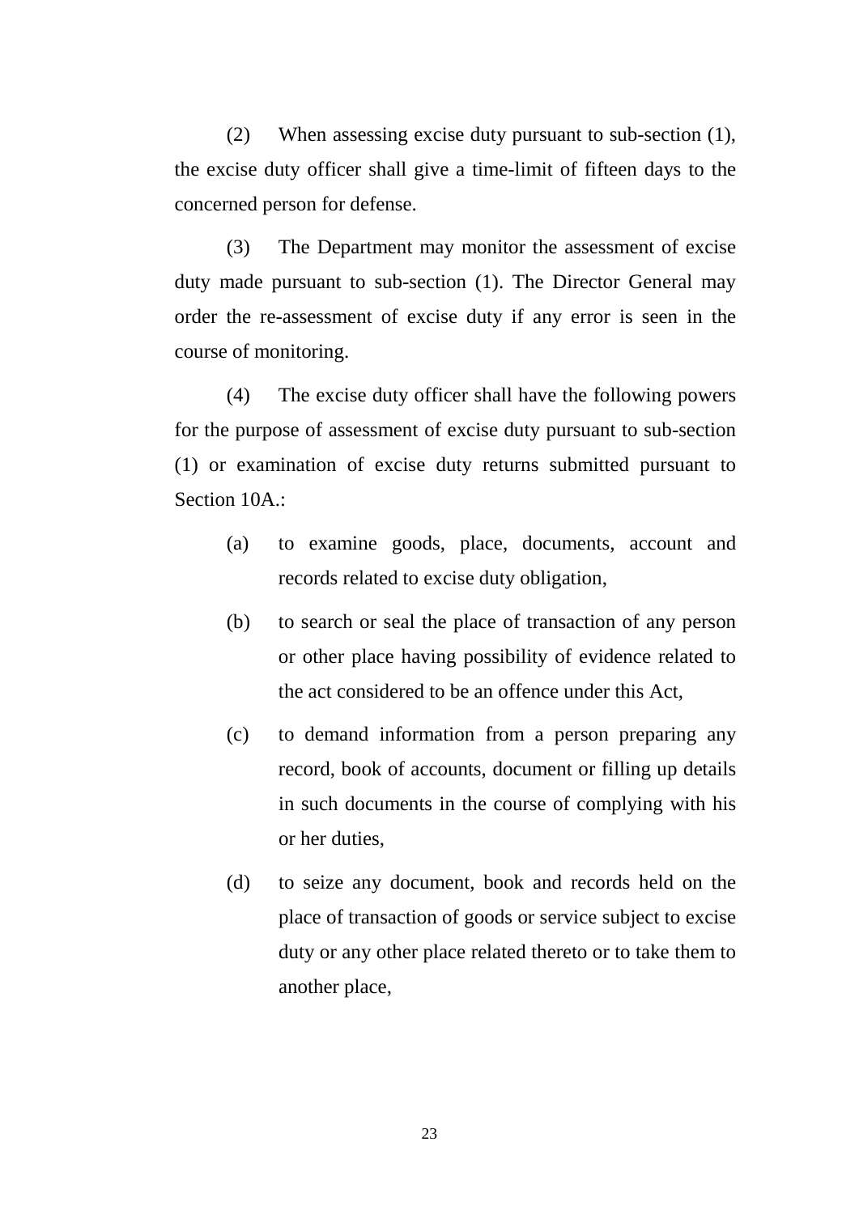(2) When assessing excise duty pursuant to sub-section (1), the excise duty officer shall give a time-limit of fifteen days to the concerned person for defense.

(3) The Department may monitor the assessment of excise duty made pursuant to sub-section (1). The Director General may order the re-assessment of excise duty if any error is seen in the course of monitoring.

(4) The excise duty officer shall have the following powers for the purpose of assessment of excise duty pursuant to sub-section (1) or examination of excise duty returns submitted pursuant to Section 10A.:

- (a) to examine goods, place, documents, account and records related to excise duty obligation,
- (b) to search or seal the place of transaction of any person or other place having possibility of evidence related to the act considered to be an offence under this Act,
- (c) to demand information from a person preparing any record, book of accounts, document or filling up details in such documents in the course of complying with his or her duties,
- (d) to seize any document, book and records held on the place of transaction of goods or service subject to excise duty or any other place related thereto or to take them to another place,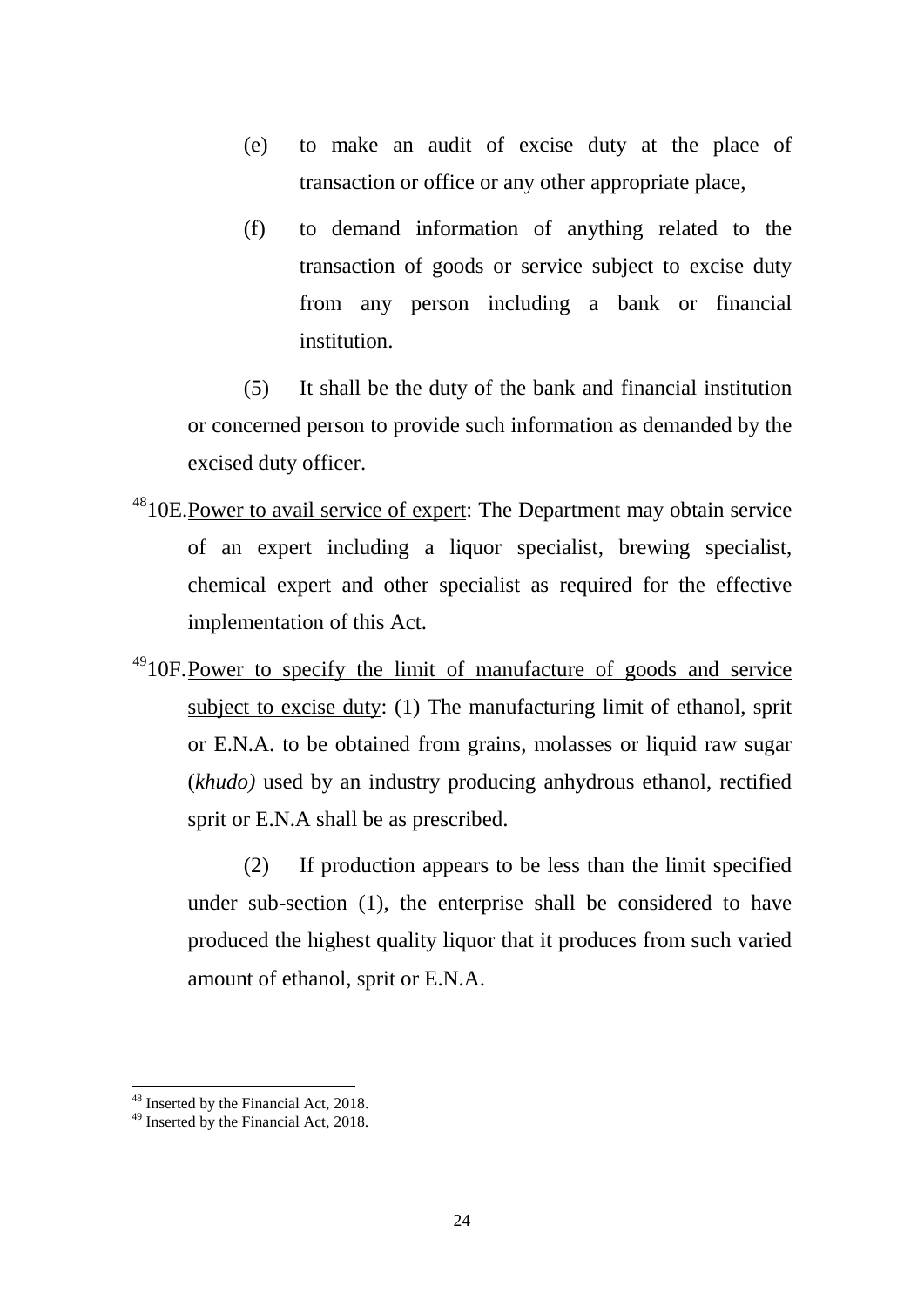(e) to make an audit of excise duty at the place of transaction or office or any other appropriate place,

(f) to demand information of anything related to the transaction of goods or service subject to excise duty from any person including a bank or financial institution.

(5) It shall be the duty of the bank and financial institution or concerned person to provide such information as demanded by the excised duty officer.

[48]10E. Power to avail service of expert: The Department may obtain service of an expert including a liquor specialist, brewing specialist, chemical expert and other specialist as required for the effective implementation of this Act.

[49]10F. Power to specify the limit of manufacture of goods and service subject to excise duty: (1) The manufacturing limit of ethanol, sprit or E.N.A. to be obtained from grains, molasses or liquid raw sugar (*khudo)* used by an industry producing anhydrous ethanol, rectified sprit or E.N.A shall be as prescribed.

(2) If production appears to be less than the limit specified under sub-section (1), the enterprise shall be considered to have produced the highest quality liquor that it produces from such varied amount of ethanol, sprit or E.N.A.

---

[48] Inserted by the Financial Act, 2018.

[49] Inserted by the Financial Act, 2018.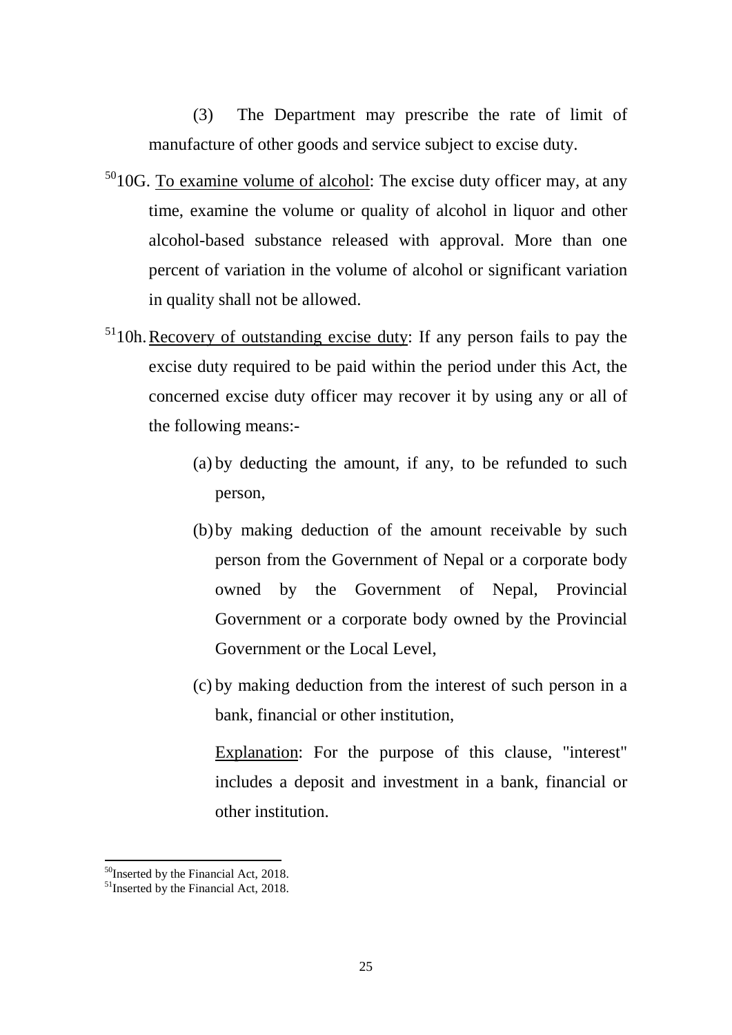(3) The Department may prescribe the rate of limit of manufacture of other goods and service subject to excise duty.

[50]10G. To examine volume of alcohol: The excise duty officer may, at any time, examine the volume or quality of alcohol in liquor and other alcohol-based substance released with approval. More than one percent of variation in the volume of alcohol or significant variation in quality shall not be allowed.

[51]10h. Recovery of outstanding excise duty: If any person fails to pay the excise duty required to be paid within the period under this Act, the concerned excise duty officer may recover it by using any or all of the following means:-

(a) by deducting the amount, if any, to be refunded to such person,

(b) by making deduction of the amount receivable by such person from the Government of Nepal or a corporate body owned by the Government of Nepal, Provincial Government or a corporate body owned by the Provincial Government or the Local Level,

(c) by making deduction from the interest of such person in a bank, financial or other institution,

Explanation: For the purpose of this clause, "interest" includes a deposit and investment in a bank, financial or other institution.

---

[50]Inserted by the Financial Act, 2018.

[51]Inserted by the Financial Act, 2018.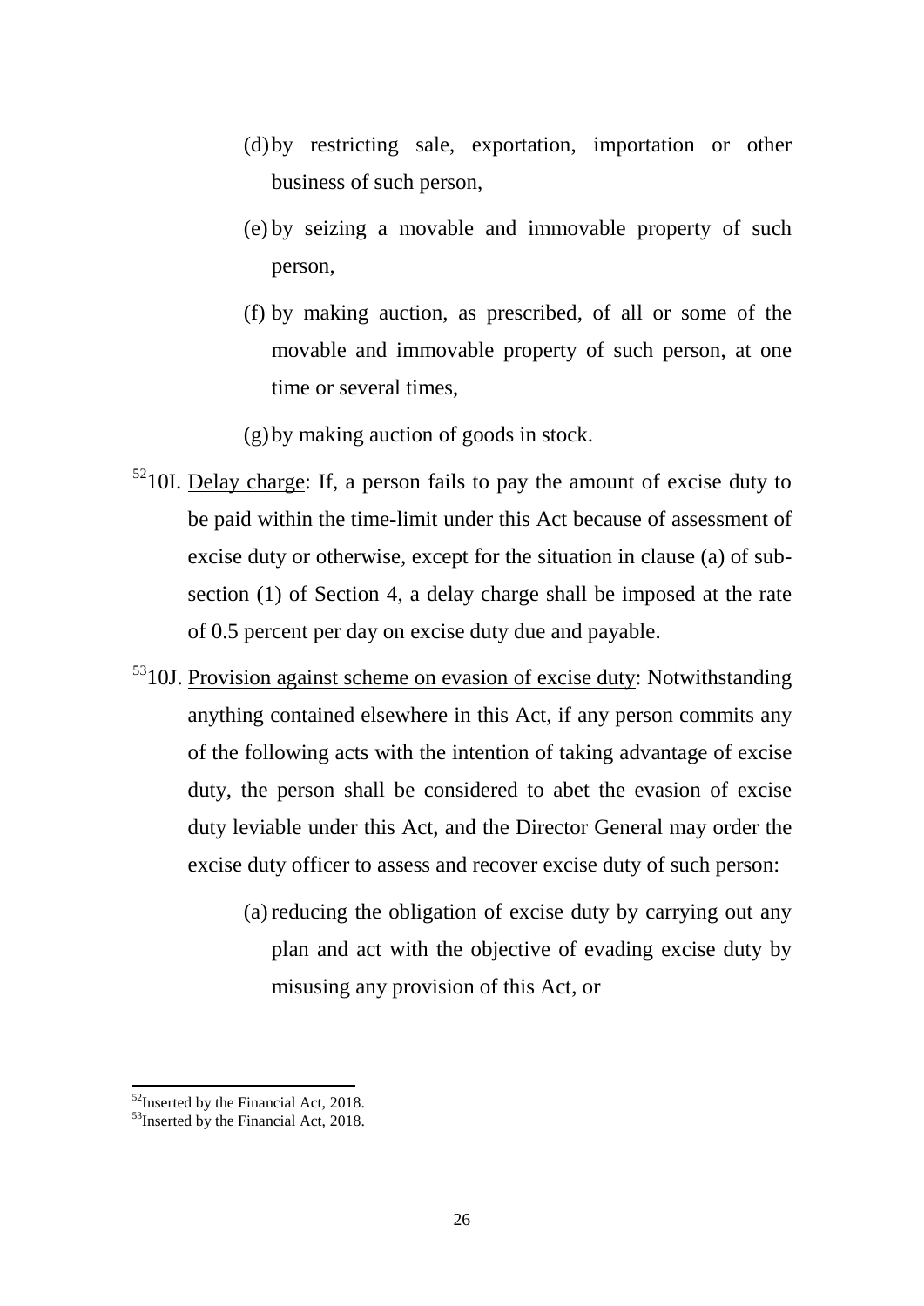(d) by restricting sale, exportation, importation or other business of such person,

(e) by seizing a movable and immovable property of such person,

(f) by making auction, as prescribed, of all or some of the movable and immovable property of such person, at one time or several times,

(g) by making auction of goods in stock.

[52]10I. Delay charge: If, a person fails to pay the amount of excise duty to be paid within the time-limit under this Act because of assessment of excise duty or otherwise, except for the situation in clause (a) of sub-section (1) of Section 4, a delay charge shall be imposed at the rate of 0.5 percent per day on excise duty due and payable.

[53]10J. Provision against scheme on evasion of excise duty: Notwithstanding anything contained elsewhere in this Act, if any person commits any of the following acts with the intention of taking advantage of excise duty, the person shall be considered to abet the evasion of excise duty leviable under this Act, and the Director General may order the excise duty officer to assess and recover excise duty of such person:

(a) reducing the obligation of excise duty by carrying out any plan and act with the objective of evading excise duty by misusing any provision of this Act, or

---

[52] Inserted by the Financial Act, 2018.

[53] Inserted by the Financial Act, 2018.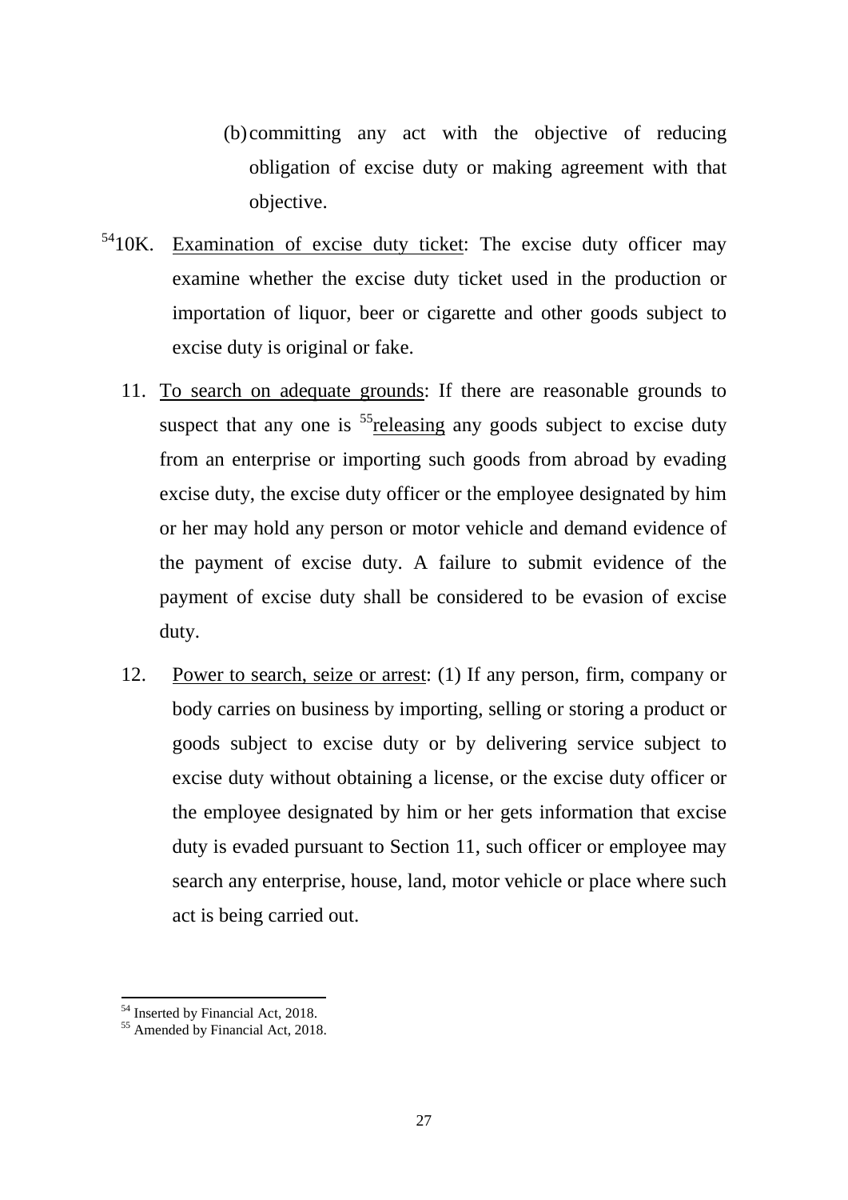(b) committing any act with the objective of reducing obligation of excise duty or making agreement with that objective.

[54]10K. Examination of excise duty ticket: The excise duty officer may examine whether the excise duty ticket used in the production or importation of liquor, beer or cigarette and other goods subject to excise duty is original or fake.

11. To search on adequate grounds: If there are reasonable grounds to suspect that any one is [55]releasing any goods subject to excise duty from an enterprise or importing such goods from abroad by evading excise duty, the excise duty officer or the employee designated by him or her may hold any person or motor vehicle and demand evidence of the payment of excise duty. A failure to submit evidence of the payment of excise duty shall be considered to be evasion of excise duty.

12. Power to search, seize or arrest: (1) If any person, firm, company or body carries on business by importing, selling or storing a product or goods subject to excise duty or by delivering service subject to excise duty without obtaining a license, or the excise duty officer or the employee designated by him or her gets information that excise duty is evaded pursuant to Section 11, such officer or employee may search any enterprise, house, land, motor vehicle or place where such act is being carried out.

---

[54] Inserted by Financial Act, 2018.

[55] Amended by Financial Act, 2018.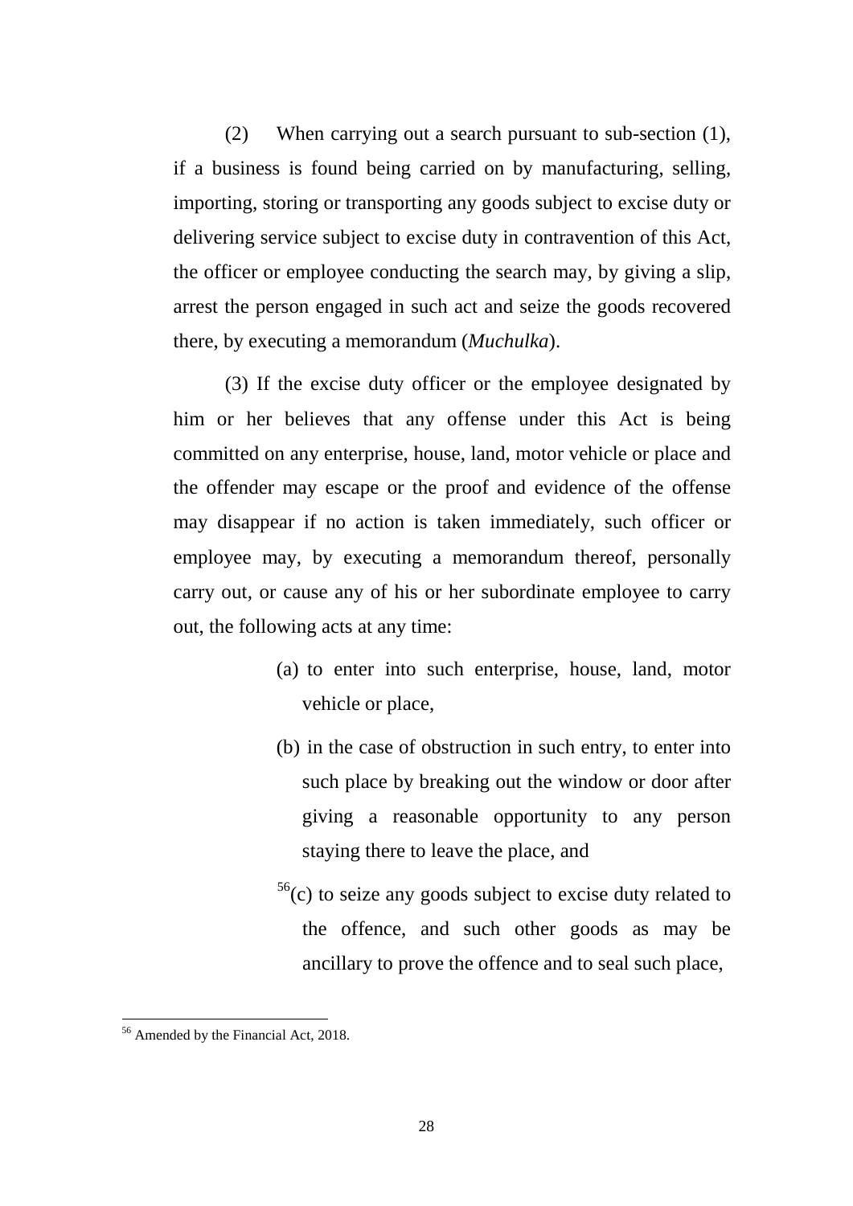(2) When carrying out a search pursuant to sub-section (1), if a business is found being carried on by manufacturing, selling, importing, storing or transporting any goods subject to excise duty or delivering service subject to excise duty in contravention of this Act, the officer or employee conducting the search may, by giving a slip, arrest the person engaged in such act and seize the goods recovered there, by executing a memorandum (*Muchulka*).

(3) If the excise duty officer or the employee designated by him or her believes that any offense under this Act is being committed on any enterprise, house, land, motor vehicle or place and the offender may escape or the proof and evidence of the offense may disappear if no action is taken immediately, such officer or employee may, by executing a memorandum thereof, personally carry out, or cause any of his or her subordinate employee to carry out, the following acts at any time:

(a) to enter into such enterprise, house, land, motor vehicle or place,

(b) in the case of obstruction in such entry, to enter into such place by breaking out the window or door after giving a reasonable opportunity to any person staying there to leave the place, and

[56](c) to seize any goods subject to excise duty related to the offence, and such other goods as may be ancillary to prove the offence and to seal such place,

---

[56] Amended by the Financial Act, 2018.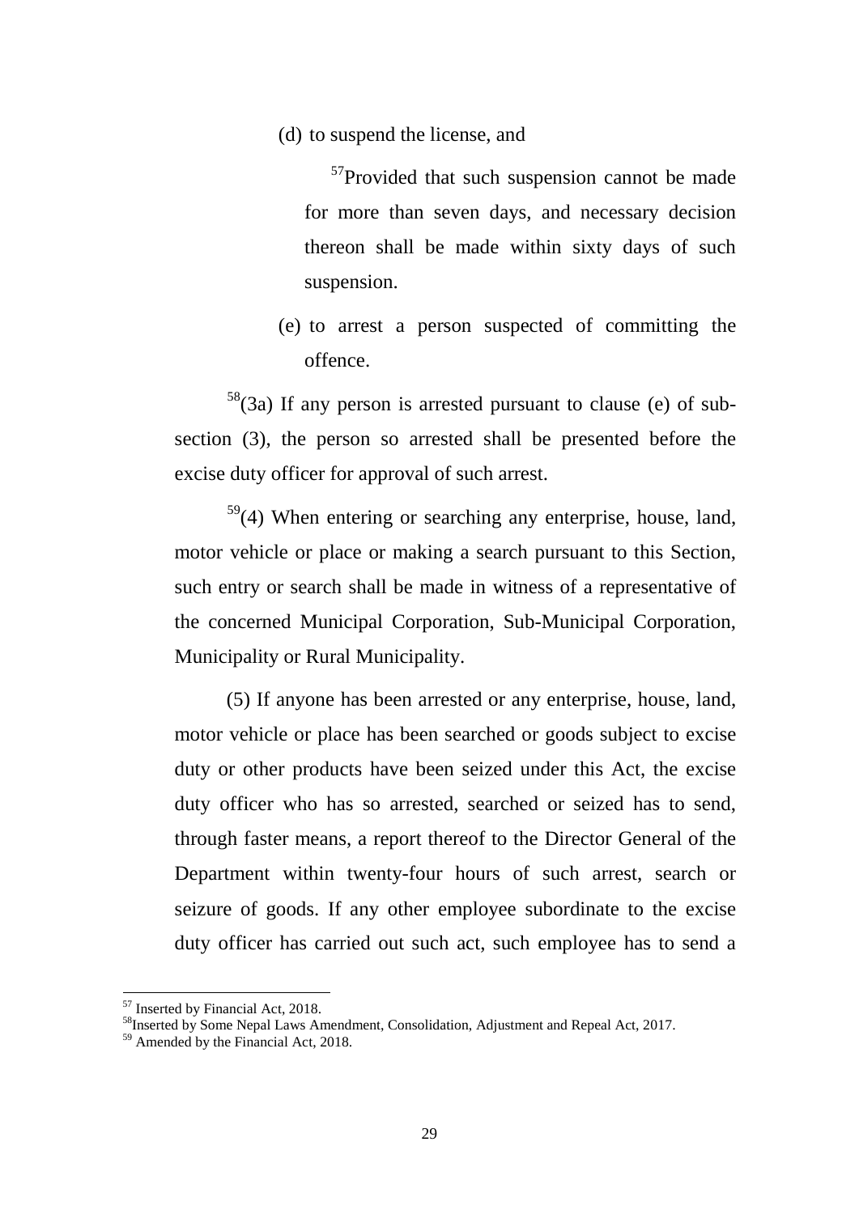(d) to suspend the license, and

[57]Provided that such suspension cannot be made for more than seven days, and necessary decision thereon shall be made within sixty days of such suspension.

(e) to arrest a person suspected of committing the offence.

[58](3a) If any person is arrested pursuant to clause (e) of sub-section (3), the person so arrested shall be presented before the excise duty officer for approval of such arrest.

[59](4) When entering or searching any enterprise, house, land, motor vehicle or place or making a search pursuant to this Section, such entry or search shall be made in witness of a representative of the concerned Municipal Corporation, Sub-Municipal Corporation, Municipality or Rural Municipality.

(5) If anyone has been arrested or any enterprise, house, land, motor vehicle or place has been searched or goods subject to excise duty or other products have been seized under this Act, the excise duty officer who has so arrested, searched or seized has to send, through faster means, a report thereof to the Director General of the Department within twenty-four hours of such arrest, search or seizure of goods. If any other employee subordinate to the excise duty officer has carried out such act, such employee has to send a

---

[57] Inserted by Financial Act, 2018.

[58] Inserted by Some Nepal Laws Amendment, Consolidation, Adjustment and Repeal Act, 2017.

[59] Amended by the Financial Act, 2018.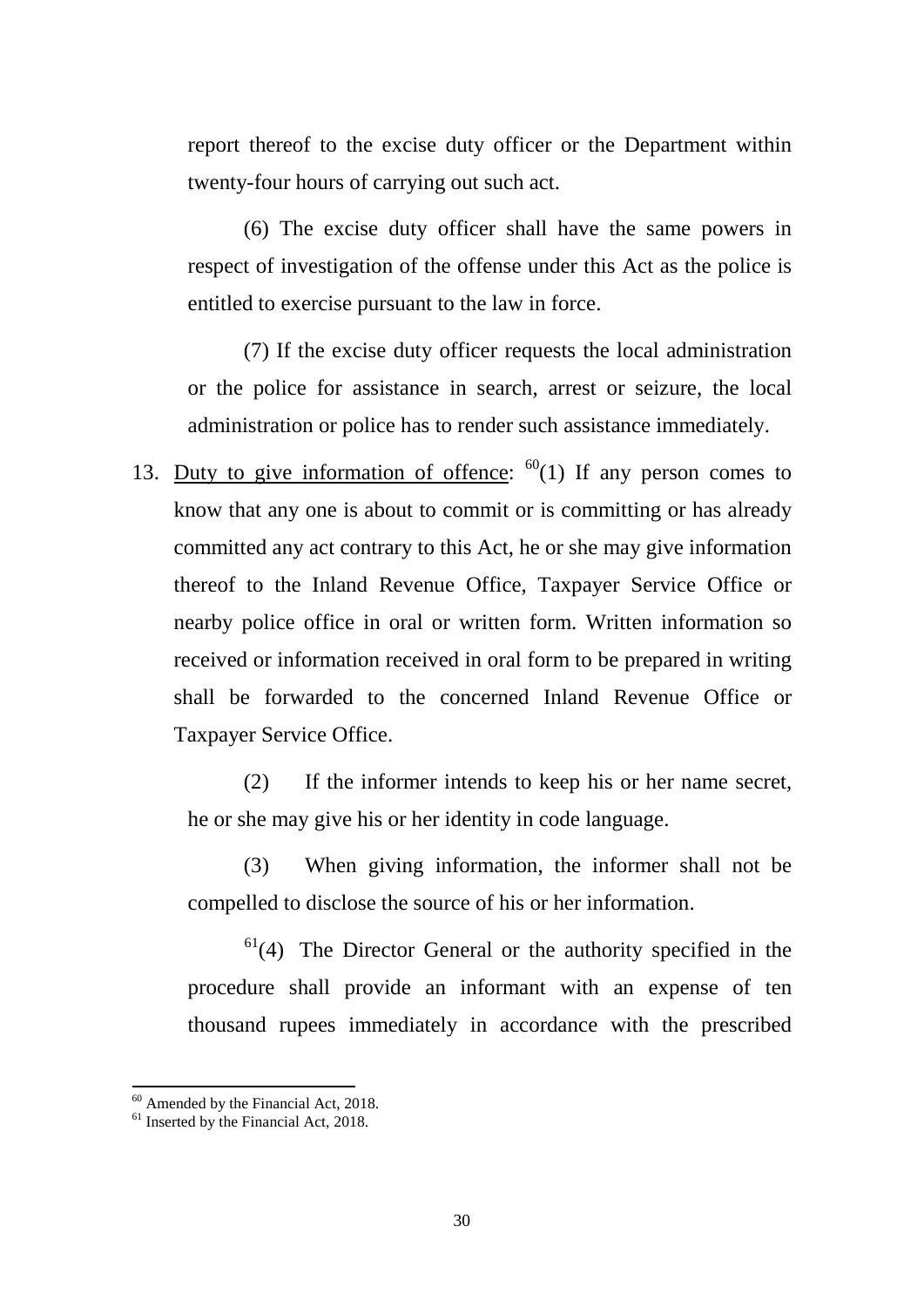report thereof to the excise duty officer or the Department within twenty-four hours of carrying out such act.

(6) The excise duty officer shall have the same powers in respect of investigation of the offense under this Act as the police is entitled to exercise pursuant to the law in force.

(7) If the excise duty officer requests the local administration or the police for assistance in search, arrest or seizure, the local administration or police has to render such assistance immediately.

13. Duty to give information of offence: [60](1) If any person comes to know that any one is about to commit or is committing or has already committed any act contrary to this Act, he or she may give information thereof to the Inland Revenue Office, Taxpayer Service Office or nearby police office in oral or written form. Written information so received or information received in oral form to be prepared in writing shall be forwarded to the concerned Inland Revenue Office or Taxpayer Service Office.

(2) If the informer intends to keep his or her name secret, he or she may give his or her identity in code language.

(3) When giving information, the informer shall not be compelled to disclose the source of his or her information.

[61](4) The Director General or the authority specified in the procedure shall provide an informant with an expense of ten thousand rupees immediately in accordance with the prescribed

---

[60] Amended by the Financial Act, 2018.

[61] Inserted by the Financial Act, 2018.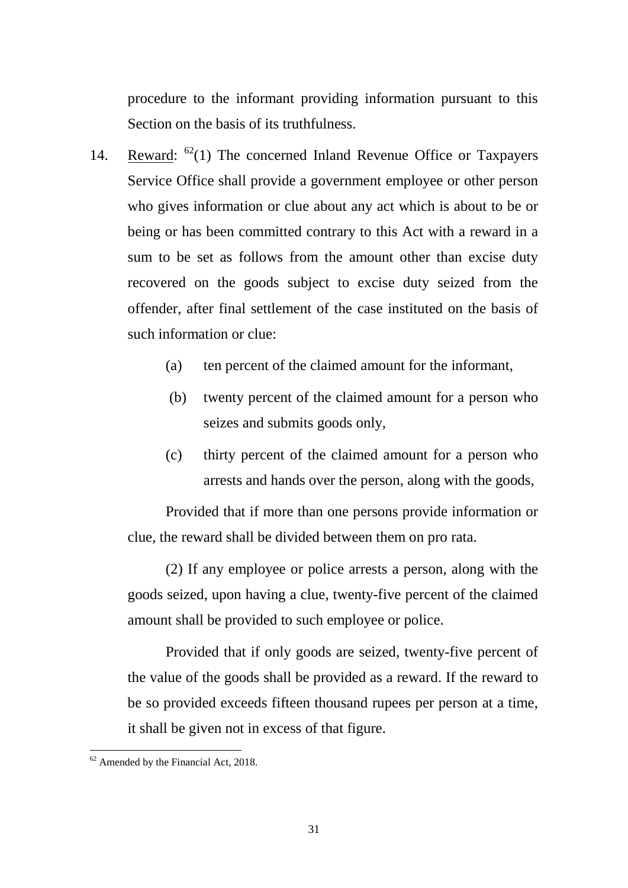procedure to the informant providing information pursuant to this Section on the basis of its truthfulness.

14. Reward: [62](1) The concerned Inland Revenue Office or Taxpayers Service Office shall provide a government employee or other person who gives information or clue about any act which is about to be or being or has been committed contrary to this Act with a reward in a sum to be set as follows from the amount other than excise duty recovered on the goods subject to excise duty seized from the offender, after final settlement of the case instituted on the basis of such information or clue:

   (a) ten percent of the claimed amount for the informant,

   (b) twenty percent of the claimed amount for a person who seizes and submits goods only,

   (c) thirty percent of the claimed amount for a person who arrests and hands over the person, along with the goods,

   Provided that if more than one persons provide information or clue, the reward shall be divided between them on pro rata.

   (2) If any employee or police arrests a person, along with the goods seized, upon having a clue, twenty-five percent of the claimed amount shall be provided to such employee or police.

   Provided that if only goods are seized, twenty-five percent of the value of the goods shall be provided as a reward. If the reward to be so provided exceeds fifteen thousand rupees per person at a time, it shall be given not in excess of that figure.

---

[62] Amended by the Financial Act, 2018.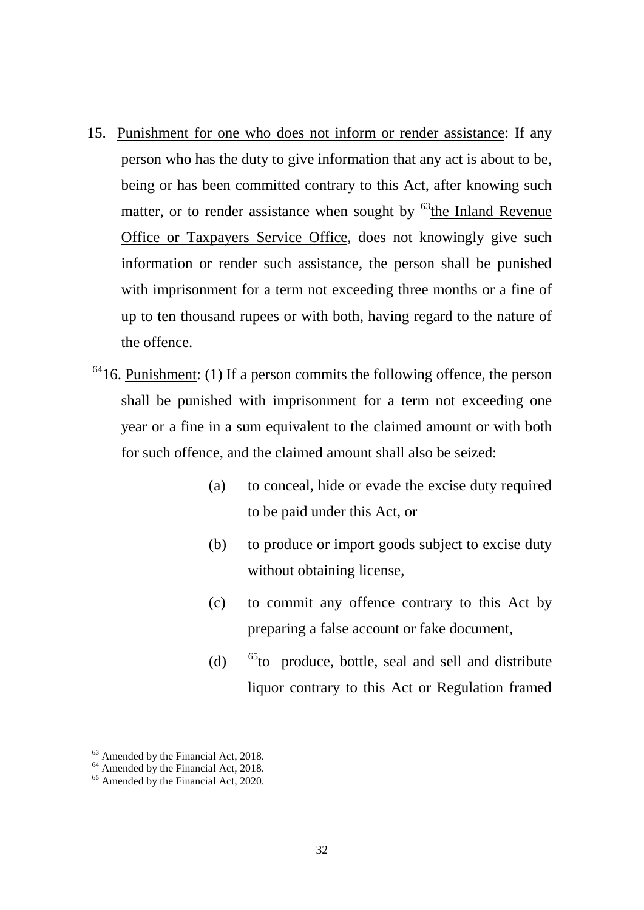15. Punishment for one who does not inform or render assistance: If any person who has the duty to give information that any act is about to be, being or has been committed contrary to this Act, after knowing such matter, or to render assistance when sought by [63]the Inland Revenue Office or Taxpayers Service Office, does not knowingly give such information or render such assistance, the person shall be punished with imprisonment for a term not exceeding three months or a fine of up to ten thousand rupees or with both, having regard to the nature of the offence.

[64]16. Punishment: (1) If a person commits the following offence, the person shall be punished with imprisonment for a term not exceeding one year or a fine in a sum equivalent to the claimed amount or with both for such offence, and the claimed amount shall also be seized:

(a) to conceal, hide or evade the excise duty required to be paid under this Act, or

(b) to produce or import goods subject to excise duty without obtaining license,

(c) to commit any offence contrary to this Act by preparing a false account or fake document,

(d) [65]to produce, bottle, seal and sell and distribute liquor contrary to this Act or Regulation framed

---

[63] Amended by the Financial Act, 2018.
[64] Amended by the Financial Act, 2018.
[65] Amended by the Financial Act, 2020.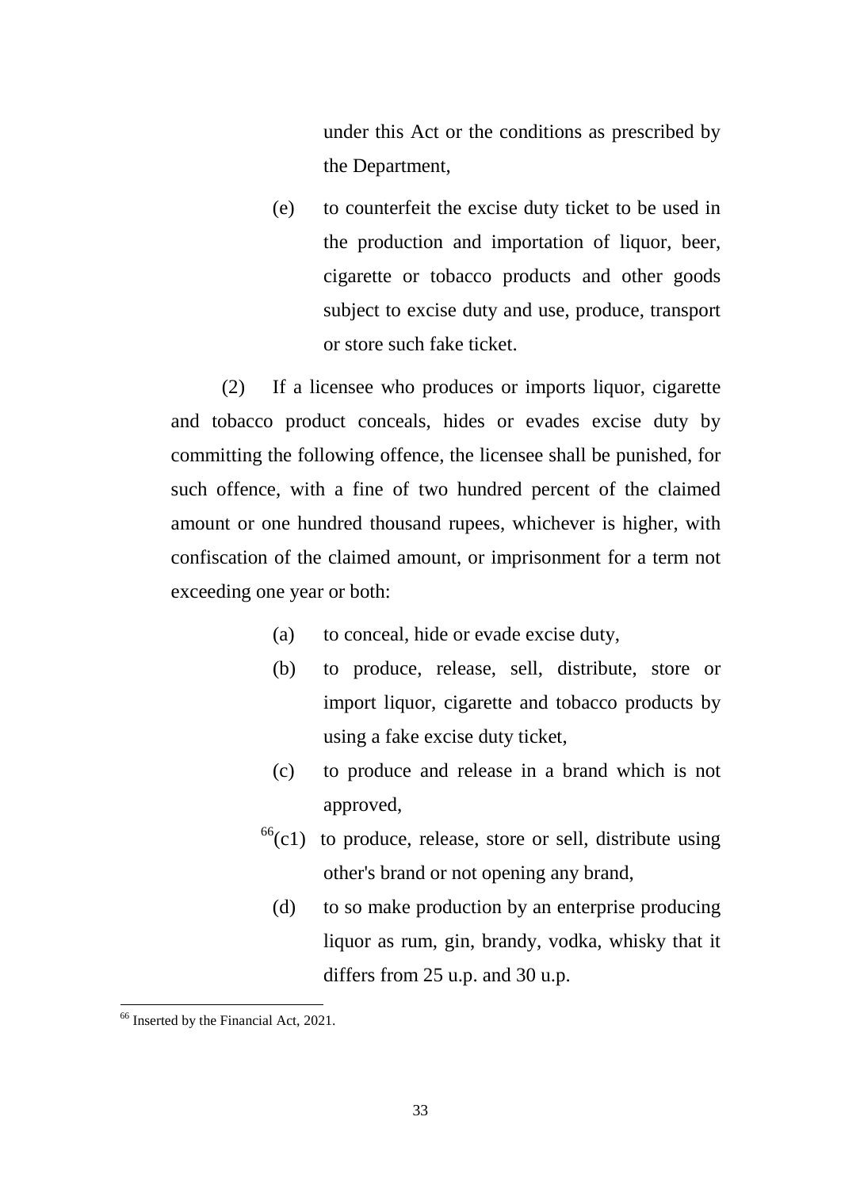under this Act or the conditions as prescribed by the Department,

(e) to counterfeit the excise duty ticket to be used in the production and importation of liquor, beer, cigarette or tobacco products and other goods subject to excise duty and use, produce, transport or store such fake ticket.

(2) If a licensee who produces or imports liquor, cigarette and tobacco product conceals, hides or evades excise duty by committing the following offence, the licensee shall be punished, for such offence, with a fine of two hundred percent of the claimed amount or one hundred thousand rupees, whichever is higher, with confiscation of the claimed amount, or imprisonment for a term not exceeding one year or both:

(a) to conceal, hide or evade excise duty,

(b) to produce, release, sell, distribute, store or import liquor, cigarette and tobacco products by using a fake excise duty ticket,

(c) to produce and release in a brand which is not approved,

[66](c1) to produce, release, store or sell, distribute using other's brand or not opening any brand,

(d) to so make production by an enterprise producing liquor as rum, gin, brandy, vodka, whisky that it differs from 25 u.p. and 30 u.p.

[66] Inserted by the Financial Act, 2021.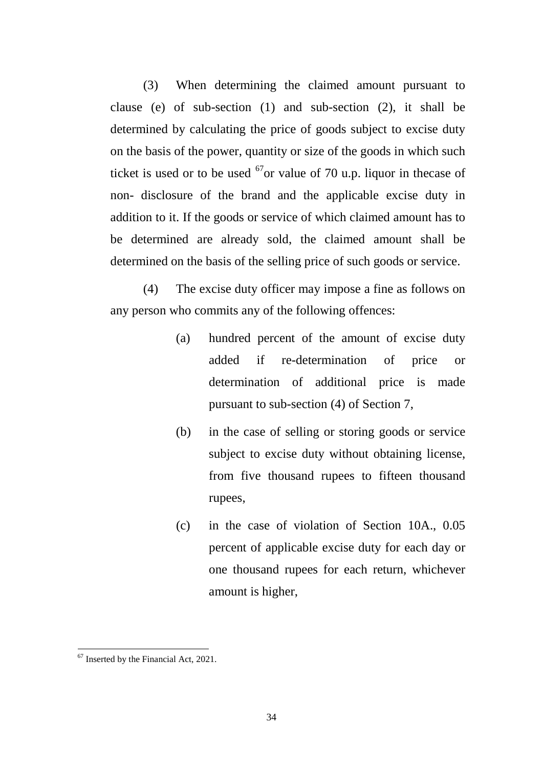(3) When determining the claimed amount pursuant to clause (e) of sub-section (1) and sub-section (2), it shall be determined by calculating the price of goods subject to excise duty on the basis of the power, quantity or size of the goods in which such ticket is used or to be used [67]or value of 70 u.p. liquor in thecase of non- disclosure of the brand and the applicable excise duty in addition to it. If the goods or service of which claimed amount has to be determined are already sold, the claimed amount shall be determined on the basis of the selling price of such goods or service.

(4) The excise duty officer may impose a fine as follows on any person who commits any of the following offences:

(a) hundred percent of the amount of excise duty added if re-determination of price or determination of additional price is made pursuant to sub-section (4) of Section 7,

(b) in the case of selling or storing goods or service subject to excise duty without obtaining license, from five thousand rupees to fifteen thousand rupees,

(c) in the case of violation of Section 10A., 0.05 percent of applicable excise duty for each day or one thousand rupees for each return, whichever amount is higher,

---

[67] Inserted by the Financial Act, 2021.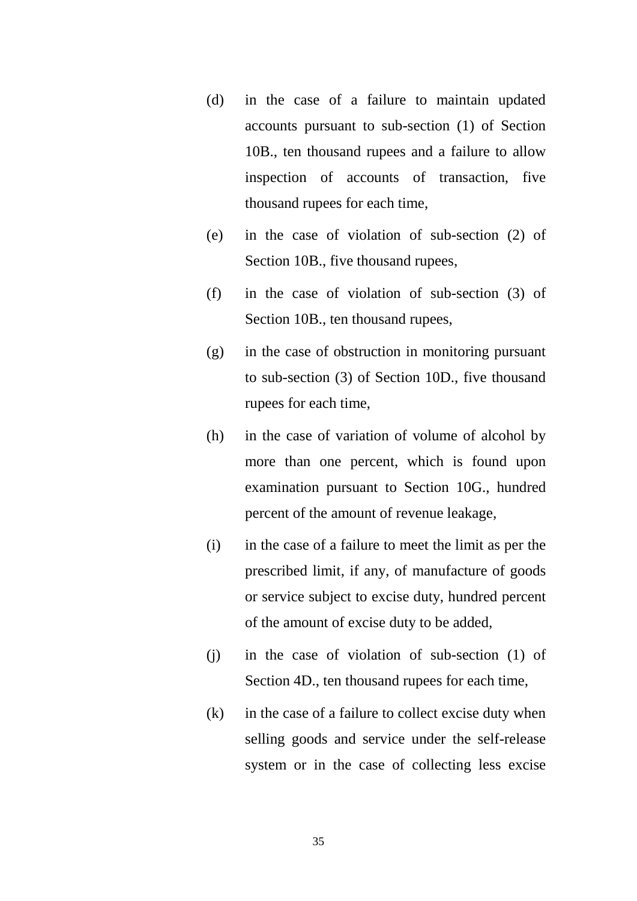(d) in the case of a failure to maintain updated accounts pursuant to sub-section (1) of Section 10B., ten thousand rupees and a failure to allow inspection of accounts of transaction, five thousand rupees for each time,

(e) in the case of violation of sub-section (2) of Section 10B., five thousand rupees,

(f) in the case of violation of sub-section (3) of Section 10B., ten thousand rupees,

(g) in the case of obstruction in monitoring pursuant to sub-section (3) of Section 10D., five thousand rupees for each time,

(h) in the case of variation of volume of alcohol by more than one percent, which is found upon examination pursuant to Section 10G., hundred percent of the amount of revenue leakage,

(i) in the case of a failure to meet the limit as per the prescribed limit, if any, of manufacture of goods or service subject to excise duty, hundred percent of the amount of excise duty to be added,

(j) in the case of violation of sub-section (1) of Section 4D., ten thousand rupees for each time,

(k) in the case of a failure to collect excise duty when selling goods and service under the self-release system or in the case of collecting less excise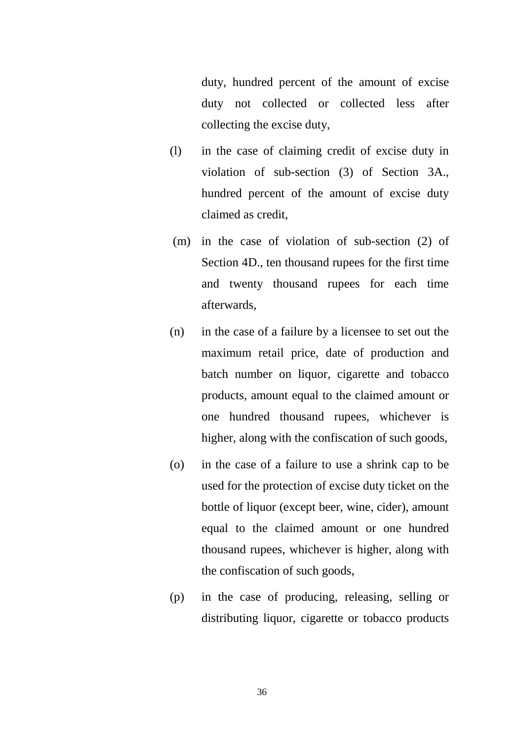duty, hundred percent of the amount of excise duty not collected or collected less after collecting the excise duty,

(l) in the case of claiming credit of excise duty in violation of sub-section (3) of Section 3A., hundred percent of the amount of excise duty claimed as credit,

(m) in the case of violation of sub-section (2) of Section 4D., ten thousand rupees for the first time and twenty thousand rupees for each time afterwards,

(n) in the case of a failure by a licensee to set out the maximum retail price, date of production and batch number on liquor, cigarette and tobacco products, amount equal to the claimed amount or one hundred thousand rupees, whichever is higher, along with the confiscation of such goods,

(o) in the case of a failure to use a shrink cap to be used for the protection of excise duty ticket on the bottle of liquor (except beer, wine, cider), amount equal to the claimed amount or one hundred thousand rupees, whichever is higher, along with the confiscation of such goods,

(p) in the case of producing, releasing, selling or distributing liquor, cigarette or tobacco products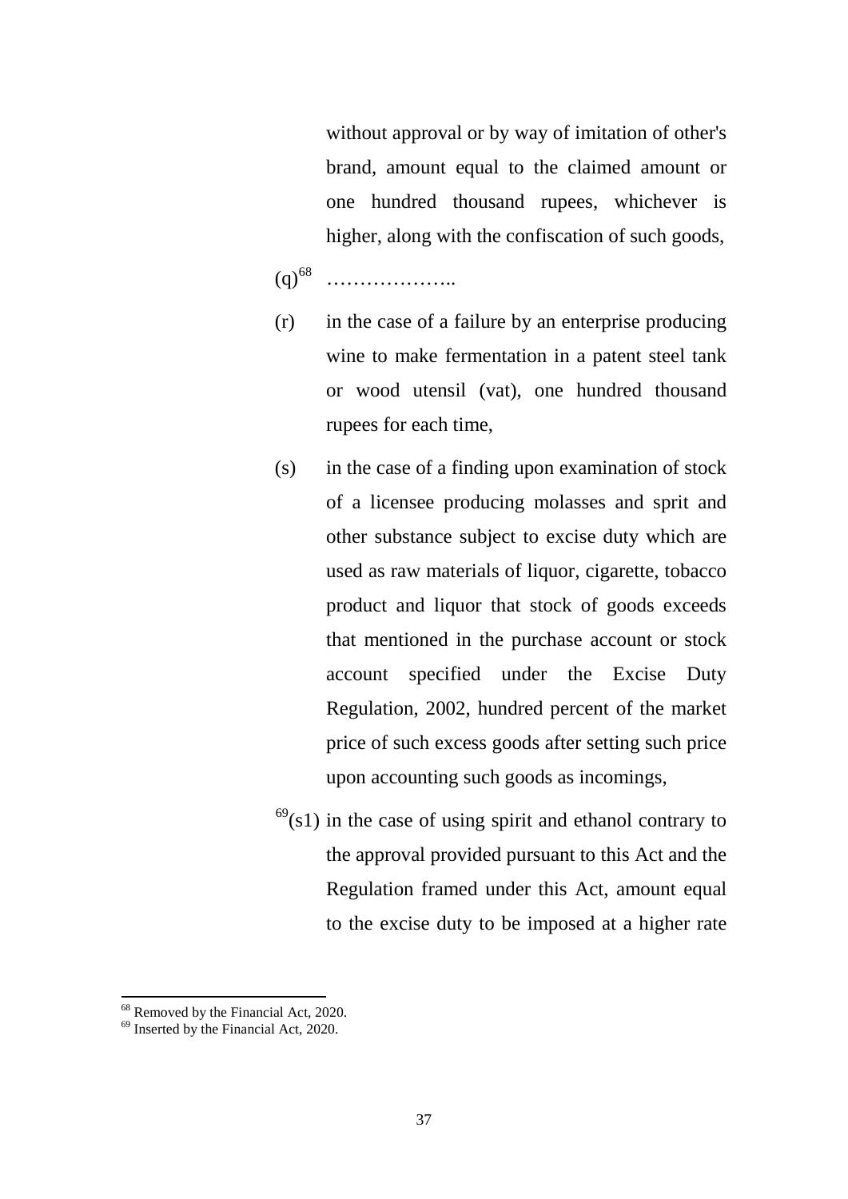without approval or by way of imitation of other's brand, amount equal to the claimed amount or one hundred thousand rupees, whichever is higher, along with the confiscation of such goods,

(q)[68] ………………..

(r) in the case of a failure by an enterprise producing wine to make fermentation in a patent steel tank or wood utensil (vat), one hundred thousand rupees for each time,

(s) in the case of a finding upon examination of stock of a licensee producing molasses and sprit and other substance subject to excise duty which are used as raw materials of liquor, cigarette, tobacco product and liquor that stock of goods exceeds that mentioned in the purchase account or stock account specified under the Excise Duty Regulation, 2002, hundred percent of the market price of such excess goods after setting such price upon accounting such goods as incomings,

[69](s1) in the case of using spirit and ethanol contrary to the approval provided pursuant to this Act and the Regulation framed under this Act, amount equal to the excise duty to be imposed at a higher rate

---

[68] Removed by the Financial Act, 2020.

[69] Inserted by the Financial Act, 2020.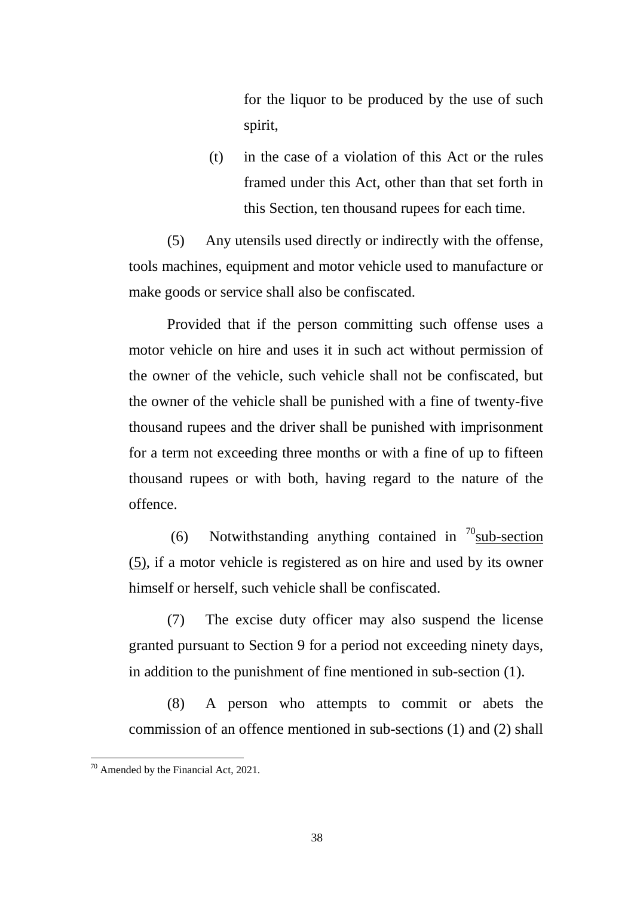for the liquor to be produced by the use of such spirit,

(t) in the case of a violation of this Act or the rules framed under this Act, other than that set forth in this Section, ten thousand rupees for each time.

(5) Any utensils used directly or indirectly with the offense, tools machines, equipment and motor vehicle used to manufacture or make goods or service shall also be confiscated.

Provided that if the person committing such offense uses a motor vehicle on hire and uses it in such act without permission of the owner of the vehicle, such vehicle shall not be confiscated, but the owner of the vehicle shall be punished with a fine of twenty-five thousand rupees and the driver shall be punished with imprisonment for a term not exceeding three months or with a fine of up to fifteen thousand rupees or with both, having regard to the nature of the offence.

(6) Notwithstanding anything contained in [70]sub-section (5), if a motor vehicle is registered as on hire and used by its owner himself or herself, such vehicle shall be confiscated.

(7) The excise duty officer may also suspend the license granted pursuant to Section 9 for a period not exceeding ninety days, in addition to the punishment of fine mentioned in sub-section (1).

(8) A person who attempts to commit or abets the commission of an offence mentioned in sub-sections (1) and (2) shall

---

[70] Amended by the Financial Act, 2021.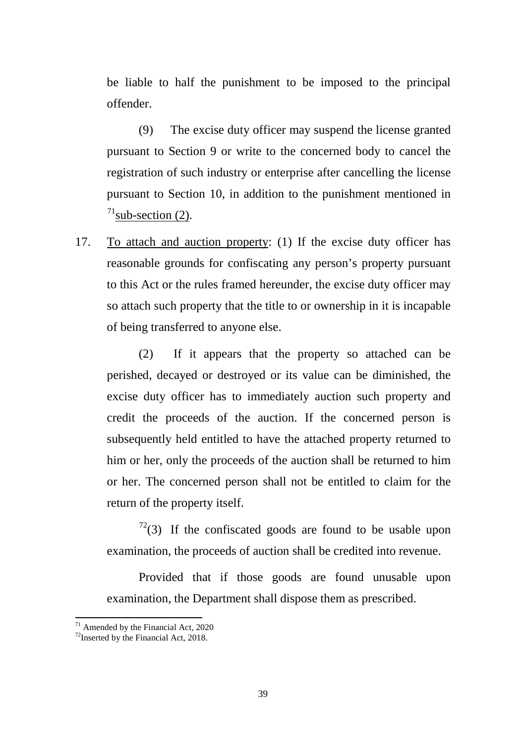be liable to half the punishment to be imposed to the principal offender.

(9) The excise duty officer may suspend the license granted pursuant to Section 9 or write to the concerned body to cancel the registration of such industry or enterprise after cancelling the license pursuant to Section 10, in addition to the punishment mentioned in [71]<u>sub-section (2)</u>.

17. <u>To attach and auction property</u>: (1) If the excise duty officer has reasonable grounds for confiscating any person's property pursuant to this Act or the rules framed hereunder, the excise duty officer may so attach such property that the title to or ownership in it is incapable of being transferred to anyone else.

(2) If it appears that the property so attached can be perished, decayed or destroyed or its value can be diminished, the excise duty officer has to immediately auction such property and credit the proceeds of the auction. If the concerned person is subsequently held entitled to have the attached property returned to him or her, only the proceeds of the auction shall be returned to him or her. The concerned person shall not be entitled to claim for the return of the property itself.

[72](3) If the confiscated goods are found to be usable upon examination, the proceeds of auction shall be credited into revenue.

Provided that if those goods are found unusable upon examination, the Department shall dispose them as prescribed.

---

[71] Amended by the Financial Act, 2020

[72] Inserted by the Financial Act, 2018.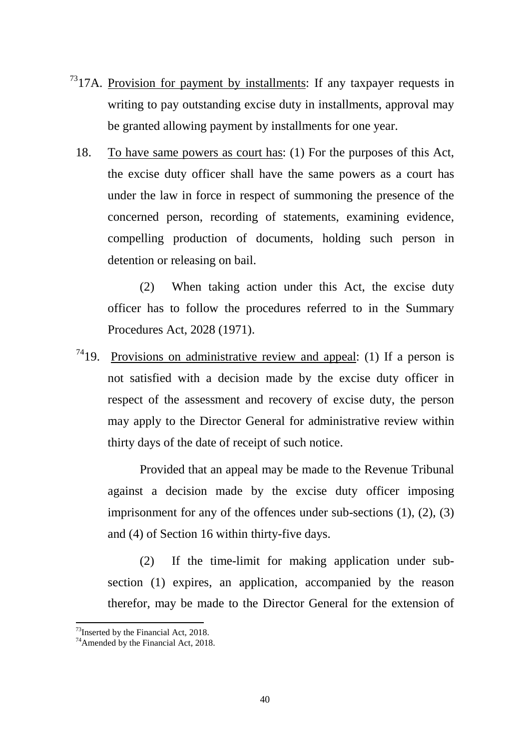[73]17A. Provision for payment by installments: If any taxpayer requests in writing to pay outstanding excise duty in installments, approval may be granted allowing payment by installments for one year.

18. To have same powers as court has: (1) For the purposes of this Act, the excise duty officer shall have the same powers as a court has under the law in force in respect of summoning the presence of the concerned person, recording of statements, examining evidence, compelling production of documents, holding such person in detention or releasing on bail.

(2) When taking action under this Act, the excise duty officer has to follow the procedures referred to in the Summary Procedures Act, 2028 (1971).

[74]19. Provisions on administrative review and appeal: (1) If a person is not satisfied with a decision made by the excise duty officer in respect of the assessment and recovery of excise duty, the person may apply to the Director General for administrative review within thirty days of the date of receipt of such notice.

Provided that an appeal may be made to the Revenue Tribunal against a decision made by the excise duty officer imposing imprisonment for any of the offences under sub-sections (1), (2), (3) and (4) of Section 16 within thirty-five days.

(2) If the time-limit for making application under sub-section (1) expires, an application, accompanied by the reason therefor, may be made to the Director General for the extension of

---

[73] Inserted by the Financial Act, 2018.

[74] Amended by the Financial Act, 2018.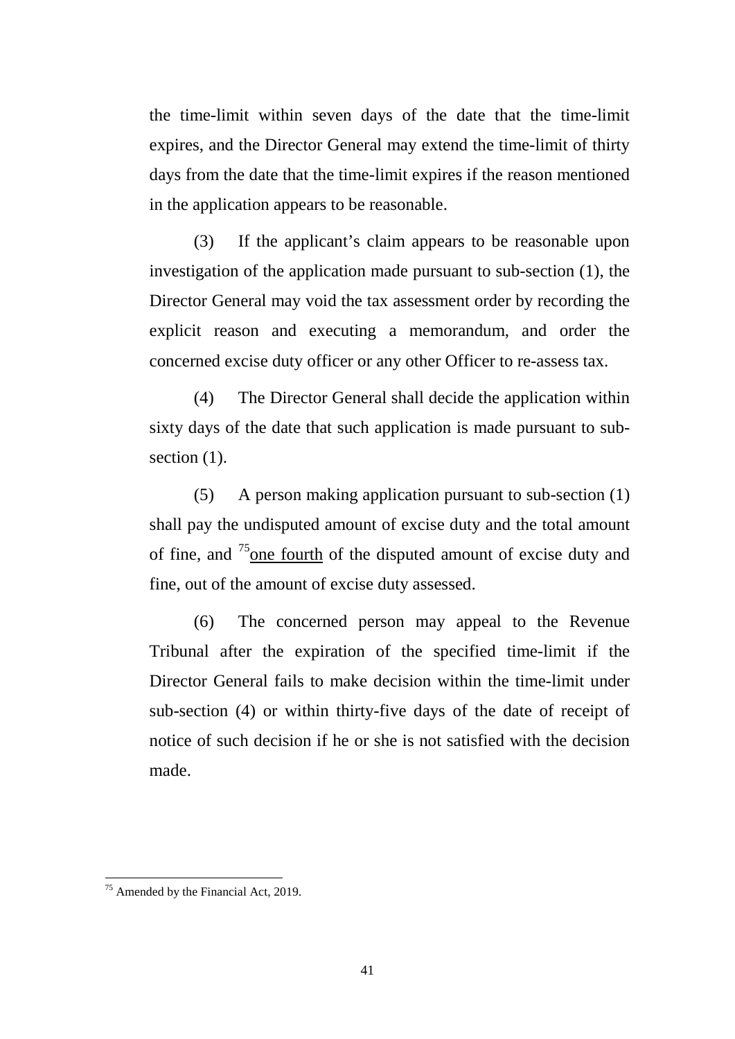the time-limit within seven days of the date that the time-limit expires, and the Director General may extend the time-limit of thirty days from the date that the time-limit expires if the reason mentioned in the application appears to be reasonable.

(3) If the applicant's claim appears to be reasonable upon investigation of the application made pursuant to sub-section (1), the Director General may void the tax assessment order by recording the explicit reason and executing a memorandum, and order the concerned excise duty officer or any other Officer to re-assess tax.

(4) The Director General shall decide the application within sixty days of the date that such application is made pursuant to sub-section (1).

(5) A person making application pursuant to sub-section (1) shall pay the undisputed amount of excise duty and the total amount of fine, and [75]<u>one fourth</u> of the disputed amount of excise duty and fine, out of the amount of excise duty assessed.

(6) The concerned person may appeal to the Revenue Tribunal after the expiration of the specified time-limit if the Director General fails to make decision within the time-limit under sub-section (4) or within thirty-five days of the date of receipt of notice of such decision if he or she is not satisfied with the decision made.

---

[75] Amended by the Financial Act, 2019.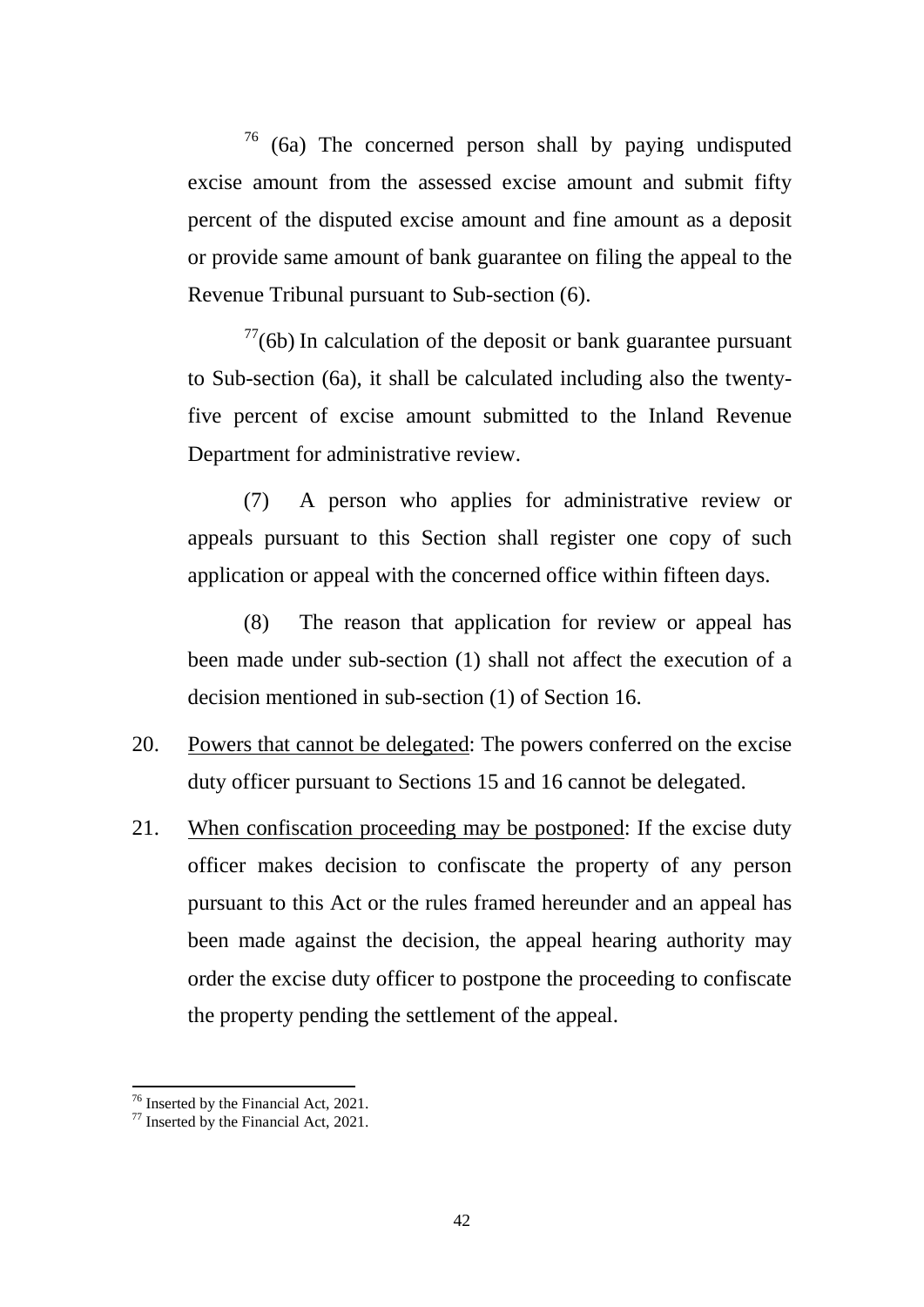[76] (6a) The concerned person shall by paying undisputed excise amount from the assessed excise amount and submit fifty percent of the disputed excise amount and fine amount as a deposit or provide same amount of bank guarantee on filing the appeal to the Revenue Tribunal pursuant to Sub-section (6).

[77](6b) In calculation of the deposit or bank guarantee pursuant to Sub-section (6a), it shall be calculated including also the twenty-five percent of excise amount submitted to the Inland Revenue Department for administrative review.

(7) A person who applies for administrative review or appeals pursuant to this Section shall register one copy of such application or appeal with the concerned office within fifteen days.

(8) The reason that application for review or appeal has been made under sub-section (1) shall not affect the execution of a decision mentioned in sub-section (1) of Section 16.

20. Powers that cannot be delegated: The powers conferred on the excise duty officer pursuant to Sections 15 and 16 cannot be delegated.

21. When confiscation proceeding may be postponed: If the excise duty officer makes decision to confiscate the property of any person pursuant to this Act or the rules framed hereunder and an appeal has been made against the decision, the appeal hearing authority may order the excise duty officer to postpone the proceeding to confiscate the property pending the settlement of the appeal.

---

[76] Inserted by the Financial Act, 2021.

[77] Inserted by the Financial Act, 2021.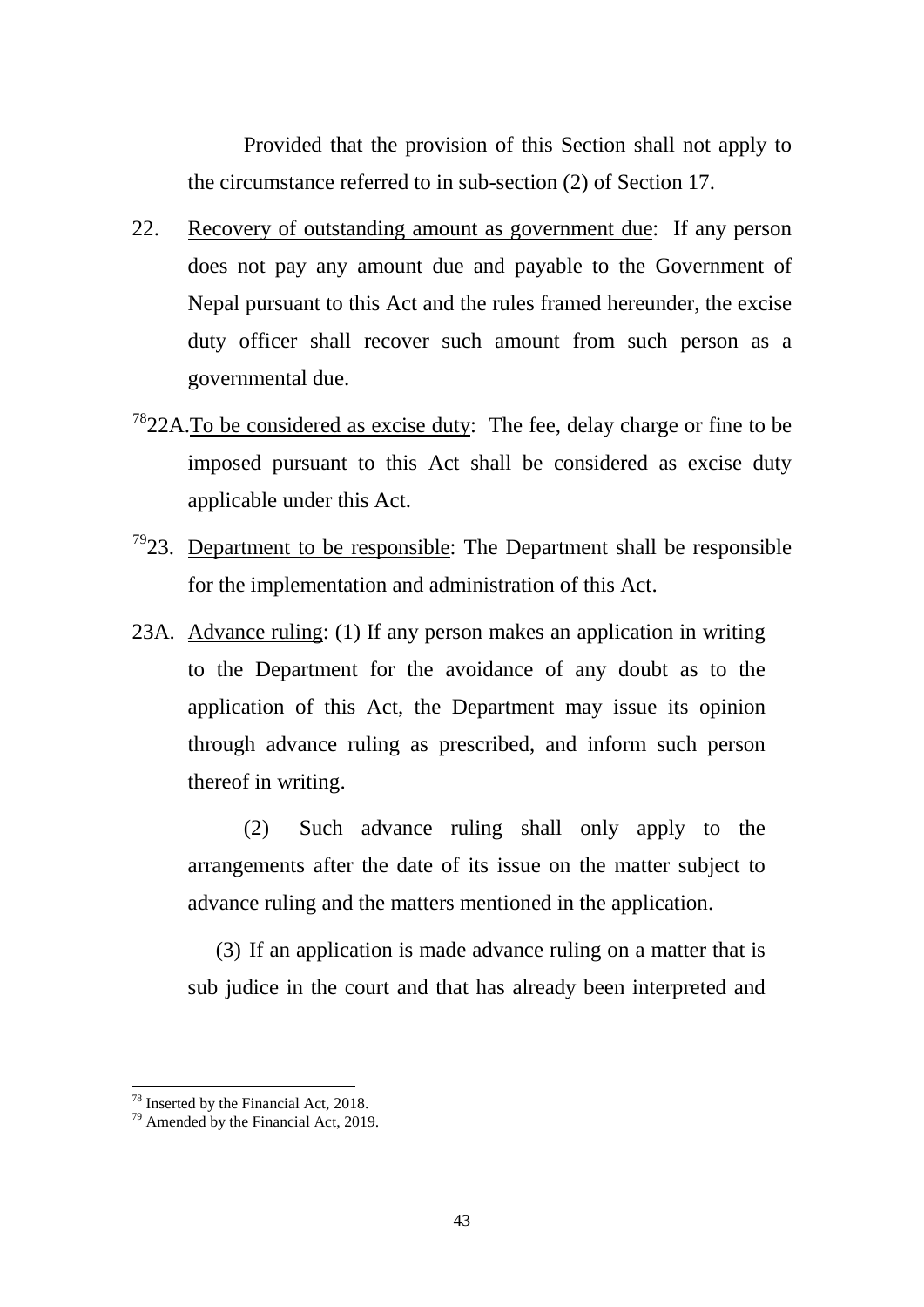Provided that the provision of this Section shall not apply to the circumstance referred to in sub-section (2) of Section 17.

22. Recovery of outstanding amount as government due: If any person does not pay any amount due and payable to the Government of Nepal pursuant to this Act and the rules framed hereunder, the excise duty officer shall recover such amount from such person as a governmental due.

[78]22A. To be considered as excise duty: The fee, delay charge or fine to be imposed pursuant to this Act shall be considered as excise duty applicable under this Act.

[79]23. Department to be responsible: The Department shall be responsible for the implementation and administration of this Act.

23A. Advance ruling: (1) If any person makes an application in writing to the Department for the avoidance of any doubt as to the application of this Act, the Department may issue its opinion through advance ruling as prescribed, and inform such person thereof in writing.

(2) Such advance ruling shall only apply to the arrangements after the date of its issue on the matter subject to advance ruling and the matters mentioned in the application.

(3) If an application is made advance ruling on a matter that is sub judice in the court and that has already been interpreted and

---

[78] Inserted by the Financial Act, 2018.

[79] Amended by the Financial Act, 2019.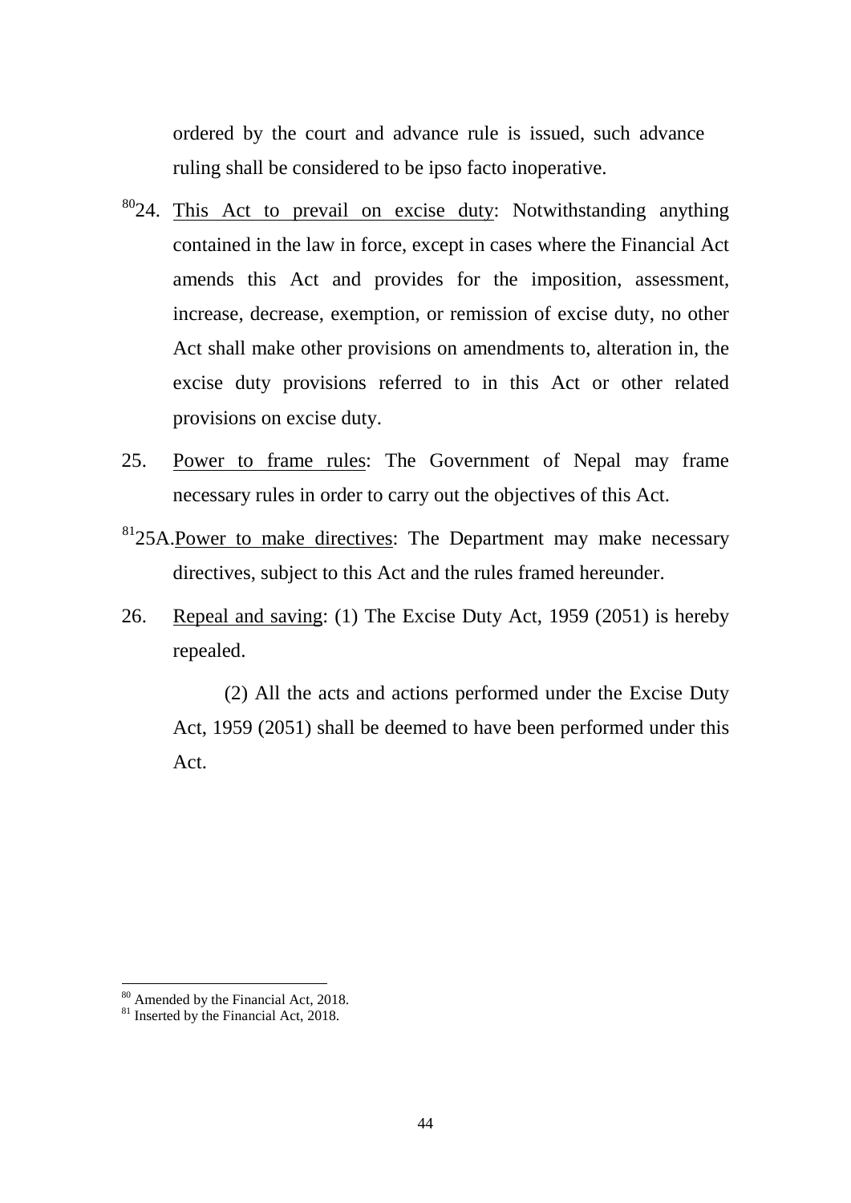ordered by the court and advance rule is issued, such advance ruling shall be considered to be ipso facto inoperative.

[80]24. This Act to prevail on excise duty: Notwithstanding anything contained in the law in force, except in cases where the Financial Act amends this Act and provides for the imposition, assessment, increase, decrease, exemption, or remission of excise duty, no other Act shall make other provisions on amendments to, alteration in, the excise duty provisions referred to in this Act or other related provisions on excise duty.

25. Power to frame rules: The Government of Nepal may frame necessary rules in order to carry out the objectives of this Act.

[81]25A. Power to make directives: The Department may make necessary directives, subject to this Act and the rules framed hereunder.

26. Repeal and saving: (1) The Excise Duty Act, 1959 (2051) is hereby repealed.

(2) All the acts and actions performed under the Excise Duty Act, 1959 (2051) shall be deemed to have been performed under this Act.

---

[80] Amended by the Financial Act, 2018.

[81] Inserted by the Financial Act, 2018.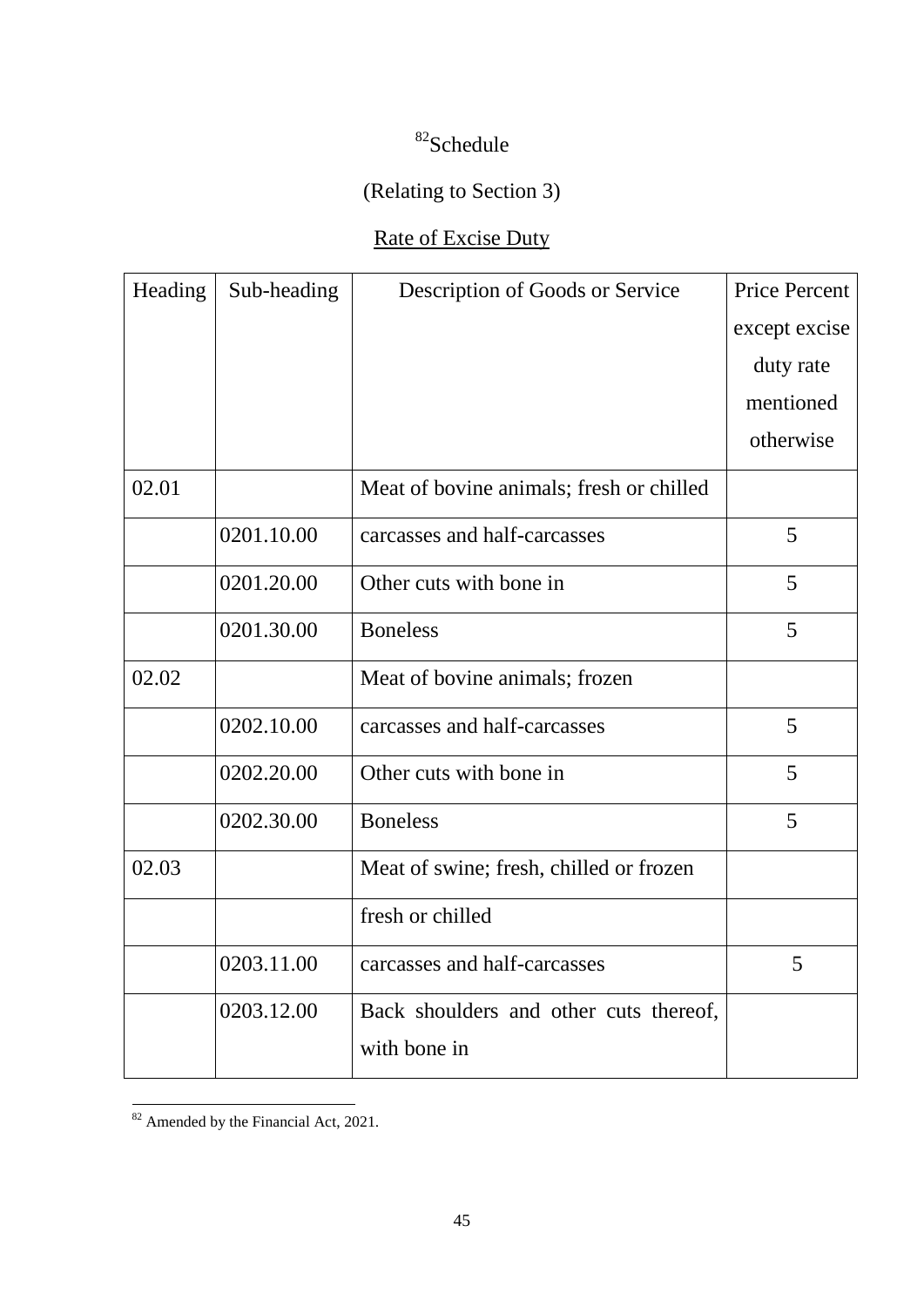[82]Schedule

(Relating to Section 3)

Rate of Excise Duty

| Heading | Sub-heading | Description of Goods or Service | Price Percent except excise duty rate mentioned otherwise |
|---|---|---|---|
| 02.01 | | Meat of bovine animals; fresh or chilled | |
| | 0201.10.00 | carcasses and half-carcasses | 5 |
| | 0201.20.00 | Other cuts with bone in | 5 |
| | 0201.30.00 | Boneless | 5 |
| 02.02 | | Meat of bovine animals; frozen | |
| | 0202.10.00 | carcasses and half-carcasses | 5 |
| | 0202.20.00 | Other cuts with bone in | 5 |
| | 0202.30.00 | Boneless | 5 |
| 02.03 | | Meat of swine; fresh, chilled or frozen | |
| | | fresh or chilled | |
| | 0203.11.00 | carcasses and half-carcasses | 5 |
| | 0203.12.00 | Back shoulders and other cuts thereof, with bone in | |

[82] Amended by the Financial Act, 2021.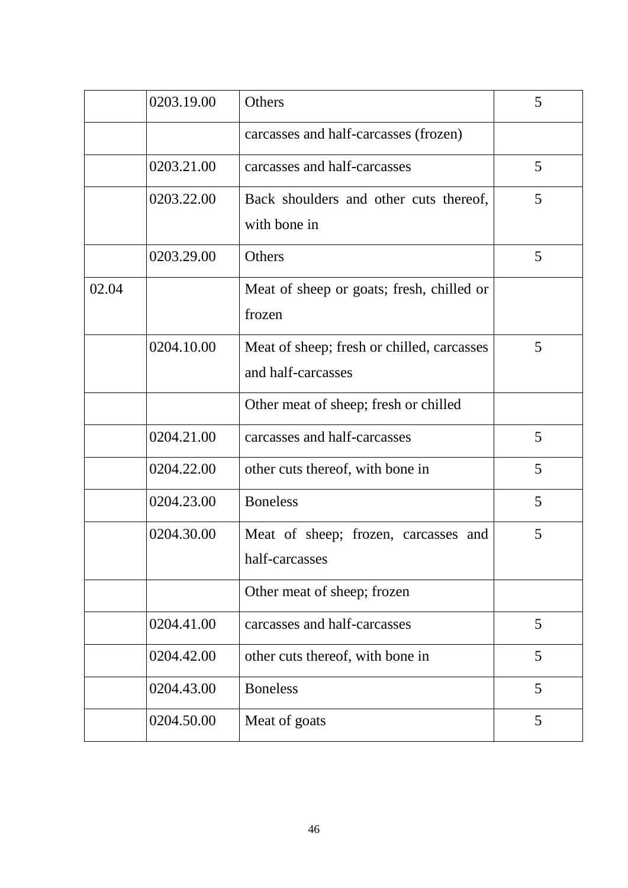|  |  |  |  |
|---|---|---|---|
|  | 0203.19.00 | Others | 5 |
|  |  | carcasses and half-carcasses (frozen) |  |
|  | 0203.21.00 | carcasses and half-carcasses | 5 |
|  | 0203.22.00 | Back shoulders and other cuts thereof, with bone in | 5 |
|  | 0203.29.00 | Others | 5 |
| 02.04 |  | Meat of sheep or goats; fresh, chilled or frozen |  |
|  | 0204.10.00 | Meat of sheep; fresh or chilled, carcasses and half-carcasses | 5 |
|  |  | Other meat of sheep; fresh or chilled |  |
|  | 0204.21.00 | carcasses and half-carcasses | 5 |
|  | 0204.22.00 | other cuts thereof, with bone in | 5 |
|  | 0204.23.00 | Boneless | 5 |
|  | 0204.30.00 | Meat of sheep; frozen, carcasses and half-carcasses | 5 |
|  |  | Other meat of sheep; frozen |  |
|  | 0204.41.00 | carcasses and half-carcasses | 5 |
|  | 0204.42.00 | other cuts thereof, with bone in | 5 |
|  | 0204.43.00 | Boneless | 5 |
|  | 0204.50.00 | Meat of goats | 5 |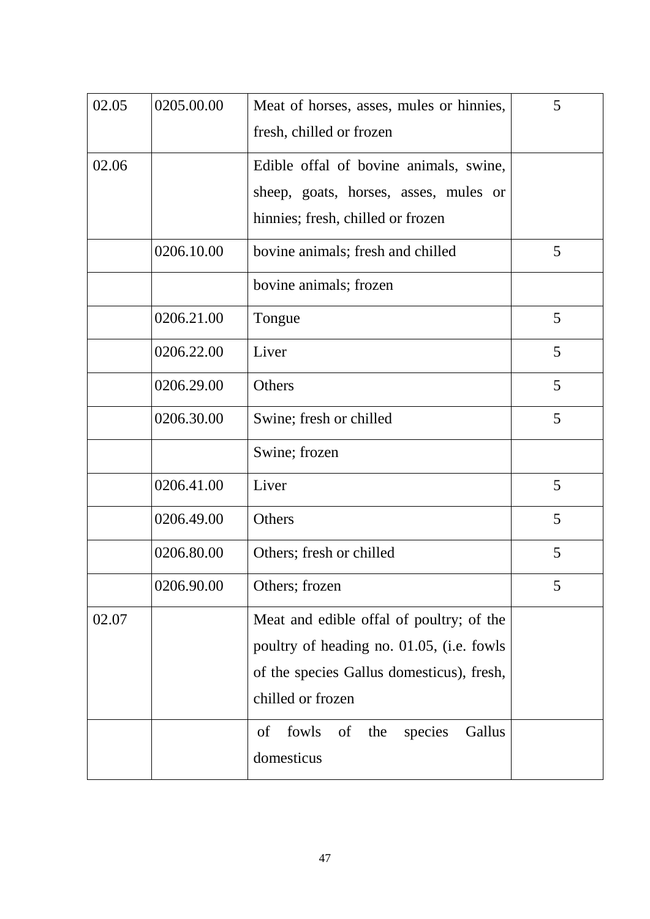| | | | |
|---|---|---|---|
| 02.05 | 0205.00.00 | Meat of horses, asses, mules or hinnies, fresh, chilled or frozen | 5 |
| 02.06 | | Edible offal of bovine animals, swine, sheep, goats, horses, asses, mules or hinnies; fresh, chilled or frozen | |
| | 0206.10.00 | bovine animals; fresh and chilled | 5 |
| | | bovine animals; frozen | |
| | 0206.21.00 | Tongue | 5 |
| | 0206.22.00 | Liver | 5 |
| | 0206.29.00 | Others | 5 |
| | 0206.30.00 | Swine; fresh or chilled | 5 |
| | | Swine; frozen | |
| | 0206.41.00 | Liver | 5 |
| | 0206.49.00 | Others | 5 |
| | 0206.80.00 | Others; fresh or chilled | 5 |
| | 0206.90.00 | Others; frozen | 5 |
| 02.07 | | Meat and edible offal of poultry; of the poultry of heading no. 01.05, (i.e. fowls of the species Gallus domesticus), fresh, chilled or frozen | |
| | | of fowls of the species Gallus domesticus | |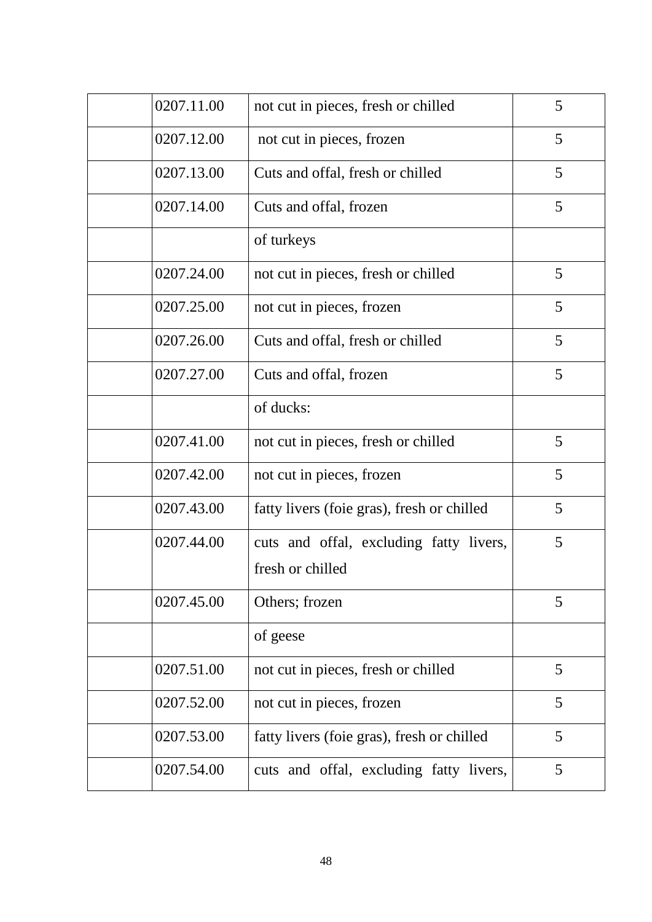| | | | |
|---|---|---|---|
| | 0207.11.00 | not cut in pieces, fresh or chilled | 5 |
| | 0207.12.00 | not cut in pieces, frozen | 5 |
| | 0207.13.00 | Cuts and offal, fresh or chilled | 5 |
| | 0207.14.00 | Cuts and offal, frozen | 5 |
| | | of turkeys | |
| | 0207.24.00 | not cut in pieces, fresh or chilled | 5 |
| | 0207.25.00 | not cut in pieces, frozen | 5 |
| | 0207.26.00 | Cuts and offal, fresh or chilled | 5 |
| | 0207.27.00 | Cuts and offal, frozen | 5 |
| | | of ducks: | |
| | 0207.41.00 | not cut in pieces, fresh or chilled | 5 |
| | 0207.42.00 | not cut in pieces, frozen | 5 |
| | 0207.43.00 | fatty livers (foie gras), fresh or chilled | 5 |
| | 0207.44.00 | cuts and offal, excluding fatty livers, fresh or chilled | 5 |
| | 0207.45.00 | Others; frozen | 5 |
| | | of geese | |
| | 0207.51.00 | not cut in pieces, fresh or chilled | 5 |
| | 0207.52.00 | not cut in pieces, frozen | 5 |
| | 0207.53.00 | fatty livers (foie gras), fresh or chilled | 5 |
| | 0207.54.00 | cuts and offal, excluding fatty livers, | 5 |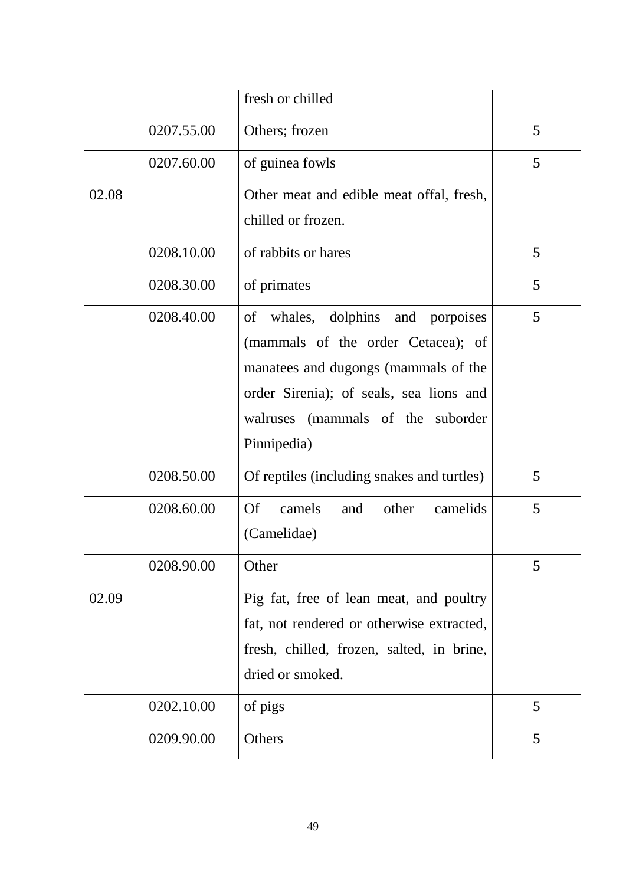| | | fresh or chilled | |
|---|---|---|---|
| | 0207.55.00 | Others; frozen | 5 |
| | 0207.60.00 | of guinea fowls | 5 |
| 02.08 | | Other meat and edible meat offal, fresh, chilled or frozen. | |
| | 0208.10.00 | of rabbits or hares | 5 |
| | 0208.30.00 | of primates | 5 |
| | 0208.40.00 | of whales, dolphins and porpoises (mammals of the order Cetacea); of manatees and dugongs (mammals of the order Sirenia); of seals, sea lions and walruses (mammals of the suborder Pinnipedia) | 5 |
| | 0208.50.00 | Of reptiles (including snakes and turtles) | 5 |
| | 0208.60.00 | Of camels and other camelids (Camelidae) | 5 |
| | 0208.90.00 | Other | 5 |
| 02.09 | | Pig fat, free of lean meat, and poultry fat, not rendered or otherwise extracted, fresh, chilled, frozen, salted, in brine, dried or smoked. | |
| | 0202.10.00 | of pigs | 5 |
| | 0209.90.00 | Others | 5 |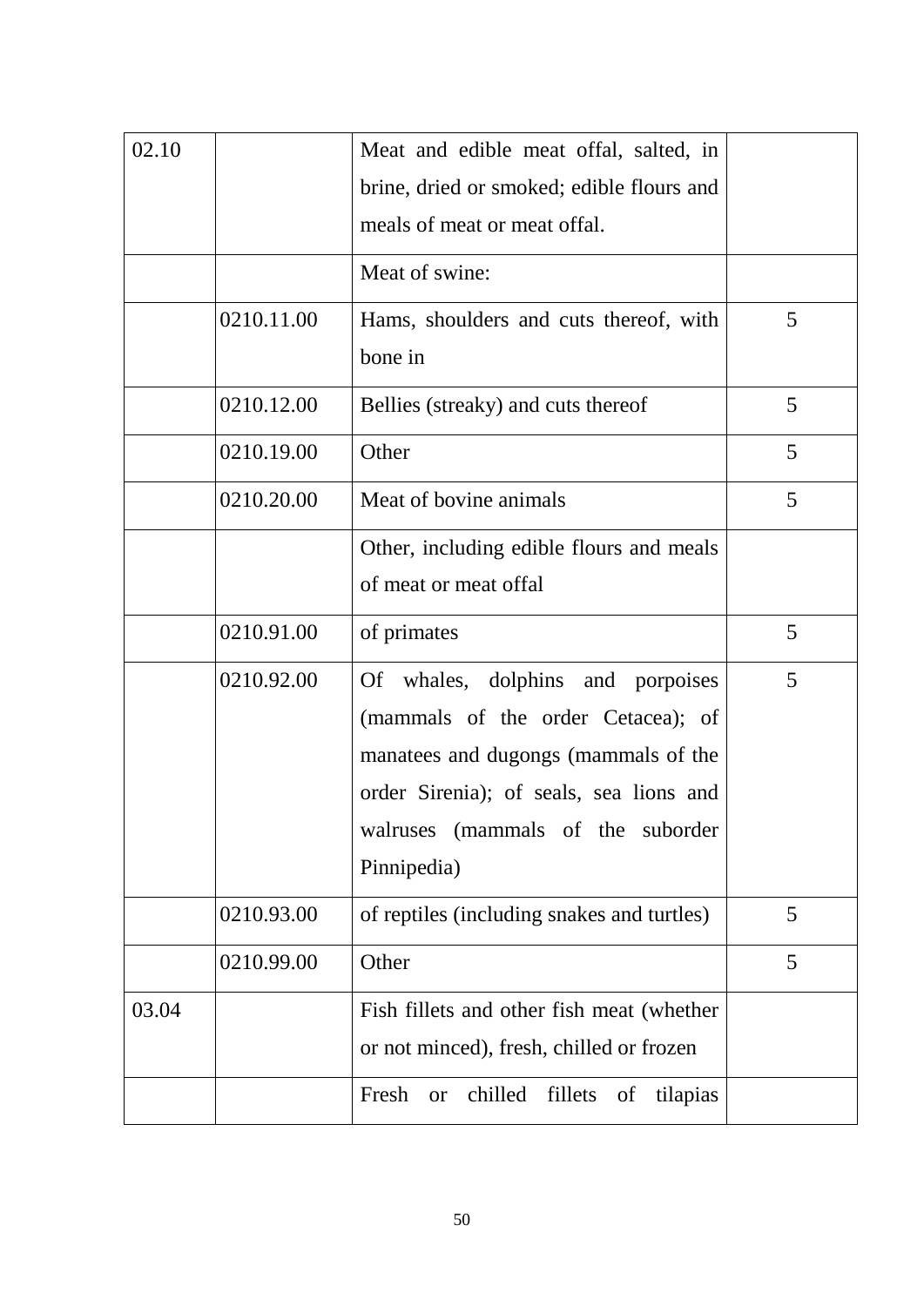| 02.10 | | Meat and edible meat offal, salted, in brine, dried or smoked; edible flours and meals of meat or meat offal. | |
|---|---|---|---|
| | | Meat of swine: | |
| | 0210.11.00 | Hams, shoulders and cuts thereof, with bone in | 5 |
| | 0210.12.00 | Bellies (streaky) and cuts thereof | 5 |
| | 0210.19.00 | Other | 5 |
| | 0210.20.00 | Meat of bovine animals | 5 |
| | | Other, including edible flours and meals of meat or meat offal | |
| | 0210.91.00 | of primates | 5 |
| | 0210.92.00 | Of whales, dolphins and porpoises (mammals of the order Cetacea); of manatees and dugongs (mammals of the order Sirenia); of seals, sea lions and walruses (mammals of the suborder Pinnipedia) | 5 |
| | 0210.93.00 | of reptiles (including snakes and turtles) | 5 |
| | 0210.99.00 | Other | 5 |
| 03.04 | | Fish fillets and other fish meat (whether or not minced), fresh, chilled or frozen | |
| | | Fresh or chilled fillets of tilapias | |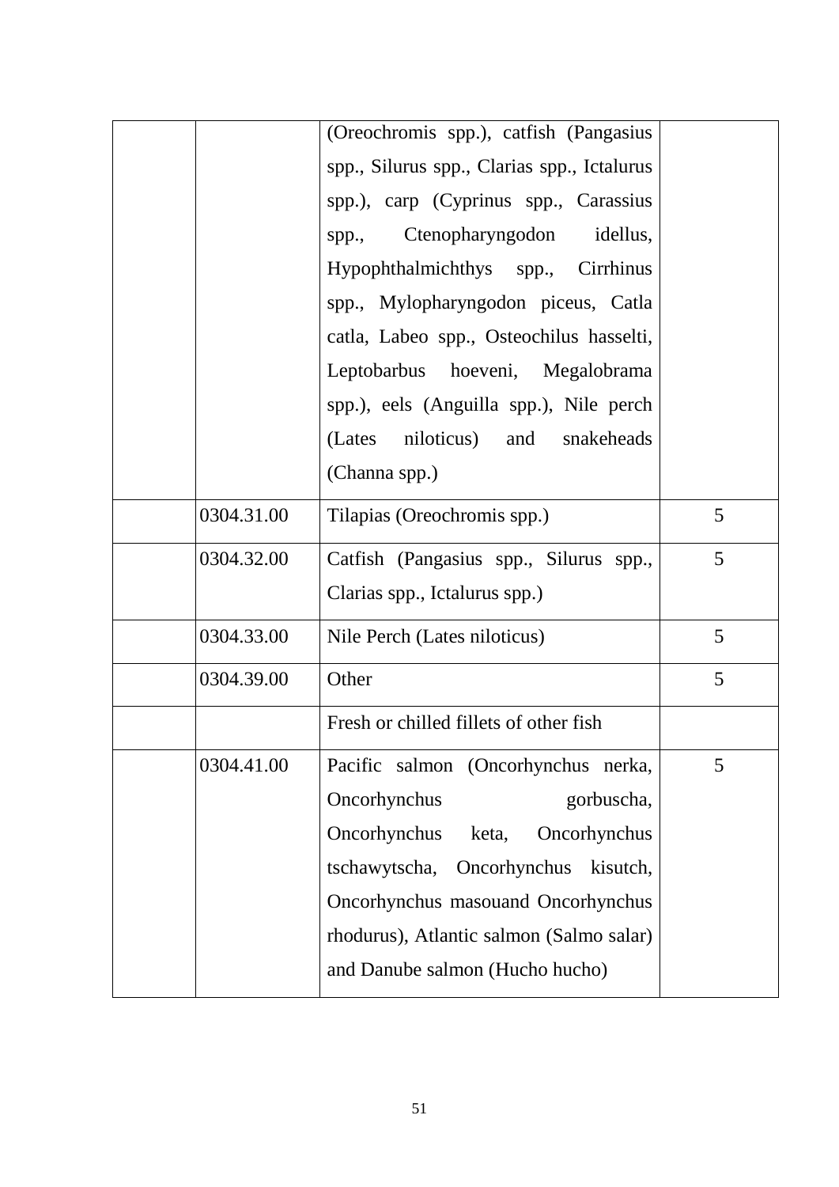| | | | |
|---|---|---|---|
| | | (Oreochromis spp.), catfish (Pangasius spp., Silurus spp., Clarias spp., Ictalurus spp.), carp (Cyprinus spp., Carassius spp., Ctenopharyngodon idellus, Hypophthalmichthys spp., Cirrhinus spp., Mylopharyngodon piceus, Catla catla, Labeo spp., Osteochilus hasselti, Leptobarbus hoeveni, Megalobrama spp.), eels (Anguilla spp.), Nile perch (Lates niloticus) and snakeheads (Channa spp.) | |
| | 0304.31.00 | Tilapias (Oreochromis spp.) | 5 |
| | 0304.32.00 | Catfish (Pangasius spp., Silurus spp., Clarias spp., Ictalurus spp.) | 5 |
| | 0304.33.00 | Nile Perch (Lates niloticus) | 5 |
| | 0304.39.00 | Other | 5 |
| | | Fresh or chilled fillets of other fish | |
| | 0304.41.00 | Pacific salmon (Oncorhynchus nerka, Oncorhynchus gorbuscha, Oncorhynchus keta, Oncorhynchus tschawytscha, Oncorhynchus kisutch, Oncorhynchus masouand Oncorhynchus rhodurus), Atlantic salmon (Salmo salar) and Danube salmon (Hucho hucho) | 5 |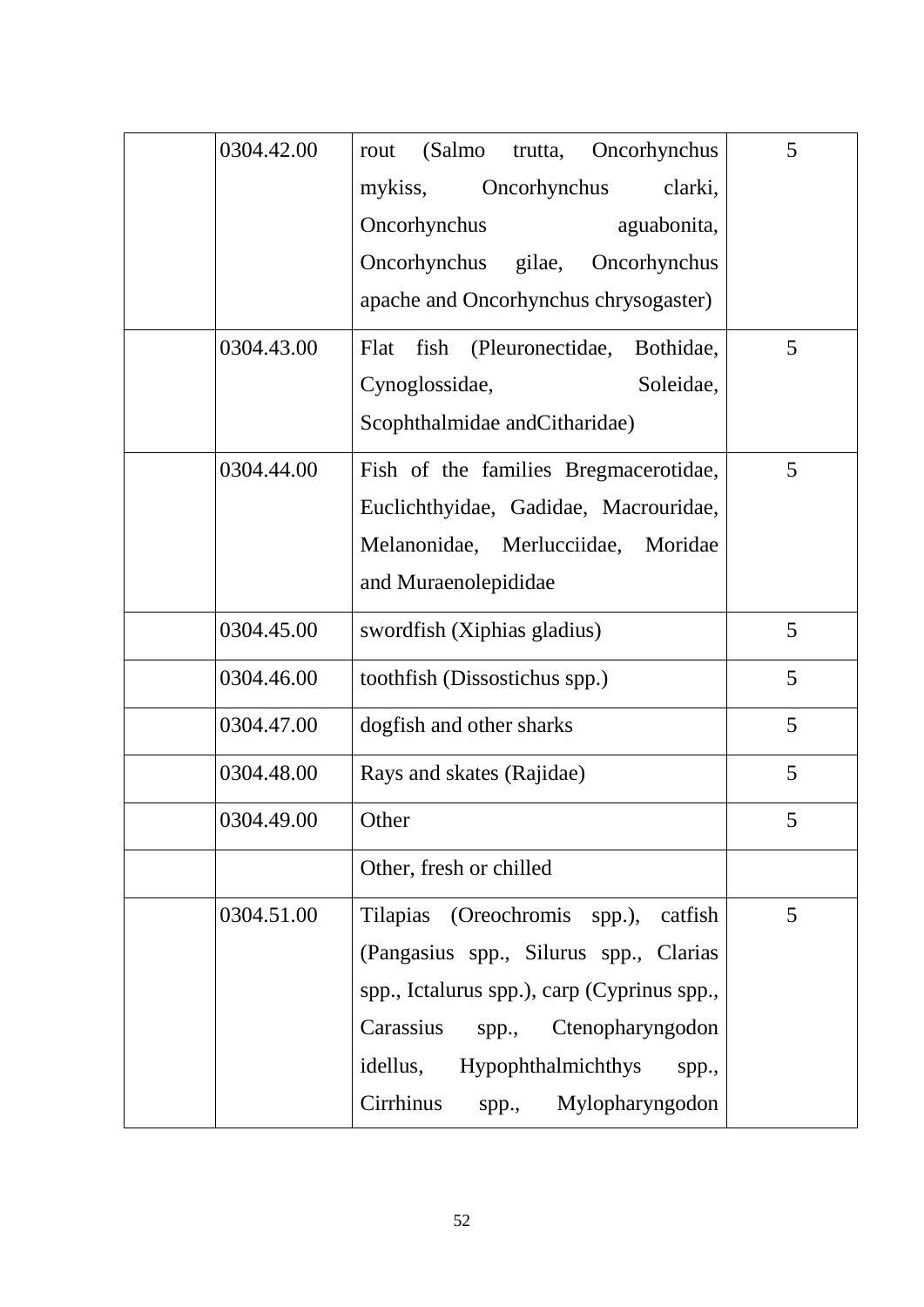| | | | |
|---|---|---|---|
| | 0304.42.00 | rout (Salmo trutta, Oncorhynchus mykiss, Oncorhynchus clarki, Oncorhynchus aguabonita, Oncorhynchus gilae, Oncorhynchus apache and Oncorhynchus chrysogaster) | 5 |
| | 0304.43.00 | Flat fish (Pleuronectidae, Bothidae, Cynoglossidae, Soleidae, Scophthalmidae andCitharidae) | 5 |
| | 0304.44.00 | Fish of the families Bregmacerotidae, Euclichthyidae, Gadidae, Macrouridae, Melanonidae, Merlucciidae, Moridae and Muraenolepididae | 5 |
| | 0304.45.00 | swordfish (Xiphias gladius) | 5 |
| | 0304.46.00 | toothfish (Dissostichus spp.) | 5 |
| | 0304.47.00 | dogfish and other sharks | 5 |
| | 0304.48.00 | Rays and skates (Rajidae) | 5 |
| | 0304.49.00 | Other | 5 |
| | | Other, fresh or chilled | |
| | 0304.51.00 | Tilapias (Oreochromis spp.), catfish (Pangasius spp., Silurus spp., Clarias spp., Ictalurus spp.), carp (Cyprinus spp., Carassius spp., Ctenopharyngodon idellus, Hypophthalmichthys spp., Cirrhinus spp., Mylopharyngodon | 5 |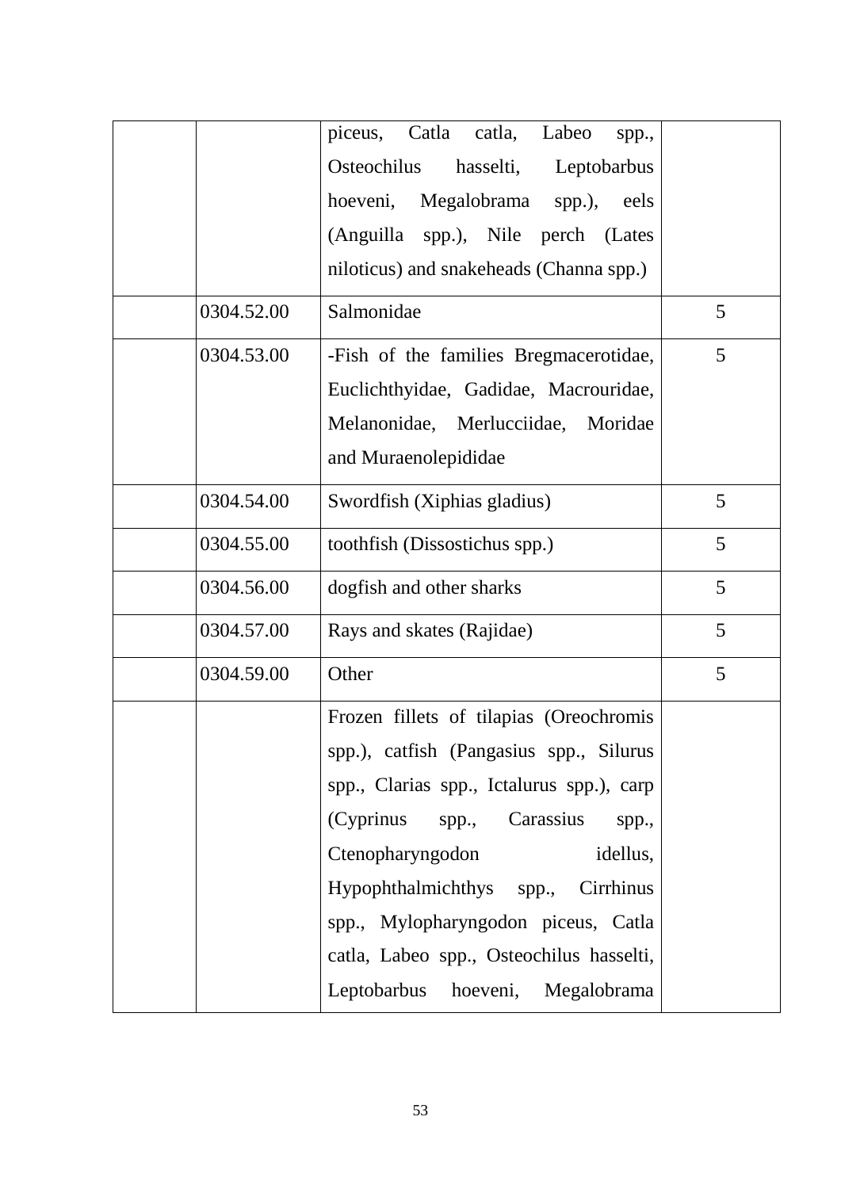| | | | |
|---|---|---|---|
| | | piceus, Catla catla, Labeo spp., Osteochilus hasselti, Leptobarbus hoeveni, Megalobrama spp.), eels (Anguilla spp.), Nile perch (Lates niloticus) and snakeheads (Channa spp.) | |
| | 0304.52.00 | Salmonidae | 5 |
| | 0304.53.00 | -Fish of the families Bregmacerotidae, Euclichthyidae, Gadidae, Macrouridae, Melanonidae, Merlucciidae, Moridae and Muraenolepididae | 5 |
| | 0304.54.00 | Swordfish (Xiphias gladius) | 5 |
| | 0304.55.00 | toothfish (Dissostichus spp.) | 5 |
| | 0304.56.00 | dogfish and other sharks | 5 |
| | 0304.57.00 | Rays and skates (Rajidae) | 5 |
| | 0304.59.00 | Other | 5 |
| | | Frozen fillets of tilapias (Oreochromis spp.), catfish (Pangasius spp., Silurus spp., Clarias spp., Ictalurus spp.), carp (Cyprinus spp., Carassius spp., Ctenopharyngodon idellus, Hypophthalmichthys spp., Cirrhinus spp., Mylopharyngodon piceus, Catla catla, Labeo spp., Osteochilus hasselti, Leptobarbus hoeveni, Megalobrama | |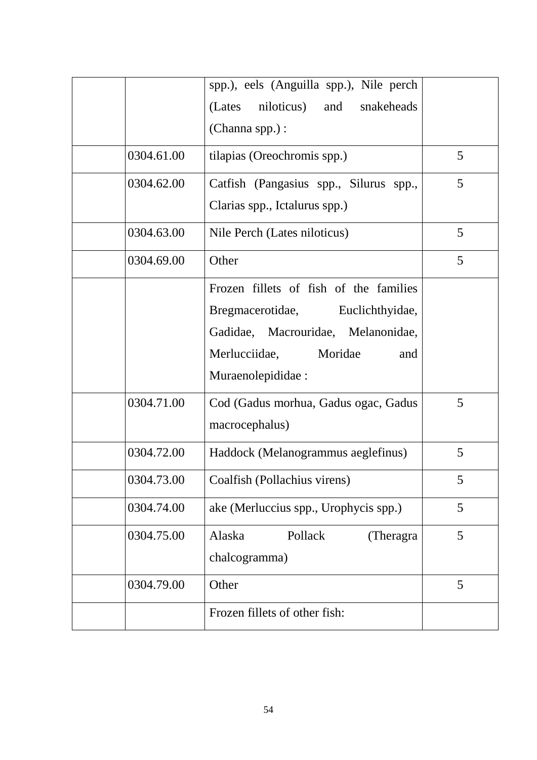| | | | |
|---|---|---|---|
| | | spp.), eels (Anguilla spp.), Nile perch (Lates niloticus) and snakeheads (Channa spp.) : | |
| | 0304.61.00 | tilapias (Oreochromis spp.) | 5 |
| | 0304.62.00 | Catfish (Pangasius spp., Silurus spp., Clarias spp., Ictalurus spp.) | 5 |
| | 0304.63.00 | Nile Perch (Lates niloticus) | 5 |
| | 0304.69.00 | Other | 5 |
| | | Frozen fillets of fish of the families Bregmacerotidae, Euclichthyidae, Gadidae, Macrouridae, Melanonidae, Merlucciidae, Moridae and Muraenolepididae : | |
| | 0304.71.00 | Cod (Gadus morhua, Gadus ogac, Gadus macrocephalus) | 5 |
| | 0304.72.00 | Haddock (Melanogrammus aeglefinus) | 5 |
| | 0304.73.00 | Coalfish (Pollachius virens) | 5 |
| | 0304.74.00 | ake (Merluccius spp., Urophycis spp.) | 5 |
| | 0304.75.00 | Alaska Pollack (Theragra chalcogramma) | 5 |
| | 0304.79.00 | Other | 5 |
| | | Frozen fillets of other fish: | |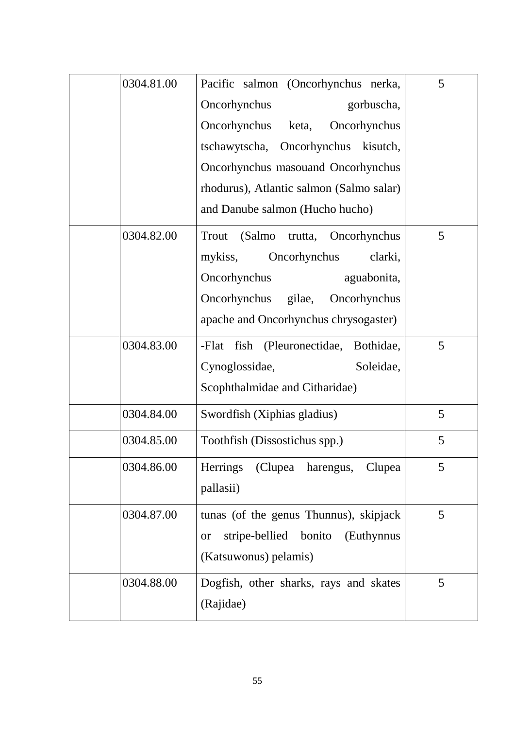|  | 0304.81.00 | Pacific salmon (Oncorhynchus nerka, Oncorhynchus gorbuscha, Oncorhynchus keta, Oncorhynchus tschawytscha, Oncorhynchus kisutch, Oncorhynchus masouand Oncorhynchus rhodurus), Atlantic salmon (Salmo salar) and Danube salmon (Hucho hucho) | 5 |
|---|---|---|---|
|  | 0304.82.00 | Trout (Salmo trutta, Oncorhynchus mykiss, Oncorhynchus clarki, Oncorhynchus aguabonita, Oncorhynchus gilae, Oncorhynchus apache and Oncorhynchus chrysogaster) | 5 |
|  | 0304.83.00 | -Flat fish (Pleuronectidae, Bothidae, Cynoglossidae, Soleidae, Scophthalmidae and Citharidae) | 5 |
|  | 0304.84.00 | Swordfish (Xiphias gladius) | 5 |
|  | 0304.85.00 | Toothfish (Dissostichus spp.) | 5 |
|  | 0304.86.00 | Herrings (Clupea harengus, Clupea pallasii) | 5 |
|  | 0304.87.00 | tunas (of the genus Thunnus), skipjack or stripe-bellied bonito (Euthynnus (Katsuwonus) pelamis) | 5 |
|  | 0304.88.00 | Dogfish, other sharks, rays and skates (Rajidae) | 5 |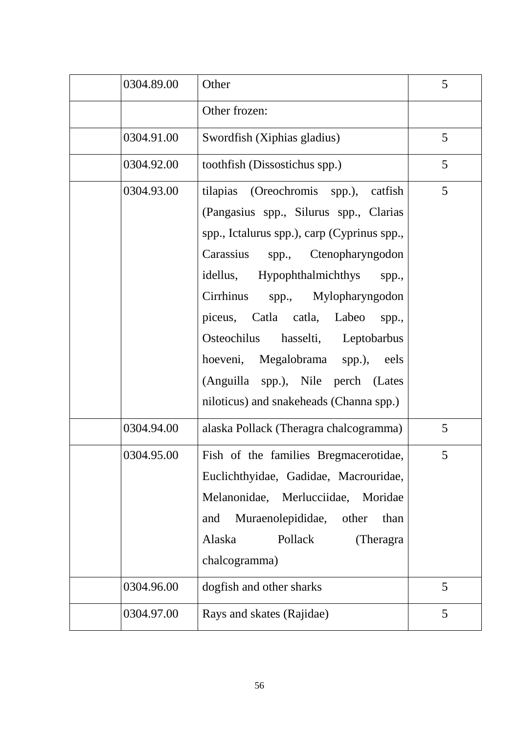|  |  |  |  |
|---|---|---|---|
|  | 0304.89.00 | Other | 5 |
|  |  | Other frozen: |  |
|  | 0304.91.00 | Swordfish (Xiphias gladius) | 5 |
|  | 0304.92.00 | toothfish (Dissostichus spp.) | 5 |
|  | 0304.93.00 | tilapias (Oreochromis spp.), catfish (Pangasius spp., Silurus spp., Clarias spp., Ictalurus spp.), carp (Cyprinus spp., Carassius spp., Ctenopharyngodon idellus, Hypophthalmichthys spp., Cirrhinus spp., Mylopharyngodon piceus, Catla catla, Labeo spp., Osteochilus hasselti, Leptobarbus hoeveni, Megalobrama spp.), eels (Anguilla spp.), Nile perch (Lates niloticus) and snakeheads (Channa spp.) | 5 |
|  | 0304.94.00 | alaska Pollack (Theragra chalcogramma) | 5 |
|  | 0304.95.00 | Fish of the families Bregmacerotidae, Euclichthyidae, Gadidae, Macrouridae, Melanonidae, Merlucciidae, Moridae and Muraenolepididae, other than Alaska Pollack (Theragra chalcogramma) | 5 |
|  | 0304.96.00 | dogfish and other sharks | 5 |
|  | 0304.97.00 | Rays and skates (Rajidae) | 5 |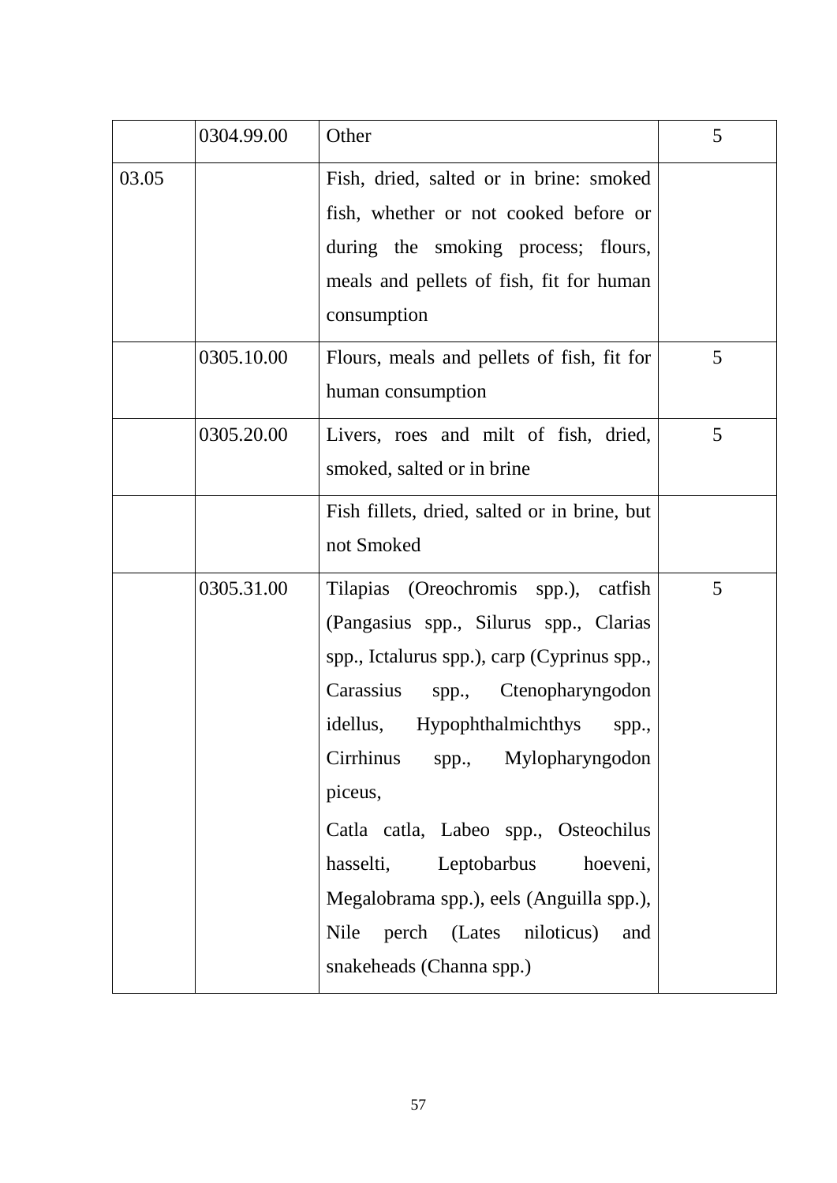| | | | |
|---|---|---|---|
| | 0304.99.00 | Other | 5 |
| 03.05 | | Fish, dried, salted or in brine: smoked fish, whether or not cooked before or during the smoking process; flours, meals and pellets of fish, fit for human consumption | |
| | 0305.10.00 | Flours, meals and pellets of fish, fit for human consumption | 5 |
| | 0305.20.00 | Livers, roes and milt of fish, dried, smoked, salted or in brine | 5 |
| | | Fish fillets, dried, salted or in brine, but not Smoked | |
| | 0305.31.00 | Tilapias (Oreochromis spp.), catfish (Pangasius spp., Silurus spp., Clarias spp., Ictalurus spp.), carp (Cyprinus spp., Carassius spp., Ctenopharyngodon idellus, Hypophthalmichthys spp., Cirrhinus spp., Mylopharyngodon piceus, Catla catla, Labeo spp., Osteochilus hasselti, Leptobarbus hoeveni, Megalobrama spp.), eels (Anguilla spp.), Nile perch (Lates niloticus) and snakeheads (Channa spp.) | 5 |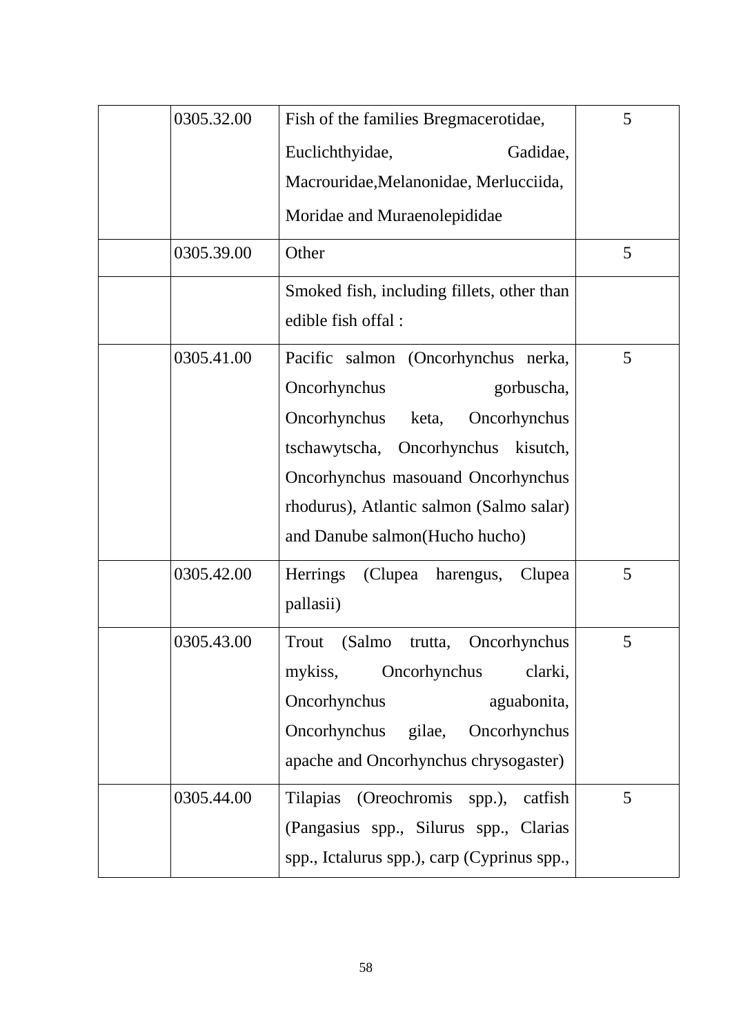| | | | |
|---|---|---|---|
| | 0305.32.00 | Fish of the families Bregmacerotidae, Euclichthyidae, Gadidae, Macrouridae,Melanonidae, Merlucciida, Moridae and Muraenolepididae | 5 |
| | 0305.39.00 | Other | 5 |
| | | Smoked fish, including fillets, other than edible fish offal : | |
| | 0305.41.00 | Pacific salmon (Oncorhynchus nerka, Oncorhynchus gorbuscha, Oncorhynchus keta, Oncorhynchus tschawytscha, Oncorhynchus kisutch, Oncorhynchus masouand Oncorhynchus rhodurus), Atlantic salmon (Salmo salar) and Danube salmon(Hucho hucho) | 5 |
| | 0305.42.00 | Herrings (Clupea harengus, Clupea pallasii) | 5 |
| | 0305.43.00 | Trout (Salmo trutta, Oncorhynchus mykiss, Oncorhynchus clarki, Oncorhynchus aguabonita, Oncorhynchus gilae, Oncorhynchus apache and Oncorhynchus chrysogaster) | 5 |
| | 0305.44.00 | Tilapias (Oreochromis spp.), catfish (Pangasius spp., Silurus spp., Clarias spp., Ictalurus spp.), carp (Cyprinus spp., | 5 |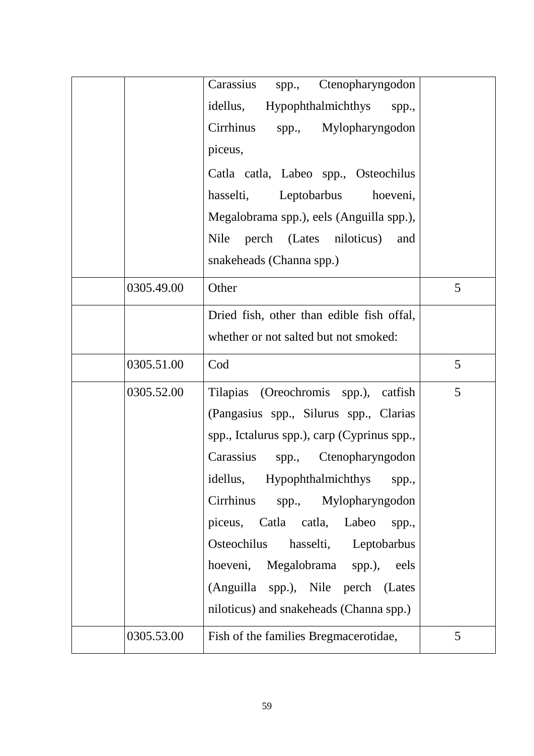| | | | |
|---|---|---|---|
| | | Carassius spp., Ctenopharyngodon idellus, Hypophthalmichthys spp., Cirrhinus spp., Mylopharyngodon piceus, Catla catla, Labeo spp., Osteochilus hasselti, Leptobarbus hoeveni, Megalobrama spp.), eels (Anguilla spp.), Nile perch (Lates niloticus) and snakeheads (Channa spp.) | |
| | 0305.49.00 | Other | 5 |
| | | Dried fish, other than edible fish offal, whether or not salted but not smoked: | |
| | 0305.51.00 | Cod | 5 |
| | 0305.52.00 | Tilapias (Oreochromis spp.), catfish (Pangasius spp., Silurus spp., Clarias spp., Ictalurus spp.), carp (Cyprinus spp., Carassius spp., Ctenopharyngodon idellus, Hypophthalmichthys spp., Cirrhinus spp., Mylopharyngodon piceus, Catla catla, Labeo spp., Osteochilus hasselti, Leptobarbus hoeveni, Megalobrama spp.), eels (Anguilla spp.), Nile perch (Lates niloticus) and snakeheads (Channa spp.) | 5 |
| | 0305.53.00 | Fish of the families Bregmacerotidae, | 5 |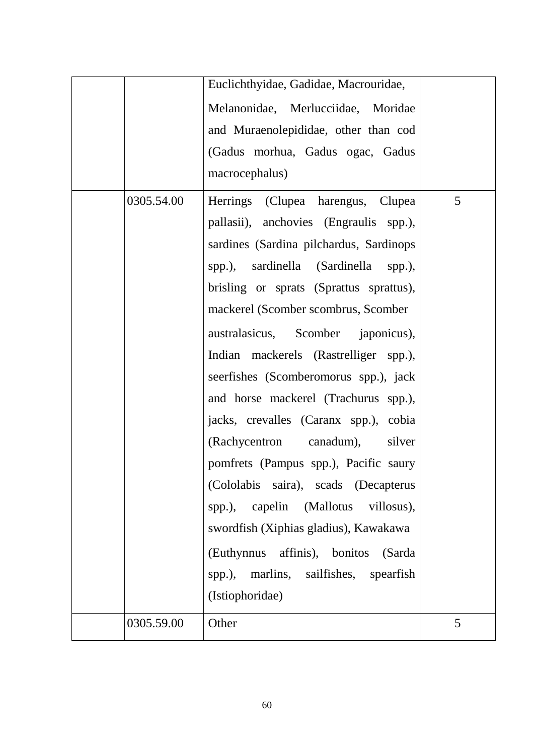| | | | |
|---|---|---|---|
| | | Euclichthyidae, Gadidae, Macrouridae, Melanonidae, Merlucciidae, Moridae and Muraenolepididae, other than cod (Gadus morhua, Gadus ogac, Gadus macrocephalus) | |
| | 0305.54.00 | Herrings (Clupea harengus, Clupea pallasii), anchovies (Engraulis spp.), sardines (Sardina pilchardus, Sardinops spp.), sardinella (Sardinella spp.), brisling or sprats (Sprattus sprattus), mackerel (Scomber scombrus, Scomber australasicus, Scomber japonicus), Indian mackerels (Rastrelliger spp.), seerfishes (Scomberomorus spp.), jack and horse mackerel (Trachurus spp.), jacks, crevalles (Caranx spp.), cobia (Rachycentron canadum), silver pomfrets (Pampus spp.), Pacific saury (Cololabis saira), scads (Decapterus spp.), capelin (Mallotus villosus), swordfish (Xiphias gladius), Kawakawa (Euthynnus affinis), bonitos (Sarda spp.), marlins, sailfishes, spearfish (Istiophoridae) | 5 |
| | 0305.59.00 | Other | 5 |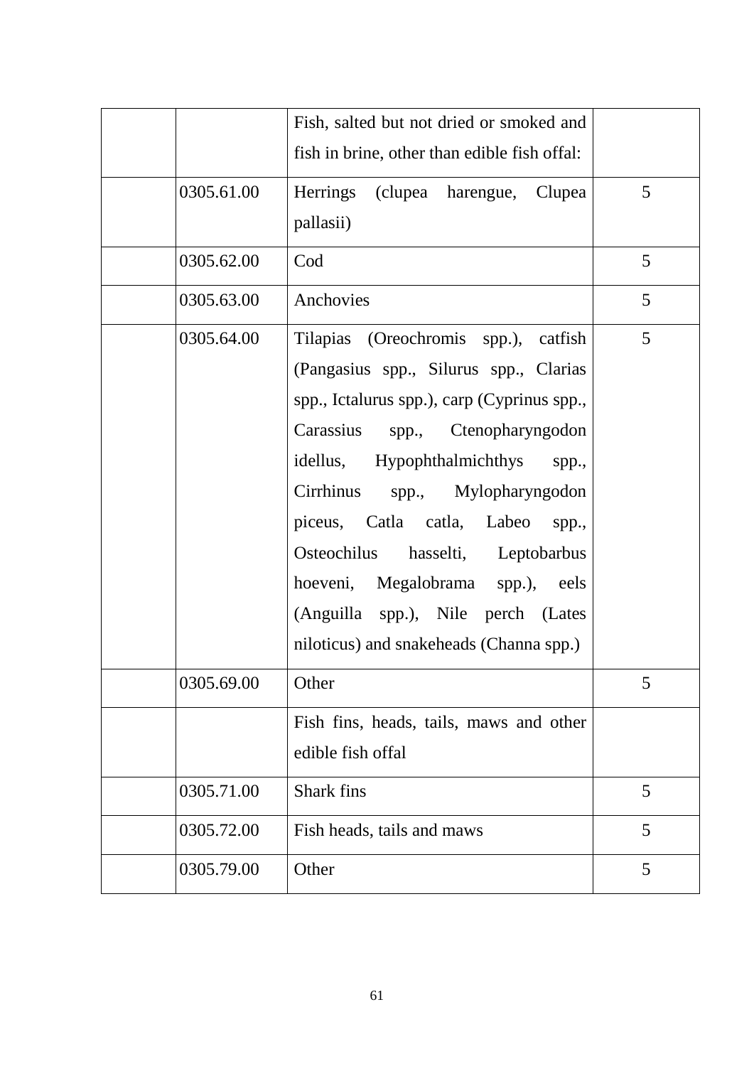| | | | |
|---|---|---|---|
| | | Fish, salted but not dried or smoked and fish in brine, other than edible fish offal: | |
| | 0305.61.00 | Herrings (clupea harengue, Clupea pallasii) | 5 |
| | 0305.62.00 | Cod | 5 |
| | 0305.63.00 | Anchovies | 5 |
| | 0305.64.00 | Tilapias (Oreochromis spp.), catfish (Pangasius spp., Silurus spp., Clarias spp., Ictalurus spp.), carp (Cyprinus spp., Carassius spp., Ctenopharyngodon idellus, Hypophthalmichthys spp., Cirrhinus spp., Mylopharyngodon piceus, Catla catla, Labeo spp., Osteochilus hasselti, Leptobarbus hoeveni, Megalobrama spp.), eels (Anguilla spp.), Nile perch (Lates niloticus) and snakeheads (Channa spp.) | 5 |
| | 0305.69.00 | Other | 5 |
| | | Fish fins, heads, tails, maws and other edible fish offal | |
| | 0305.71.00 | Shark fins | 5 |
| | 0305.72.00 | Fish heads, tails and maws | 5 |
| | 0305.79.00 | Other | 5 |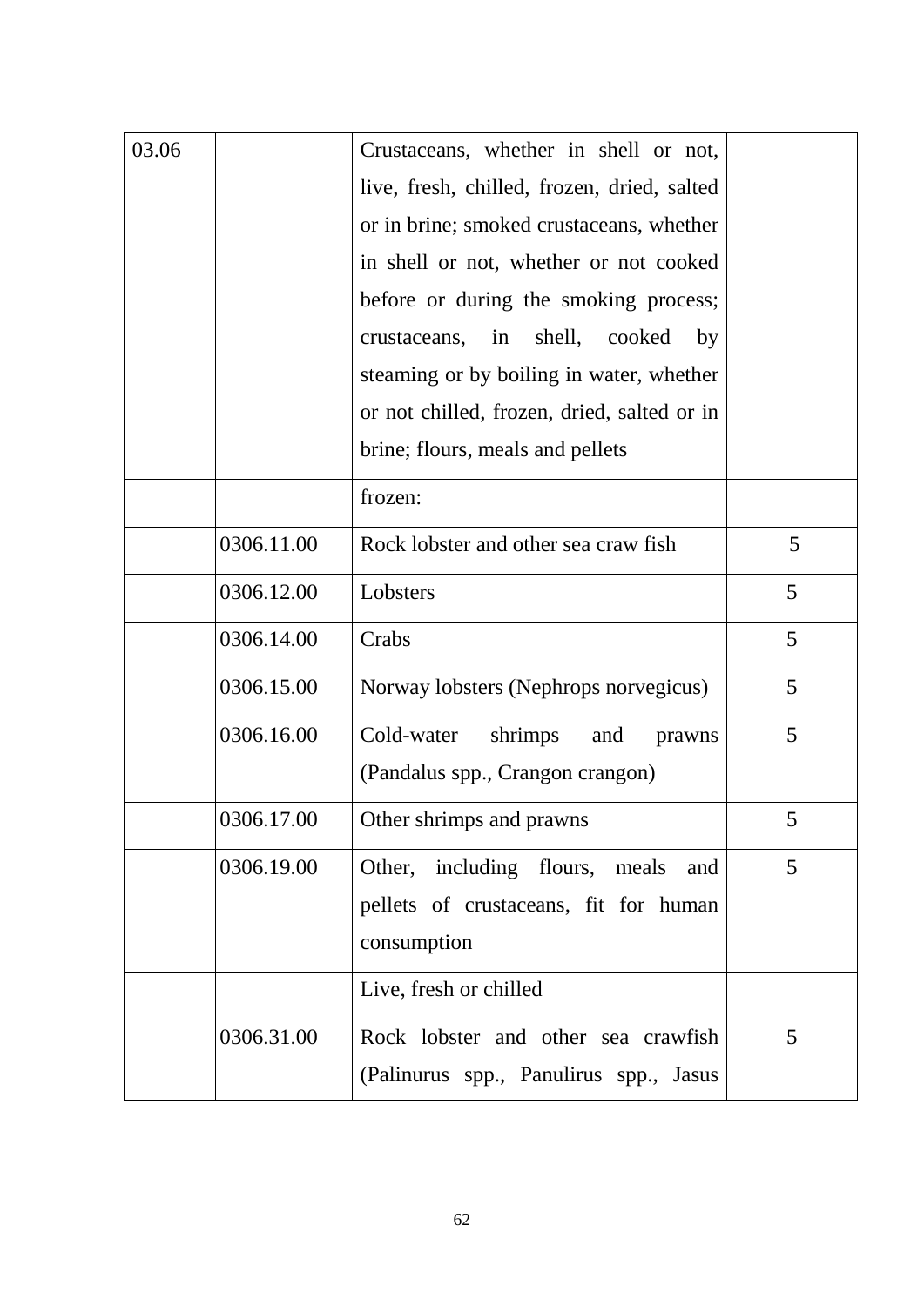| 03.06 | | Crustaceans, whether in shell or not, live, fresh, chilled, frozen, dried, salted or in brine; smoked crustaceans, whether in shell or not, whether or not cooked before or during the smoking process; crustaceans, in shell, cooked by steaming or by boiling in water, whether or not chilled, frozen, dried, salted or in brine; flours, meals and pellets | |
|---|---|---|---|
| | | frozen: | |
| | 0306.11.00 | Rock lobster and other sea craw fish | 5 |
| | 0306.12.00 | Lobsters | 5 |
| | 0306.14.00 | Crabs | 5 |
| | 0306.15.00 | Norway lobsters (Nephrops norvegicus) | 5 |
| | 0306.16.00 | Cold-water shrimps and prawns (Pandalus spp., Crangon crangon) | 5 |
| | 0306.17.00 | Other shrimps and prawns | 5 |
| | 0306.19.00 | Other, including flours, meals and pellets of crustaceans, fit for human consumption | 5 |
| | | Live, fresh or chilled | |
| | 0306.31.00 | Rock lobster and other sea crawfish (Palinurus spp., Panulirus spp., Jasus | 5 |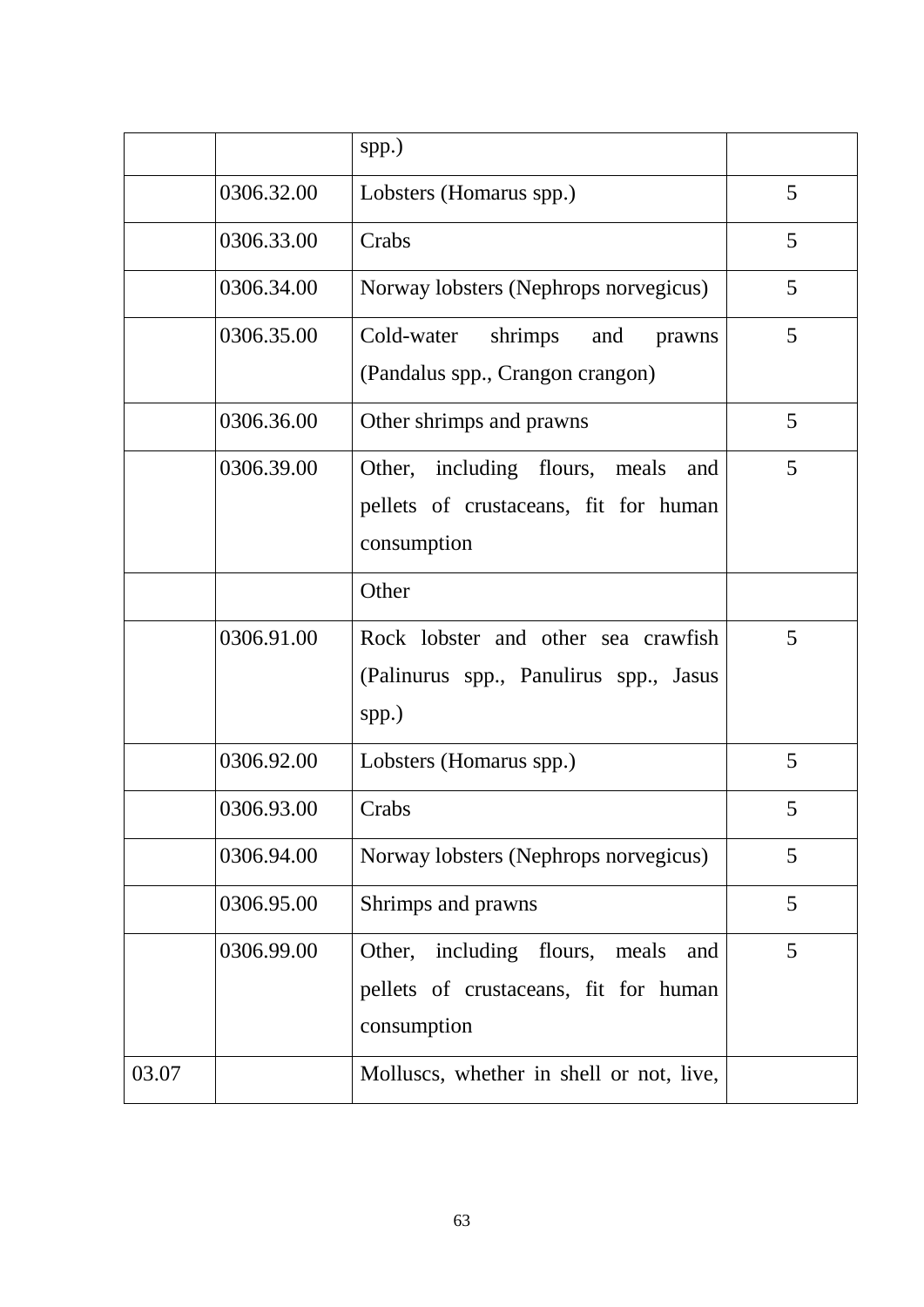| | | | |
|---|---|---|---|
| | | spp.) | |
| | 0306.32.00 | Lobsters (Homarus spp.) | 5 |
| | 0306.33.00 | Crabs | 5 |
| | 0306.34.00 | Norway lobsters (Nephrops norvegicus) | 5 |
| | 0306.35.00 | Cold-water shrimps and prawns (Pandalus spp., Crangon crangon) | 5 |
| | 0306.36.00 | Other shrimps and prawns | 5 |
| | 0306.39.00 | Other, including flours, meals and pellets of crustaceans, fit for human consumption | 5 |
| | | Other | |
| | 0306.91.00 | Rock lobster and other sea crawfish (Palinurus spp., Panulirus spp., Jasus spp.) | 5 |
| | 0306.92.00 | Lobsters (Homarus spp.) | 5 |
| | 0306.93.00 | Crabs | 5 |
| | 0306.94.00 | Norway lobsters (Nephrops norvegicus) | 5 |
| | 0306.95.00 | Shrimps and prawns | 5 |
| | 0306.99.00 | Other, including flours, meals and pellets of crustaceans, fit for human consumption | 5 |
| 03.07 | | Molluscs, whether in shell or not, live, | |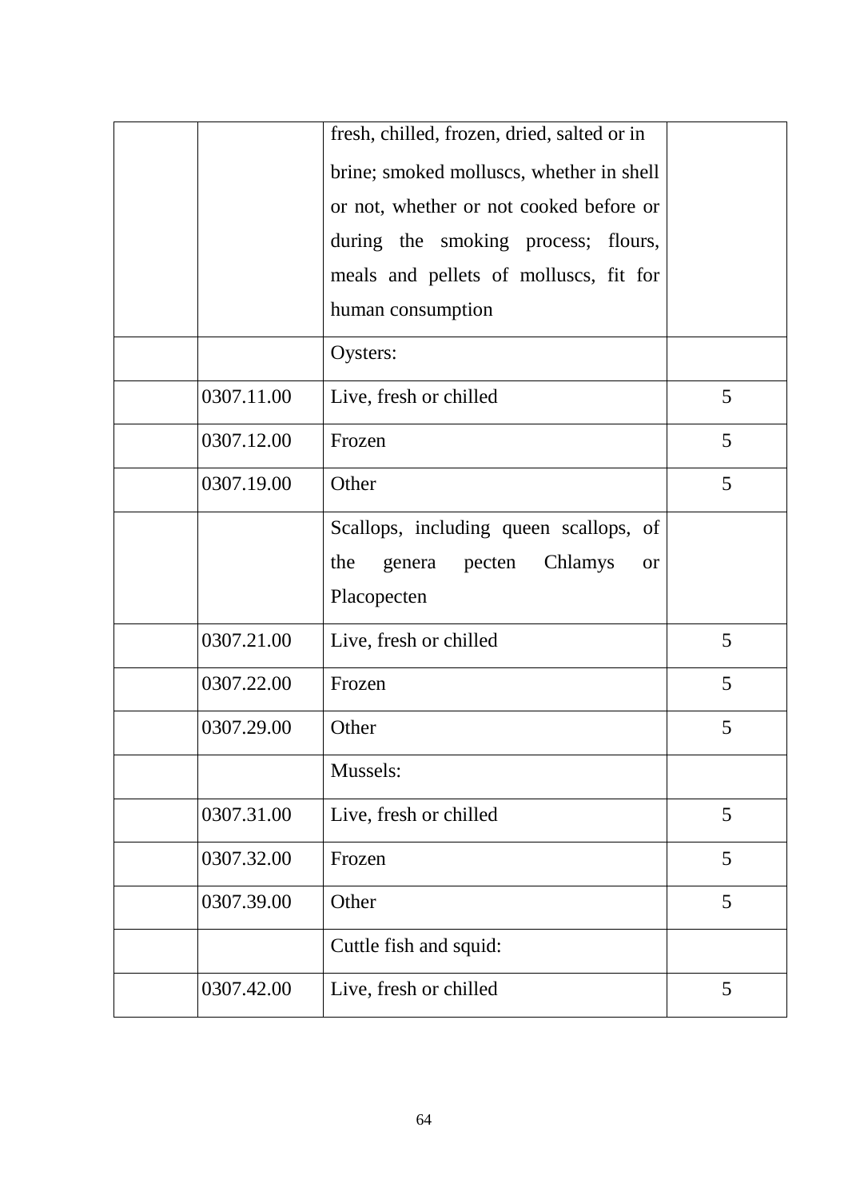| | | | |
|---|---|---|---|
| | | fresh, chilled, frozen, dried, salted or in brine; smoked molluscs, whether in shell or not, whether or not cooked before or during the smoking process; flours, meals and pellets of molluscs, fit for human consumption | |
| | | Oysters: | |
| | 0307.11.00 | Live, fresh or chilled | 5 |
| | 0307.12.00 | Frozen | 5 |
| | 0307.19.00 | Other | 5 |
| | | Scallops, including queen scallops, of the genera pecten Chlamys or Placopecten | |
| | 0307.21.00 | Live, fresh or chilled | 5 |
| | 0307.22.00 | Frozen | 5 |
| | 0307.29.00 | Other | 5 |
| | | Mussels: | |
| | 0307.31.00 | Live, fresh or chilled | 5 |
| | 0307.32.00 | Frozen | 5 |
| | 0307.39.00 | Other | 5 |
| | | Cuttle fish and squid: | |
| | 0307.42.00 | Live, fresh or chilled | 5 |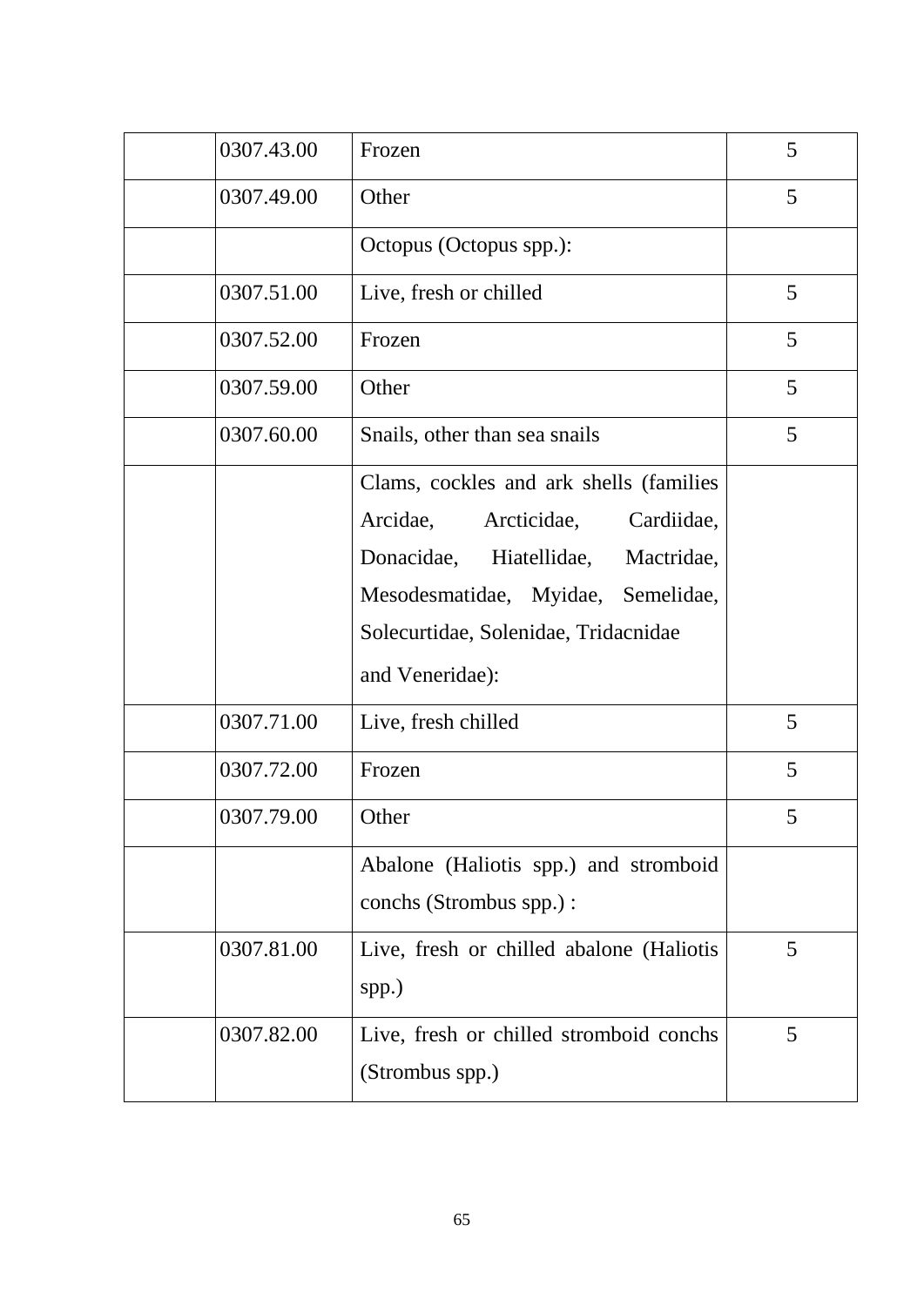|  |  |  |  |
|---|---|---|---|
|  | 0307.43.00 | Frozen | 5 |
|  | 0307.49.00 | Other | 5 |
|  |  | Octopus (Octopus spp.): |  |
|  | 0307.51.00 | Live, fresh or chilled | 5 |
|  | 0307.52.00 | Frozen | 5 |
|  | 0307.59.00 | Other | 5 |
|  | 0307.60.00 | Snails, other than sea snails | 5 |
|  |  | Clams, cockles and ark shells (families Arcidae, Arcticidae, Cardiidae, Donacidae, Hiatellidae, Mactridae, Mesodesmatidae, Myidae, Semelidae, Solecurtidae, Solenidae, Tridacnidae and Veneridae): |  |
|  | 0307.71.00 | Live, fresh chilled | 5 |
|  | 0307.72.00 | Frozen | 5 |
|  | 0307.79.00 | Other | 5 |
|  |  | Abalone (Haliotis spp.) and stromboid conchs (Strombus spp.) : |  |
|  | 0307.81.00 | Live, fresh or chilled abalone (Haliotis spp.) | 5 |
|  | 0307.82.00 | Live, fresh or chilled stromboid conchs (Strombus spp.) | 5 |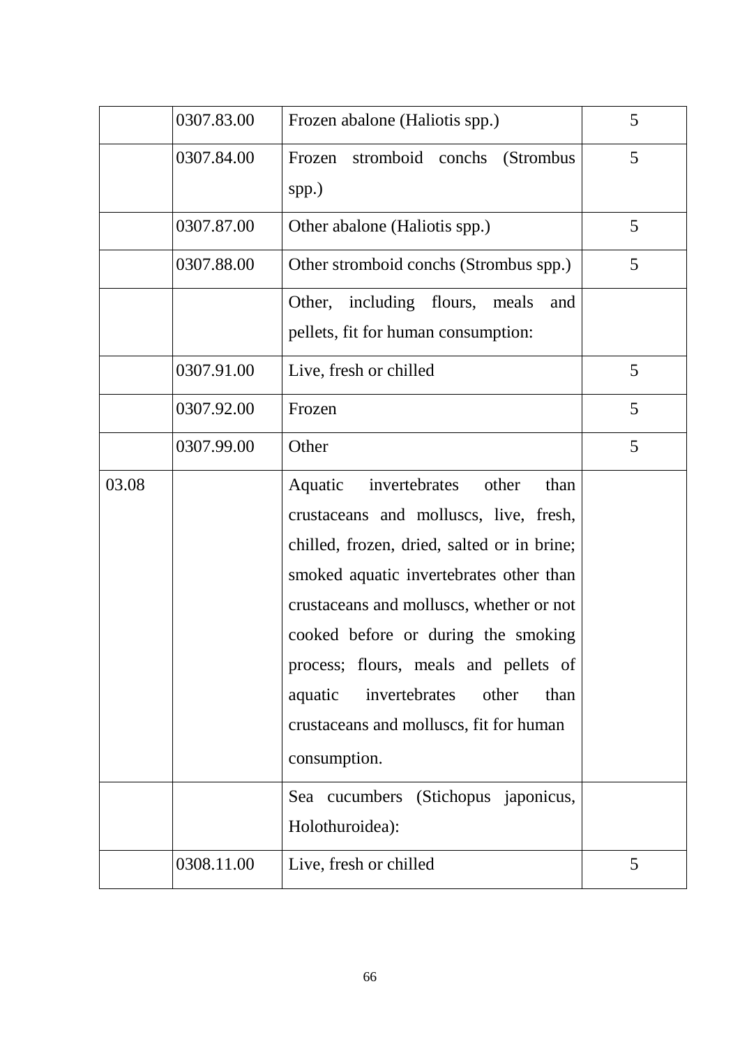| | | | |
|---|---|---|---|
| | 0307.83.00 | Frozen abalone (Haliotis spp.) | 5 |
| | 0307.84.00 | Frozen stromboid conchs (Strombus spp.) | 5 |
| | 0307.87.00 | Other abalone (Haliotis spp.) | 5 |
| | 0307.88.00 | Other stromboid conchs (Strombus spp.) | 5 |
| | | Other, including flours, meals and pellets, fit for human consumption: | |
| | 0307.91.00 | Live, fresh or chilled | 5 |
| | 0307.92.00 | Frozen | 5 |
| | 0307.99.00 | Other | 5 |
| 03.08 | | Aquatic invertebrates other than crustaceans and molluscs, live, fresh, chilled, frozen, dried, salted or in brine; smoked aquatic invertebrates other than crustaceans and molluscs, whether or not cooked before or during the smoking process; flours, meals and pellets of aquatic invertebrates other than crustaceans and molluscs, fit for human consumption. | |
| | | Sea cucumbers (Stichopus japonicus, Holothuroidea): | |
| | 0308.11.00 | Live, fresh or chilled | 5 |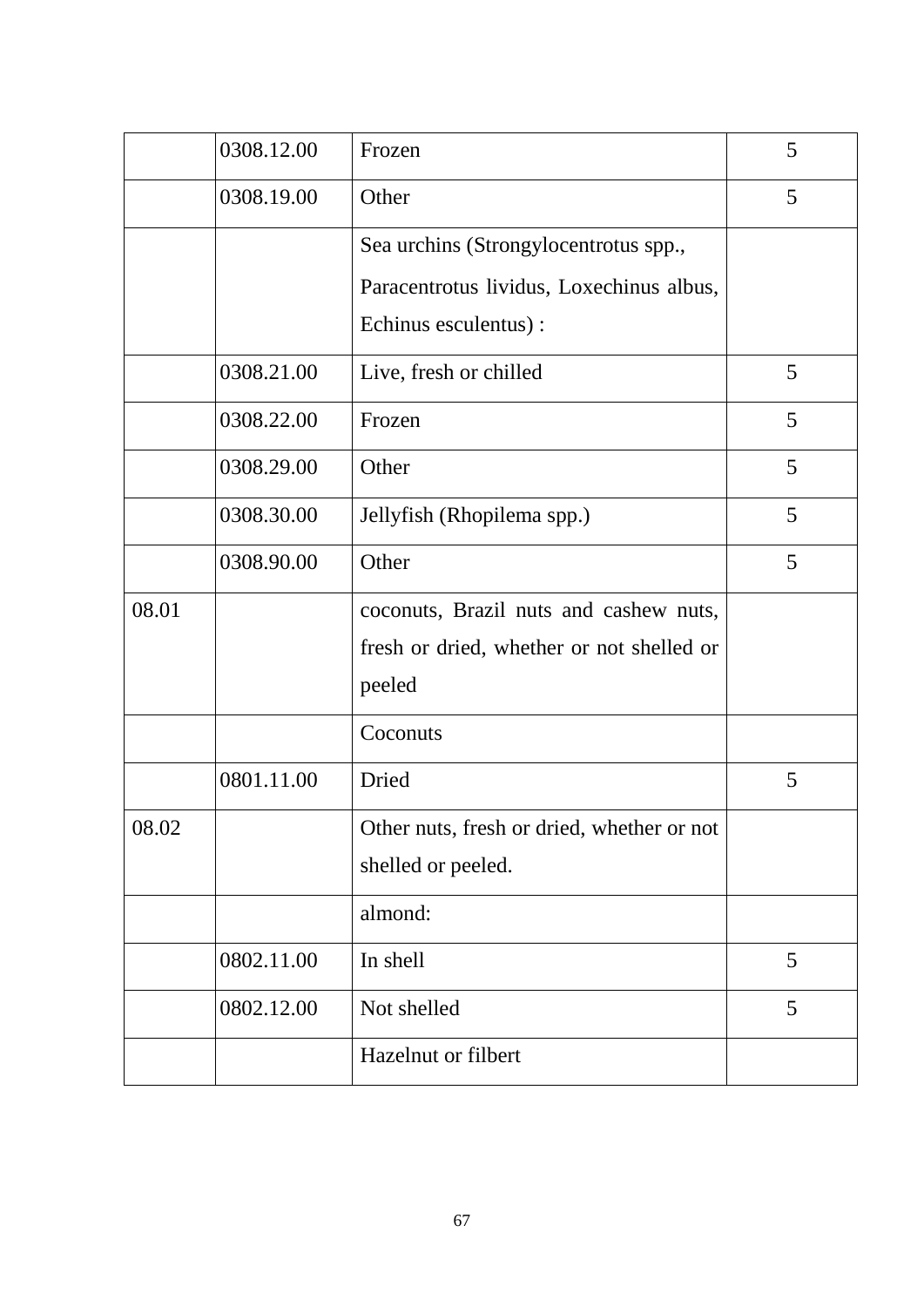| | | | |
|---|---|---|---|
| | 0308.12.00 | Frozen | 5 |
| | 0308.19.00 | Other | 5 |
| | | Sea urchins (Strongylocentrotus spp., Paracentrotus lividus, Loxechinus albus, Echinus esculentus) : | |
| | 0308.21.00 | Live, fresh or chilled | 5 |
| | 0308.22.00 | Frozen | 5 |
| | 0308.29.00 | Other | 5 |
| | 0308.30.00 | Jellyfish (Rhopilema spp.) | 5 |
| | 0308.90.00 | Other | 5 |
| 08.01 | | coconuts, Brazil nuts and cashew nuts, fresh or dried, whether or not shelled or peeled | |
| | | Coconuts | |
| | 0801.11.00 | Dried | 5 |
| 08.02 | | Other nuts, fresh or dried, whether or not shelled or peeled. | |
| | | almond: | |
| | 0802.11.00 | In shell | 5 |
| | 0802.12.00 | Not shelled | 5 |
| | | Hazelnut or filbert | |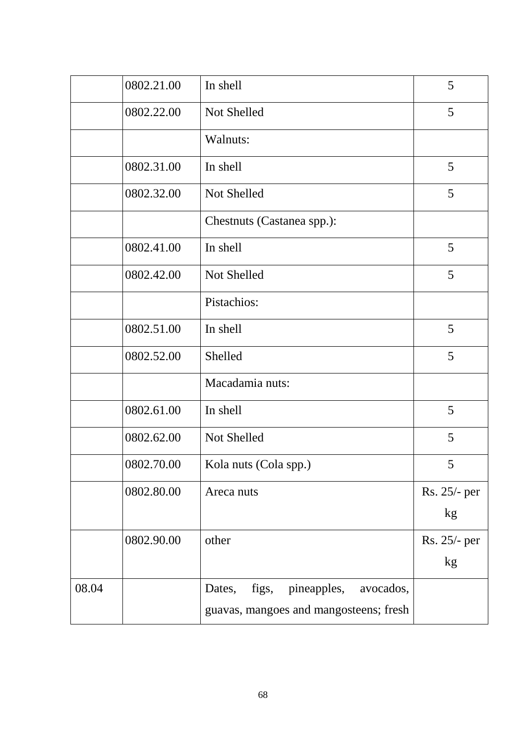| | | | |
|---|---|---|---|
| | 0802.21.00 | In shell | 5 |
| | 0802.22.00 | Not Shelled | 5 |
| | | Walnuts: | |
| | 0802.31.00 | In shell | 5 |
| | 0802.32.00 | Not Shelled | 5 |
| | | Chestnuts (Castanea spp.): | |
| | 0802.41.00 | In shell | 5 |
| | 0802.42.00 | Not Shelled | 5 |
| | | Pistachios: | |
| | 0802.51.00 | In shell | 5 |
| | 0802.52.00 | Shelled | 5 |
| | | Macadamia nuts: | |
| | 0802.61.00 | In shell | 5 |
| | 0802.62.00 | Not Shelled | 5 |
| | 0802.70.00 | Kola nuts (Cola spp.) | 5 |
| | 0802.80.00 | Areca nuts | Rs. 25/- per kg |
| | 0802.90.00 | other | Rs. 25/- per kg |
| 08.04 | | Dates, figs, pineapples, avocados, guavas, mangoes and mangosteens; fresh | |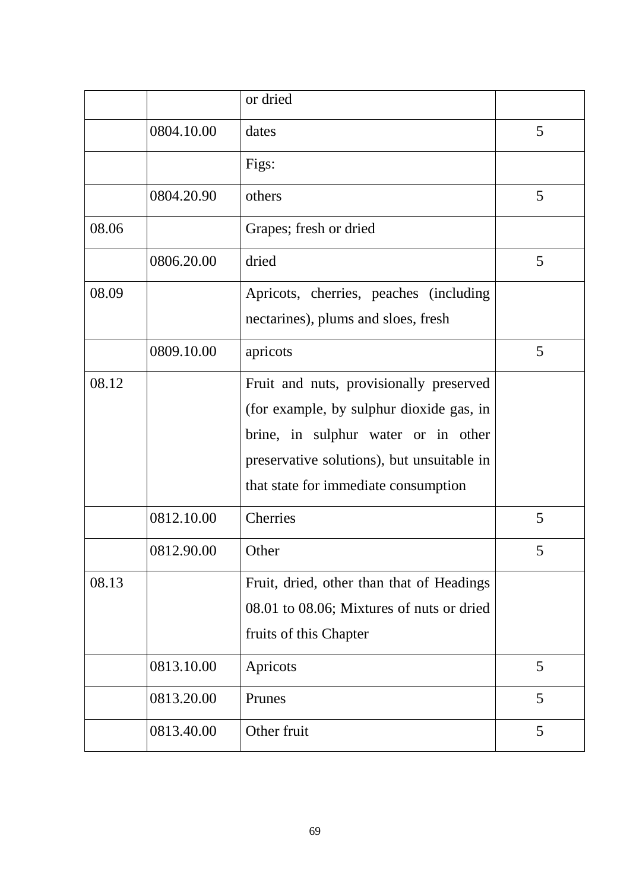| | | or dried | |
|---|---|---|---|
| | 0804.10.00 | dates | 5 |
| | | Figs: | |
| | 0804.20.90 | others | 5 |
| 08.06 | | Grapes; fresh or dried | |
| | 0806.20.00 | dried | 5 |
| 08.09 | | Apricots, cherries, peaches (including nectarines), plums and sloes, fresh | |
| | 0809.10.00 | apricots | 5 |
| 08.12 | | Fruit and nuts, provisionally preserved (for example, by sulphur dioxide gas, in brine, in sulphur water or in other preservative solutions), but unsuitable in that state for immediate consumption | |
| | 0812.10.00 | Cherries | 5 |
| | 0812.90.00 | Other | 5 |
| 08.13 | | Fruit, dried, other than that of Headings 08.01 to 08.06; Mixtures of nuts or dried fruits of this Chapter | |
| | 0813.10.00 | Apricots | 5 |
| | 0813.20.00 | Prunes | 5 |
| | 0813.40.00 | Other fruit | 5 |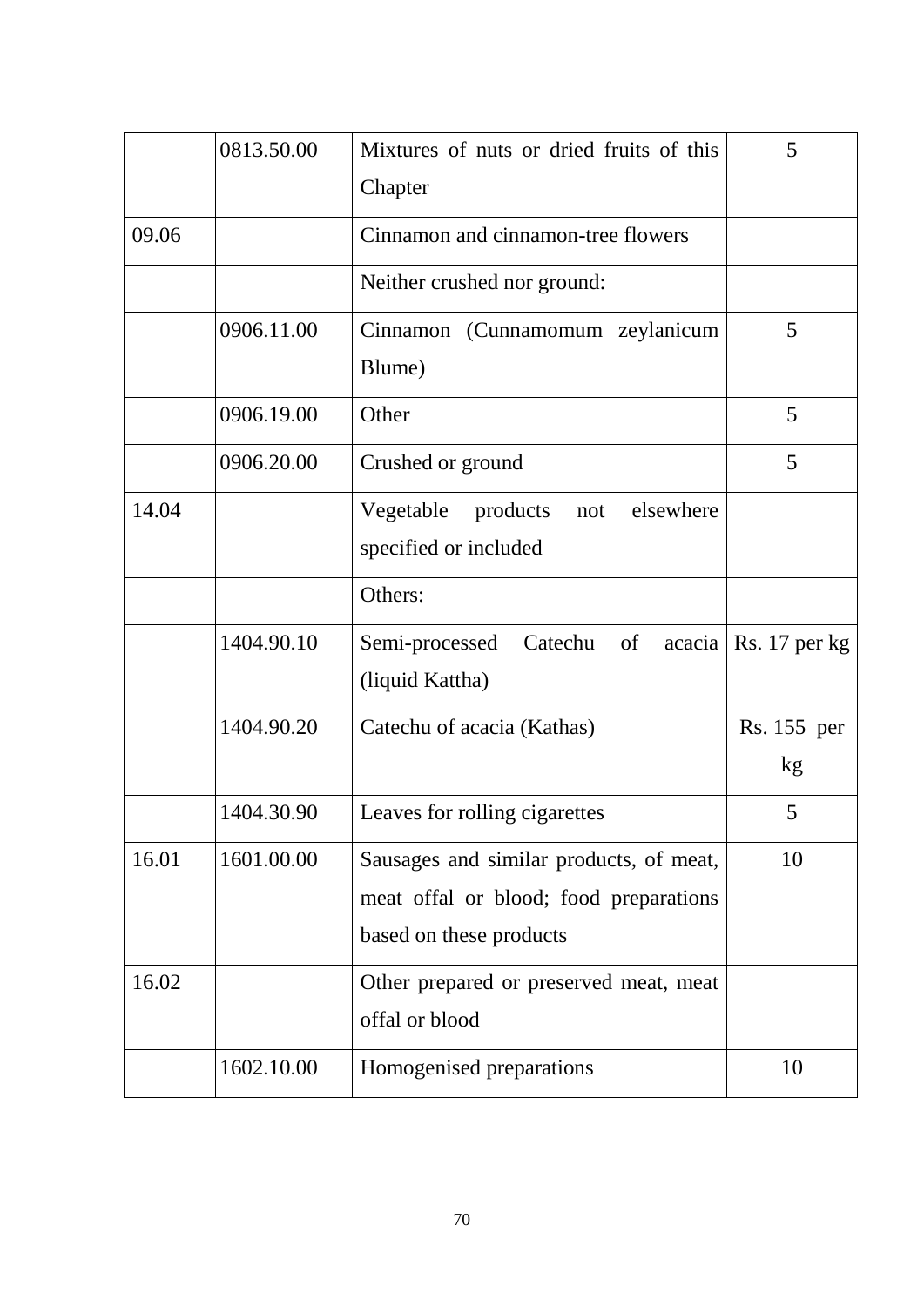| | | | |
|---|---|---|---|
| | 0813.50.00 | Mixtures of nuts or dried fruits of this Chapter | 5 |
| 09.06 | | Cinnamon and cinnamon-tree flowers | |
| | | Neither crushed nor ground: | |
| | 0906.11.00 | Cinnamon (Cunnamomum zeylanicum Blume) | 5 |
| | 0906.19.00 | Other | 5 |
| | 0906.20.00 | Crushed or ground | 5 |
| 14.04 | | Vegetable products not elsewhere specified or included | |
| | | Others: | |
| | 1404.90.10 | Semi-processed Catechu of acacia (liquid Kattha) | Rs. 17 per kg |
| | 1404.90.20 | Catechu of acacia (Kathas) | Rs. 155 per kg |
| | 1404.30.90 | Leaves for rolling cigarettes | 5 |
| 16.01 | 1601.00.00 | Sausages and similar products, of meat, meat offal or blood; food preparations based on these products | 10 |
| 16.02 | | Other prepared or preserved meat, meat offal or blood | |
| | 1602.10.00 | Homogenised preparations | 10 |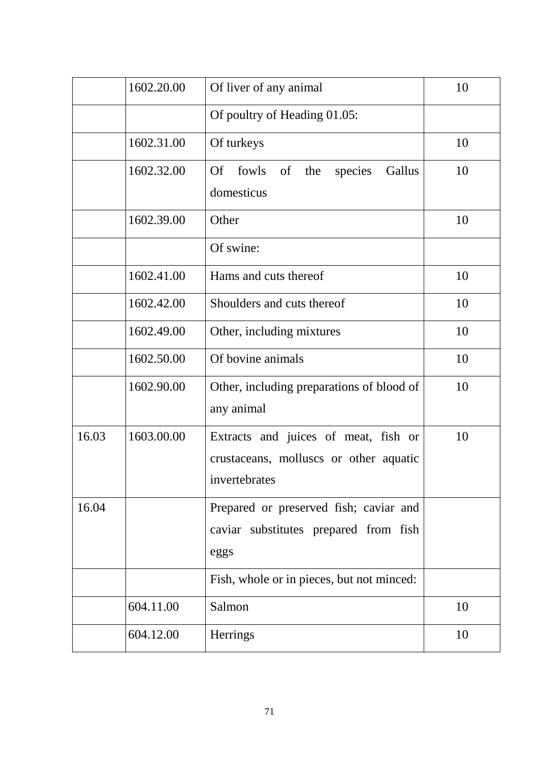| | | | |
|---|---|---|---|
| | 1602.20.00 | Of liver of any animal | 10 |
| | | Of poultry of Heading 01.05: | |
| | 1602.31.00 | Of turkeys | 10 |
| | 1602.32.00 | Of fowls of the species Gallus domesticus | 10 |
| | 1602.39.00 | Other | 10 |
| | | Of swine: | |
| | 1602.41.00 | Hams and cuts thereof | 10 |
| | 1602.42.00 | Shoulders and cuts thereof | 10 |
| | 1602.49.00 | Other, including mixtures | 10 |
| | 1602.50.00 | Of bovine animals | 10 |
| | 1602.90.00 | Other, including preparations of blood of any animal | 10 |
| 16.03 | 1603.00.00 | Extracts and juices of meat, fish or crustaceans, molluscs or other aquatic invertebrates | 10 |
| 16.04 | | Prepared or preserved fish; caviar and caviar substitutes prepared from fish eggs | |
| | | Fish, whole or in pieces, but not minced: | |
| | 604.11.00 | Salmon | 10 |
| | 604.12.00 | Herrings | 10 |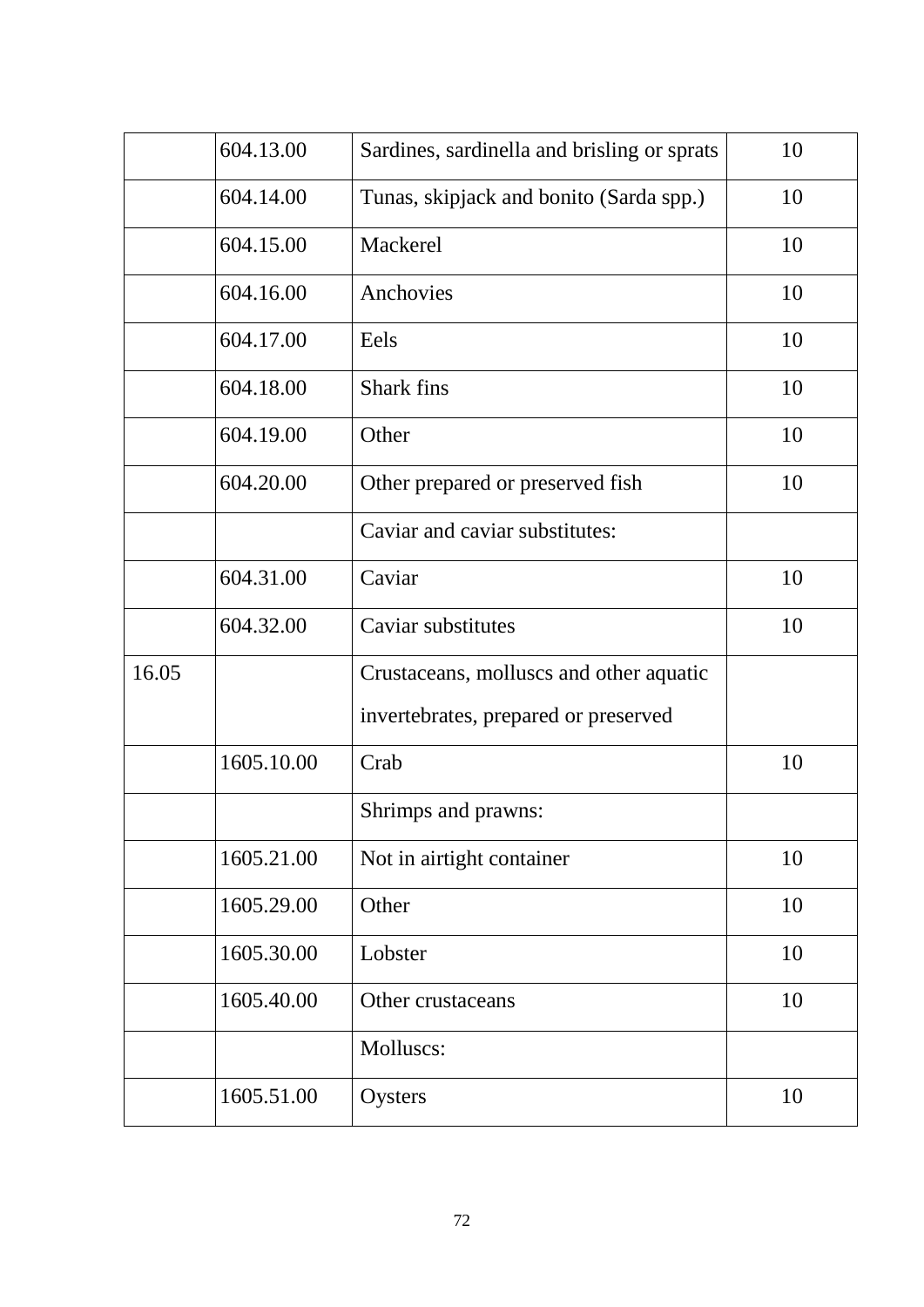|  |  |  |  |
|---|---|---|---|
|  | 604.13.00 | Sardines, sardinella and brisling or sprats | 10 |
|  | 604.14.00 | Tunas, skipjack and bonito (Sarda spp.) | 10 |
|  | 604.15.00 | Mackerel | 10 |
|  | 604.16.00 | Anchovies | 10 |
|  | 604.17.00 | Eels | 10 |
|  | 604.18.00 | Shark fins | 10 |
|  | 604.19.00 | Other | 10 |
|  | 604.20.00 | Other prepared or preserved fish | 10 |
|  |  | Caviar and caviar substitutes: |  |
|  | 604.31.00 | Caviar | 10 |
|  | 604.32.00 | Caviar substitutes | 10 |
| 16.05 |  | Crustaceans, molluscs and other aquatic invertebrates, prepared or preserved |  |
|  | 1605.10.00 | Crab | 10 |
|  |  | Shrimps and prawns: |  |
|  | 1605.21.00 | Not in airtight container | 10 |
|  | 1605.29.00 | Other | 10 |
|  | 1605.30.00 | Lobster | 10 |
|  | 1605.40.00 | Other crustaceans | 10 |
|  |  | Molluscs: |  |
|  | 1605.51.00 | Oysters | 10 |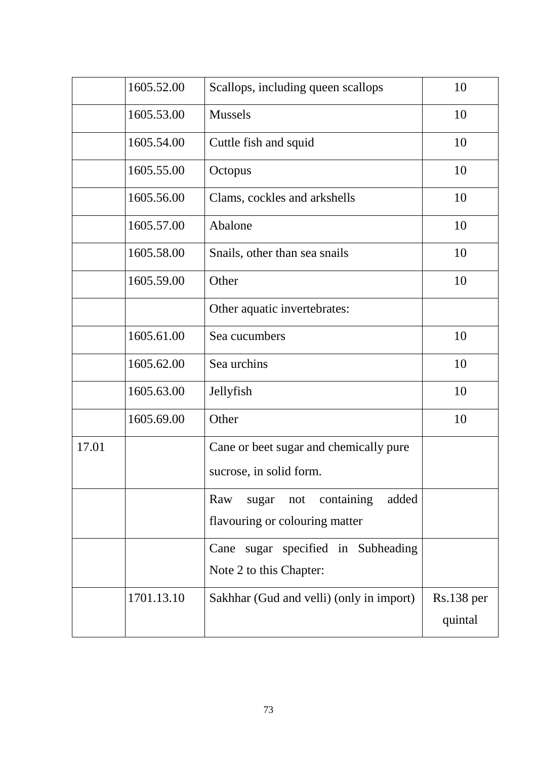|  |  |  |  |
|---|---|---|---|
|  | 1605.52.00 | Scallops, including queen scallops | 10 |
|  | 1605.53.00 | Mussels | 10 |
|  | 1605.54.00 | Cuttle fish and squid | 10 |
|  | 1605.55.00 | Octopus | 10 |
|  | 1605.56.00 | Clams, cockles and arkshells | 10 |
|  | 1605.57.00 | Abalone | 10 |
|  | 1605.58.00 | Snails, other than sea snails | 10 |
|  | 1605.59.00 | Other | 10 |
|  |  | Other aquatic invertebrates: |  |
|  | 1605.61.00 | Sea cucumbers | 10 |
|  | 1605.62.00 | Sea urchins | 10 |
|  | 1605.63.00 | Jellyfish | 10 |
|  | 1605.69.00 | Other | 10 |
| 17.01 |  | Cane or beet sugar and chemically pure sucrose, in solid form. |  |
|  |  | Raw sugar not containing added flavouring or colouring matter |  |
|  |  | Cane sugar specified in Subheading Note 2 to this Chapter: |  |
|  | 1701.13.10 | Sakhhar (Gud and velli) (only in import) | Rs.138 per quintal |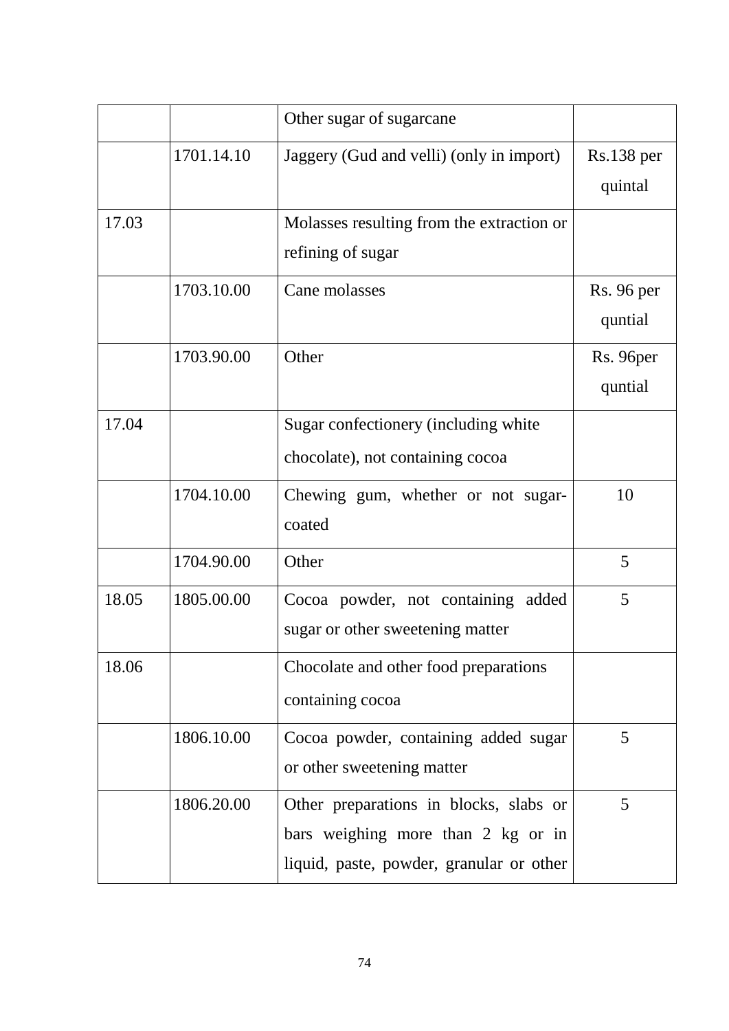| | | Other sugar of sugarcane | |
|---|---|---|---|
| | 1701.14.10 | Jaggery (Gud and velli) (only in import) | Rs.138 per quintal |
| 17.03 | | Molasses resulting from the extraction or refining of sugar | |
| | 1703.10.00 | Cane molasses | Rs. 96 per quntial |
| | 1703.90.00 | Other | Rs. 96per quntial |
| 17.04 | | Sugar confectionery (including white chocolate), not containing cocoa | |
| | 1704.10.00 | Chewing gum, whether or not sugar-coated | 10 |
| | 1704.90.00 | Other | 5 |
| 18.05 | 1805.00.00 | Cocoa powder, not containing added sugar or other sweetening matter | 5 |
| 18.06 | | Chocolate and other food preparations containing cocoa | |
| | 1806.10.00 | Cocoa powder, containing added sugar or other sweetening matter | 5 |
| | 1806.20.00 | Other preparations in blocks, slabs or bars weighing more than 2 kg or in liquid, paste, powder, granular or other | 5 |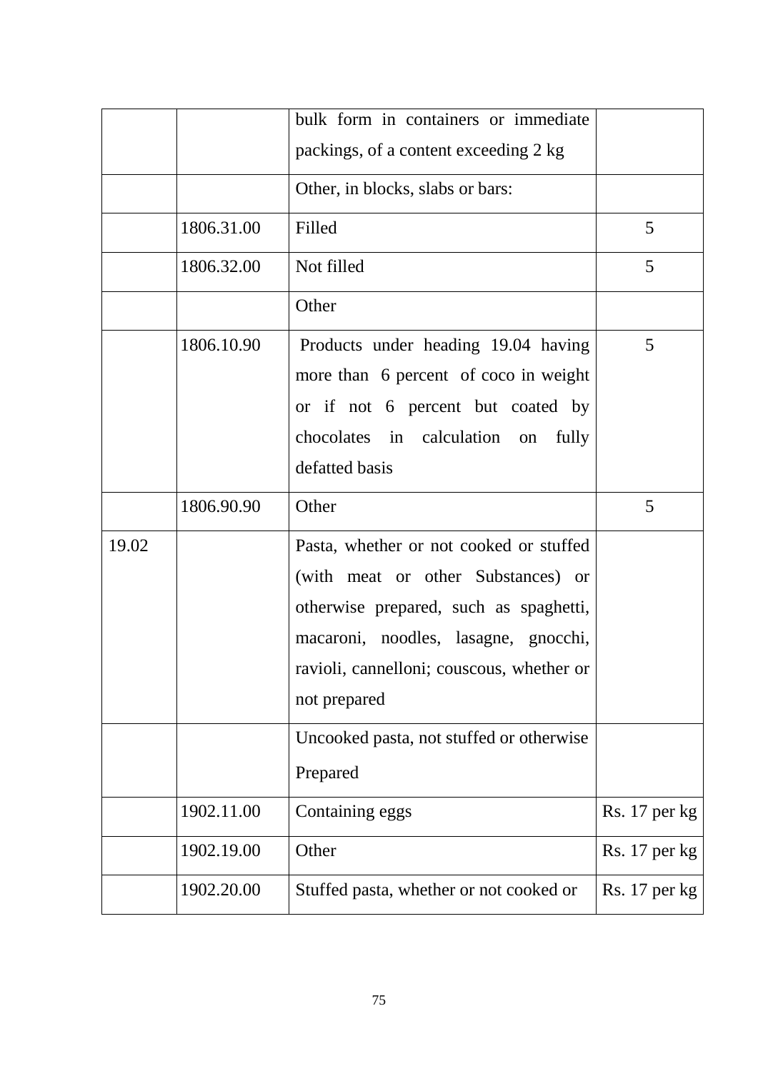| | | bulk form in containers or immediate packings, of a content exceeding 2 kg | |
|---|---|---|---|
| | | Other, in blocks, slabs or bars: | |
| | 1806.31.00 | Filled | 5 |
| | 1806.32.00 | Not filled | 5 |
| | | Other | |
| | 1806.10.90 | Products under heading 19.04 having more than 6 percent of coco in weight or if not 6 percent but coated by chocolates in calculation on fully defatted basis | 5 |
| | 1806.90.90 | Other | 5 |
| 19.02 | | Pasta, whether or not cooked or stuffed (with meat or other Substances) or otherwise prepared, such as spaghetti, macaroni, noodles, lasagne, gnocchi, ravioli, cannelloni; couscous, whether or not prepared | |
| | | Uncooked pasta, not stuffed or otherwise Prepared | |
| | 1902.11.00 | Containing eggs | Rs. 17 per kg |
| | 1902.19.00 | Other | Rs. 17 per kg |
| | 1902.20.00 | Stuffed pasta, whether or not cooked or | Rs. 17 per kg |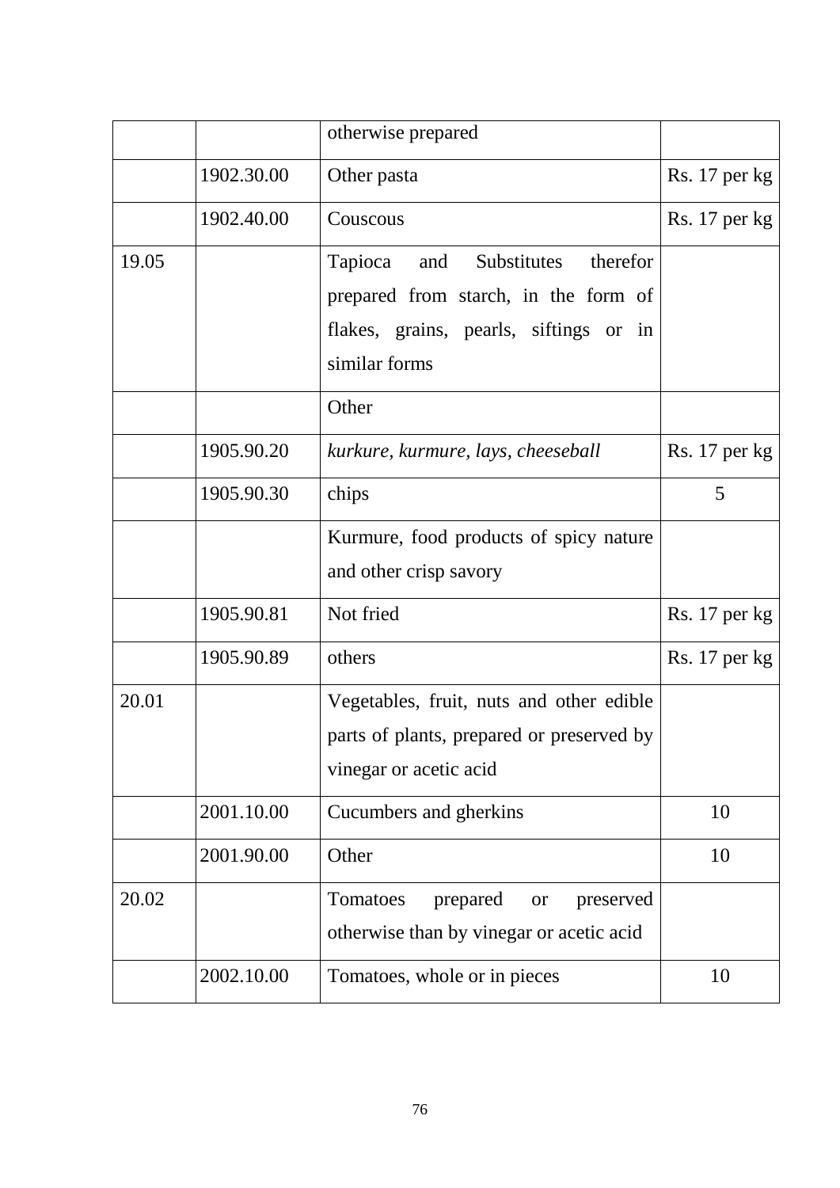| | | | |
|---|---|---|---|
| | | otherwise prepared | |
| | 1902.30.00 | Other pasta | Rs. 17 per kg |
| | 1902.40.00 | Couscous | Rs. 17 per kg |
| 19.05 | | Tapioca and Substitutes therefor prepared from starch, in the form of flakes, grains, pearls, siftings or in similar forms | |
| | | Other | |
| | 1905.90.20 | *kurkure, kurmure, lays, cheeseball* | Rs. 17 per kg |
| | 1905.90.30 | chips | 5 |
| | | Kurmure, food products of spicy nature and other crisp savory | |
| | 1905.90.81 | Not fried | Rs. 17 per kg |
| | 1905.90.89 | others | Rs. 17 per kg |
| 20.01 | | Vegetables, fruit, nuts and other edible parts of plants, prepared or preserved by vinegar or acetic acid | |
| | 2001.10.00 | Cucumbers and gherkins | 10 |
| | 2001.90.00 | Other | 10 |
| 20.02 | | Tomatoes prepared or preserved otherwise than by vinegar or acetic acid | |
| | 2002.10.00 | Tomatoes, whole or in pieces | 10 |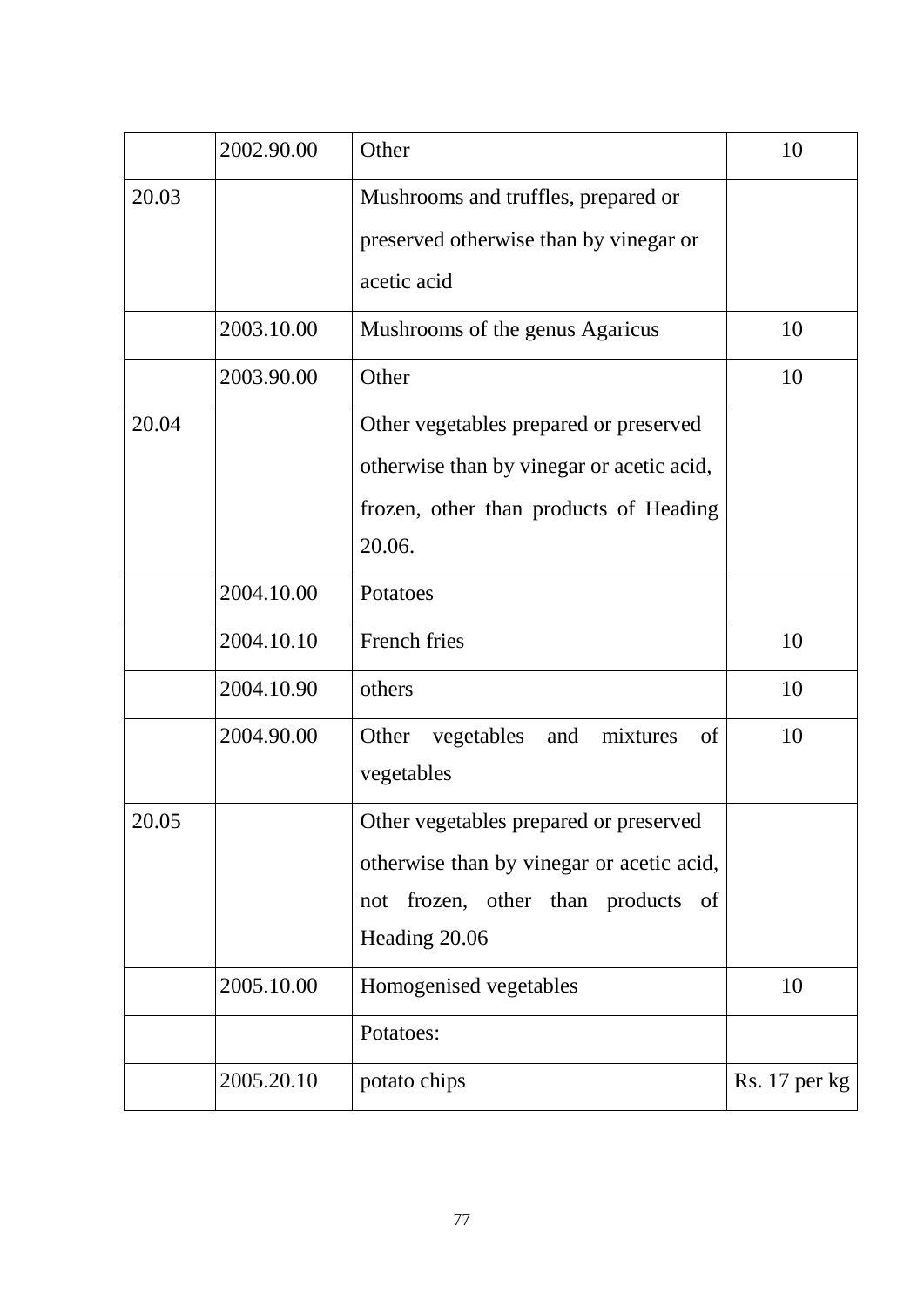|  | 2002.90.00 | Other | 10 |
|---|---|---|---|
| 20.03 |  | Mushrooms and truffles, prepared or preserved otherwise than by vinegar or acetic acid |  |
|  | 2003.10.00 | Mushrooms of the genus Agaricus | 10 |
|  | 2003.90.00 | Other | 10 |
| 20.04 |  | Other vegetables prepared or preserved otherwise than by vinegar or acetic acid, frozen, other than products of Heading 20.06. |  |
|  | 2004.10.00 | Potatoes |  |
|  | 2004.10.10 | French fries | 10 |
|  | 2004.10.90 | others | 10 |
|  | 2004.90.00 | Other vegetables and mixtures of vegetables | 10 |
| 20.05 |  | Other vegetables prepared or preserved otherwise than by vinegar or acetic acid, not frozen, other than products of Heading 20.06 |  |
|  | 2005.10.00 | Homogenised vegetables | 10 |
|  |  | Potatoes: |  |
|  | 2005.20.10 | potato chips | Rs. 17 per kg |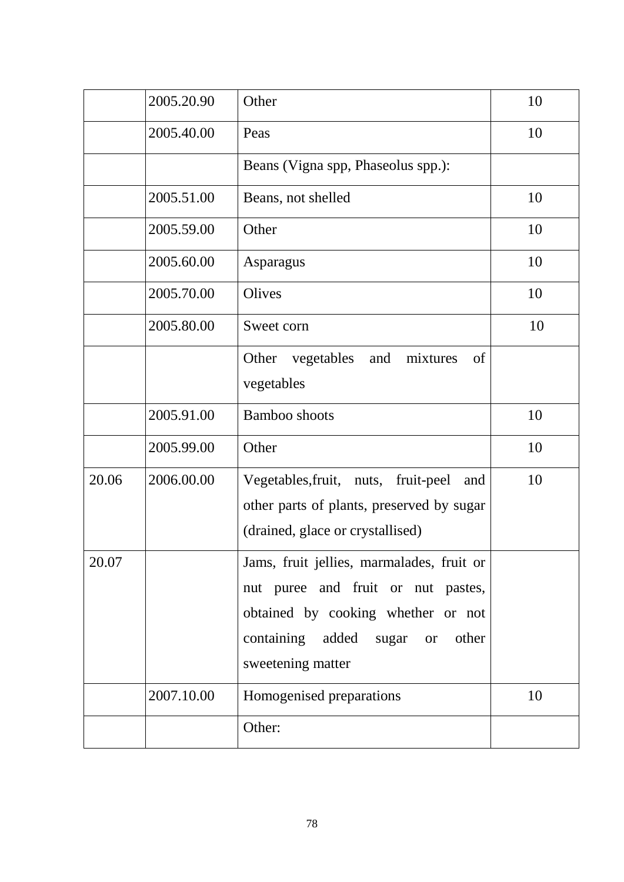|  |  |  |  |
|---|---|---|---|
|  | 2005.20.90 | Other | 10 |
|  | 2005.40.00 | Peas | 10 |
|  |  | Beans (Vigna spp, Phaseolus spp.): |  |
|  | 2005.51.00 | Beans, not shelled | 10 |
|  | 2005.59.00 | Other | 10 |
|  | 2005.60.00 | Asparagus | 10 |
|  | 2005.70.00 | Olives | 10 |
|  | 2005.80.00 | Sweet corn | 10 |
|  |  | Other vegetables and mixtures of vegetables |  |
|  | 2005.91.00 | Bamboo shoots | 10 |
|  | 2005.99.00 | Other | 10 |
| 20.06 | 2006.00.00 | Vegetables,fruit, nuts, fruit-peel and other parts of plants, preserved by sugar (drained, glace or crystallised) | 10 |
| 20.07 |  | Jams, fruit jellies, marmalades, fruit or nut puree and fruit or nut pastes, obtained by cooking whether or not containing added sugar or other sweetening matter |  |
|  | 2007.10.00 | Homogenised preparations | 10 |
|  |  | Other: |  |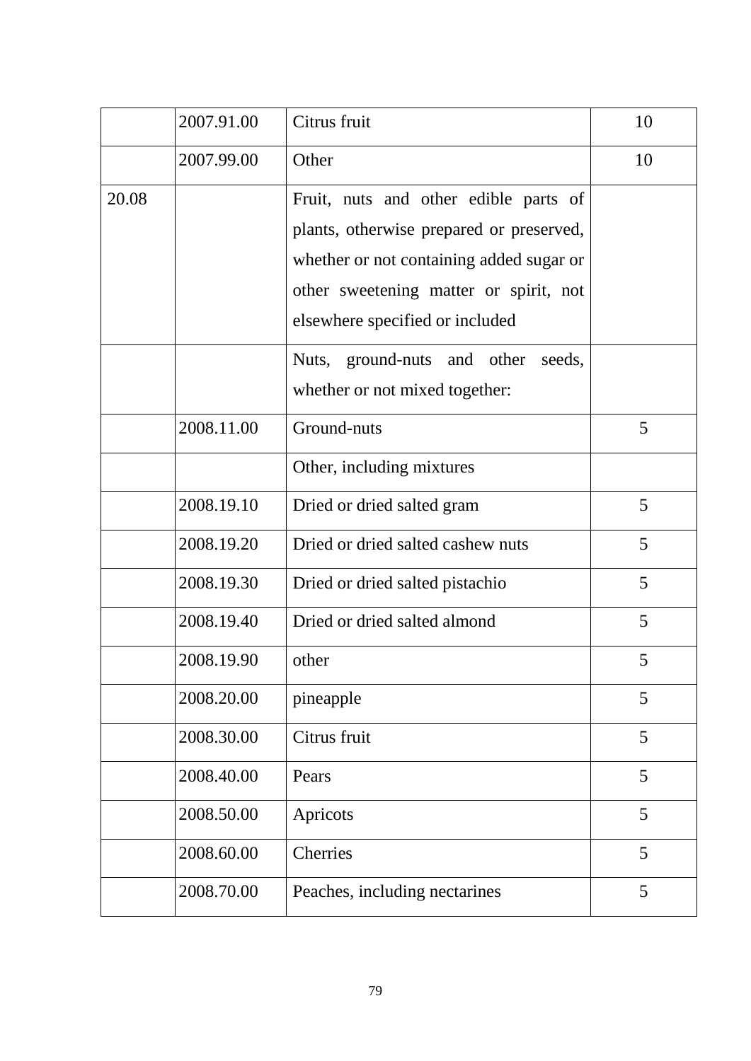| | | | |
|---|---|---|---|
| | 2007.91.00 | Citrus fruit | 10 |
| | 2007.99.00 | Other | 10 |
| 20.08 | | Fruit, nuts and other edible parts of plants, otherwise prepared or preserved, whether or not containing added sugar or other sweetening matter or spirit, not elsewhere specified or included | |
| | | Nuts, ground-nuts and other seeds, whether or not mixed together: | |
| | 2008.11.00 | Ground-nuts | 5 |
| | | Other, including mixtures | |
| | 2008.19.10 | Dried or dried salted gram | 5 |
| | 2008.19.20 | Dried or dried salted cashew nuts | 5 |
| | 2008.19.30 | Dried or dried salted pistachio | 5 |
| | 2008.19.40 | Dried or dried salted almond | 5 |
| | 2008.19.90 | other | 5 |
| | 2008.20.00 | pineapple | 5 |
| | 2008.30.00 | Citrus fruit | 5 |
| | 2008.40.00 | Pears | 5 |
| | 2008.50.00 | Apricots | 5 |
| | 2008.60.00 | Cherries | 5 |
| | 2008.70.00 | Peaches, including nectarines | 5 |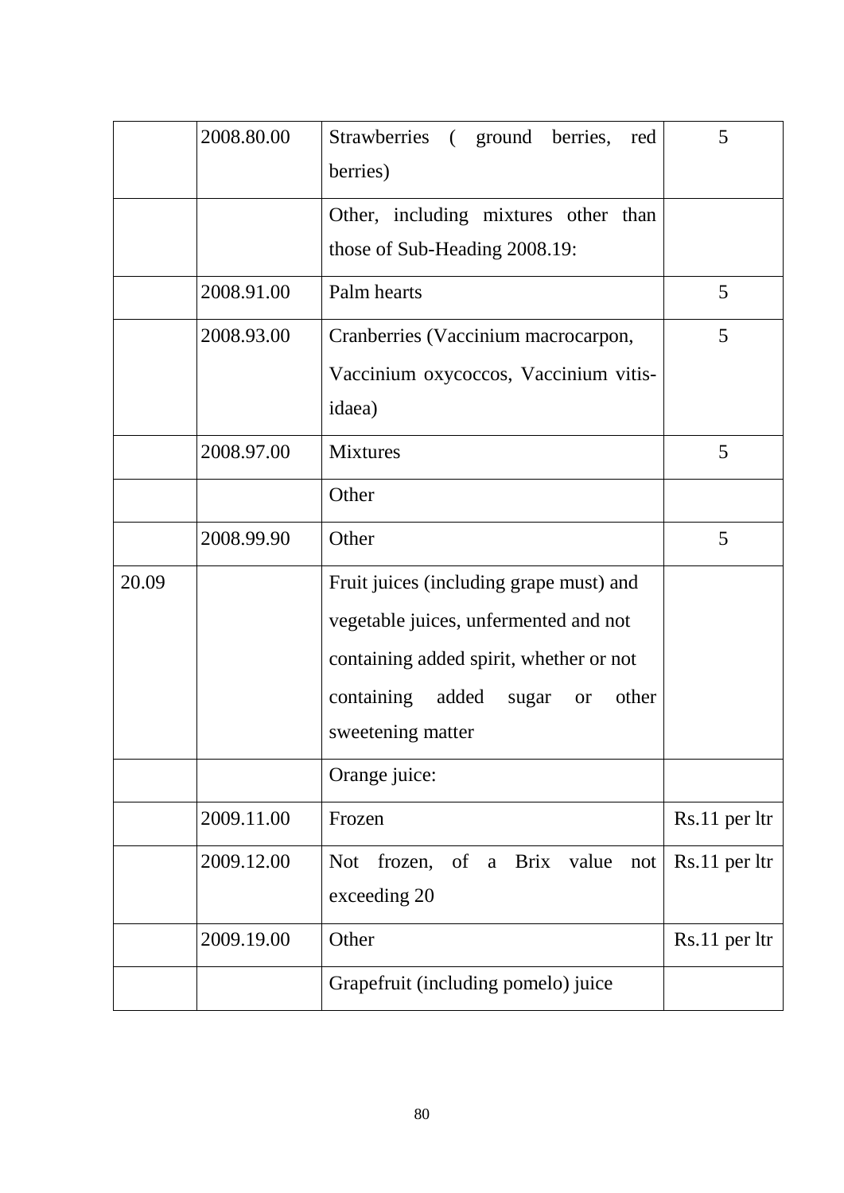| | | | |
|---|---|---|---|
| | 2008.80.00 | Strawberries ( ground berries, red berries) | 5 |
| | | Other, including mixtures other than those of Sub-Heading 2008.19: | |
| | 2008.91.00 | Palm hearts | 5 |
| | 2008.93.00 | Cranberries (Vaccinium macrocarpon, Vaccinium oxycoccos, Vaccinium vitis-idaea) | 5 |
| | 2008.97.00 | Mixtures | 5 |
| | | Other | |
| | 2008.99.90 | Other | 5 |
| 20.09 | | Fruit juices (including grape must) and vegetable juices, unfermented and not containing added spirit, whether or not containing added sugar or other sweetening matter | |
| | | Orange juice: | |
| | 2009.11.00 | Frozen | Rs.11 per ltr |
| | 2009.12.00 | Not frozen, of a Brix value not exceeding 20 | Rs.11 per ltr |
| | 2009.19.00 | Other | Rs.11 per ltr |
| | | Grapefruit (including pomelo) juice | |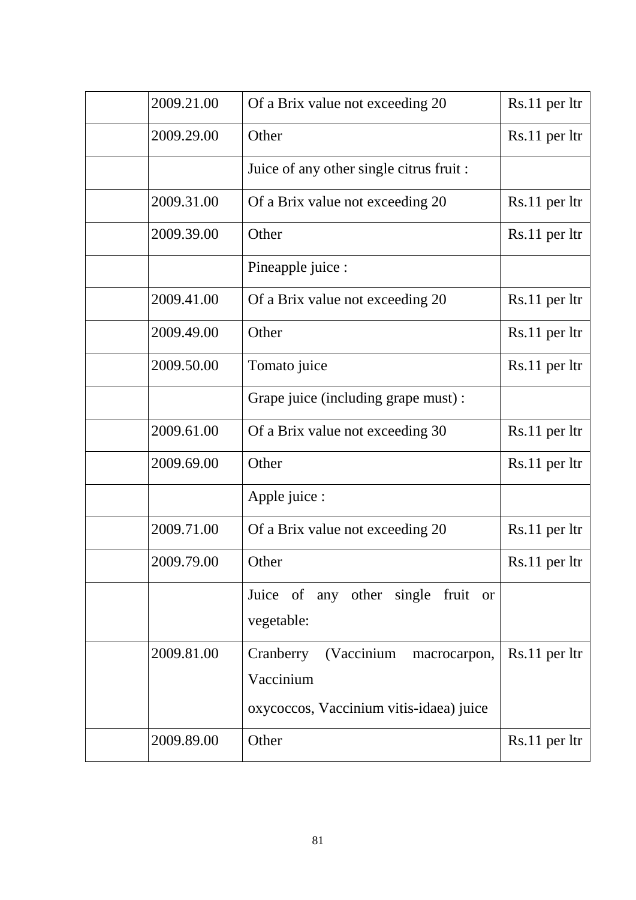| | | | |
|---|---|---|---|
| | 2009.21.00 | Of a Brix value not exceeding 20 | Rs.11 per ltr |
| | 2009.29.00 | Other | Rs.11 per ltr |
| | | Juice of any other single citrus fruit : | |
| | 2009.31.00 | Of a Brix value not exceeding 20 | Rs.11 per ltr |
| | 2009.39.00 | Other | Rs.11 per ltr |
| | | Pineapple juice : | |
| | 2009.41.00 | Of a Brix value not exceeding 20 | Rs.11 per ltr |
| | 2009.49.00 | Other | Rs.11 per ltr |
| | 2009.50.00 | Tomato juice | Rs.11 per ltr |
| | | Grape juice (including grape must) : | |
| | 2009.61.00 | Of a Brix value not exceeding 30 | Rs.11 per ltr |
| | 2009.69.00 | Other | Rs.11 per ltr |
| | | Apple juice : | |
| | 2009.71.00 | Of a Brix value not exceeding 20 | Rs.11 per ltr |
| | 2009.79.00 | Other | Rs.11 per ltr |
| | | Juice of any other single fruit or vegetable: | |
| | 2009.81.00 | Cranberry (Vaccinium macrocarpon, Vaccinium oxycoccos, Vaccinium vitis-idaea) juice | Rs.11 per ltr |
| | 2009.89.00 | Other | Rs.11 per ltr |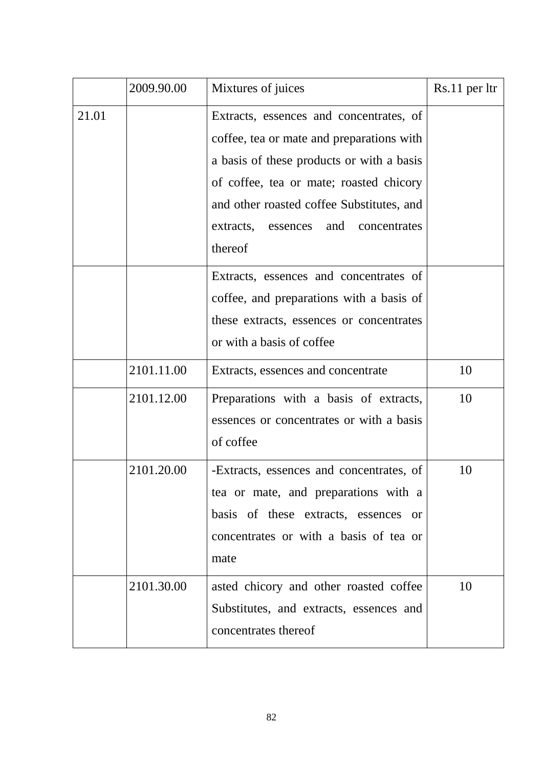| | 2009.90.00 | Mixtures of juices | Rs.11 per ltr |
|---|---|---|---|
| 21.01 | | Extracts, essences and concentrates, of coffee, tea or mate and preparations with a basis of these products or with a basis of coffee, tea or mate; roasted chicory and other roasted coffee Substitutes, and extracts, essences and concentrates thereof | |
| | | Extracts, essences and concentrates of coffee, and preparations with a basis of these extracts, essences or concentrates or with a basis of coffee | |
| | 2101.11.00 | Extracts, essences and concentrate | 10 |
| | 2101.12.00 | Preparations with a basis of extracts, essences or concentrates or with a basis of coffee | 10 |
| | 2101.20.00 | -Extracts, essences and concentrates, of tea or mate, and preparations with a basis of these extracts, essences or concentrates or with a basis of tea or mate | 10 |
| | 2101.30.00 | asted chicory and other roasted coffee Substitutes, and extracts, essences and concentrates thereof | 10 |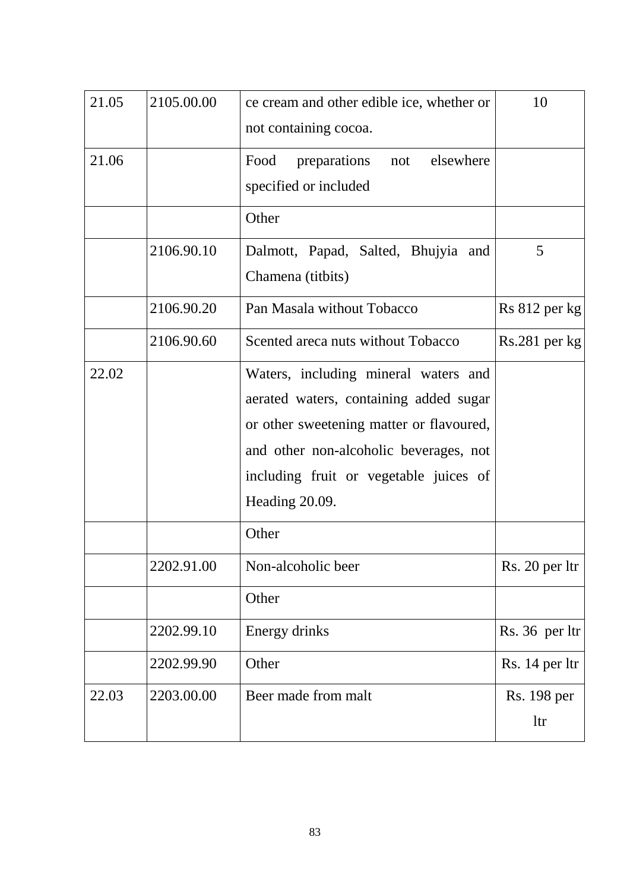| 21.05 | 2105.00.00 | ce cream and other edible ice, whether or not containing cocoa. | 10 |
|---|---|---|---|
| 21.06 | | Food preparations not elsewhere specified or included | |
| | | Other | |
| | 2106.90.10 | Dalmott, Papad, Salted, Bhujyia and Chamena (titbits) | 5 |
| | 2106.90.20 | Pan Masala without Tobacco | Rs 812 per kg |
| | 2106.90.60 | Scented areca nuts without Tobacco | Rs.281 per kg |
| 22.02 | | Waters, including mineral waters and aerated waters, containing added sugar or other sweetening matter or flavoured, and other non-alcoholic beverages, not including fruit or vegetable juices of Heading 20.09. | |
| | | Other | |
| | 2202.91.00 | Non-alcoholic beer | Rs. 20 per ltr |
| | | Other | |
| | 2202.99.10 | Energy drinks | Rs. 36 per ltr |
| | 2202.99.90 | Other | Rs. 14 per ltr |
| 22.03 | 2203.00.00 | Beer made from malt | Rs. 198 per ltr |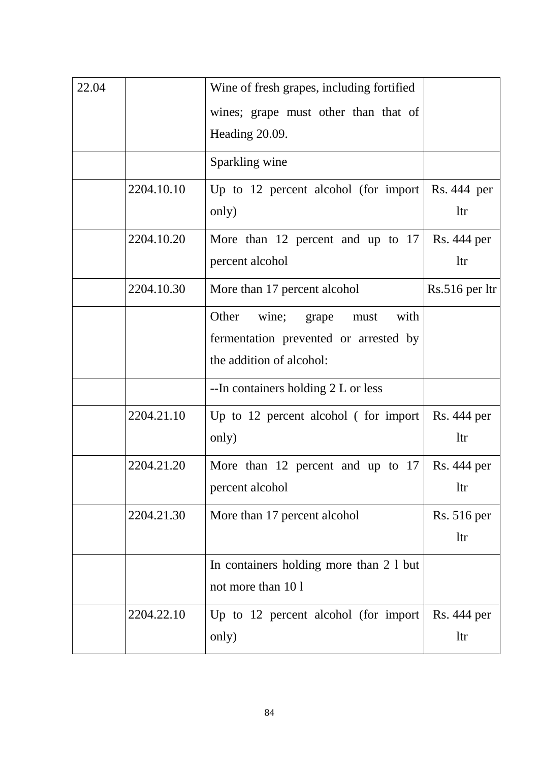| 22.04 | | Wine of fresh grapes, including fortified wines; grape must other than that of Heading 20.09. | |
|---|---|---|---|
| | | Sparkling wine | |
| | 2204.10.10 | Up to 12 percent alcohol (for import only) | Rs. 444 per ltr |
| | 2204.10.20 | More than 12 percent and up to 17 percent alcohol | Rs. 444 per ltr |
| | 2204.10.30 | More than 17 percent alcohol | Rs.516 per ltr |
| | | Other wine; grape must with fermentation prevented or arrested by the addition of alcohol: | |
| | | --In containers holding 2 L or less | |
| | 2204.21.10 | Up to 12 percent alcohol ( for import only) | Rs. 444 per ltr |
| | 2204.21.20 | More than 12 percent and up to 17 percent alcohol | Rs. 444 per ltr |
| | 2204.21.30 | More than 17 percent alcohol | Rs. 516 per ltr |
| | | In containers holding more than 2 l but not more than 10 l | |
| | 2204.22.10 | Up to 12 percent alcohol (for import only) | Rs. 444 per ltr |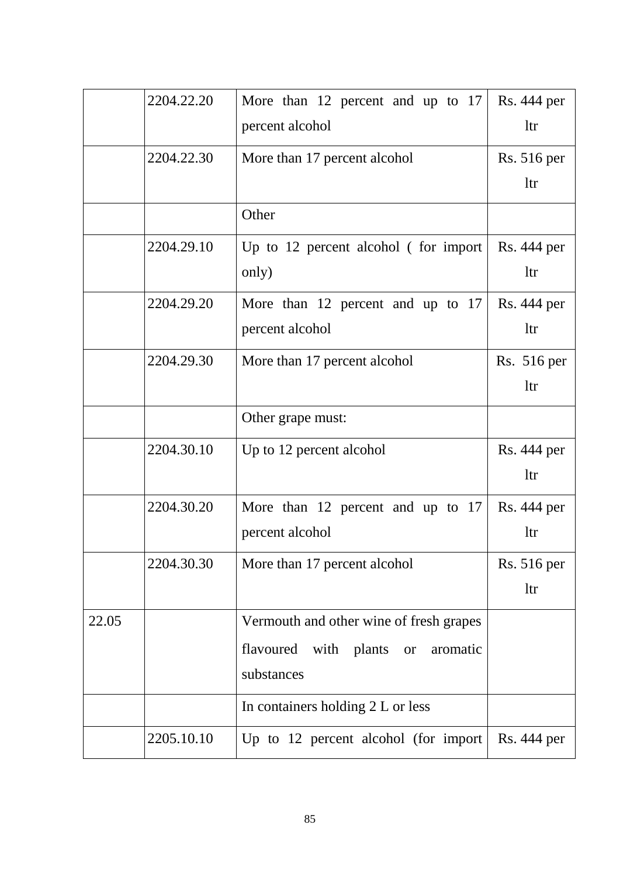| | | | |
|---|---|---|---|
| | 2204.22.20 | More than 12 percent and up to 17 percent alcohol | Rs. 444 per ltr |
| | 2204.22.30 | More than 17 percent alcohol | Rs. 516 per ltr |
| | | Other | |
| | 2204.29.10 | Up to 12 percent alcohol ( for import only) | Rs. 444 per ltr |
| | 2204.29.20 | More than 12 percent and up to 17 percent alcohol | Rs. 444 per ltr |
| | 2204.29.30 | More than 17 percent alcohol | Rs. 516 per ltr |
| | | Other grape must: | |
| | 2204.30.10 | Up to 12 percent alcohol | Rs. 444 per ltr |
| | 2204.30.20 | More than 12 percent and up to 17 percent alcohol | Rs. 444 per ltr |
| | 2204.30.30 | More than 17 percent alcohol | Rs. 516 per ltr |
| 22.05 | | Vermouth and other wine of fresh grapes flavoured with plants or aromatic substances | |
| | | In containers holding 2 L or less | |
| | 2205.10.10 | Up to 12 percent alcohol (for import | Rs. 444 per |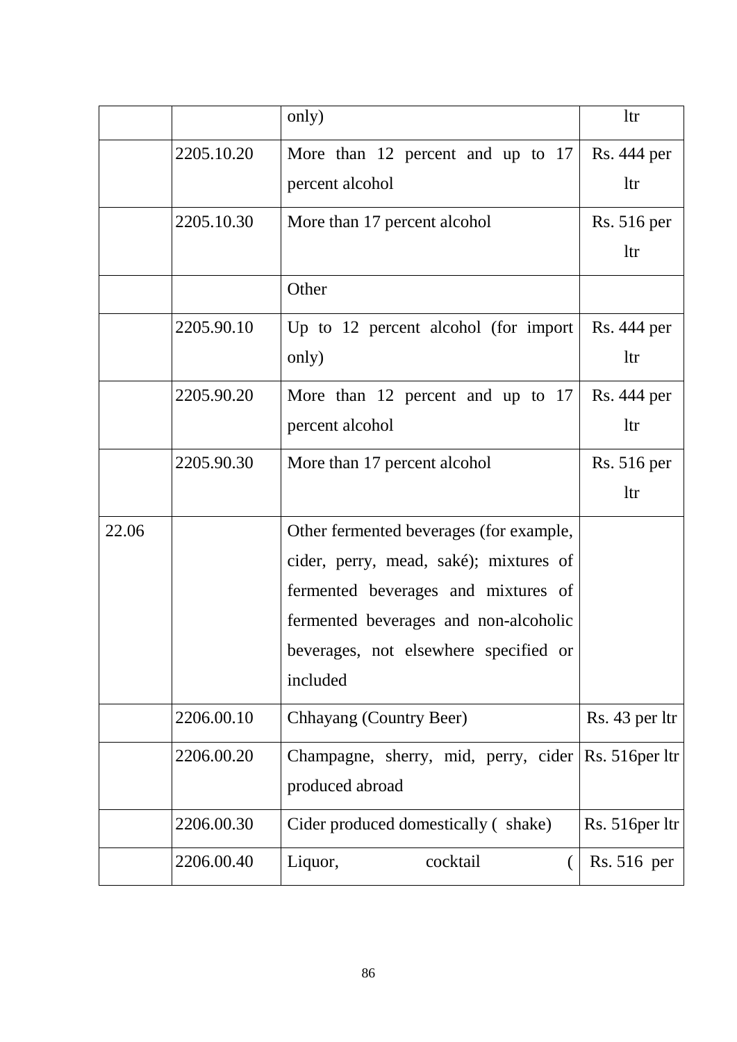|  |  | only) | ltr |
|---|---|---|---|
|  | 2205.10.20 | More than 12 percent and up to 17 percent alcohol | Rs. 444 per ltr |
|  | 2205.10.30 | More than 17 percent alcohol | Rs. 516 per ltr |
|  |  | Other |  |
|  | 2205.90.10 | Up to 12 percent alcohol (for import only) | Rs. 444 per ltr |
|  | 2205.90.20 | More than 12 percent and up to 17 percent alcohol | Rs. 444 per ltr |
|  | 2205.90.30 | More than 17 percent alcohol | Rs. 516 per ltr |
| 22.06 |  | Other fermented beverages (for example, cider, perry, mead, saké); mixtures of fermented beverages and mixtures of fermented beverages and non-alcoholic beverages, not elsewhere specified or included |  |
|  | 2206.00.10 | Chhayang (Country Beer) | Rs. 43 per ltr |
|  | 2206.00.20 | Champagne, sherry, mid, perry, cider produced abroad | Rs. 516per ltr |
|  | 2206.00.30 | Cider produced domestically ( shake) | Rs. 516per ltr |
|  | 2206.00.40 | Liquor, cocktail ( | Rs. 516 per |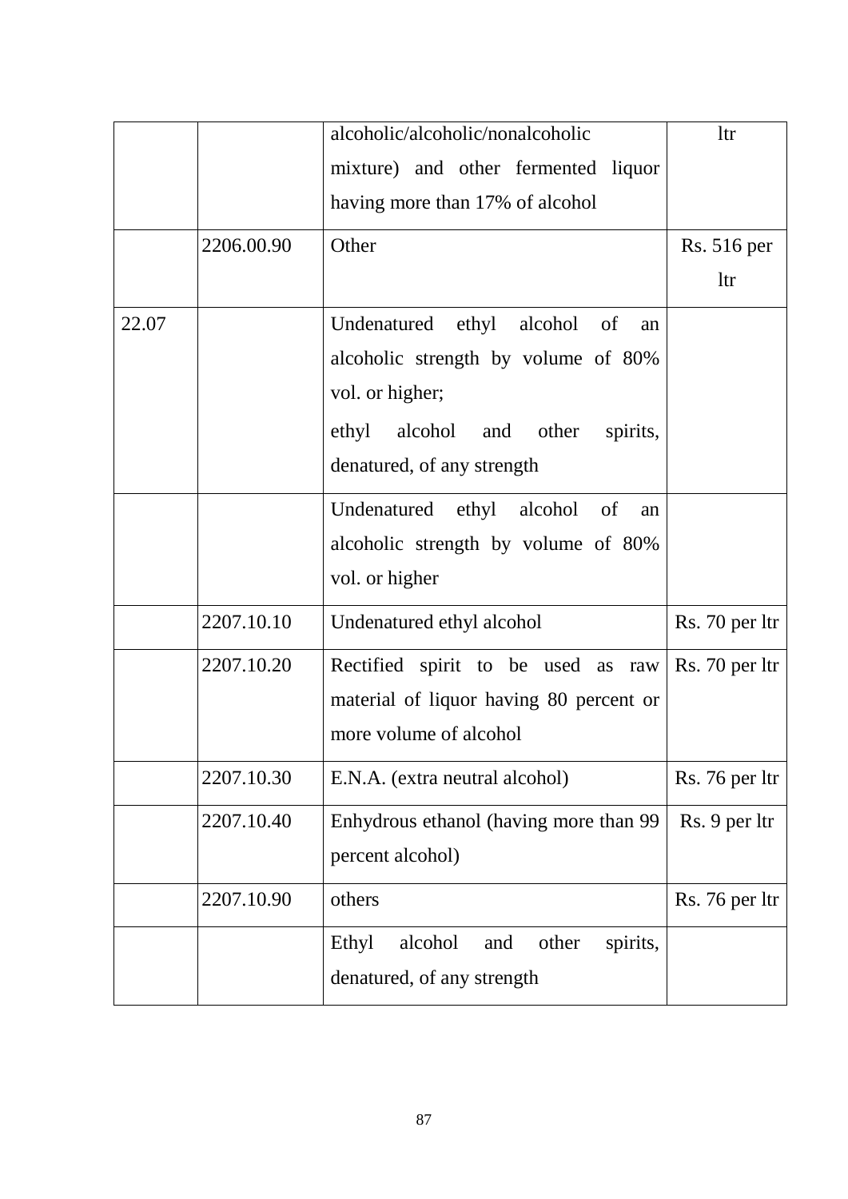| | | | |
|---|---|---|---|
| | | alcoholic/alcoholic/nonalcoholic mixture) and other fermented liquor having more than 17% of alcohol | ltr |
| | 2206.00.90 | Other | Rs. 516 per ltr |
| 22.07 | | Undenatured ethyl alcohol of an alcoholic strength by volume of 80% vol. or higher;<br>ethyl alcohol and other spirits, denatured, of any strength | |
| | | Undenatured ethyl alcohol of an alcoholic strength by volume of 80% vol. or higher | |
| | 2207.10.10 | Undenatured ethyl alcohol | Rs. 70 per ltr |
| | 2207.10.20 | Rectified spirit to be used as raw material of liquor having 80 percent or more volume of alcohol | Rs. 70 per ltr |
| | 2207.10.30 | E.N.A. (extra neutral alcohol) | Rs. 76 per ltr |
| | 2207.10.40 | Enhydrous ethanol (having more than 99 percent alcohol) | Rs. 9 per ltr |
| | 2207.10.90 | others | Rs. 76 per ltr |
| | | Ethyl alcohol and other spirits, denatured, of any strength | |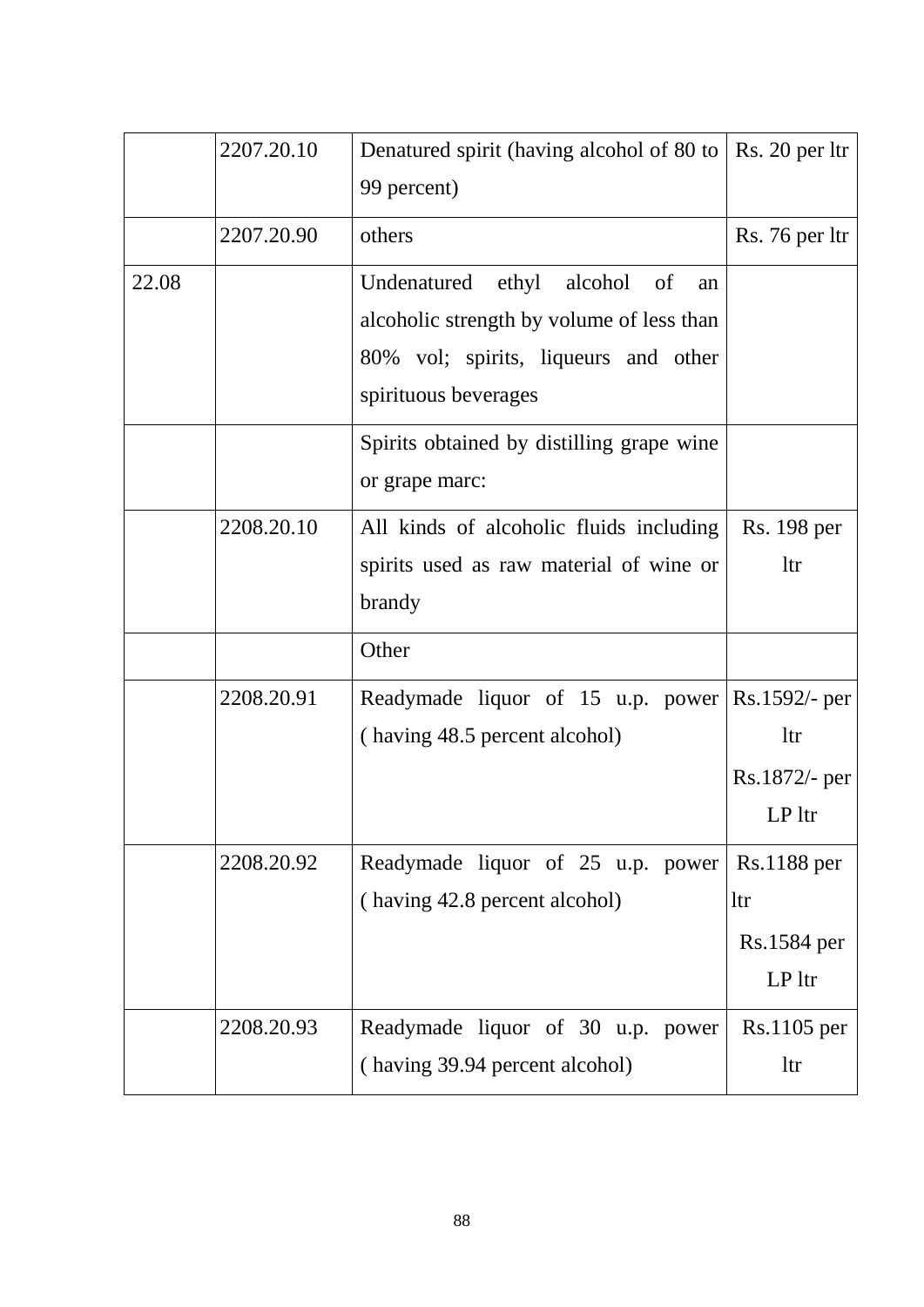| | | | |
|---|---|---|---|
| | 2207.20.10 | Denatured spirit (having alcohol of 80 to 99 percent) | Rs. 20 per ltr |
| | 2207.20.90 | others | Rs. 76 per ltr |
| 22.08 | | Undenatured ethyl alcohol of an alcoholic strength by volume of less than 80% vol; spirits, liqueurs and other spirituous beverages | |
| | | Spirits obtained by distilling grape wine or grape marc: | |
| | 2208.20.10 | All kinds of alcoholic fluids including spirits used as raw material of wine or brandy | Rs. 198 per ltr |
| | | Other | |
| | 2208.20.91 | Readymade liquor of 15 u.p. power ( having 48.5 percent alcohol) | Rs.1592/- per ltr<br>Rs.1872/- per LP ltr |
| | 2208.20.92 | Readymade liquor of 25 u.p. power ( having 42.8 percent alcohol) | Rs.1188 per ltr<br>Rs.1584 per LP ltr |
| | 2208.20.93 | Readymade liquor of 30 u.p. power ( having 39.94 percent alcohol) | Rs.1105 per ltr |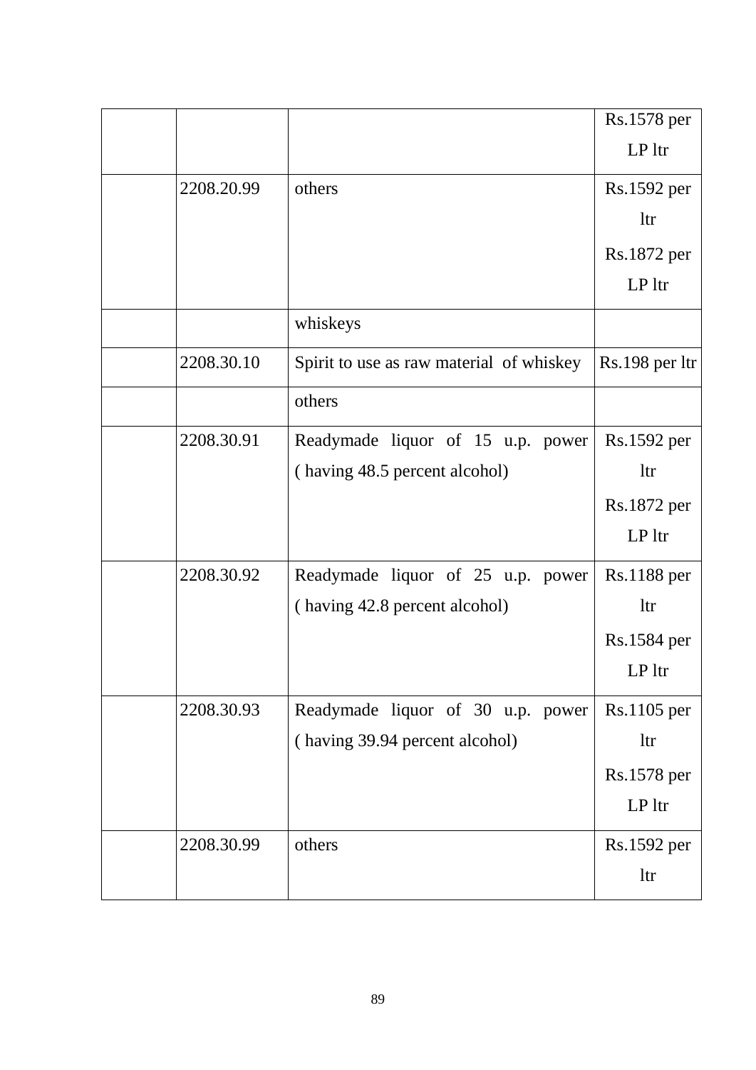| | | | |
|---|---|---|---|
| | | | Rs.1578 per LP ltr |
| | 2208.20.99 | others | Rs.1592 per ltr<br>Rs.1872 per LP ltr |
| | | whiskeys | |
| | 2208.30.10 | Spirit to use as raw material of whiskey | Rs.198 per ltr |
| | | others | |
| | 2208.30.91 | Readymade liquor of 15 u.p. power ( having 48.5 percent alcohol) | Rs.1592 per ltr<br>Rs.1872 per LP ltr |
| | 2208.30.92 | Readymade liquor of 25 u.p. power ( having 42.8 percent alcohol) | Rs.1188 per ltr<br>Rs.1584 per LP ltr |
| | 2208.30.93 | Readymade liquor of 30 u.p. power ( having 39.94 percent alcohol) | Rs.1105 per ltr<br>Rs.1578 per LP ltr |
| | 2208.30.99 | others | Rs.1592 per ltr |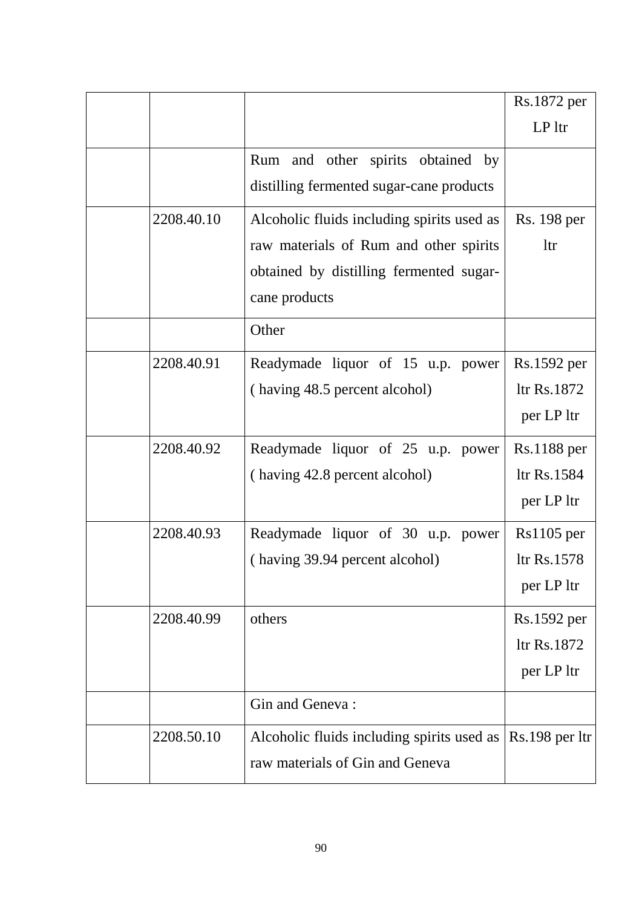| | | | |
|---|---|---|---|
| | | | Rs.1872 per LP ltr |
| | | Rum and other spirits obtained by distilling fermented sugar-cane products | |
| | 2208.40.10 | Alcoholic fluids including spirits used as raw materials of Rum and other spirits obtained by distilling fermented sugar-cane products | Rs. 198 per ltr |
| | | Other | |
| | 2208.40.91 | Readymade liquor of 15 u.p. power ( having 48.5 percent alcohol) | Rs.1592 per ltr Rs.1872 per LP ltr |
| | 2208.40.92 | Readymade liquor of 25 u.p. power ( having 42.8 percent alcohol) | Rs.1188 per ltr Rs.1584 per LP ltr |
| | 2208.40.93 | Readymade liquor of 30 u.p. power ( having 39.94 percent alcohol) | Rs1105 per ltr Rs.1578 per LP ltr |
| | 2208.40.99 | others | Rs.1592 per ltr Rs.1872 per LP ltr |
| | | Gin and Geneva : | |
| | 2208.50.10 | Alcoholic fluids including spirits used as raw materials of Gin and Geneva | Rs.198 per ltr |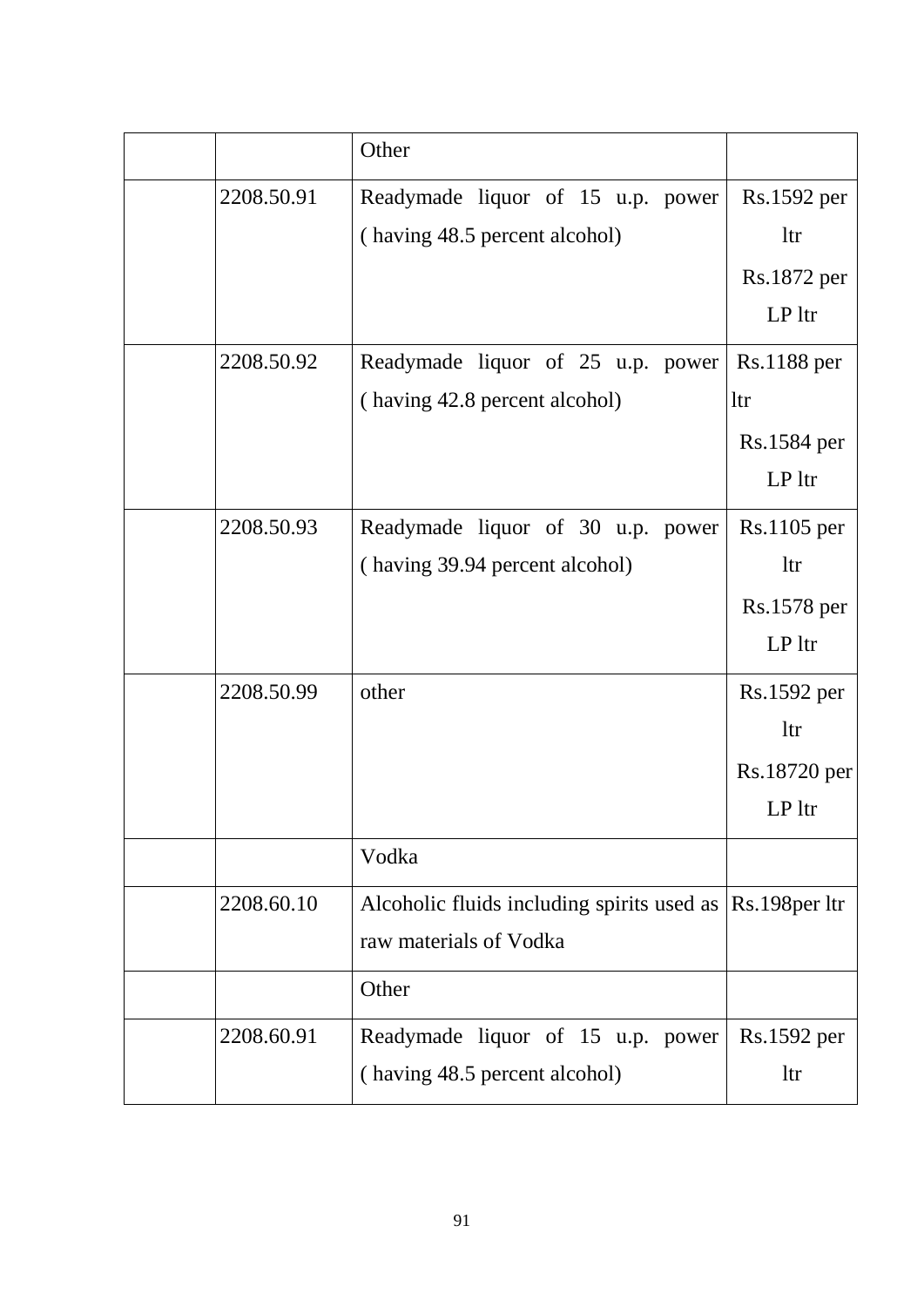| | | | |
|---|---|---|---|
| | | Other | |
| | 2208.50.91 | Readymade liquor of 15 u.p. power ( having 48.5 percent alcohol) | Rs.1592 per ltr Rs.1872 per LP ltr |
| | 2208.50.92 | Readymade liquor of 25 u.p. power ( having 42.8 percent alcohol) | Rs.1188 per ltr Rs.1584 per LP ltr |
| | 2208.50.93 | Readymade liquor of 30 u.p. power ( having 39.94 percent alcohol) | Rs.1105 per ltr Rs.1578 per LP ltr |
| | 2208.50.99 | other | Rs.1592 per ltr Rs.18720 per LP ltr |
| | | Vodka | |
| | 2208.60.10 | Alcoholic fluids including spirits used as raw materials of Vodka | Rs.198per ltr |
| | | Other | |
| | 2208.60.91 | Readymade liquor of 15 u.p. power ( having 48.5 percent alcohol) | Rs.1592 per ltr |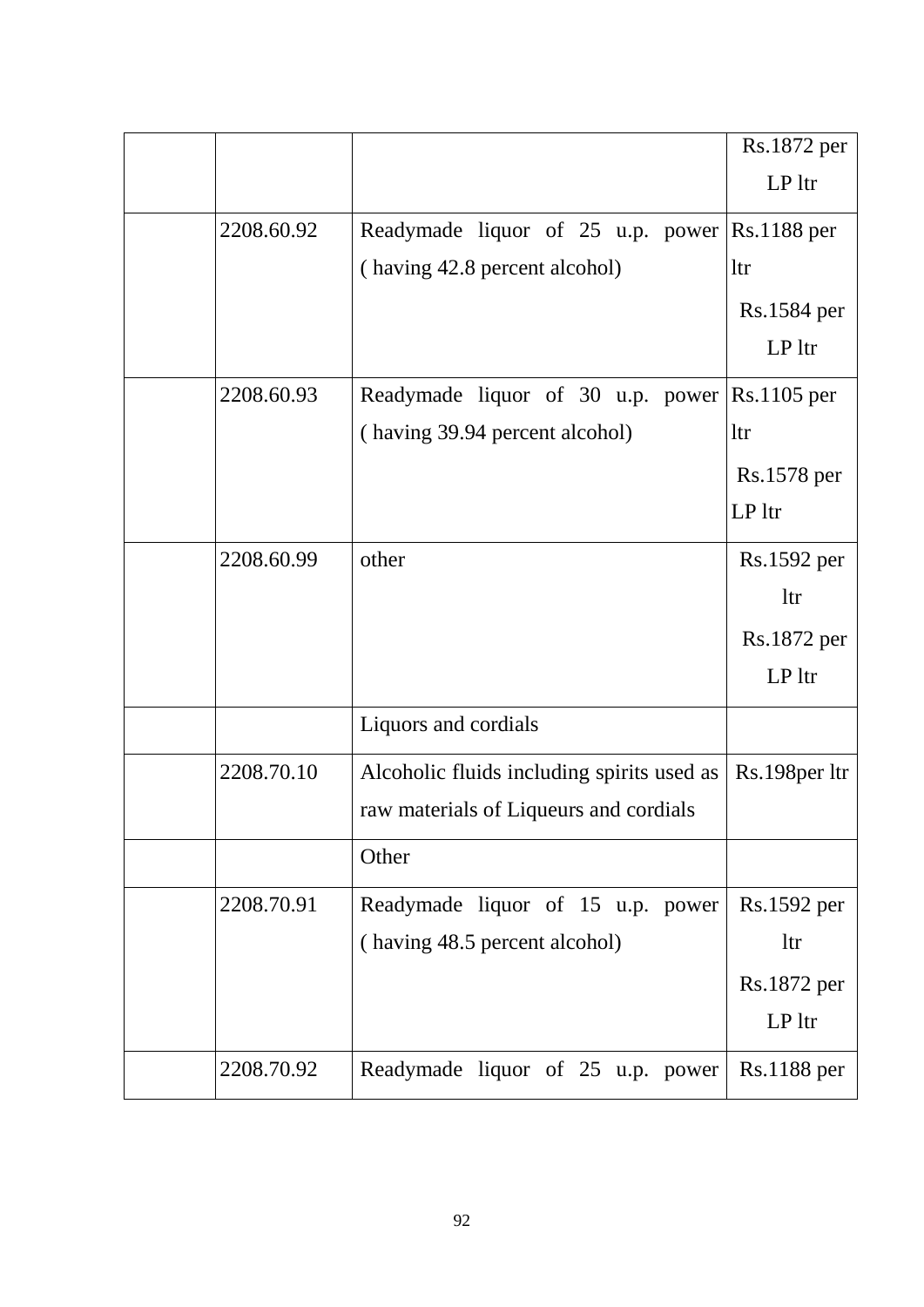| | | | |
|---|---|---|---|
| | | | Rs.1872 per LP ltr |
| | 2208.60.92 | Readymade liquor of 25 u.p. power ( having 42.8 percent alcohol) | Rs.1188 per ltr<br>Rs.1584 per LP ltr |
| | 2208.60.93 | Readymade liquor of 30 u.p. power ( having 39.94 percent alcohol) | Rs.1105 per ltr<br>Rs.1578 per LP ltr |
| | 2208.60.99 | other | Rs.1592 per ltr<br>Rs.1872 per LP ltr |
| | | Liquors and cordials | |
| | 2208.70.10 | Alcoholic fluids including spirits used as raw materials of Liqueurs and cordials | Rs.198per ltr |
| | | Other | |
| | 2208.70.91 | Readymade liquor of 15 u.p. power ( having 48.5 percent alcohol) | Rs.1592 per ltr<br>Rs.1872 per LP ltr |
| | 2208.70.92 | Readymade liquor of 25 u.p. power | Rs.1188 per |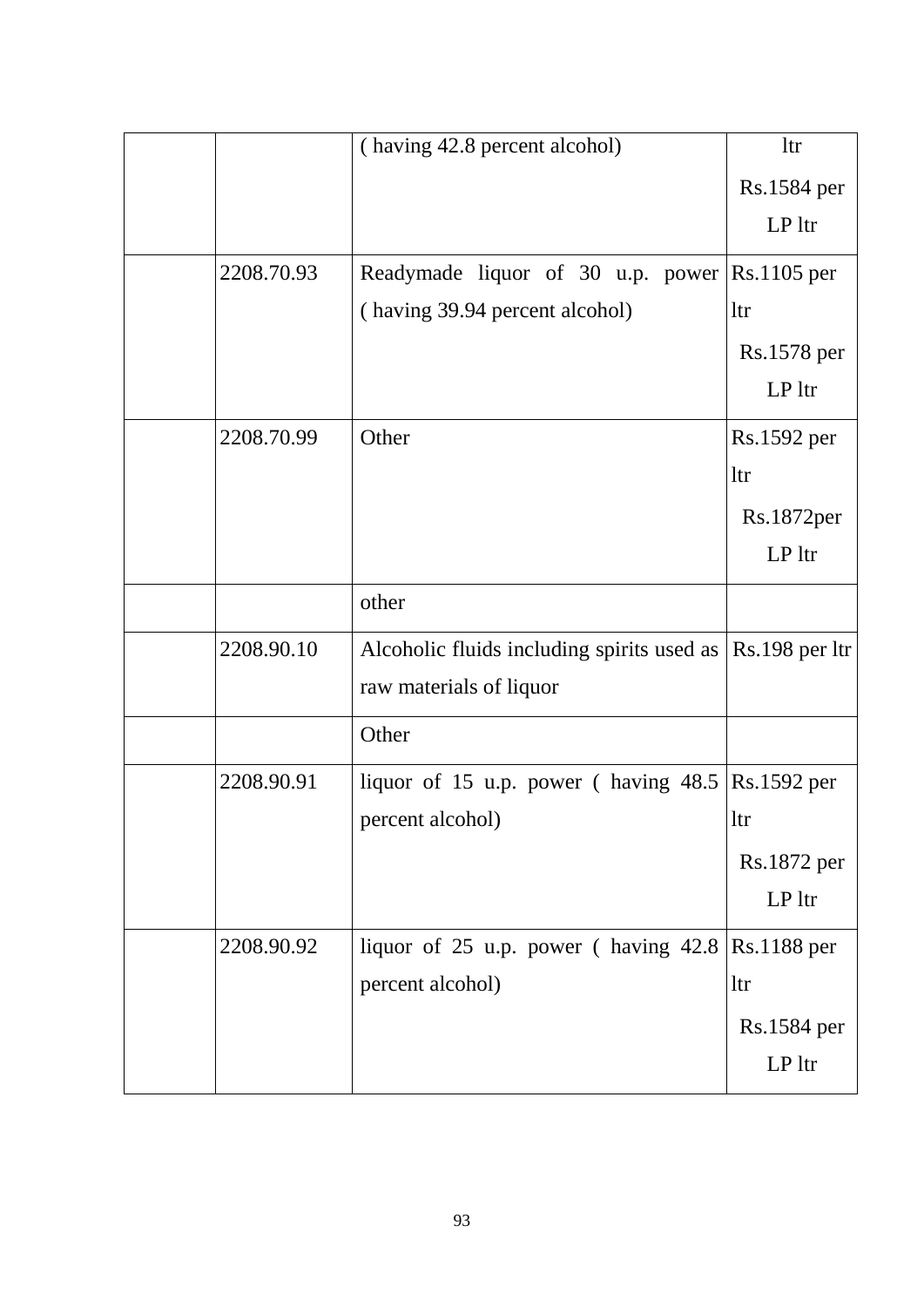| | | | |
|---|---|---|---|
| | | ( having 42.8 percent alcohol) | ltr Rs.1584 per LP ltr |
| | 2208.70.93 | Readymade liquor of 30 u.p. power ( having 39.94 percent alcohol) | Rs.1105 per ltr Rs.1578 per LP ltr |
| | 2208.70.99 | Other | Rs.1592 per ltr Rs.1872per LP ltr |
| | | other | |
| | 2208.90.10 | Alcoholic fluids including spirits used as raw materials of liquor | Rs.198 per ltr |
| | | Other | |
| | 2208.90.91 | liquor of 15 u.p. power ( having 48.5 percent alcohol) | Rs.1592 per ltr Rs.1872 per LP ltr |
| | 2208.90.92 | liquor of 25 u.p. power ( having 42.8 percent alcohol) | Rs.1188 per ltr Rs.1584 per LP ltr |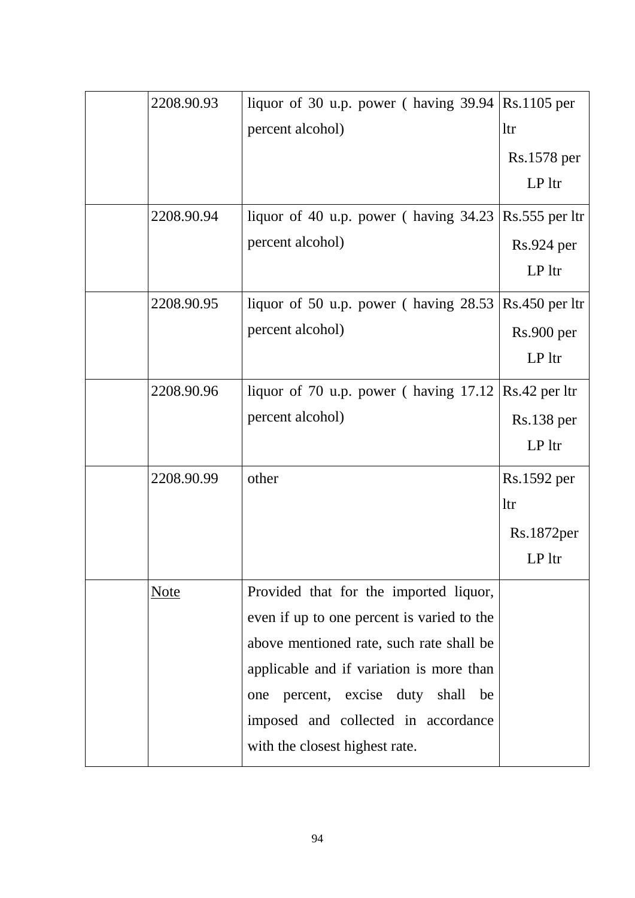|  | 2208.90.93 | liquor of 30 u.p. power ( having 39.94 percent alcohol) | Rs.1105 per ltr<br>Rs.1578 per LP ltr |
|---|---|---|---|
|  | 2208.90.94 | liquor of 40 u.p. power ( having 34.23 percent alcohol) | Rs.555 per ltr<br>Rs.924 per LP ltr |
|  | 2208.90.95 | liquor of 50 u.p. power ( having 28.53 percent alcohol) | Rs.450 per ltr<br>Rs.900 per LP ltr |
|  | 2208.90.96 | liquor of 70 u.p. power ( having 17.12 percent alcohol) | Rs.42 per ltr<br>Rs.138 per LP ltr |
|  | 2208.90.99 | other | Rs.1592 per ltr<br>Rs.1872per LP ltr |
|  | Note | Provided that for the imported liquor, even if up to one percent is varied to the above mentioned rate, such rate shall be applicable and if variation is more than one percent, excise duty shall be imposed and collected in accordance with the closest highest rate. |  |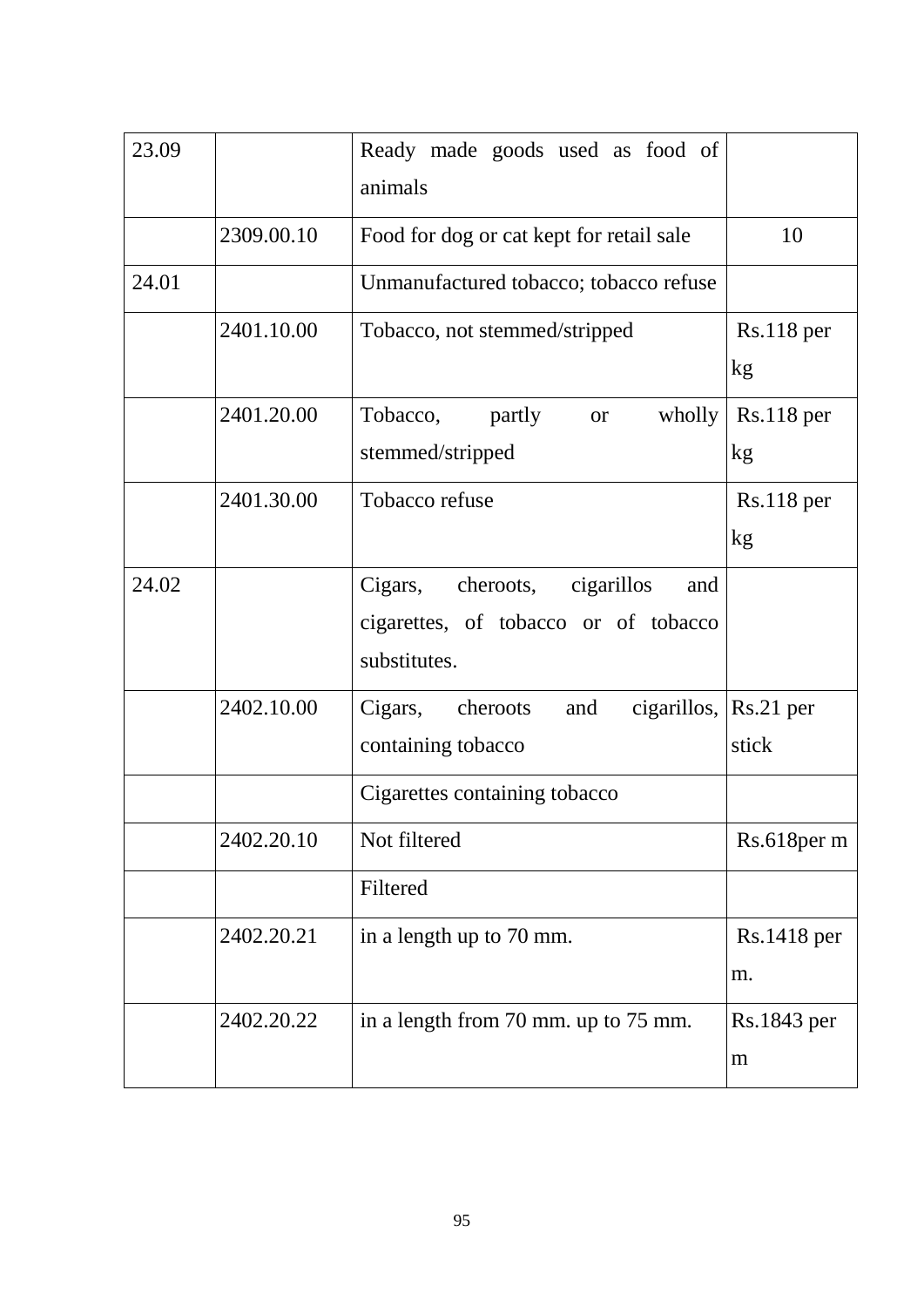| 23.09 | | Ready made goods used as food of animals | |
|---|---|---|---|
| | 2309.00.10 | Food for dog or cat kept for retail sale | 10 |
| 24.01 | | Unmanufactured tobacco; tobacco refuse | |
| | 2401.10.00 | Tobacco, not stemmed/stripped | Rs.118 per kg |
| | 2401.20.00 | Tobacco, partly or wholly stemmed/stripped | Rs.118 per kg |
| | 2401.30.00 | Tobacco refuse | Rs.118 per kg |
| 24.02 | | Cigars, cheroots, cigarillos and cigarettes, of tobacco or of tobacco substitutes. | |
| | 2402.10.00 | Cigars, cheroots and cigarillos, containing tobacco | Rs.21 per stick |
| | | Cigarettes containing tobacco | |
| | 2402.20.10 | Not filtered | Rs.618per m |
| | | Filtered | |
| | 2402.20.21 | in a length up to 70 mm. | Rs.1418 per m. |
| | 2402.20.22 | in a length from 70 mm. up to 75 mm. | Rs.1843 per m |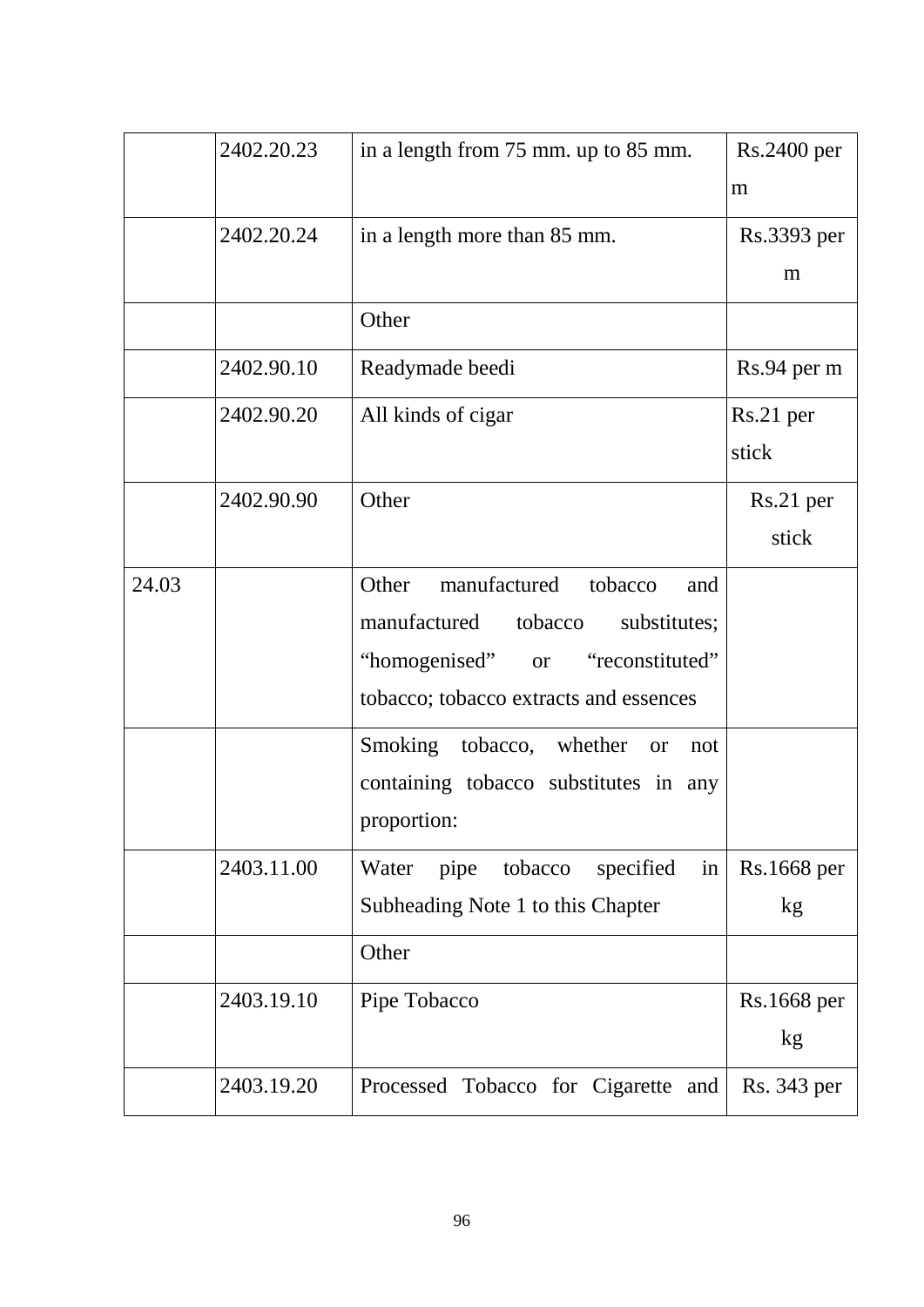|  |  |  |  |
|---|---|---|---|
|  | 2402.20.23 | in a length from 75 mm. up to 85 mm. | Rs.2400 per m |
|  | 2402.20.24 | in a length more than 85 mm. | Rs.3393 per m |
|  |  | Other |  |
|  | 2402.90.10 | Readymade beedi | Rs.94 per m |
|  | 2402.90.20 | All kinds of cigar | Rs.21 per stick |
|  | 2402.90.90 | Other | Rs.21 per stick |
| 24.03 |  | Other manufactured tobacco and manufactured tobacco substitutes; "homogenised" or "reconstituted" tobacco; tobacco extracts and essences |  |
|  |  | Smoking tobacco, whether or not containing tobacco substitutes in any proportion: |  |
|  | 2403.11.00 | Water pipe tobacco specified in Subheading Note 1 to this Chapter | Rs.1668 per kg |
|  |  | Other |  |
|  | 2403.19.10 | Pipe Tobacco | Rs.1668 per kg |
|  | 2403.19.20 | Processed Tobacco for Cigarette and | Rs. 343 per |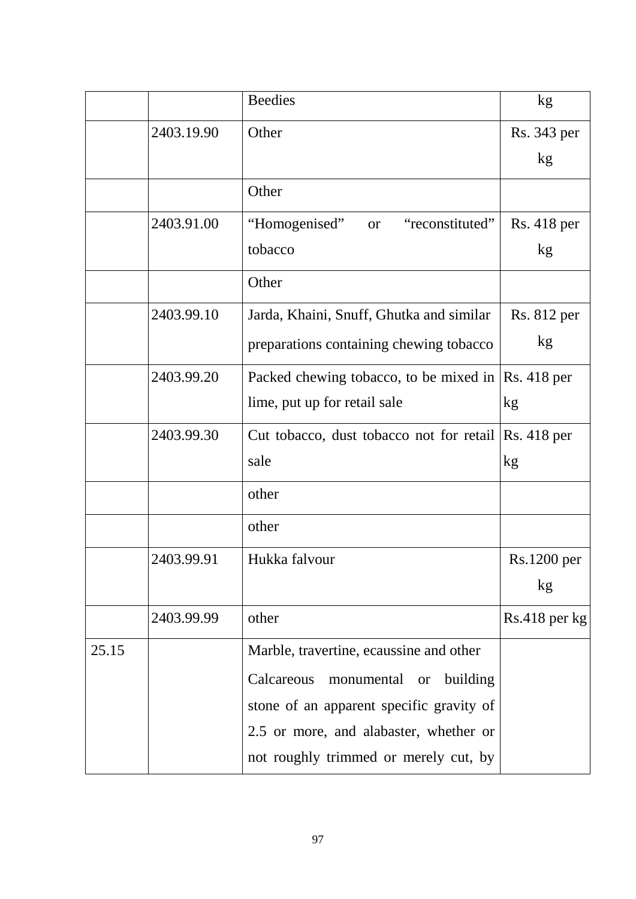| | | | |
|---|---|---|---|
| | | Beedies | kg |
| | 2403.19.90 | Other | Rs. 343 per kg |
| | | Other | |
| | 2403.91.00 | "Homogenised" or "reconstituted" tobacco | Rs. 418 per kg |
| | | Other | |
| | 2403.99.10 | Jarda, Khaini, Snuff, Ghutka and similar preparations containing chewing tobacco | Rs. 812 per kg |
| | 2403.99.20 | Packed chewing tobacco, to be mixed in lime, put up for retail sale | Rs. 418 per kg |
| | 2403.99.30 | Cut tobacco, dust tobacco not for retail sale | Rs. 418 per kg |
| | | other | |
| | | other | |
| | 2403.99.91 | Hukka falvour | Rs.1200 per kg |
| | 2403.99.99 | other | Rs.418 per kg |
| 25.15 | | Marble, travertine, ecaussine and other Calcareous monumental or building stone of an apparent specific gravity of 2.5 or more, and alabaster, whether or not roughly trimmed or merely cut, by | |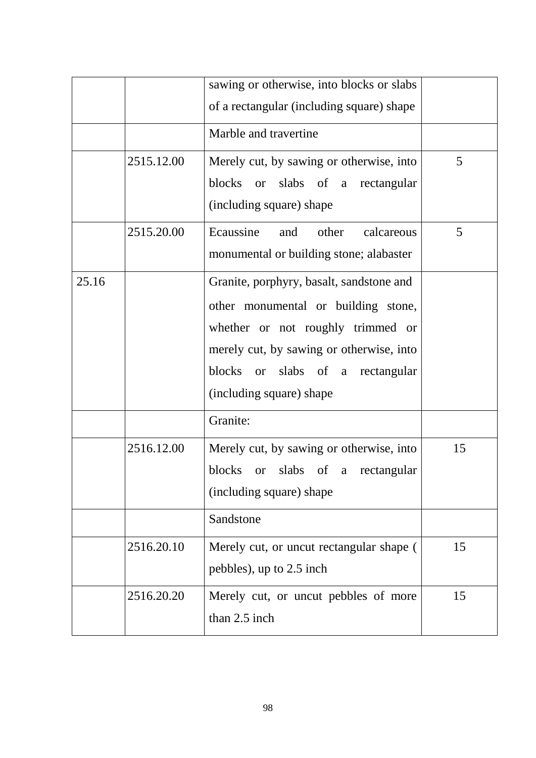| | | sawing or otherwise, into blocks or slabs of a rectangular (including square) shape | |
|---|---|---|---|
| | | Marble and travertine | |
| | 2515.12.00 | Merely cut, by sawing or otherwise, into blocks or slabs of a rectangular (including square) shape | 5 |
| | 2515.20.00 | Ecaussine and other calcareous monumental or building stone; alabaster | 5 |
| 25.16 | | Granite, porphyry, basalt, sandstone and other monumental or building stone, whether or not roughly trimmed or merely cut, by sawing or otherwise, into blocks or slabs of a rectangular (including square) shape | |
| | | Granite: | |
| | 2516.12.00 | Merely cut, by sawing or otherwise, into blocks or slabs of a rectangular (including square) shape | 15 |
| | | Sandstone | |
| | 2516.20.10 | Merely cut, or uncut rectangular shape ( pebbles), up to 2.5 inch | 15 |
| | 2516.20.20 | Merely cut, or uncut pebbles of more than 2.5 inch | 15 |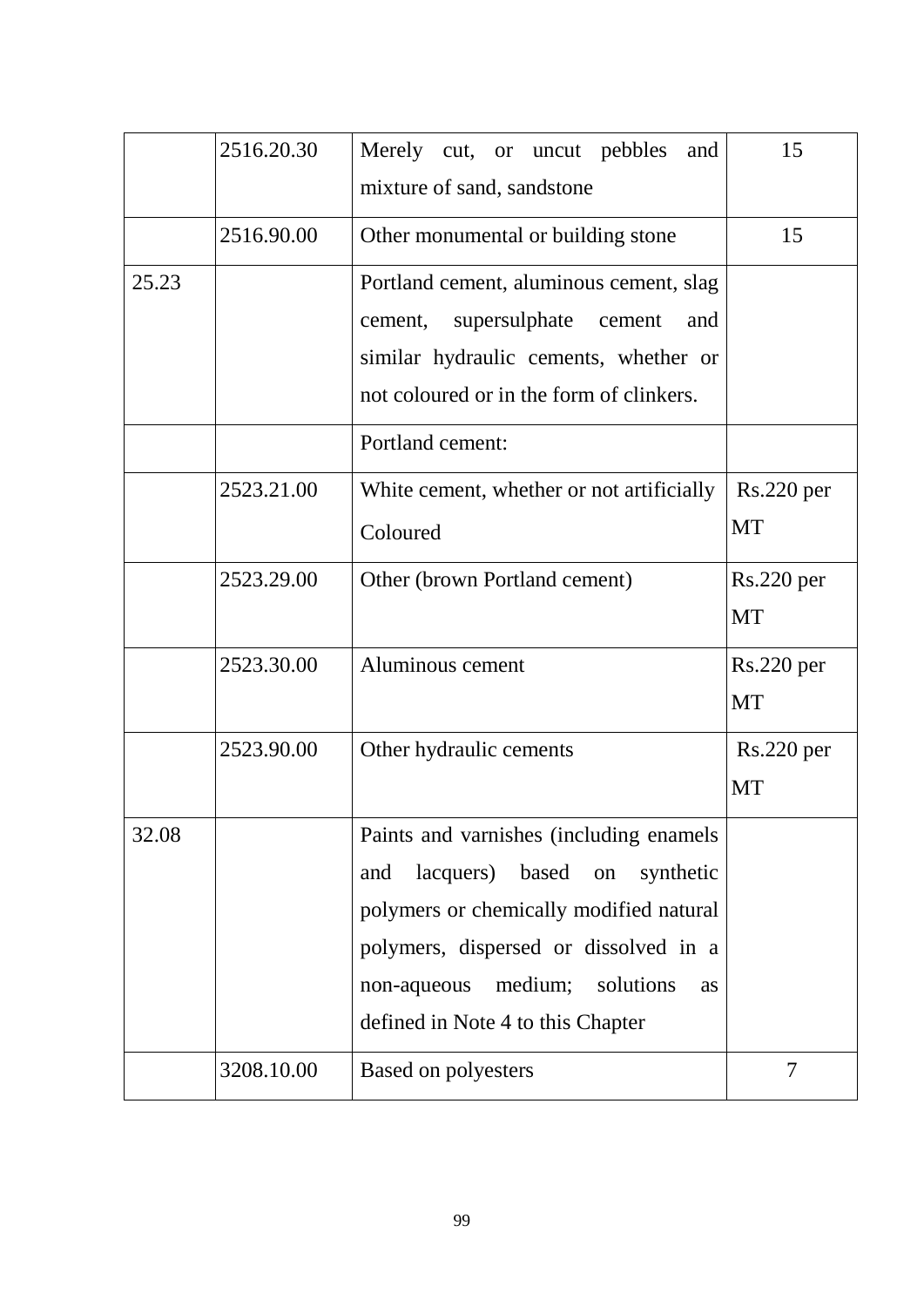| | | | |
|---|---|---|---|
| | 2516.20.30 | Merely cut, or uncut pebbles and mixture of sand, sandstone | 15 |
| | 2516.90.00 | Other monumental or building stone | 15 |
| 25.23 | | Portland cement, aluminous cement, slag cement, supersulphate cement and similar hydraulic cements, whether or not coloured or in the form of clinkers. | |
| | | Portland cement: | |
| | 2523.21.00 | White cement, whether or not artificially Coloured | Rs.220 per MT |
| | 2523.29.00 | Other (brown Portland cement) | Rs.220 per MT |
| | 2523.30.00 | Aluminous cement | Rs.220 per MT |
| | 2523.90.00 | Other hydraulic cements | Rs.220 per MT |
| 32.08 | | Paints and varnishes (including enamels and lacquers) based on synthetic polymers or chemically modified natural polymers, dispersed or dissolved in a non-aqueous medium; solutions as defined in Note 4 to this Chapter | |
| | 3208.10.00 | Based on polyesters | 7 |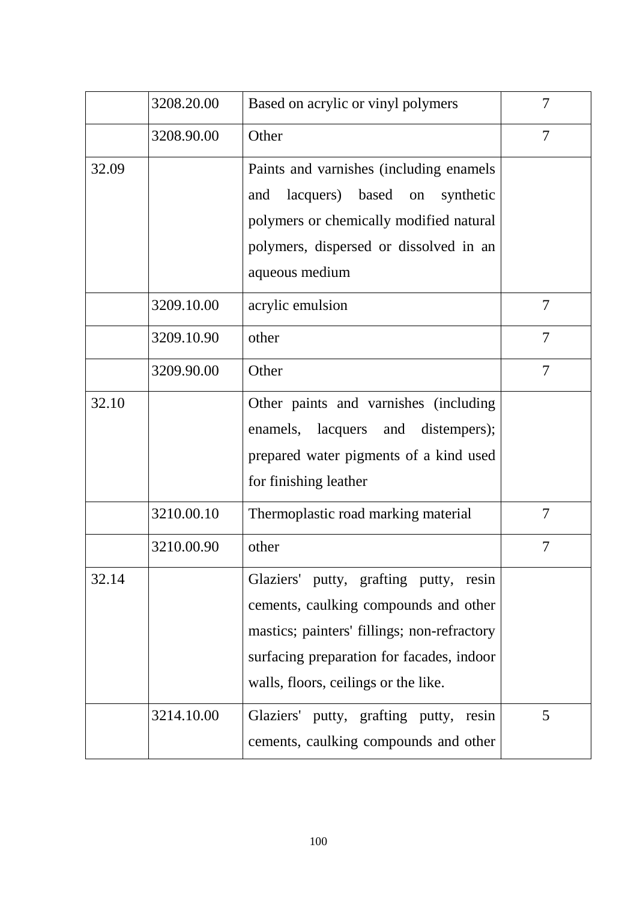|  |  |  |  |
|---|---|---|---|
|  | 3208.20.00 | Based on acrylic or vinyl polymers | 7 |
|  | 3208.90.00 | Other | 7 |
| 32.09 |  | Paints and varnishes (including enamels and lacquers) based on synthetic polymers or chemically modified natural polymers, dispersed or dissolved in an aqueous medium |  |
|  | 3209.10.00 | acrylic emulsion | 7 |
|  | 3209.10.90 | other | 7 |
|  | 3209.90.00 | Other | 7 |
| 32.10 |  | Other paints and varnishes (including enamels, lacquers and distempers); prepared water pigments of a kind used for finishing leather |  |
|  | 3210.00.10 | Thermoplastic road marking material | 7 |
|  | 3210.00.90 | other | 7 |
| 32.14 |  | Glaziers' putty, grafting putty, resin cements, caulking compounds and other mastics; painters' fillings; non-refractory surfacing preparation for facades, indoor walls, floors, ceilings or the like. |  |
|  | 3214.10.00 | Glaziers' putty, grafting putty, resin cements, caulking compounds and other | 5 |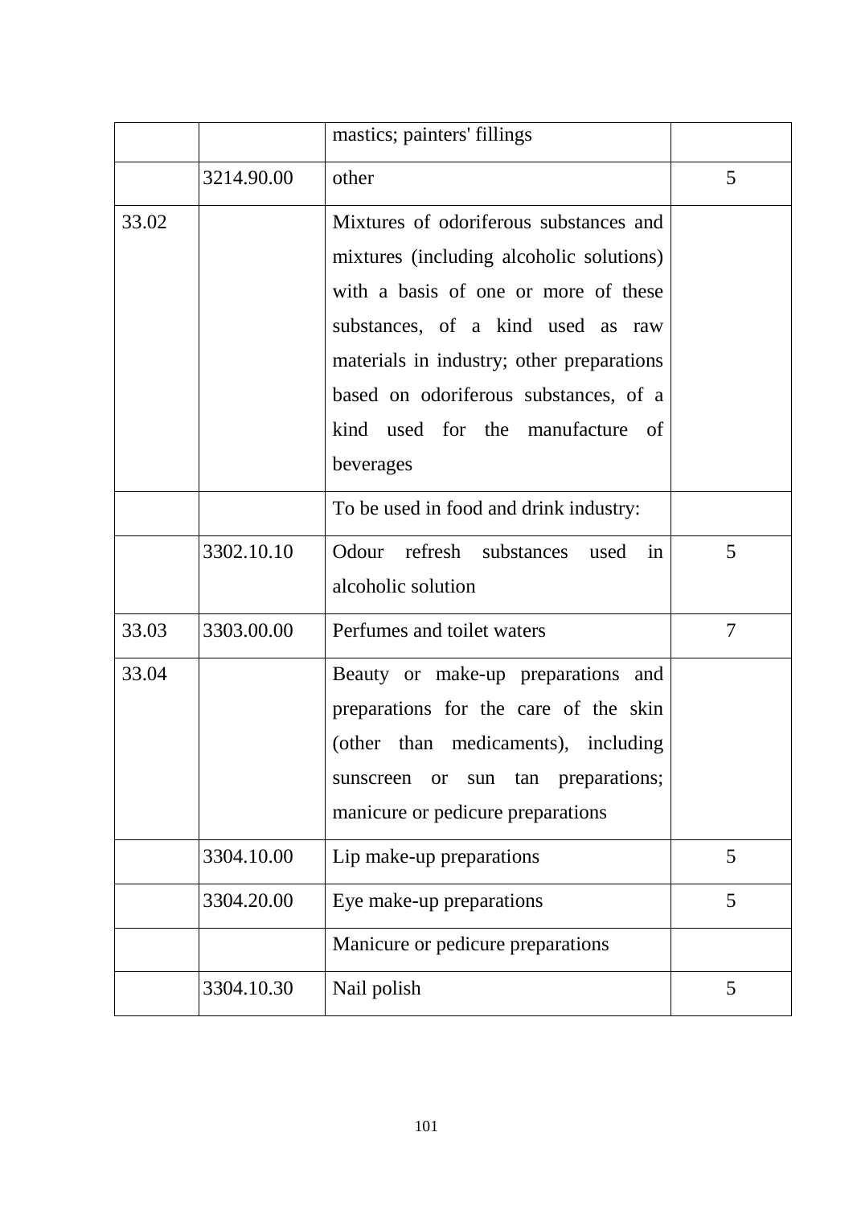| | | mastics; painters' fillings | |
|---|---|---|---|
| | 3214.90.00 | other | 5 |
| 33.02 | | Mixtures of odoriferous substances and mixtures (including alcoholic solutions) with a basis of one or more of these substances, of a kind used as raw materials in industry; other preparations based on odoriferous substances, of a kind used for the manufacture of beverages | |
| | | To be used in food and drink industry: | |
| | 3302.10.10 | Odour refresh substances used in alcoholic solution | 5 |
| 33.03 | 3303.00.00 | Perfumes and toilet waters | 7 |
| 33.04 | | Beauty or make-up preparations and preparations for the care of the skin (other than medicaments), including sunscreen or sun tan preparations; manicure or pedicure preparations | |
| | 3304.10.00 | Lip make-up preparations | 5 |
| | 3304.20.00 | Eye make-up preparations | 5 |
| | | Manicure or pedicure preparations | |
| | 3304.10.30 | Nail polish | 5 |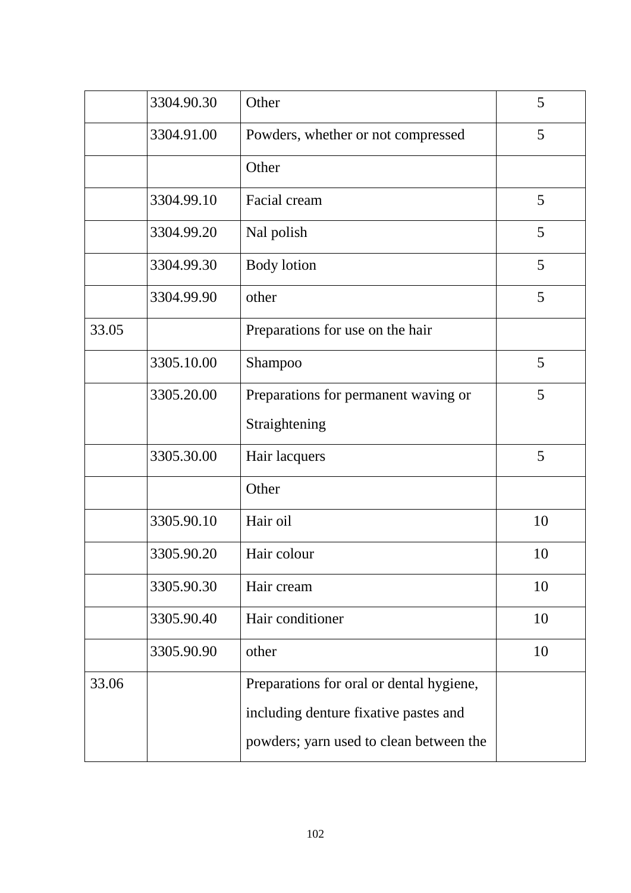| | | | |
|---|---|---|---|
| | 3304.90.30 | Other | 5 |
| | 3304.91.00 | Powders, whether or not compressed | 5 |
| | | Other | |
| | 3304.99.10 | Facial cream | 5 |
| | 3304.99.20 | Nal polish | 5 |
| | 3304.99.30 | Body lotion | 5 |
| | 3304.99.90 | other | 5 |
| 33.05 | | Preparations for use on the hair | |
| | 3305.10.00 | Shampoo | 5 |
| | 3305.20.00 | Preparations for permanent waving or Straightening | 5 |
| | 3305.30.00 | Hair lacquers | 5 |
| | | Other | |
| | 3305.90.10 | Hair oil | 10 |
| | 3305.90.20 | Hair colour | 10 |
| | 3305.90.30 | Hair cream | 10 |
| | 3305.90.40 | Hair conditioner | 10 |
| | 3305.90.90 | other | 10 |
| 33.06 | | Preparations for oral or dental hygiene, including denture fixative pastes and powders; yarn used to clean between the | |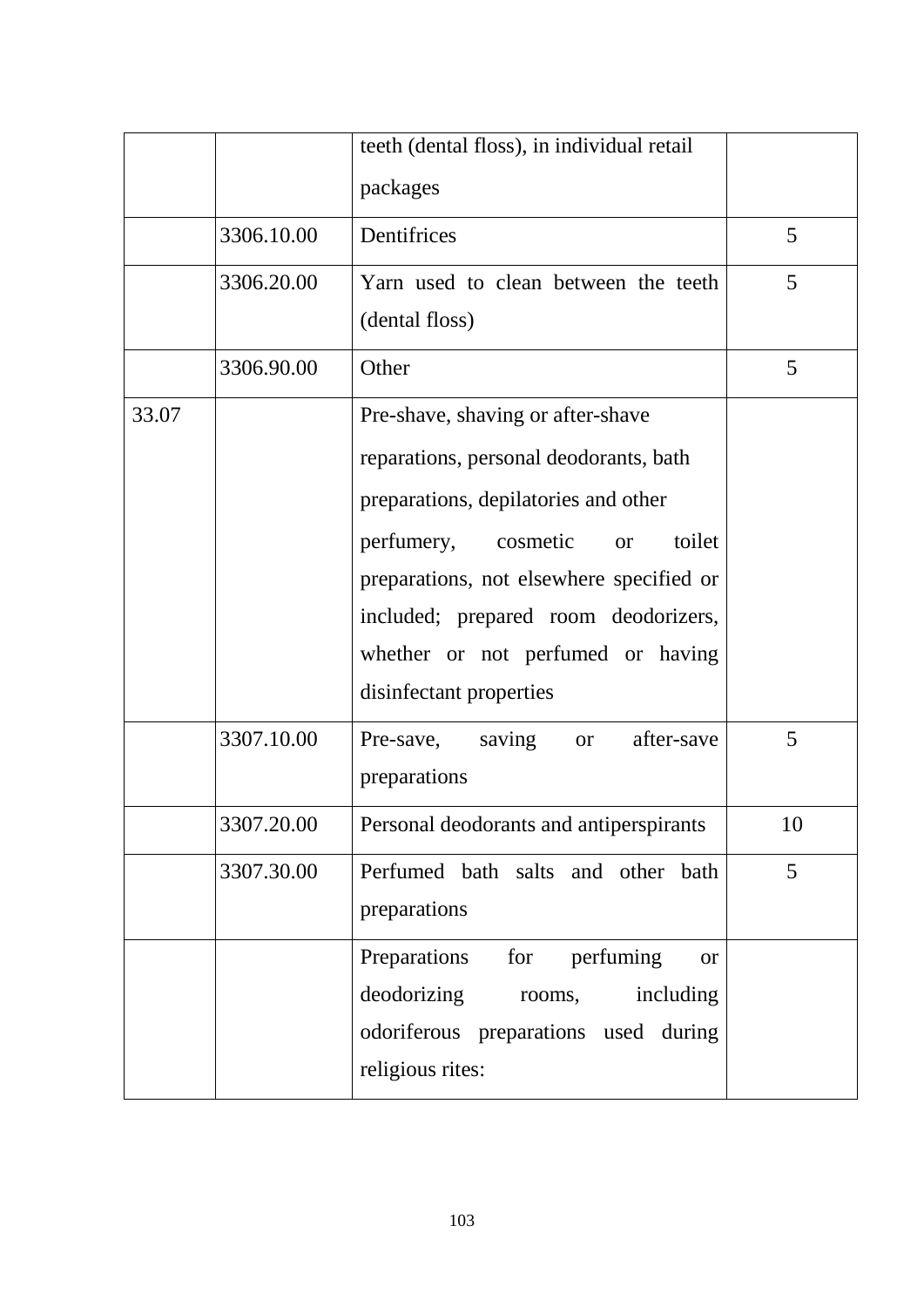| | | | |
|---|---|---|---|
| | | teeth (dental floss), in individual retail packages | |
| | 3306.10.00 | Dentifrices | 5 |
| | 3306.20.00 | Yarn used to clean between the teeth (dental floss) | 5 |
| | 3306.90.00 | Other | 5 |
| 33.07 | | Pre-shave, shaving or after-shave reparations, personal deodorants, bath preparations, depilatories and other perfumery, cosmetic or toilet preparations, not elsewhere specified or included; prepared room deodorizers, whether or not perfumed or having disinfectant properties | |
| | 3307.10.00 | Pre-save, saving or after-save preparations | 5 |
| | 3307.20.00 | Personal deodorants and antiperspirants | 10 |
| | 3307.30.00 | Perfumed bath salts and other bath preparations | 5 |
| | | Preparations for perfuming or deodorizing rooms, including odoriferous preparations used during religious rites: | |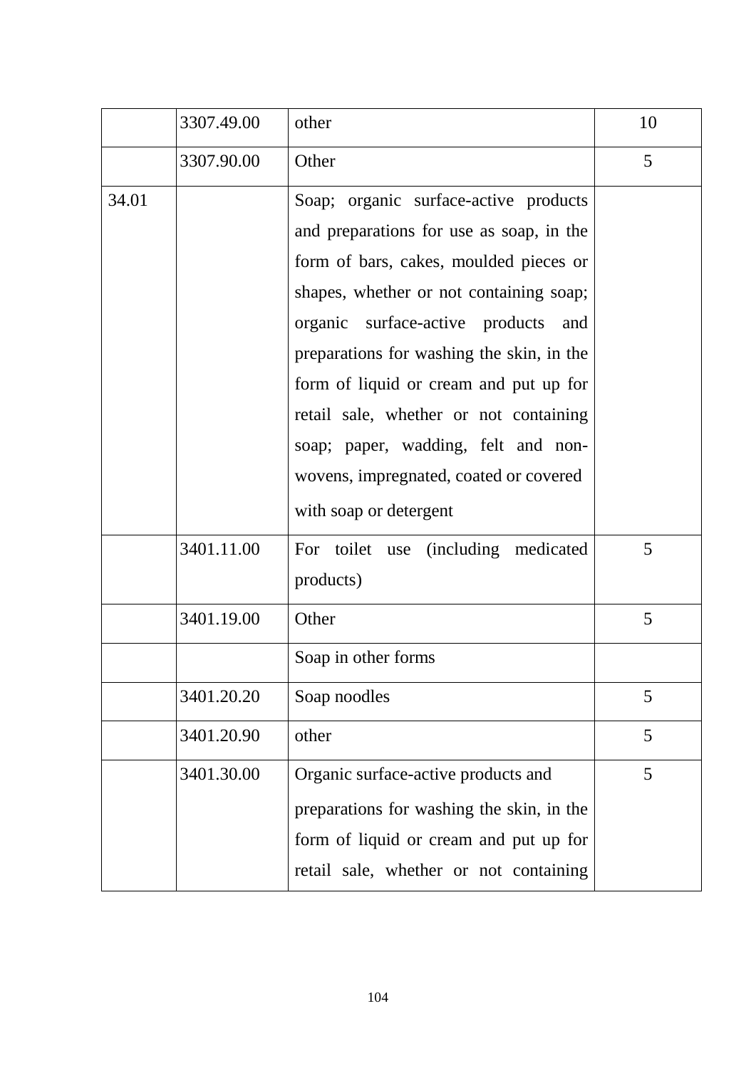|  | 3307.49.00 | other | 10 |
|---|---|---|---|
|  | 3307.90.00 | Other | 5 |
| 34.01 |  | Soap; organic surface-active products and preparations for use as soap, in the form of bars, cakes, moulded pieces or shapes, whether or not containing soap; organic surface-active products and preparations for washing the skin, in the form of liquid or cream and put up for retail sale, whether or not containing soap; paper, wadding, felt and non-wovens, impregnated, coated or covered with soap or detergent |  |
|  | 3401.11.00 | For toilet use (including medicated products) | 5 |
|  | 3401.19.00 | Other | 5 |
|  |  | Soap in other forms |  |
|  | 3401.20.20 | Soap noodles | 5 |
|  | 3401.20.90 | other | 5 |
|  | 3401.30.00 | Organic surface-active products and preparations for washing the skin, in the form of liquid or cream and put up for retail sale, whether or not containing | 5 |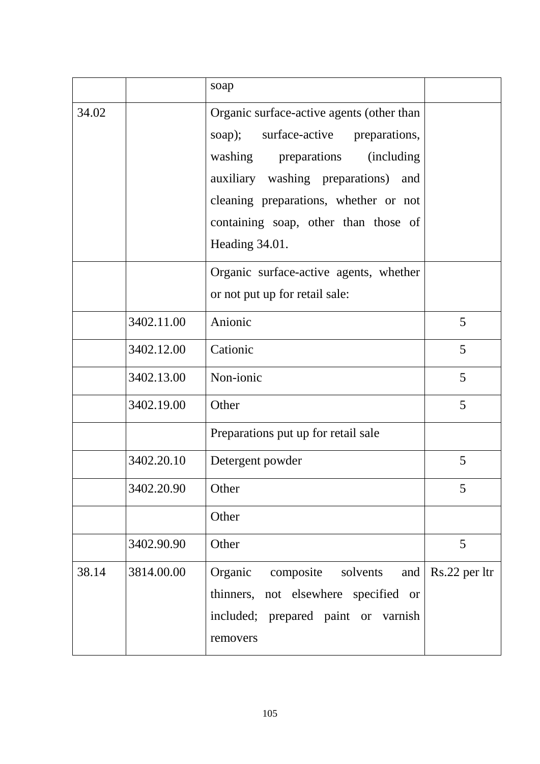| | | soap | |
|---|---|---|---|
| 34.02 | | Organic surface-active agents (other than soap); surface-active preparations, washing preparations (including auxiliary washing preparations) and cleaning preparations, whether or not containing soap, other than those of Heading 34.01. | |
| | | Organic surface-active agents, whether or not put up for retail sale: | |
| | 3402.11.00 | Anionic | 5 |
| | 3402.12.00 | Cationic | 5 |
| | 3402.13.00 | Non-ionic | 5 |
| | 3402.19.00 | Other | 5 |
| | | Preparations put up for retail sale | |
| | 3402.20.10 | Detergent powder | 5 |
| | 3402.20.90 | Other | 5 |
| | | Other | |
| | 3402.90.90 | Other | 5 |
| 38.14 | 3814.00.00 | Organic composite solvents and thinners, not elsewhere specified or included; prepared paint or varnish removers | Rs.22 per ltr |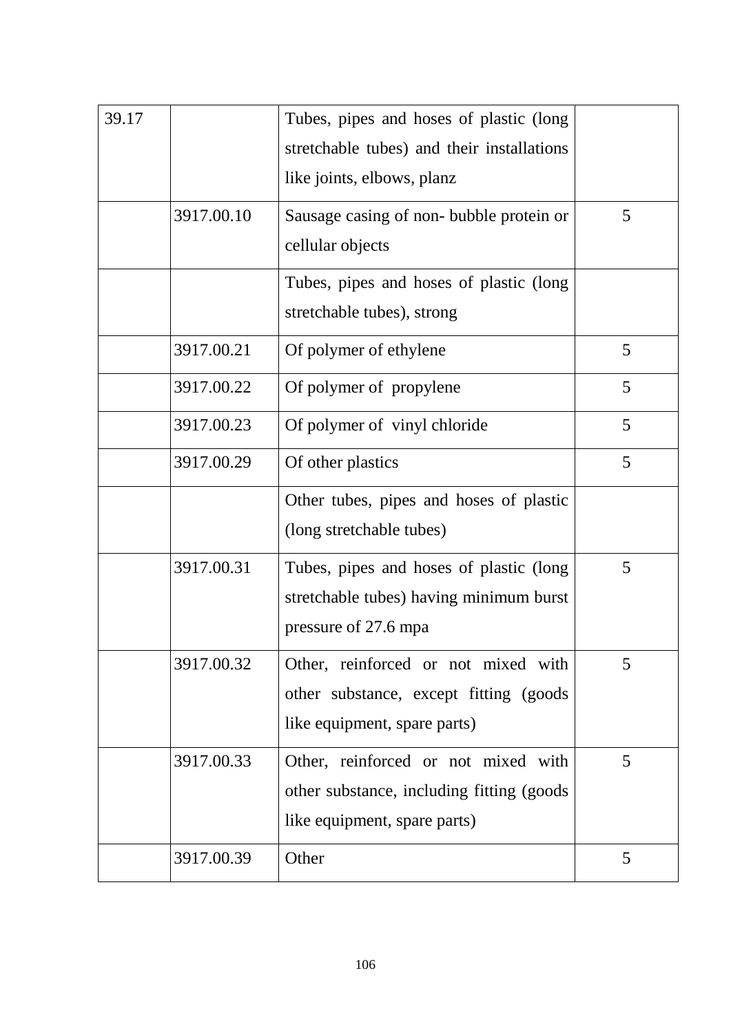| 39.17 | | Tubes, pipes and hoses of plastic (long stretchable tubes) and their installations like joints, elbows, planz | |
|---|---|---|---|
| | 3917.00.10 | Sausage casing of non- bubble protein or cellular objects | 5 |
| | | Tubes, pipes and hoses of plastic (long stretchable tubes), strong | |
| | 3917.00.21 | Of polymer of ethylene | 5 |
| | 3917.00.22 | Of polymer of propylene | 5 |
| | 3917.00.23 | Of polymer of vinyl chloride | 5 |
| | 3917.00.29 | Of other plastics | 5 |
| | | Other tubes, pipes and hoses of plastic (long stretchable tubes) | |
| | 3917.00.31 | Tubes, pipes and hoses of plastic (long stretchable tubes) having minimum burst pressure of 27.6 mpa | 5 |
| | 3917.00.32 | Other, reinforced or not mixed with other substance, except fitting (goods like equipment, spare parts) | 5 |
| | 3917.00.33 | Other, reinforced or not mixed with other substance, including fitting (goods like equipment, spare parts) | 5 |
| | 3917.00.39 | Other | 5 |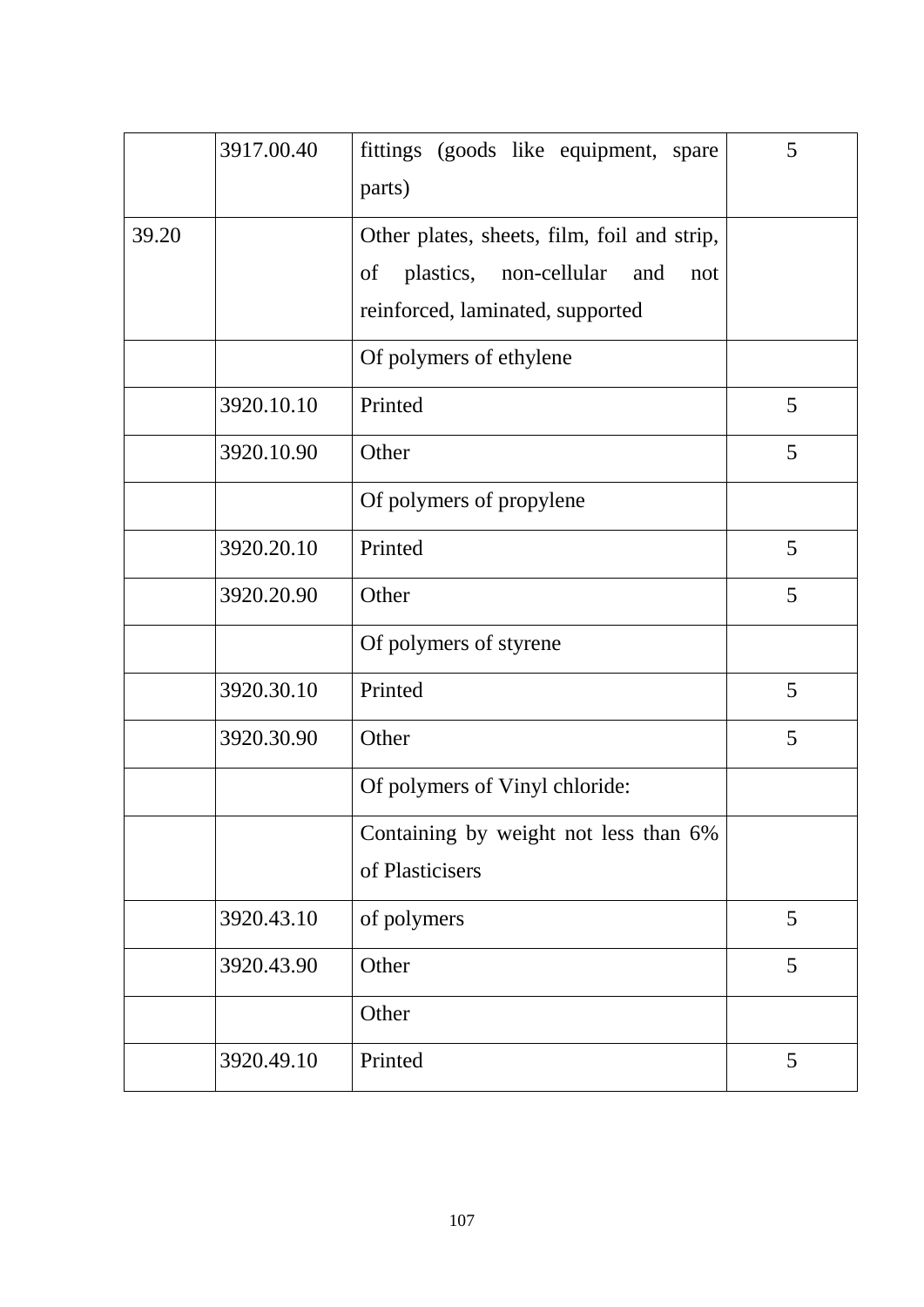| | | | |
|---|---|---|---|
| | 3917.00.40 | fittings (goods like equipment, spare parts) | 5 |
| 39.20 | | Other plates, sheets, film, foil and strip, of plastics, non-cellular and not reinforced, laminated, supported | |
| | | Of polymers of ethylene | |
| | 3920.10.10 | Printed | 5 |
| | 3920.10.90 | Other | 5 |
| | | Of polymers of propylene | |
| | 3920.20.10 | Printed | 5 |
| | 3920.20.90 | Other | 5 |
| | | Of polymers of styrene | |
| | 3920.30.10 | Printed | 5 |
| | 3920.30.90 | Other | 5 |
| | | Of polymers of Vinyl chloride: | |
| | | Containing by weight not less than 6% of Plasticisers | |
| | 3920.43.10 | of polymers | 5 |
| | 3920.43.90 | Other | 5 |
| | | Other | |
| | 3920.49.10 | Printed | 5 |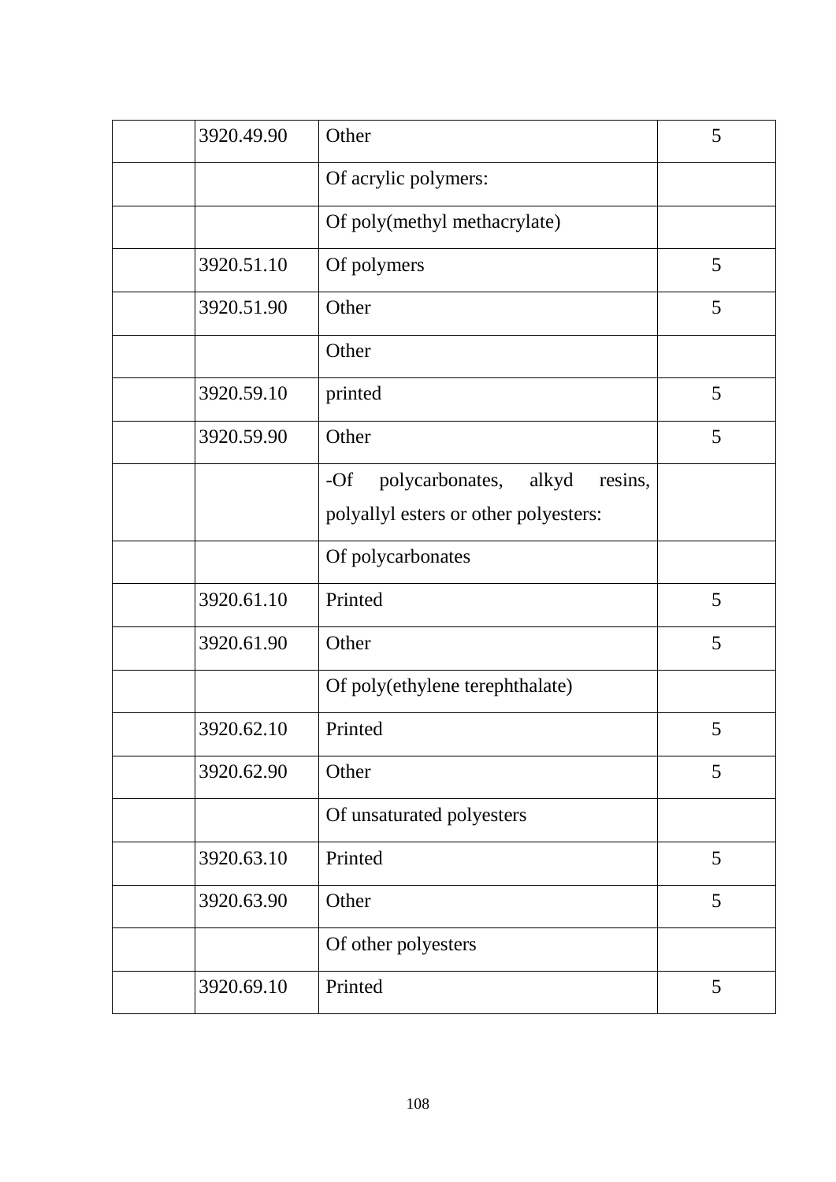|  |  |  |  |
|---|---|---|---|
|  | 3920.49.90 | Other | 5 |
|  |  | Of acrylic polymers: |  |
|  |  | Of poly(methyl methacrylate) |  |
|  | 3920.51.10 | Of polymers | 5 |
|  | 3920.51.90 | Other | 5 |
|  |  | Other |  |
|  | 3920.59.10 | printed | 5 |
|  | 3920.59.90 | Other | 5 |
|  |  | -Of polycarbonates, alkyd resins, polyallyl esters or other polyesters: |  |
|  |  | Of polycarbonates |  |
|  | 3920.61.10 | Printed | 5 |
|  | 3920.61.90 | Other | 5 |
|  |  | Of poly(ethylene terephthalate) |  |
|  | 3920.62.10 | Printed | 5 |
|  | 3920.62.90 | Other | 5 |
|  |  | Of unsaturated polyesters |  |
|  | 3920.63.10 | Printed | 5 |
|  | 3920.63.90 | Other | 5 |
|  |  | Of other polyesters |  |
|  | 3920.69.10 | Printed | 5 |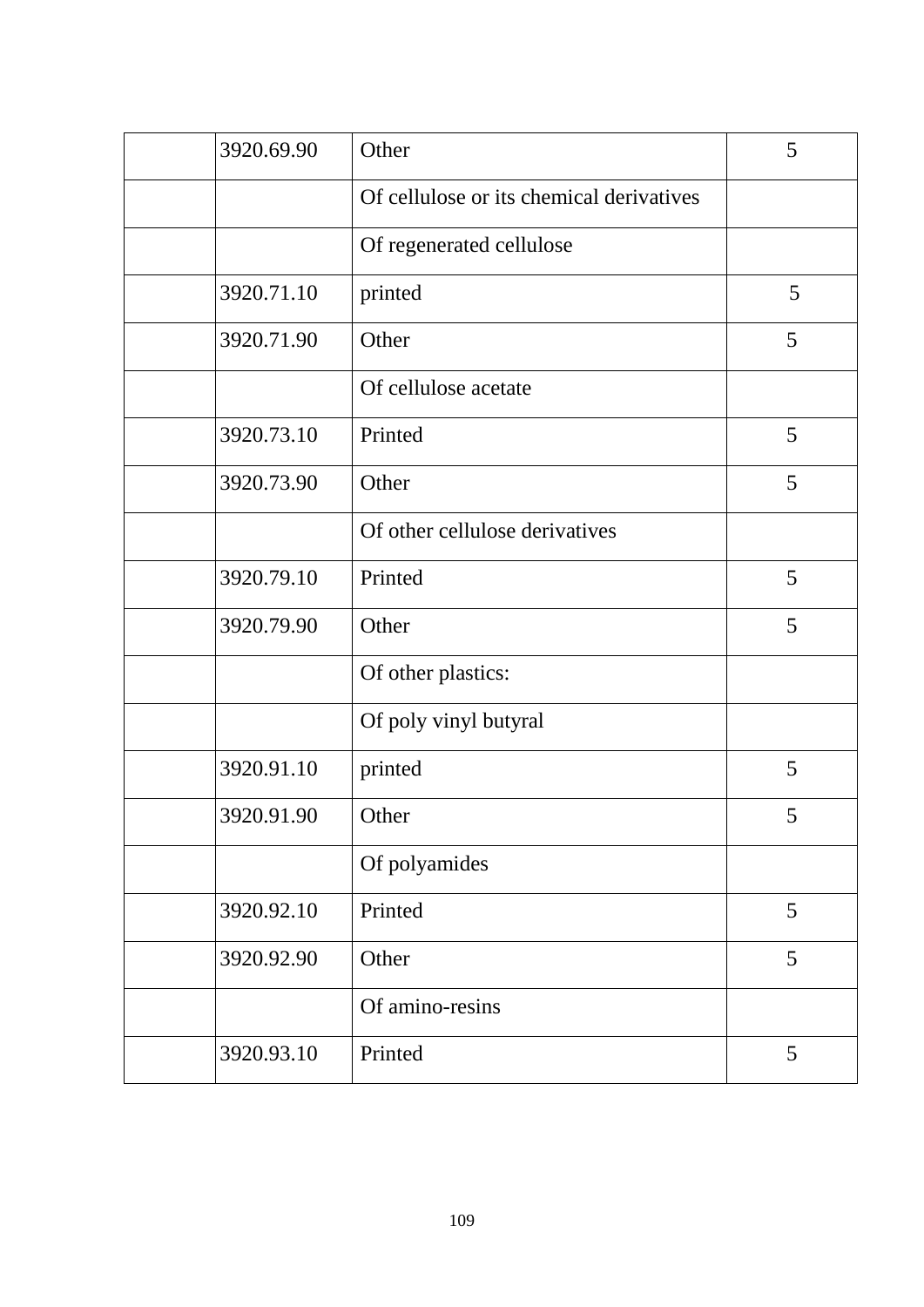| | | | |
|---|---|---|---|
| | 3920.69.90 | Other | 5 |
| | | Of cellulose or its chemical derivatives | |
| | | Of regenerated cellulose | |
| | 3920.71.10 | printed | 5 |
| | 3920.71.90 | Other | 5 |
| | | Of cellulose acetate | |
| | 3920.73.10 | Printed | 5 |
| | 3920.73.90 | Other | 5 |
| | | Of other cellulose derivatives | |
| | 3920.79.10 | Printed | 5 |
| | 3920.79.90 | Other | 5 |
| | | Of other plastics: | |
| | | Of poly vinyl butyral | |
| | 3920.91.10 | printed | 5 |
| | 3920.91.90 | Other | 5 |
| | | Of polyamides | |
| | 3920.92.10 | Printed | 5 |
| | 3920.92.90 | Other | 5 |
| | | Of amino-resins | |
| | 3920.93.10 | Printed | 5 |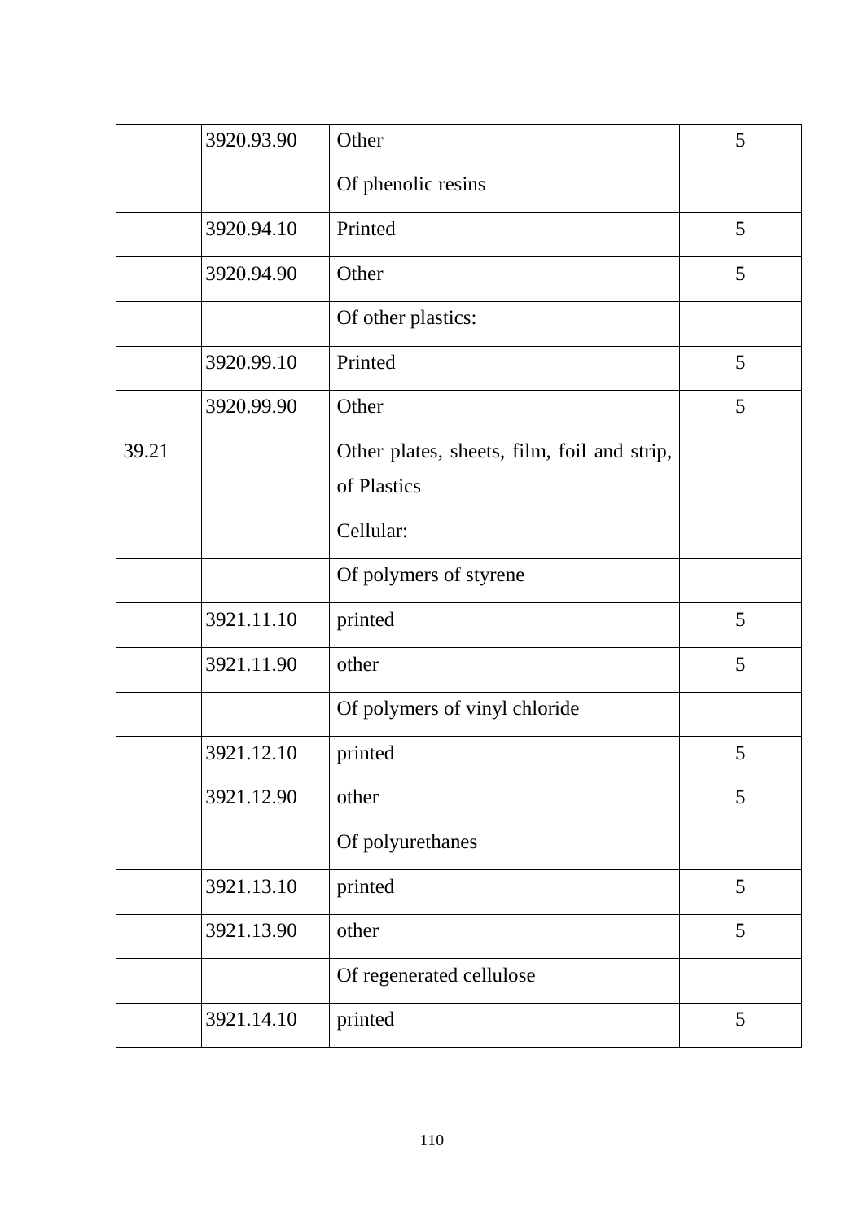|  | 3920.93.90 | Other | 5 |
|---|---|---|---|
|  |  | Of phenolic resins |  |
|  | 3920.94.10 | Printed | 5 |
|  | 3920.94.90 | Other | 5 |
|  |  | Of other plastics: |  |
|  | 3920.99.10 | Printed | 5 |
|  | 3920.99.90 | Other | 5 |
| 39.21 |  | Other plates, sheets, film, foil and strip, of Plastics |  |
|  |  | Cellular: |  |
|  |  | Of polymers of styrene |  |
|  | 3921.11.10 | printed | 5 |
|  | 3921.11.90 | other | 5 |
|  |  | Of polymers of vinyl chloride |  |
|  | 3921.12.10 | printed | 5 |
|  | 3921.12.90 | other | 5 |
|  |  | Of polyurethanes |  |
|  | 3921.13.10 | printed | 5 |
|  | 3921.13.90 | other | 5 |
|  |  | Of regenerated cellulose |  |
|  | 3921.14.10 | printed | 5 |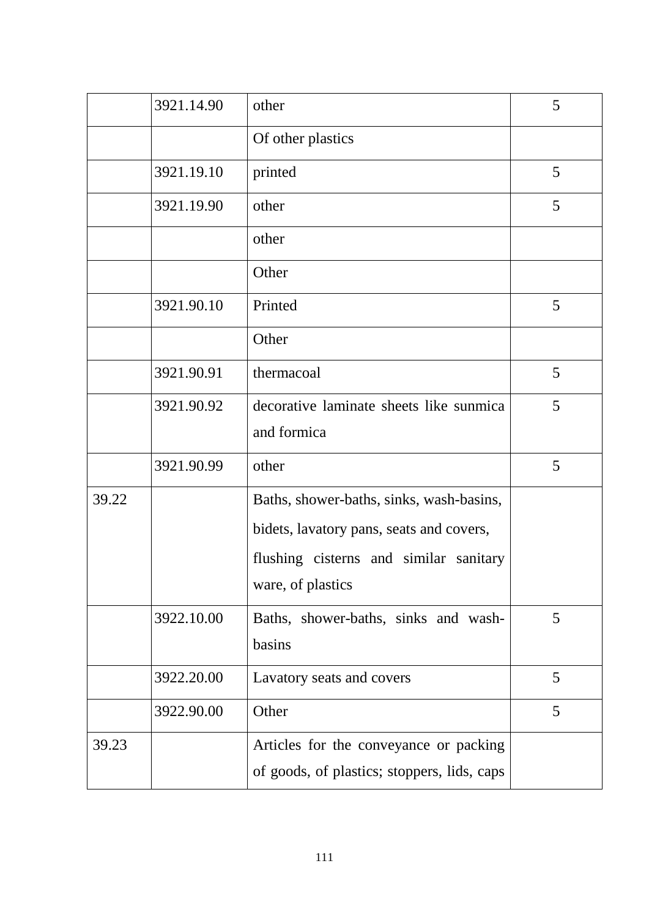| | | | |
|---|---|---|---|
| | 3921.14.90 | other | 5 |
| | | Of other plastics | |
| | 3921.19.10 | printed | 5 |
| | 3921.19.90 | other | 5 |
| | | other | |
| | | Other | |
| | 3921.90.10 | Printed | 5 |
| | | Other | |
| | 3921.90.91 | thermacoal | 5 |
| | 3921.90.92 | decorative laminate sheets like sunmica and formica | 5 |
| | 3921.90.99 | other | 5 |
| 39.22 | | Baths, shower-baths, sinks, wash-basins, bidets, lavatory pans, seats and covers, flushing cisterns and similar sanitary ware, of plastics | |
| | 3922.10.00 | Baths, shower-baths, sinks and wash-basins | 5 |
| | 3922.20.00 | Lavatory seats and covers | 5 |
| | 3922.90.00 | Other | 5 |
| 39.23 | | Articles for the conveyance or packing of goods, of plastics; stoppers, lids, caps | |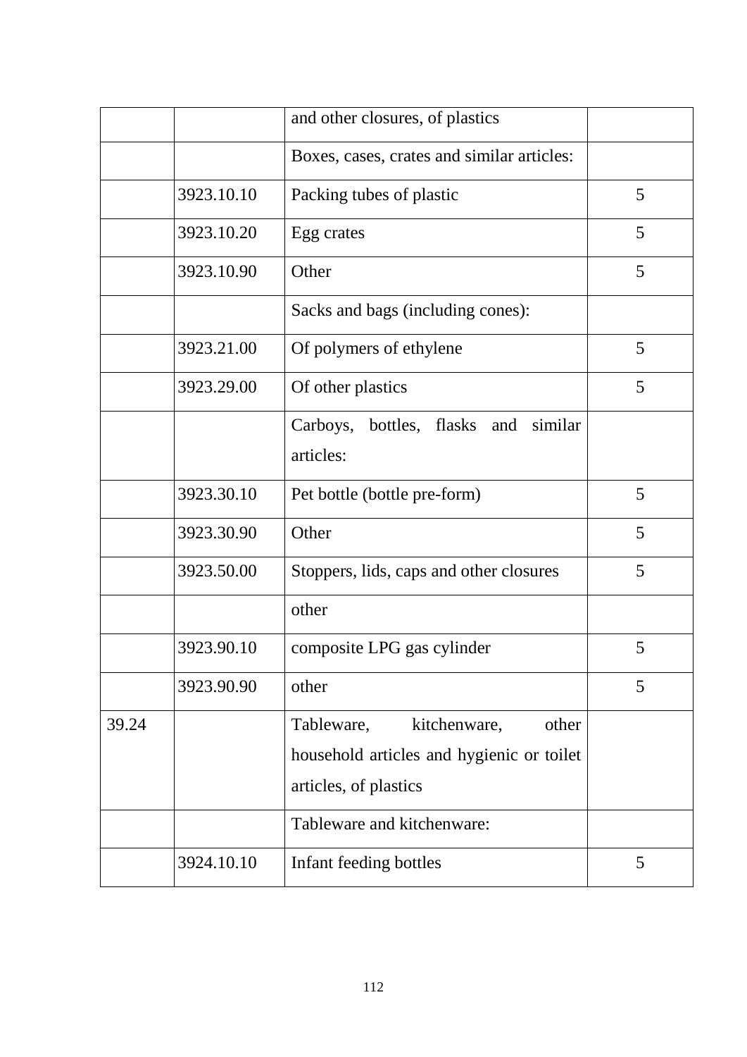| | | | |
|---|---|---|---|
| | | and other closures, of plastics | |
| | | Boxes, cases, crates and similar articles: | |
| | 3923.10.10 | Packing tubes of plastic | 5 |
| | 3923.10.20 | Egg crates | 5 |
| | 3923.10.90 | Other | 5 |
| | | Sacks and bags (including cones): | |
| | 3923.21.00 | Of polymers of ethylene | 5 |
| | 3923.29.00 | Of other plastics | 5 |
| | | Carboys, bottles, flasks and similar articles: | |
| | 3923.30.10 | Pet bottle (bottle pre-form) | 5 |
| | 3923.30.90 | Other | 5 |
| | 3923.50.00 | Stoppers, lids, caps and other closures | 5 |
| | | other | |
| | 3923.90.10 | composite LPG gas cylinder | 5 |
| | 3923.90.90 | other | 5 |
| 39.24 | | Tableware, kitchenware, other household articles and hygienic or toilet articles, of plastics | |
| | | Tableware and kitchenware: | |
| | 3924.10.10 | Infant feeding bottles | 5 |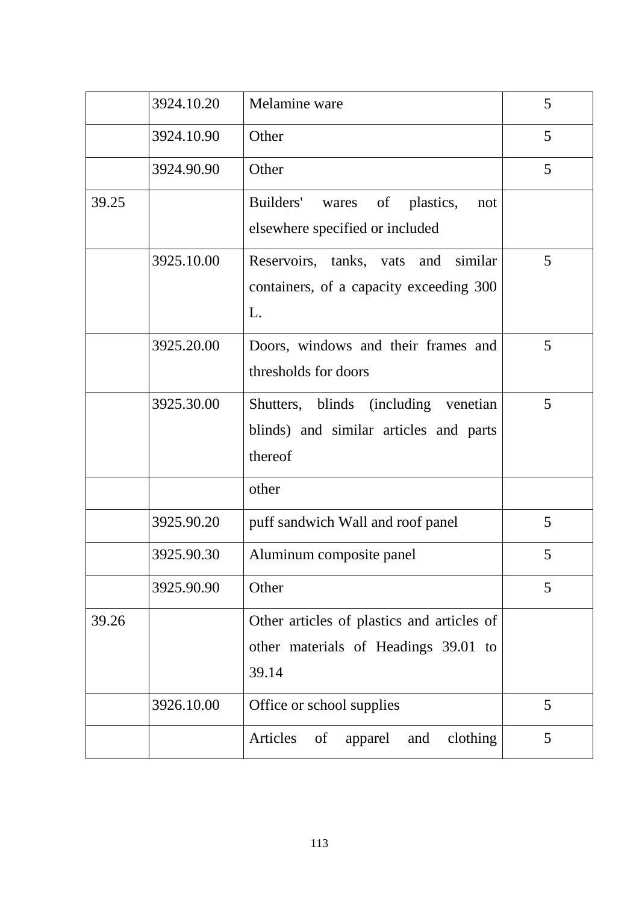| | | | |
|---|---|---|---|
| | 3924.10.20 | Melamine ware | 5 |
| | 3924.10.90 | Other | 5 |
| | 3924.90.90 | Other | 5 |
| 39.25 | | Builders' wares of plastics, not elsewhere specified or included | |
| | 3925.10.00 | Reservoirs, tanks, vats and similar containers, of a capacity exceeding 300 L. | 5 |
| | 3925.20.00 | Doors, windows and their frames and thresholds for doors | 5 |
| | 3925.30.00 | Shutters, blinds (including venetian blinds) and similar articles and parts thereof | 5 |
| | | other | |
| | 3925.90.20 | puff sandwich Wall and roof panel | 5 |
| | 3925.90.30 | Aluminum composite panel | 5 |
| | 3925.90.90 | Other | 5 |
| 39.26 | | Other articles of plastics and articles of other materials of Headings 39.01 to 39.14 | |
| | 3926.10.00 | Office or school supplies | 5 |
| | | Articles of apparel and clothing | 5 |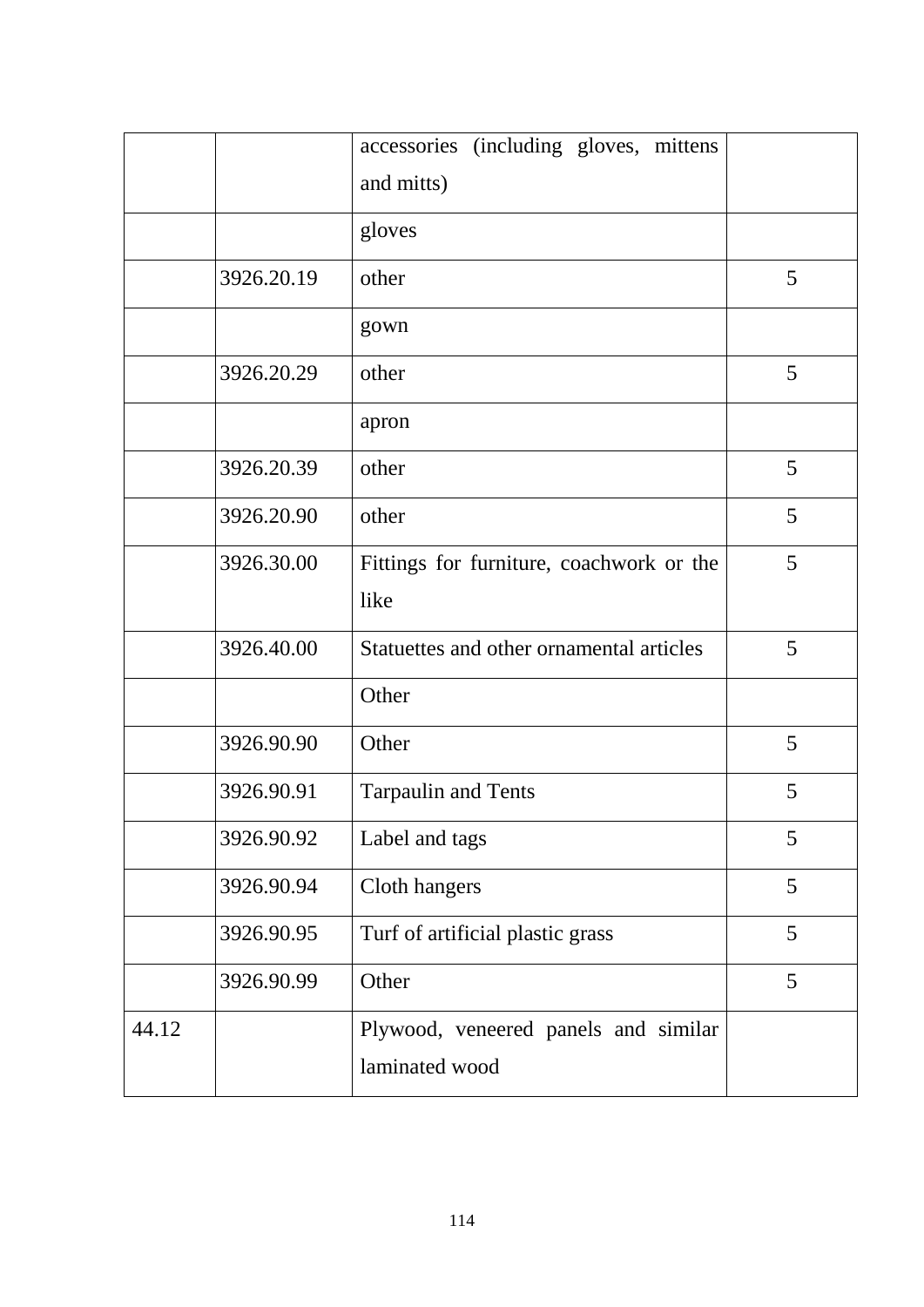| | | | |
|---|---|---|---|
| | | accessories (including gloves, mittens and mitts) | |
| | | gloves | |
| | 3926.20.19 | other | 5 |
| | | gown | |
| | 3926.20.29 | other | 5 |
| | | apron | |
| | 3926.20.39 | other | 5 |
| | 3926.20.90 | other | 5 |
| | 3926.30.00 | Fittings for furniture, coachwork or the like | 5 |
| | 3926.40.00 | Statuettes and other ornamental articles | 5 |
| | | Other | |
| | 3926.90.90 | Other | 5 |
| | 3926.90.91 | Tarpaulin and Tents | 5 |
| | 3926.90.92 | Label and tags | 5 |
| | 3926.90.94 | Cloth hangers | 5 |
| | 3926.90.95 | Turf of artificial plastic grass | 5 |
| | 3926.90.99 | Other | 5 |
| 44.12 | | Plywood, veneered panels and similar laminated wood | |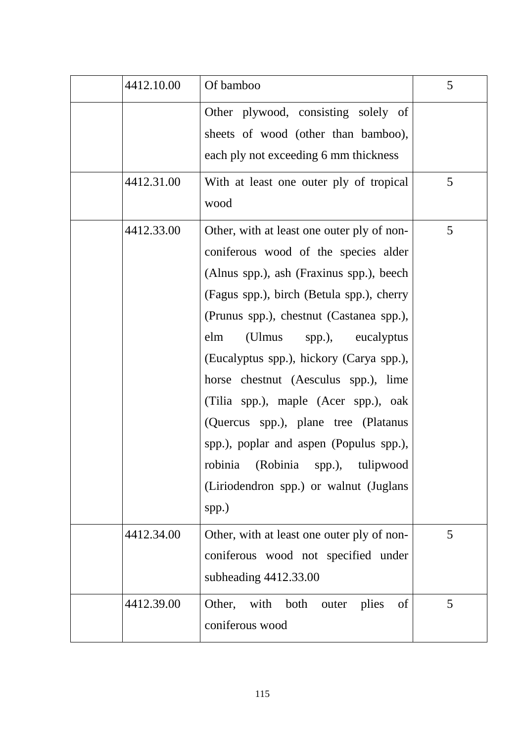| | | | |
|---|---|---|---|
| | 4412.10.00 | Of bamboo | 5 |
| | | Other plywood, consisting solely of sheets of wood (other than bamboo), each ply not exceeding 6 mm thickness | |
| | 4412.31.00 | With at least one outer ply of tropical wood | 5 |
| | 4412.33.00 | Other, with at least one outer ply of non-coniferous wood of the species alder (Alnus spp.), ash (Fraxinus spp.), beech (Fagus spp.), birch (Betula spp.), cherry (Prunus spp.), chestnut (Castanea spp.), elm (Ulmus spp.), eucalyptus (Eucalyptus spp.), hickory (Carya spp.), horse chestnut (Aesculus spp.), lime (Tilia spp.), maple (Acer spp.), oak (Quercus spp.), plane tree (Platanus spp.), poplar and aspen (Populus spp.), robinia (Robinia spp.), tulipwood (Liriodendron spp.) or walnut (Juglans spp.) | 5 |
| | 4412.34.00 | Other, with at least one outer ply of non-coniferous wood not specified under subheading 4412.33.00 | 5 |
| | 4412.39.00 | Other, with both outer plies of coniferous wood | 5 |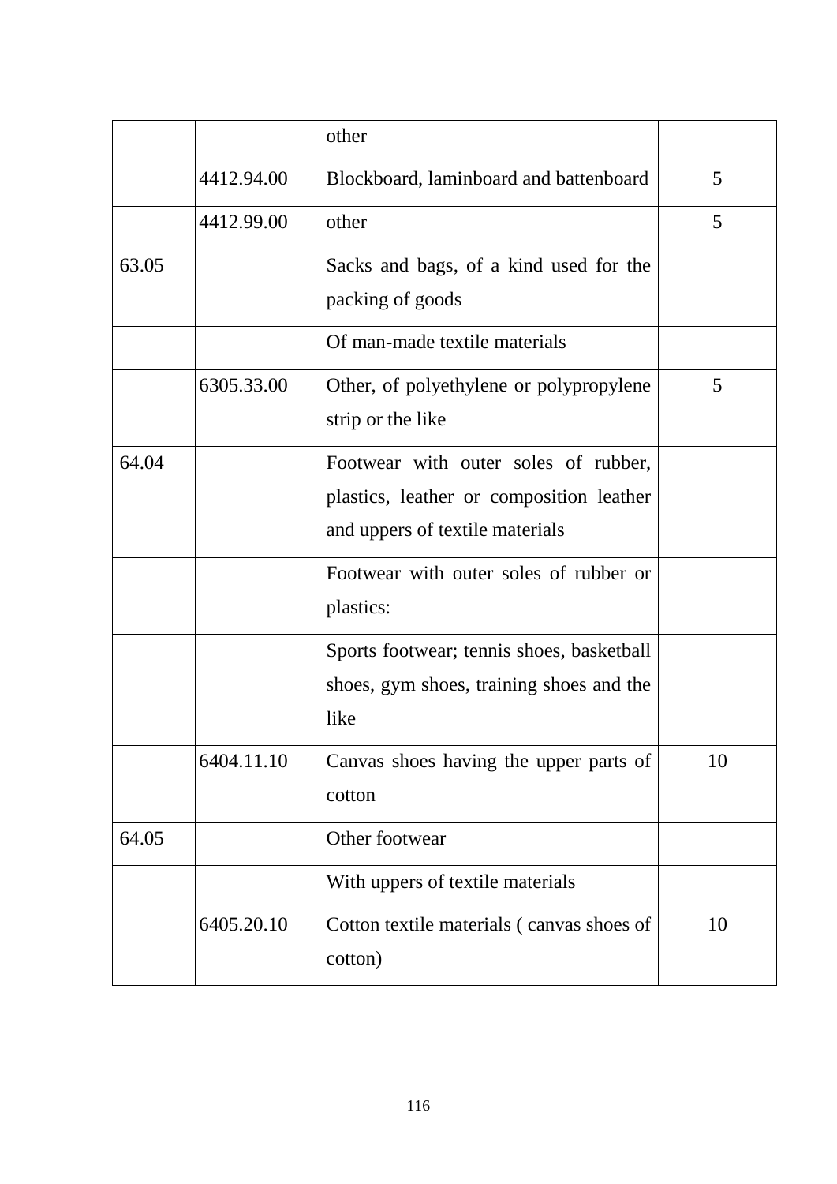| | | other | |
|---|---|---|---|
| | 4412.94.00 | Blockboard, laminboard and battenboard | 5 |
| | 4412.99.00 | other | 5 |
| 63.05 | | Sacks and bags, of a kind used for the packing of goods | |
| | | Of man-made textile materials | |
| | 6305.33.00 | Other, of polyethylene or polypropylene strip or the like | 5 |
| 64.04 | | Footwear with outer soles of rubber, plastics, leather or composition leather and uppers of textile materials | |
| | | Footwear with outer soles of rubber or plastics: | |
| | | Sports footwear; tennis shoes, basketball shoes, gym shoes, training shoes and the like | |
| | 6404.11.10 | Canvas shoes having the upper parts of cotton | 10 |
| 64.05 | | Other footwear | |
| | | With uppers of textile materials | |
| | 6405.20.10 | Cotton textile materials ( canvas shoes of cotton) | 10 |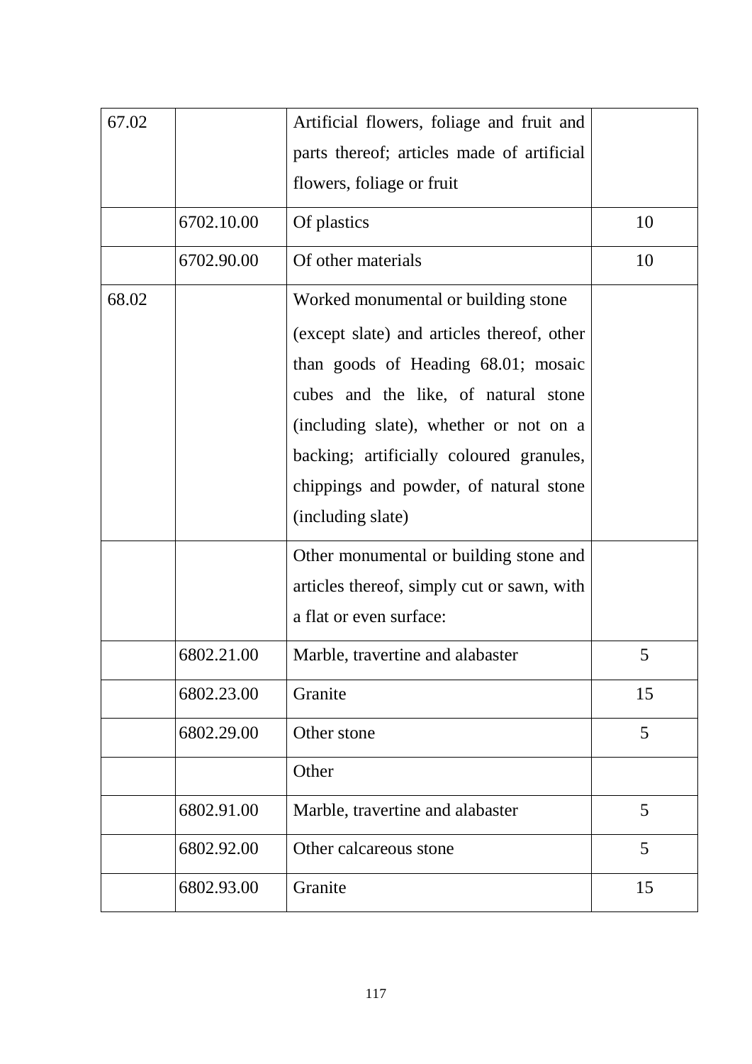| 67.02 | | Artificial flowers, foliage and fruit and parts thereof; articles made of artificial flowers, foliage or fruit | |
|---|---|---|---|
| | 6702.10.00 | Of plastics | 10 |
| | 6702.90.00 | Of other materials | 10 |
| 68.02 | | Worked monumental or building stone (except slate) and articles thereof, other than goods of Heading 68.01; mosaic cubes and the like, of natural stone (including slate), whether or not on a backing; artificially coloured granules, chippings and powder, of natural stone (including slate) | |
| | | Other monumental or building stone and articles thereof, simply cut or sawn, with a flat or even surface: | |
| | 6802.21.00 | Marble, travertine and alabaster | 5 |
| | 6802.23.00 | Granite | 15 |
| | 6802.29.00 | Other stone | 5 |
| | | Other | |
| | 6802.91.00 | Marble, travertine and alabaster | 5 |
| | 6802.92.00 | Other calcareous stone | 5 |
| | 6802.93.00 | Granite | 15 |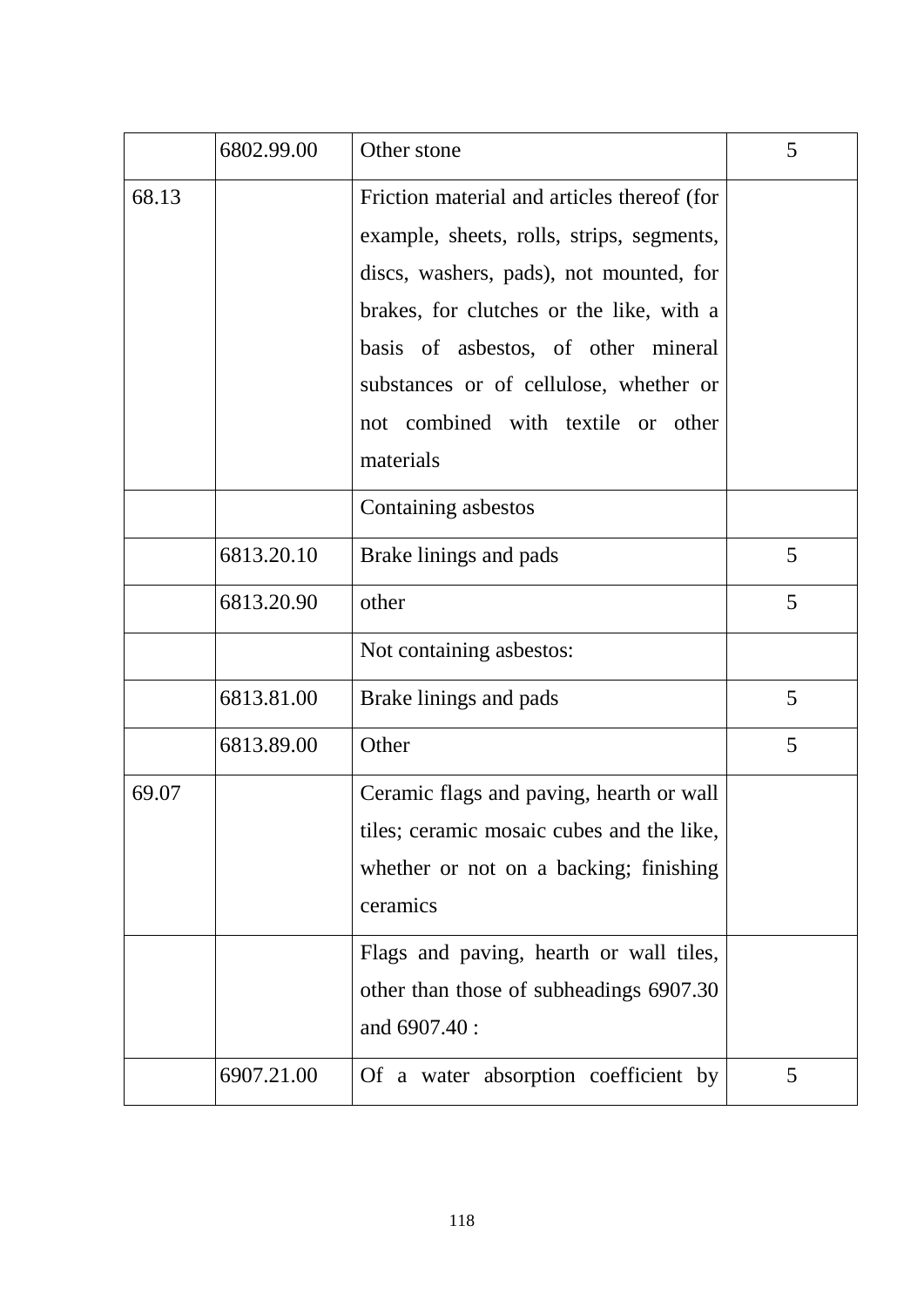| | | | |
|---|---|---|---|
| | 6802.99.00 | Other stone | 5 |
| 68.13 | | Friction material and articles thereof (for example, sheets, rolls, strips, segments, discs, washers, pads), not mounted, for brakes, for clutches or the like, with a basis of asbestos, of other mineral substances or of cellulose, whether or not combined with textile or other materials | |
| | | Containing asbestos | |
| | 6813.20.10 | Brake linings and pads | 5 |
| | 6813.20.90 | other | 5 |
| | | Not containing asbestos: | |
| | 6813.81.00 | Brake linings and pads | 5 |
| | 6813.89.00 | Other | 5 |
| 69.07 | | Ceramic flags and paving, hearth or wall tiles; ceramic mosaic cubes and the like, whether or not on a backing; finishing ceramics | |
| | | Flags and paving, hearth or wall tiles, other than those of subheadings 6907.30 and 6907.40 : | |
| | 6907.21.00 | Of a water absorption coefficient by | 5 |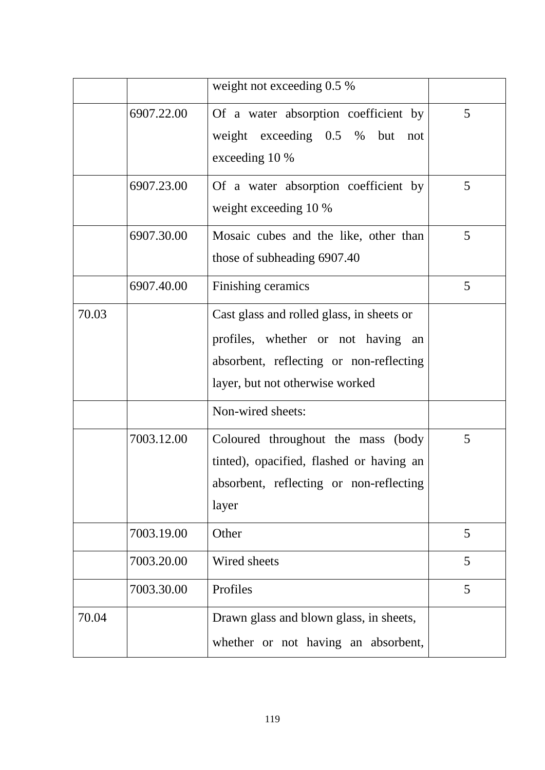| | | | |
|---|---|---|---|
| | | weight not exceeding 0.5 % | |
| | 6907.22.00 | Of a water absorption coefficient by weight exceeding 0.5 % but not exceeding 10 % | 5 |
| | 6907.23.00 | Of a water absorption coefficient by weight exceeding 10 % | 5 |
| | 6907.30.00 | Mosaic cubes and the like, other than those of subheading 6907.40 | 5 |
| | 6907.40.00 | Finishing ceramics | 5 |
| 70.03 | | Cast glass and rolled glass, in sheets or profiles, whether or not having an absorbent, reflecting or non-reflecting layer, but not otherwise worked | |
| | | Non-wired sheets: | |
| | 7003.12.00 | Coloured throughout the mass (body tinted), opacified, flashed or having an absorbent, reflecting or non-reflecting layer | 5 |
| | 7003.19.00 | Other | 5 |
| | 7003.20.00 | Wired sheets | 5 |
| | 7003.30.00 | Profiles | 5 |
| 70.04 | | Drawn glass and blown glass, in sheets, whether or not having an absorbent, | |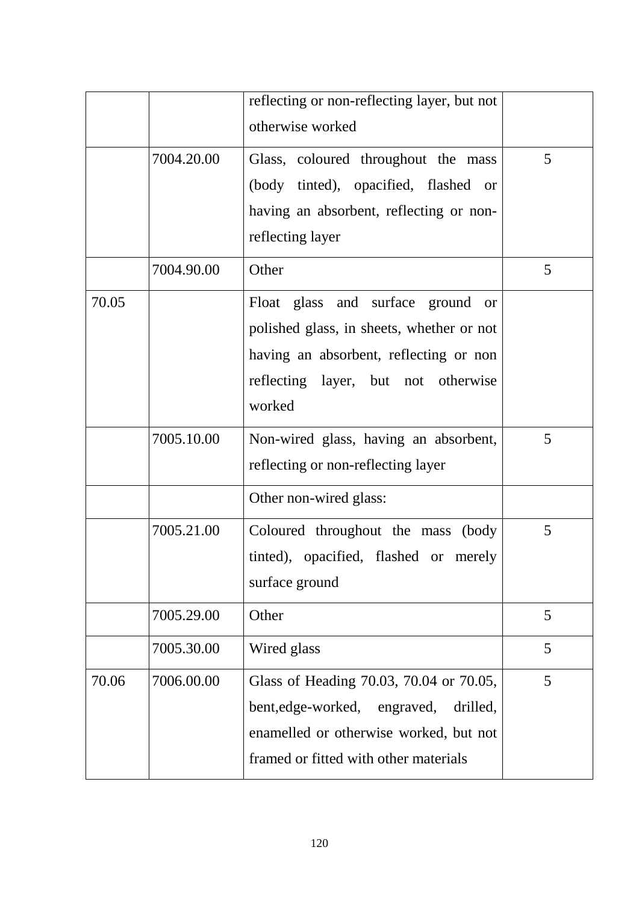| | | reflecting or non-reflecting layer, but not otherwise worked | |
|---|---|---|---|
| | 7004.20.00 | Glass, coloured throughout the mass (body tinted), opacified, flashed or having an absorbent, reflecting or non-reflecting layer | 5 |
| | 7004.90.00 | Other | 5 |
| 70.05 | | Float glass and surface ground or polished glass, in sheets, whether or not having an absorbent, reflecting or non reflecting layer, but not otherwise worked | |
| | 7005.10.00 | Non-wired glass, having an absorbent, reflecting or non-reflecting layer | 5 |
| | | Other non-wired glass: | |
| | 7005.21.00 | Coloured throughout the mass (body tinted), opacified, flashed or merely surface ground | 5 |
| | 7005.29.00 | Other | 5 |
| | 7005.30.00 | Wired glass | 5 |
| 70.06 | 7006.00.00 | Glass of Heading 70.03, 70.04 or 70.05, bent,edge-worked, engraved, drilled, enamelled or otherwise worked, but not framed or fitted with other materials | 5 |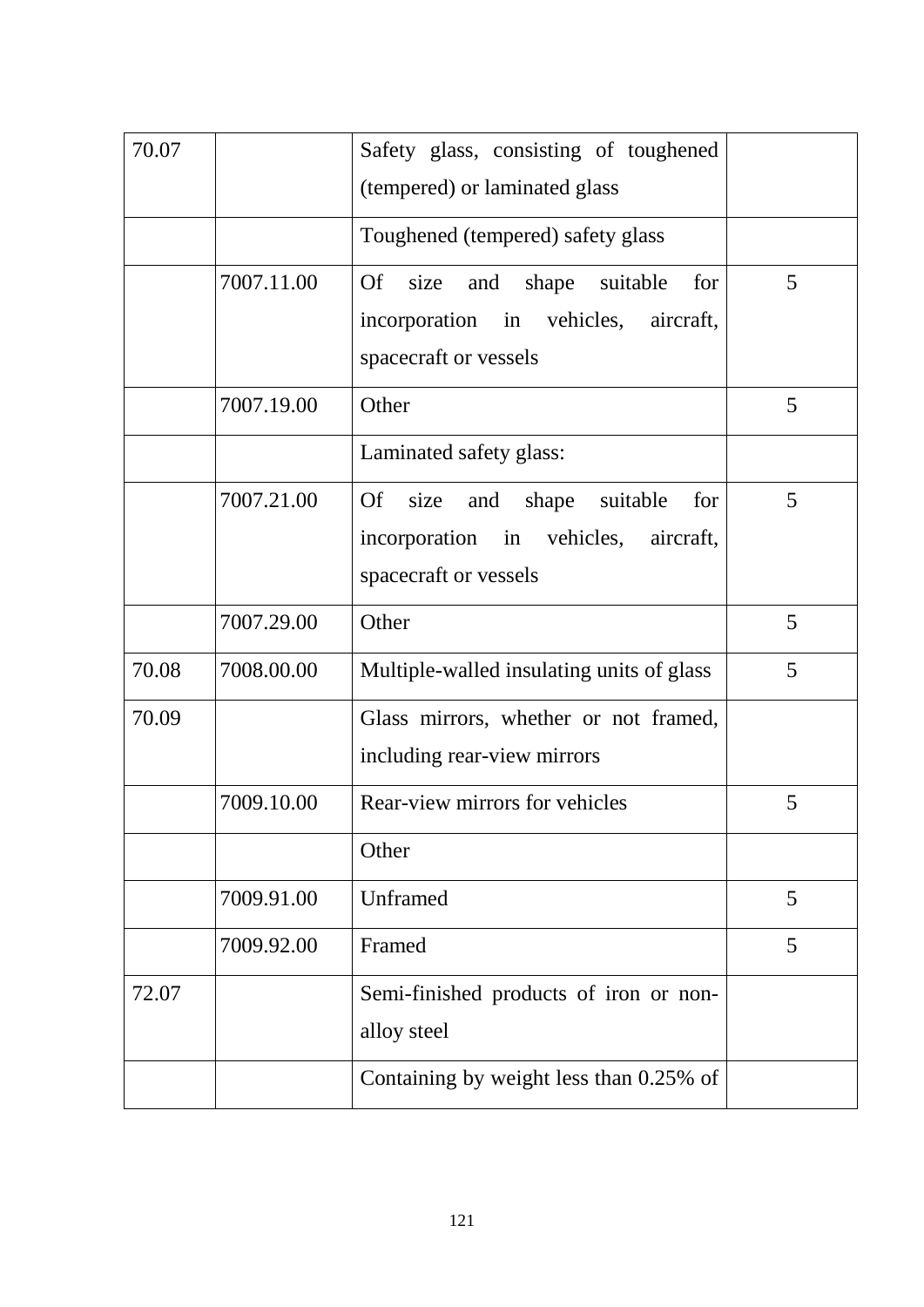| | | | |
|---|---|---|---|
| 70.07 | | Safety glass, consisting of toughened (tempered) or laminated glass | |
| | | Toughened (tempered) safety glass | |
| | 7007.11.00 | Of size and shape suitable for incorporation in vehicles, aircraft, spacecraft or vessels | 5 |
| | 7007.19.00 | Other | 5 |
| | | Laminated safety glass: | |
| | 7007.21.00 | Of size and shape suitable for incorporation in vehicles, aircraft, spacecraft or vessels | 5 |
| | 7007.29.00 | Other | 5 |
| 70.08 | 7008.00.00 | Multiple-walled insulating units of glass | 5 |
| 70.09 | | Glass mirrors, whether or not framed, including rear-view mirrors | |
| | 7009.10.00 | Rear-view mirrors for vehicles | 5 |
| | | Other | |
| | 7009.91.00 | Unframed | 5 |
| | 7009.92.00 | Framed | 5 |
| 72.07 | | Semi-finished products of iron or non-alloy steel | |
| | | Containing by weight less than 0.25% of | |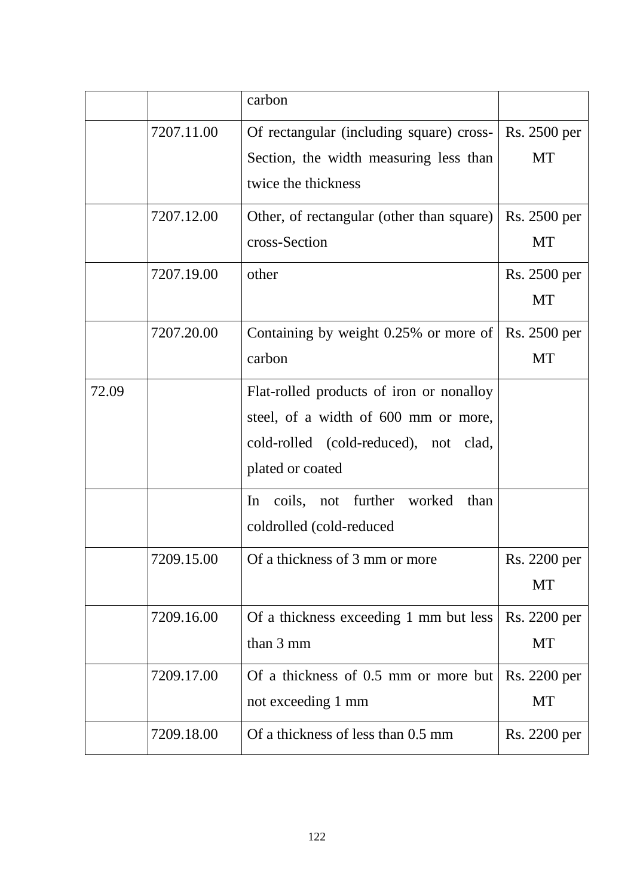| | | carbon | |
|---|---|---|---|
| | 7207.11.00 | Of rectangular (including square) cross-Section, the width measuring less than twice the thickness | Rs. 2500 per MT |
| | 7207.12.00 | Other, of rectangular (other than square) cross-Section | Rs. 2500 per MT |
| | 7207.19.00 | other | Rs. 2500 per MT |
| | 7207.20.00 | Containing by weight 0.25% or more of carbon | Rs. 2500 per MT |
| 72.09 | | Flat-rolled products of iron or nonalloy steel, of a width of 600 mm or more, cold-rolled (cold-reduced), not clad, plated or coated | |
| | | In coils, not further worked than coldrolled (cold-reduced | |
| | 7209.15.00 | Of a thickness of 3 mm or more | Rs. 2200 per MT |
| | 7209.16.00 | Of a thickness exceeding 1 mm but less than 3 mm | Rs. 2200 per MT |
| | 7209.17.00 | Of a thickness of 0.5 mm or more but not exceeding 1 mm | Rs. 2200 per MT |
| | 7209.18.00 | Of a thickness of less than 0.5 mm | Rs. 2200 per |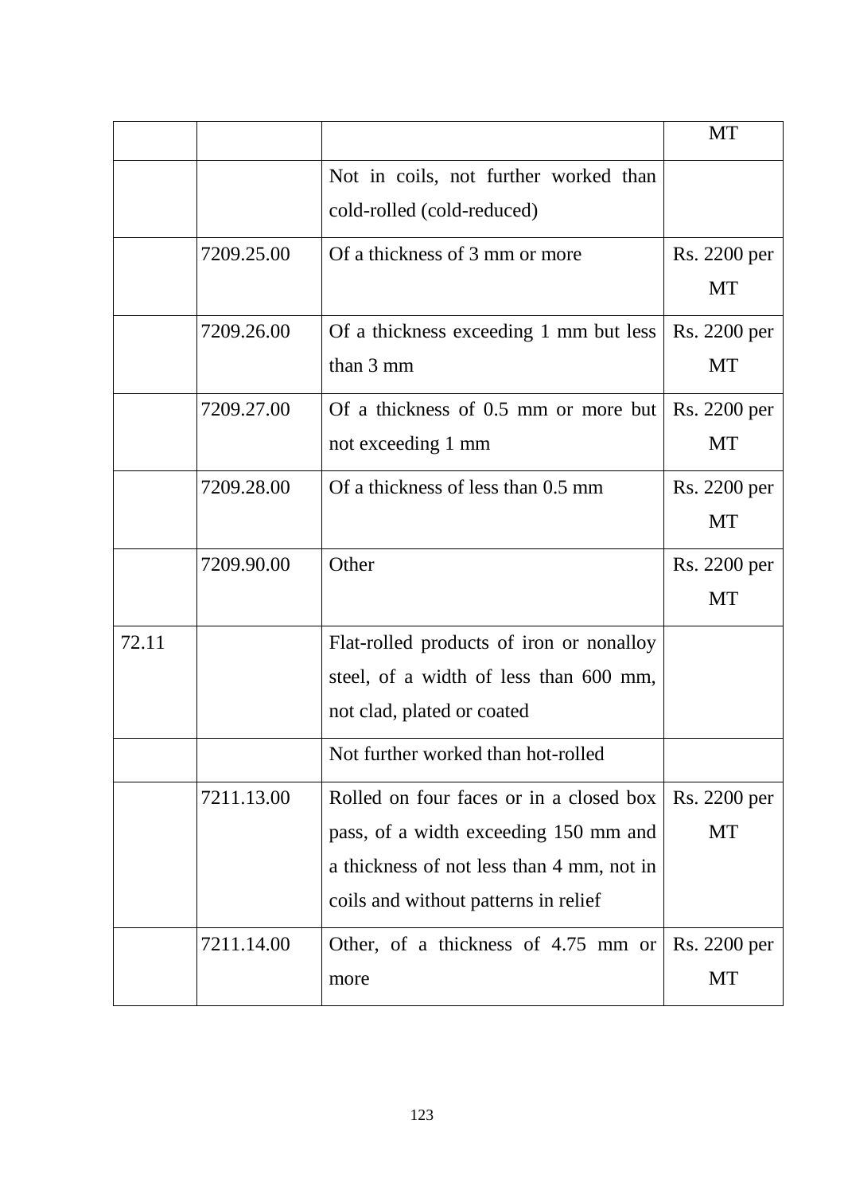| | | | MT |
|---|---|---|---|
| | | Not in coils, not further worked than cold-rolled (cold-reduced) | |
| | 7209.25.00 | Of a thickness of 3 mm or more | Rs. 2200 per MT |
| | 7209.26.00 | Of a thickness exceeding 1 mm but less than 3 mm | Rs. 2200 per MT |
| | 7209.27.00 | Of a thickness of 0.5 mm or more but not exceeding 1 mm | Rs. 2200 per MT |
| | 7209.28.00 | Of a thickness of less than 0.5 mm | Rs. 2200 per MT |
| | 7209.90.00 | Other | Rs. 2200 per MT |
| 72.11 | | Flat-rolled products of iron or nonalloy steel, of a width of less than 600 mm, not clad, plated or coated | |
| | | Not further worked than hot-rolled | |
| | 7211.13.00 | Rolled on four faces or in a closed box pass, of a width exceeding 150 mm and a thickness of not less than 4 mm, not in coils and without patterns in relief | Rs. 2200 per MT |
| | 7211.14.00 | Other, of a thickness of 4.75 mm or more | Rs. 2200 per MT |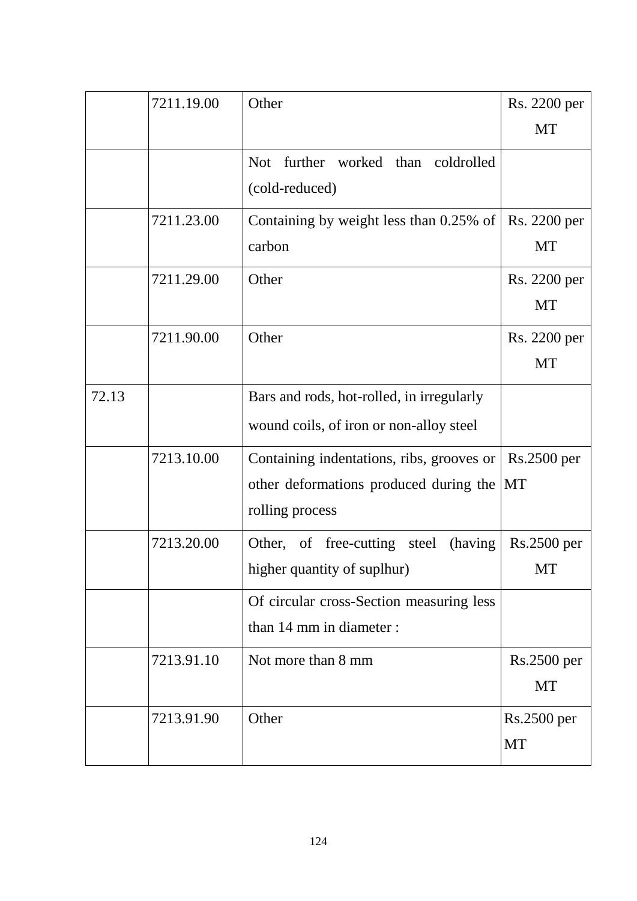| | | | |
|---|---|---|---|
| | 7211.19.00 | Other | Rs. 2200 per MT |
| | | Not further worked than coldrolled (cold-reduced) | |
| | 7211.23.00 | Containing by weight less than 0.25% of carbon | Rs. 2200 per MT |
| | 7211.29.00 | Other | Rs. 2200 per MT |
| | 7211.90.00 | Other | Rs. 2200 per MT |
| 72.13 | | Bars and rods, hot-rolled, in irregularly wound coils, of iron or non-alloy steel | |
| | 7213.10.00 | Containing indentations, ribs, grooves or other deformations produced during the rolling process | Rs.2500 per MT |
| | 7213.20.00 | Other, of free-cutting steel (having higher quantity of suplhur) | Rs.2500 per MT |
| | | Of circular cross-Section measuring less than 14 mm in diameter : | |
| | 7213.91.10 | Not more than 8 mm | Rs.2500 per MT |
| | 7213.91.90 | Other | Rs.2500 per MT |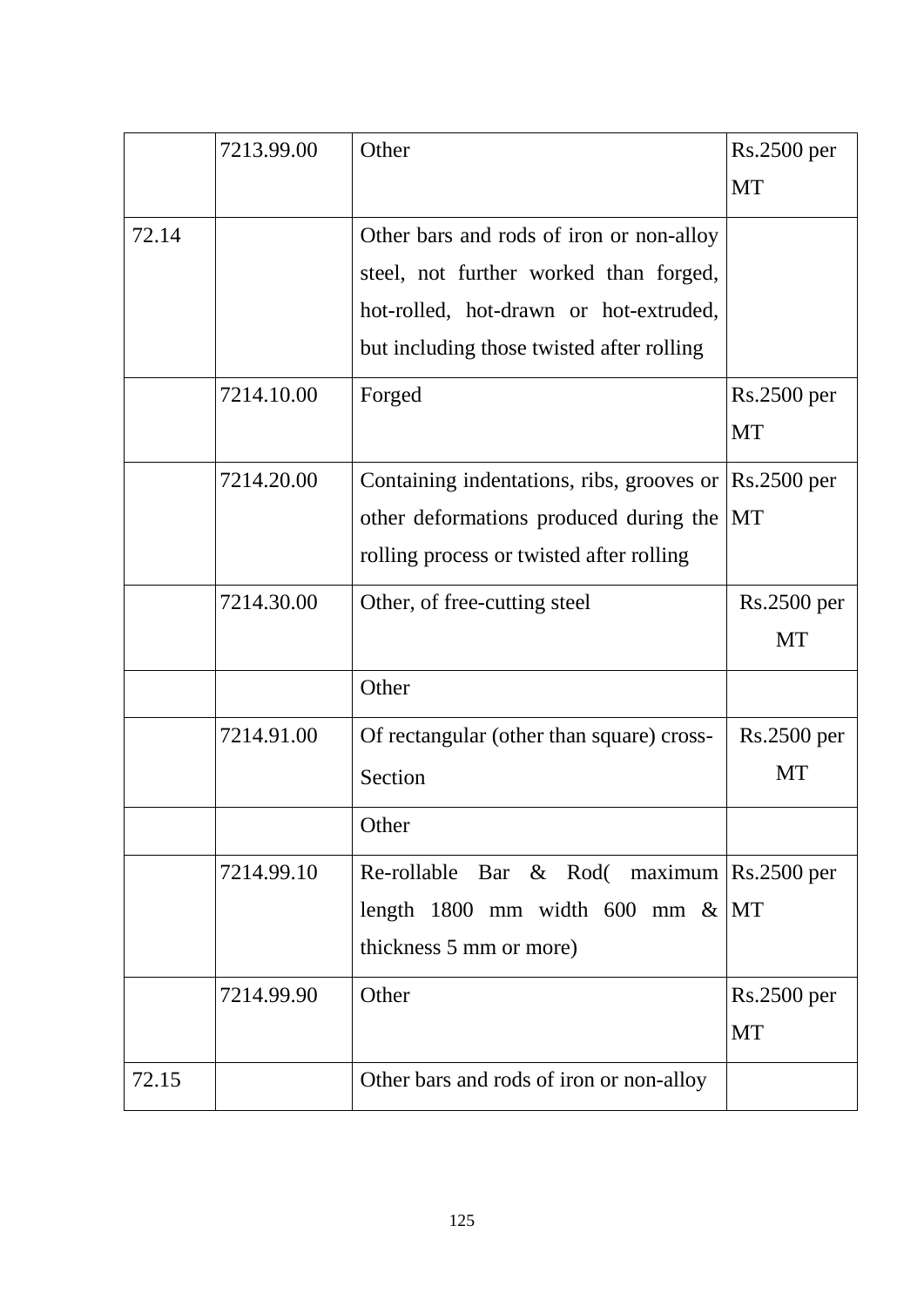|  |  |  |  |
|---|---|---|---|
|  | 7213.99.00 | Other | Rs.2500 per MT |
| 72.14 |  | Other bars and rods of iron or non-alloy steel, not further worked than forged, hot-rolled, hot-drawn or hot-extruded, but including those twisted after rolling |  |
|  | 7214.10.00 | Forged | Rs.2500 per MT |
|  | 7214.20.00 | Containing indentations, ribs, grooves or other deformations produced during the rolling process or twisted after rolling | Rs.2500 per MT |
|  | 7214.30.00 | Other, of free-cutting steel | Rs.2500 per MT |
|  |  | Other |  |
|  | 7214.91.00 | Of rectangular (other than square) cross-Section | Rs.2500 per MT |
|  |  | Other |  |
|  | 7214.99.10 | Re-rollable Bar & Rod( maximum length 1800 mm width 600 mm & thickness 5 mm or more) | Rs.2500 per MT |
|  | 7214.99.90 | Other | Rs.2500 per MT |
| 72.15 |  | Other bars and rods of iron or non-alloy |  |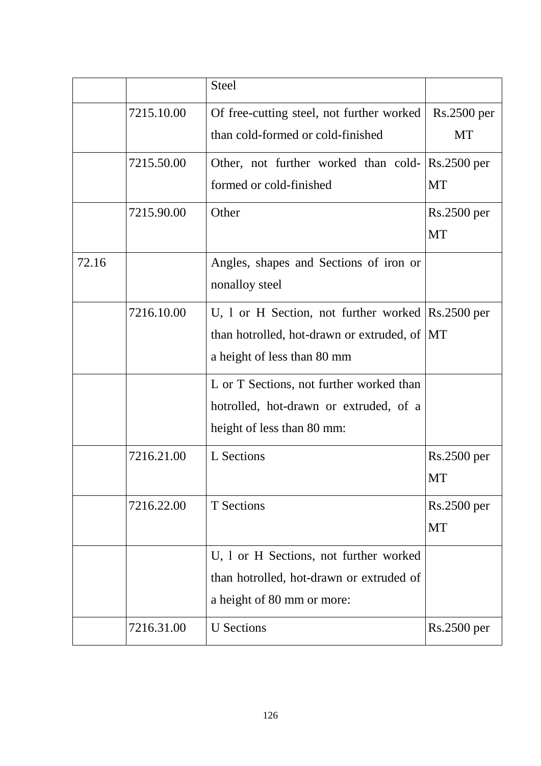| | | Steel | |
|---|---|---|---|
| | 7215.10.00 | Of free-cutting steel, not further worked than cold-formed or cold-finished | Rs.2500 per MT |
| | 7215.50.00 | Other, not further worked than cold-formed or cold-finished | Rs.2500 per MT |
| | 7215.90.00 | Other | Rs.2500 per MT |
| 72.16 | | Angles, shapes and Sections of iron or nonalloy steel | |
| | 7216.10.00 | U, l or H Section, not further worked than hotrolled, hot-drawn or extruded, of a height of less than 80 mm | Rs.2500 per MT |
| | | L or T Sections, not further worked than hotrolled, hot-drawn or extruded, of a height of less than 80 mm: | |
| | 7216.21.00 | L Sections | Rs.2500 per MT |
| | 7216.22.00 | T Sections | Rs.2500 per MT |
| | | U, l or H Sections, not further worked than hotrolled, hot-drawn or extruded of a height of 80 mm or more: | |
| | 7216.31.00 | U Sections | Rs.2500 per |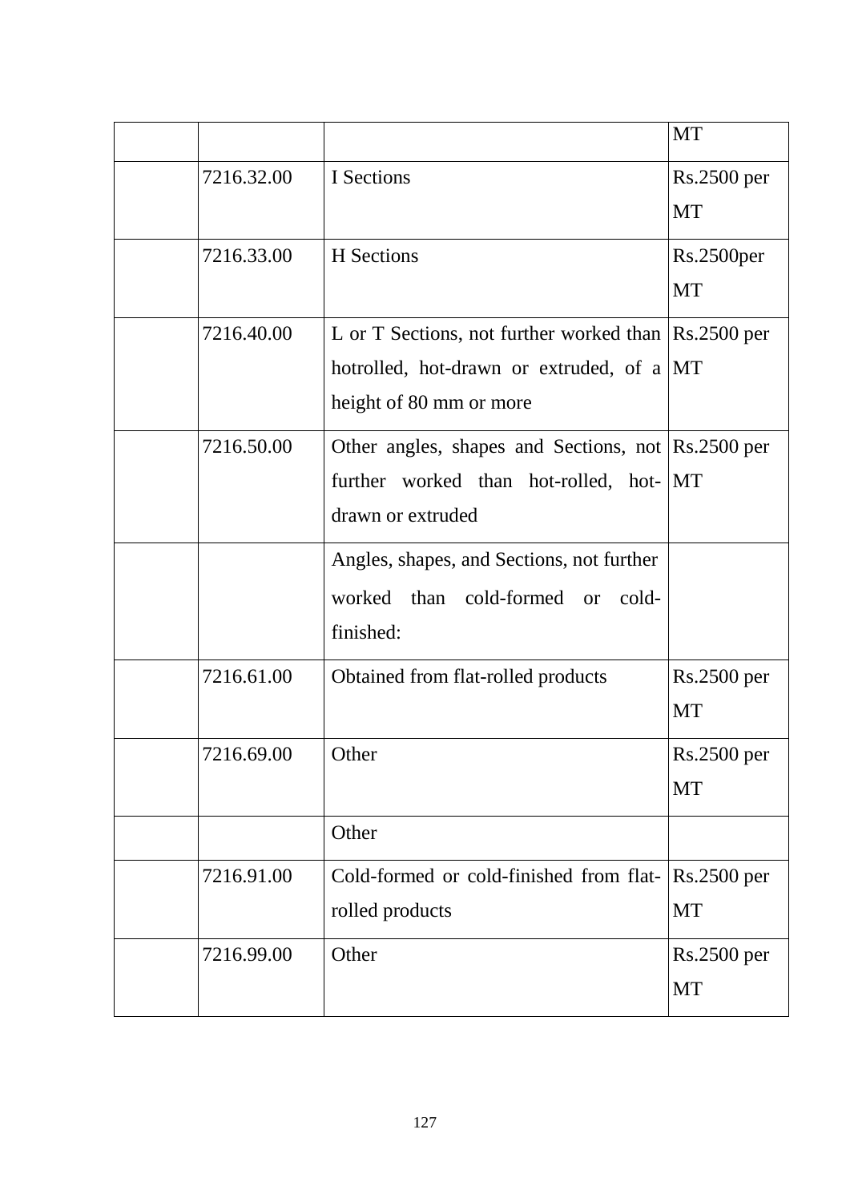| | | | MT |
|---|---|---|---|
| | 7216.32.00 | I Sections | Rs.2500 per MT |
| | 7216.33.00 | H Sections | Rs.2500per MT |
| | 7216.40.00 | L or T Sections, not further worked than hotrolled, hot-drawn or extruded, of a height of 80 mm or more | Rs.2500 per MT |
| | 7216.50.00 | Other angles, shapes and Sections, not further worked than hot-rolled, hot-drawn or extruded | Rs.2500 per MT |
| | | Angles, shapes, and Sections, not further worked than cold-formed or cold-finished: | |
| | 7216.61.00 | Obtained from flat-rolled products | Rs.2500 per MT |
| | 7216.69.00 | Other | Rs.2500 per MT |
| | | Other | |
| | 7216.91.00 | Cold-formed or cold-finished from flat-rolled products | Rs.2500 per MT |
| | 7216.99.00 | Other | Rs.2500 per MT |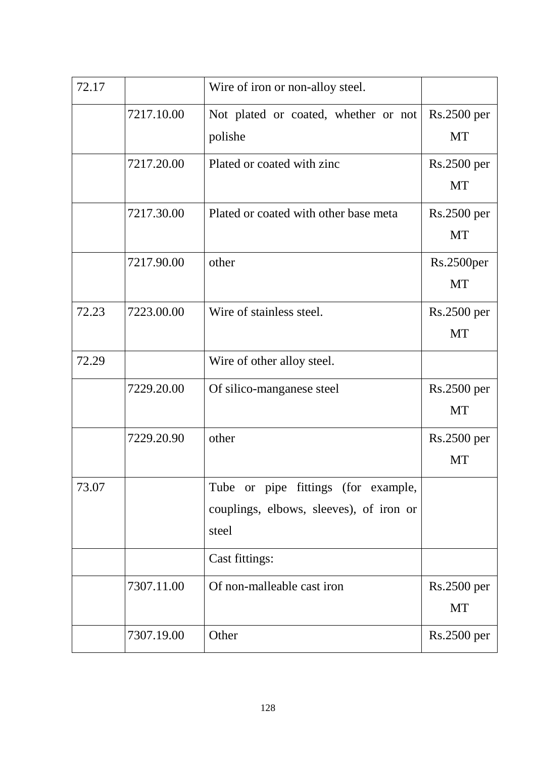| 72.17 | | Wire of iron or non-alloy steel. | |
|---|---|---|---|
| | 7217.10.00 | Not plated or coated, whether or not polishe | Rs.2500 per MT |
| | 7217.20.00 | Plated or coated with zinc | Rs.2500 per MT |
| | 7217.30.00 | Plated or coated with other base meta | Rs.2500 per MT |
| | 7217.90.00 | other | Rs.2500per MT |
| 72.23 | 7223.00.00 | Wire of stainless steel. | Rs.2500 per MT |
| 72.29 | | Wire of other alloy steel. | |
| | 7229.20.00 | Of silico-manganese steel | Rs.2500 per MT |
| | 7229.20.90 | other | Rs.2500 per MT |
| 73.07 | | Tube or pipe fittings (for example, couplings, elbows, sleeves), of iron or steel | |
| | | Cast fittings: | |
| | 7307.11.00 | Of non-malleable cast iron | Rs.2500 per MT |
| | 7307.19.00 | Other | Rs.2500 per |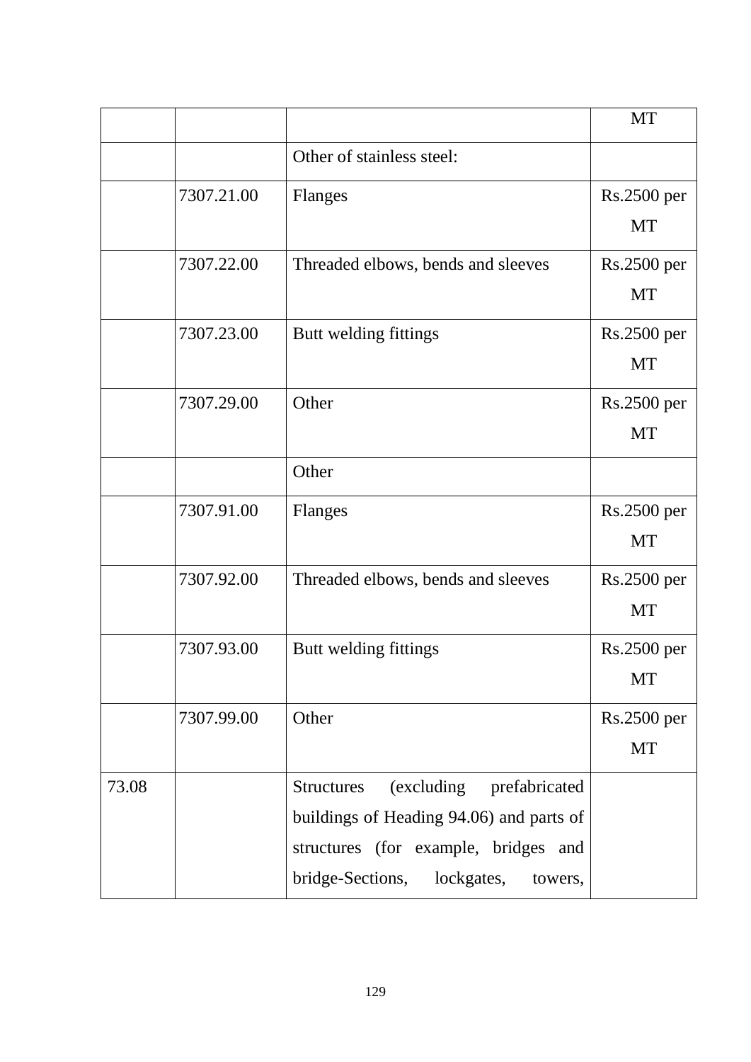| | | | MT |
|---|---|---|---|
| | | Other of stainless steel: | |
| | 7307.21.00 | Flanges | Rs.2500 per MT |
| | 7307.22.00 | Threaded elbows, bends and sleeves | Rs.2500 per MT |
| | 7307.23.00 | Butt welding fittings | Rs.2500 per MT |
| | 7307.29.00 | Other | Rs.2500 per MT |
| | | Other | |
| | 7307.91.00 | Flanges | Rs.2500 per MT |
| | 7307.92.00 | Threaded elbows, bends and sleeves | Rs.2500 per MT |
| | 7307.93.00 | Butt welding fittings | Rs.2500 per MT |
| | 7307.99.00 | Other | Rs.2500 per MT |
| 73.08 | | Structures (excluding prefabricated buildings of Heading 94.06) and parts of structures (for example, bridges and bridge-Sections, lockgates, towers, | |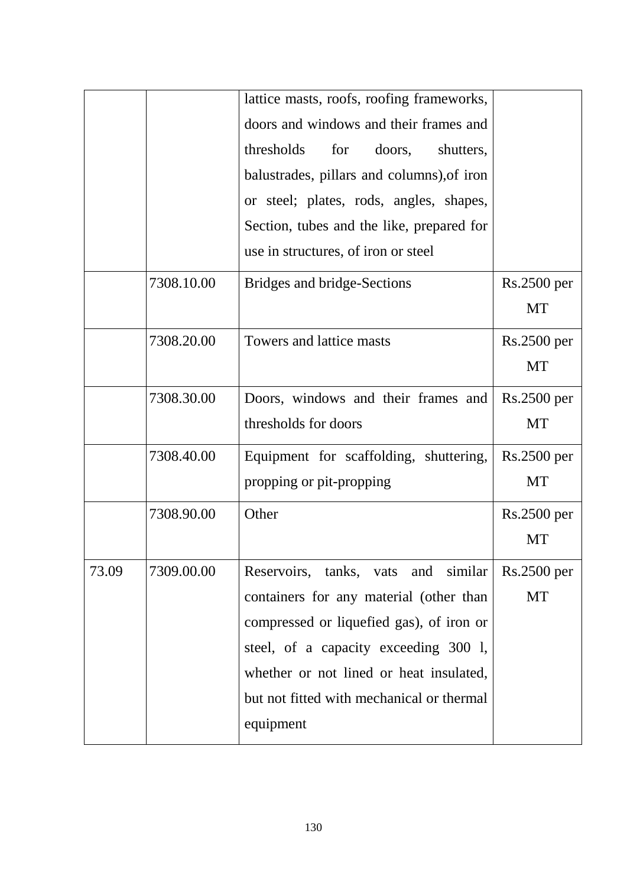| | | | |
|---|---|---|---|
| | | lattice masts, roofs, roofing frameworks, doors and windows and their frames and thresholds for doors, shutters, balustrades, pillars and columns),of iron or steel; plates, rods, angles, shapes, Section, tubes and the like, prepared for use in structures, of iron or steel | |
| | 7308.10.00 | Bridges and bridge-Sections | Rs.2500 per MT |
| | 7308.20.00 | Towers and lattice masts | Rs.2500 per MT |
| | 7308.30.00 | Doors, windows and their frames and thresholds for doors | Rs.2500 per MT |
| | 7308.40.00 | Equipment for scaffolding, shuttering, propping or pit-propping | Rs.2500 per MT |
| | 7308.90.00 | Other | Rs.2500 per MT |
| 73.09 | 7309.00.00 | Reservoirs, tanks, vats and similar containers for any material (other than compressed or liquefied gas), of iron or steel, of a capacity exceeding 300 l, whether or not lined or heat insulated, but not fitted with mechanical or thermal equipment | Rs.2500 per MT |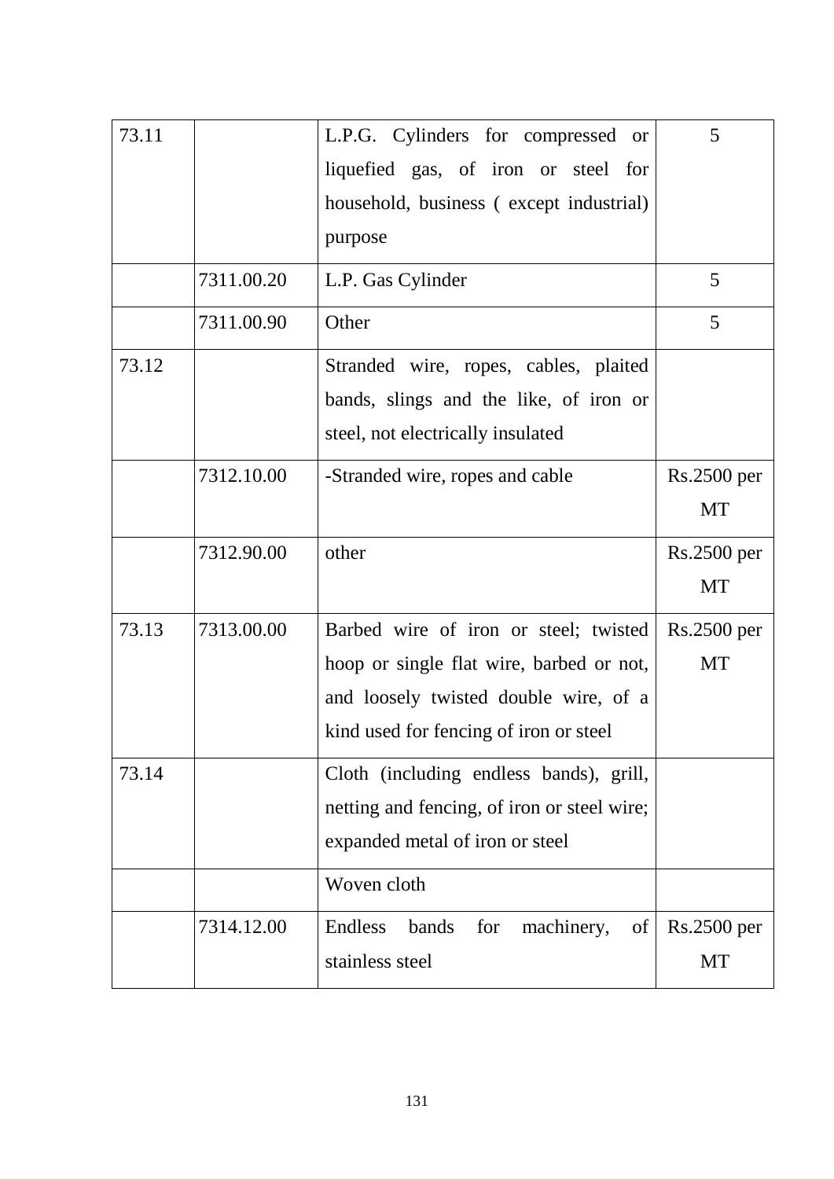| | | | |
|---|---|---|---|
| 73.11 | | L.P.G. Cylinders for compressed or liquefied gas, of iron or steel for household, business ( except industrial) purpose | 5 |
| | 7311.00.20 | L.P. Gas Cylinder | 5 |
| | 7311.00.90 | Other | 5 |
| 73.12 | | Stranded wire, ropes, cables, plaited bands, slings and the like, of iron or steel, not electrically insulated | |
| | 7312.10.00 | -Stranded wire, ropes and cable | Rs.2500 per MT |
| | 7312.90.00 | other | Rs.2500 per MT |
| 73.13 | 7313.00.00 | Barbed wire of iron or steel; twisted hoop or single flat wire, barbed or not, and loosely twisted double wire, of a kind used for fencing of iron or steel | Rs.2500 per MT |
| 73.14 | | Cloth (including endless bands), grill, netting and fencing, of iron or steel wire; expanded metal of iron or steel | |
| | | Woven cloth | |
| | 7314.12.00 | Endless bands for machinery, of stainless steel | Rs.2500 per MT |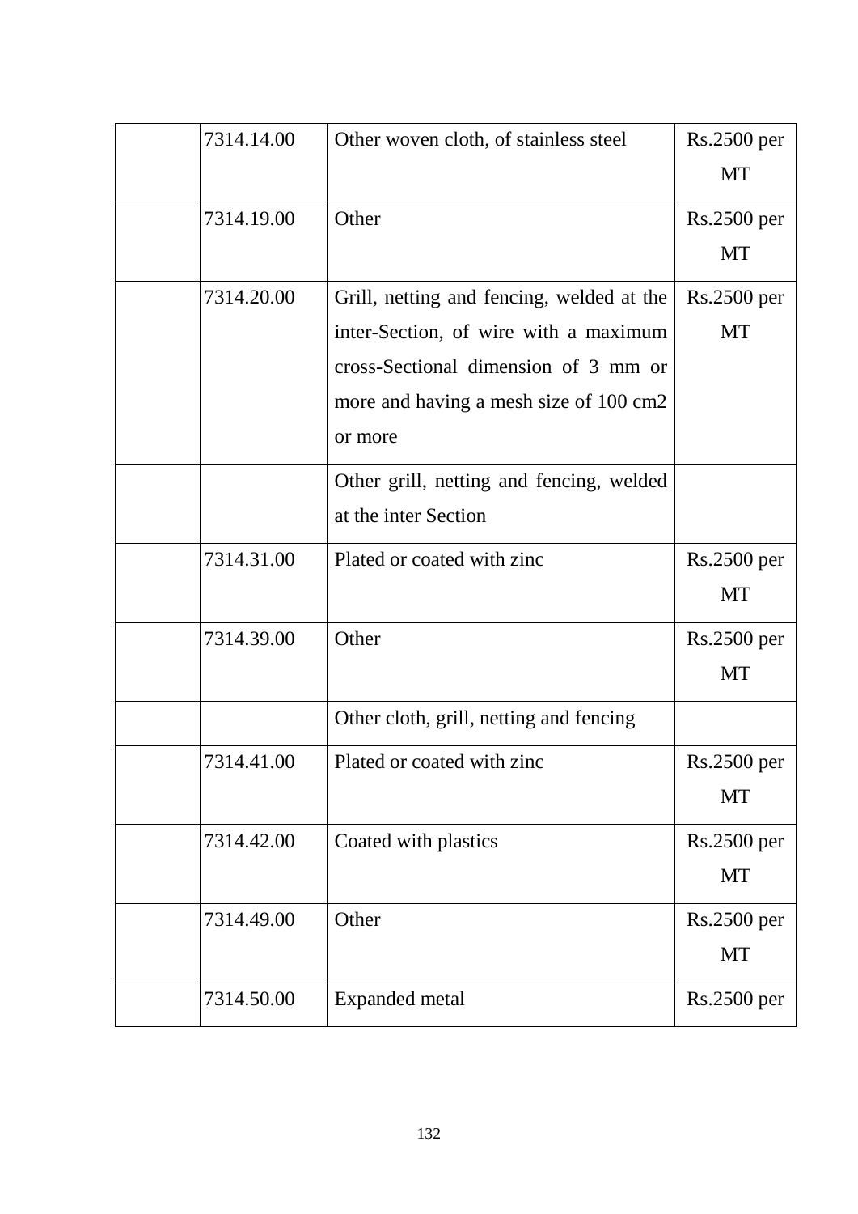| | | | |
|---|---|---|---|
| | 7314.14.00 | Other woven cloth, of stainless steel | Rs.2500 per MT |
| | 7314.19.00 | Other | Rs.2500 per MT |
| | 7314.20.00 | Grill, netting and fencing, welded at the inter-Section, of wire with a maximum cross-Sectional dimension of 3 mm or more and having a mesh size of 100 cm2 or more | Rs.2500 per MT |
| | | Other grill, netting and fencing, welded at the inter Section | |
| | 7314.31.00 | Plated or coated with zinc | Rs.2500 per MT |
| | 7314.39.00 | Other | Rs.2500 per MT |
| | | Other cloth, grill, netting and fencing | |
| | 7314.41.00 | Plated or coated with zinc | Rs.2500 per MT |
| | 7314.42.00 | Coated with plastics | Rs.2500 per MT |
| | 7314.49.00 | Other | Rs.2500 per MT |
| | 7314.50.00 | Expanded metal | Rs.2500 per |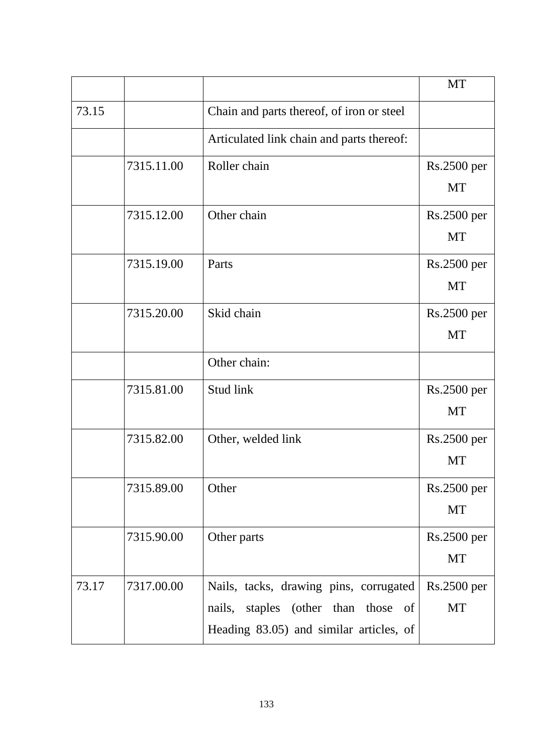| | | | MT |
|---|---|---|---|
| 73.15 | | Chain and parts thereof, of iron or steel | |
| | | Articulated link chain and parts thereof: | |
| | 7315.11.00 | Roller chain | Rs.2500 per MT |
| | 7315.12.00 | Other chain | Rs.2500 per MT |
| | 7315.19.00 | Parts | Rs.2500 per MT |
| | 7315.20.00 | Skid chain | Rs.2500 per MT |
| | | Other chain: | |
| | 7315.81.00 | Stud link | Rs.2500 per MT |
| | 7315.82.00 | Other, welded link | Rs.2500 per MT |
| | 7315.89.00 | Other | Rs.2500 per MT |
| | 7315.90.00 | Other parts | Rs.2500 per MT |
| 73.17 | 7317.00.00 | Nails, tacks, drawing pins, corrugated nails, staples (other than those of Heading 83.05) and similar articles, of | Rs.2500 per MT |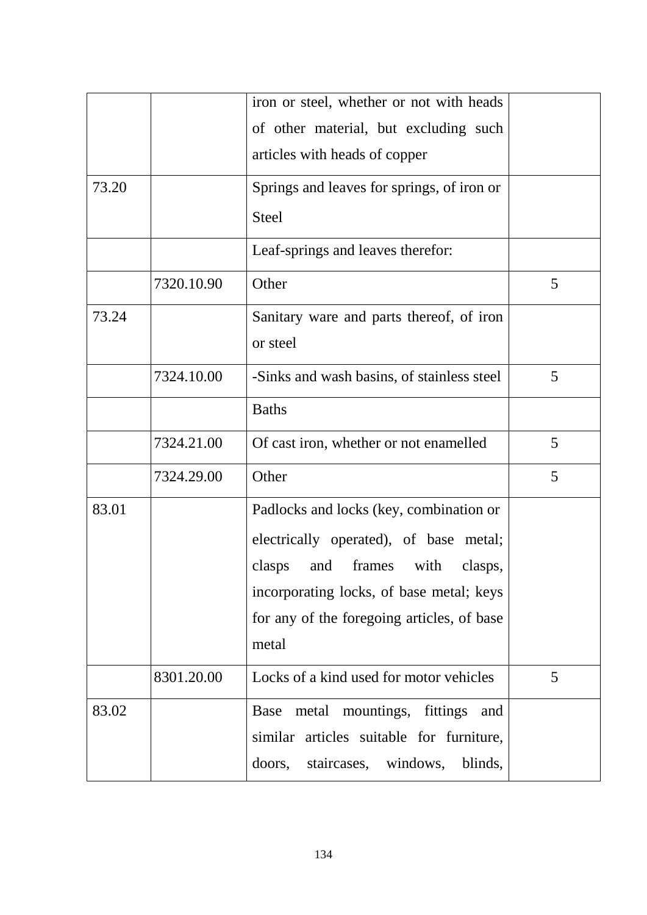| | | | |
|---|---|---|---|
| | | iron or steel, whether or not with heads of other material, but excluding such articles with heads of copper | |
| 73.20 | | Springs and leaves for springs, of iron or Steel | |
| | | Leaf-springs and leaves therefor: | |
| | 7320.10.90 | Other | 5 |
| 73.24 | | Sanitary ware and parts thereof, of iron or steel | |
| | 7324.10.00 | -Sinks and wash basins, of stainless steel | 5 |
| | | Baths | |
| | 7324.21.00 | Of cast iron, whether or not enamelled | 5 |
| | 7324.29.00 | Other | 5 |
| 83.01 | | Padlocks and locks (key, combination or electrically operated), of base metal; clasps and frames with clasps, incorporating locks, of base metal; keys for any of the foregoing articles, of base metal | |
| | 8301.20.00 | Locks of a kind used for motor vehicles | 5 |
| 83.02 | | Base metal mountings, fittings and similar articles suitable for furniture, doors, staircases, windows, blinds, | |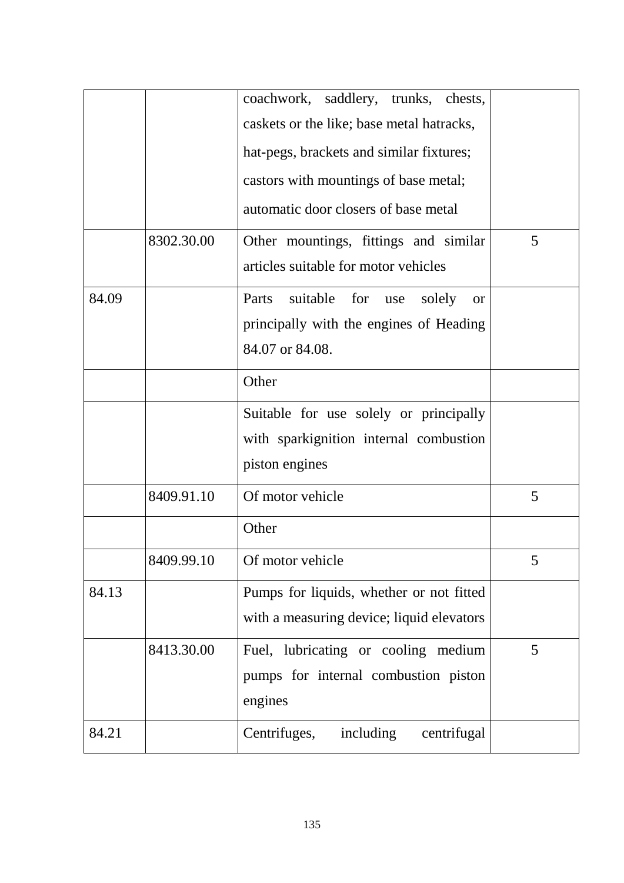| | | | |
|---|---|---|---|
| | | coachwork, saddlery, trunks, chests, caskets or the like; base metal hatracks, hat-pegs, brackets and similar fixtures; castors with mountings of base metal; automatic door closers of base metal | |
| | 8302.30.00 | Other mountings, fittings and similar articles suitable for motor vehicles | 5 |
| 84.09 | | Parts suitable for use solely or principally with the engines of Heading 84.07 or 84.08. | |
| | | Other | |
| | | Suitable for use solely or principally with sparkignition internal combustion piston engines | |
| | 8409.91.10 | Of motor vehicle | 5 |
| | | Other | |
| | 8409.99.10 | Of motor vehicle | 5 |
| 84.13 | | Pumps for liquids, whether or not fitted with a measuring device; liquid elevators | |
| | 8413.30.00 | Fuel, lubricating or cooling medium pumps for internal combustion piston engines | 5 |
| 84.21 | | Centrifuges, including centrifugal | |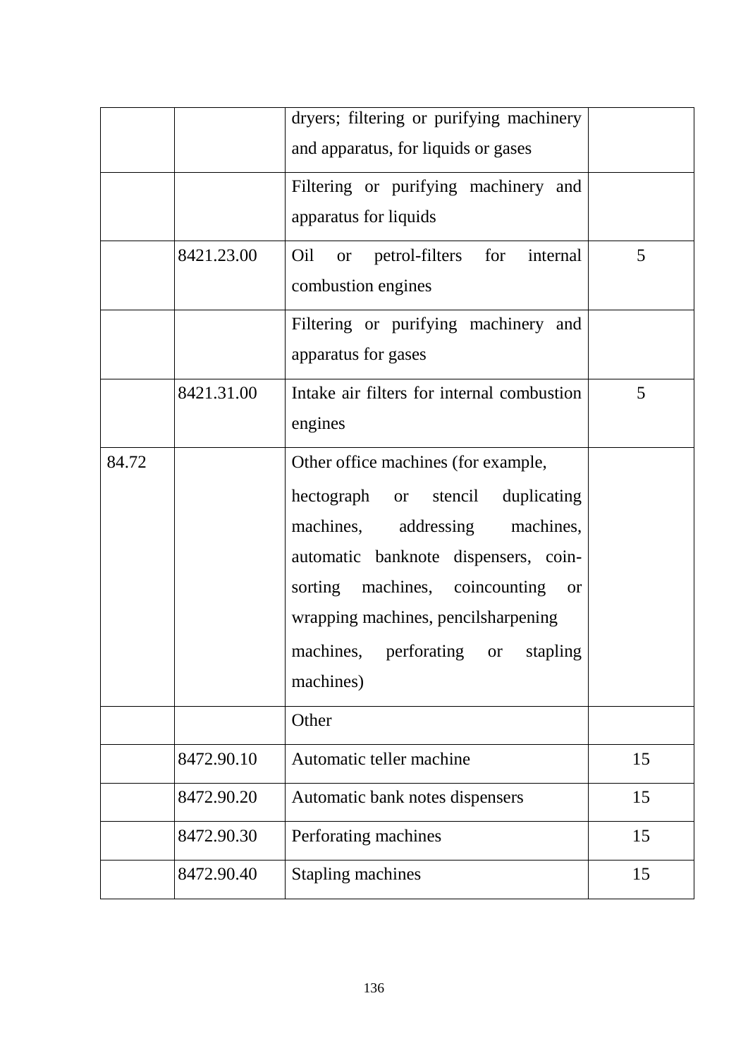| | | dryers; filtering or purifying machinery and apparatus, for liquids or gases | |
|---|---|---|---|
| | | Filtering or purifying machinery and apparatus for liquids | |
| | 8421.23.00 | Oil or petrol-filters for internal combustion engines | 5 |
| | | Filtering or purifying machinery and apparatus for gases | |
| | 8421.31.00 | Intake air filters for internal combustion engines | 5 |
| 84.72 | | Other office machines (for example, hectograph or stencil duplicating machines, addressing machines, automatic banknote dispensers, coin-sorting machines, coincounting or wrapping machines, pencilsharpening machines, perforating or stapling machines) | |
| | | Other | |
| | 8472.90.10 | Automatic teller machine | 15 |
| | 8472.90.20 | Automatic bank notes dispensers | 15 |
| | 8472.90.30 | Perforating machines | 15 |
| | 8472.90.40 | Stapling machines | 15 |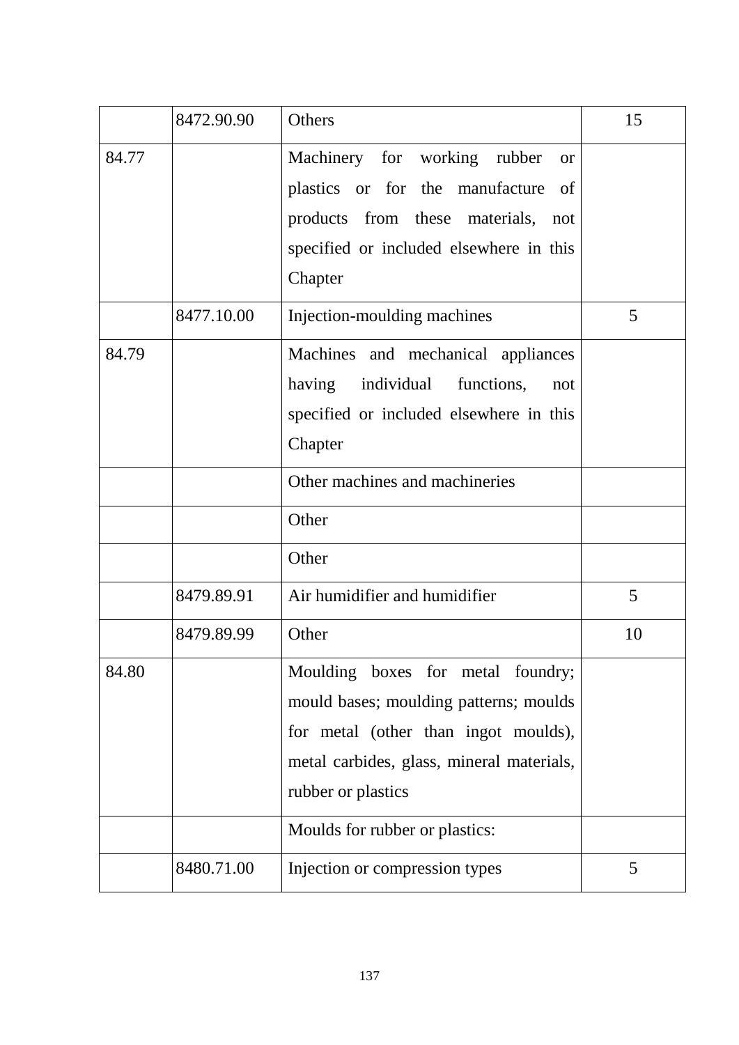| | | | |
|---|---|---|---|
| | 8472.90.90 | Others | 15 |
| 84.77 | | Machinery for working rubber or plastics or for the manufacture of products from these materials, not specified or included elsewhere in this Chapter | |
| | 8477.10.00 | Injection-moulding machines | 5 |
| 84.79 | | Machines and mechanical appliances having individual functions, not specified or included elsewhere in this Chapter | |
| | | Other machines and machineries | |
| | | Other | |
| | | Other | |
| | 8479.89.91 | Air humidifier and humidifier | 5 |
| | 8479.89.99 | Other | 10 |
| 84.80 | | Moulding boxes for metal foundry; mould bases; moulding patterns; moulds for metal (other than ingot moulds), metal carbides, glass, mineral materials, rubber or plastics | |
| | | Moulds for rubber or plastics: | |
| | 8480.71.00 | Injection or compression types | 5 |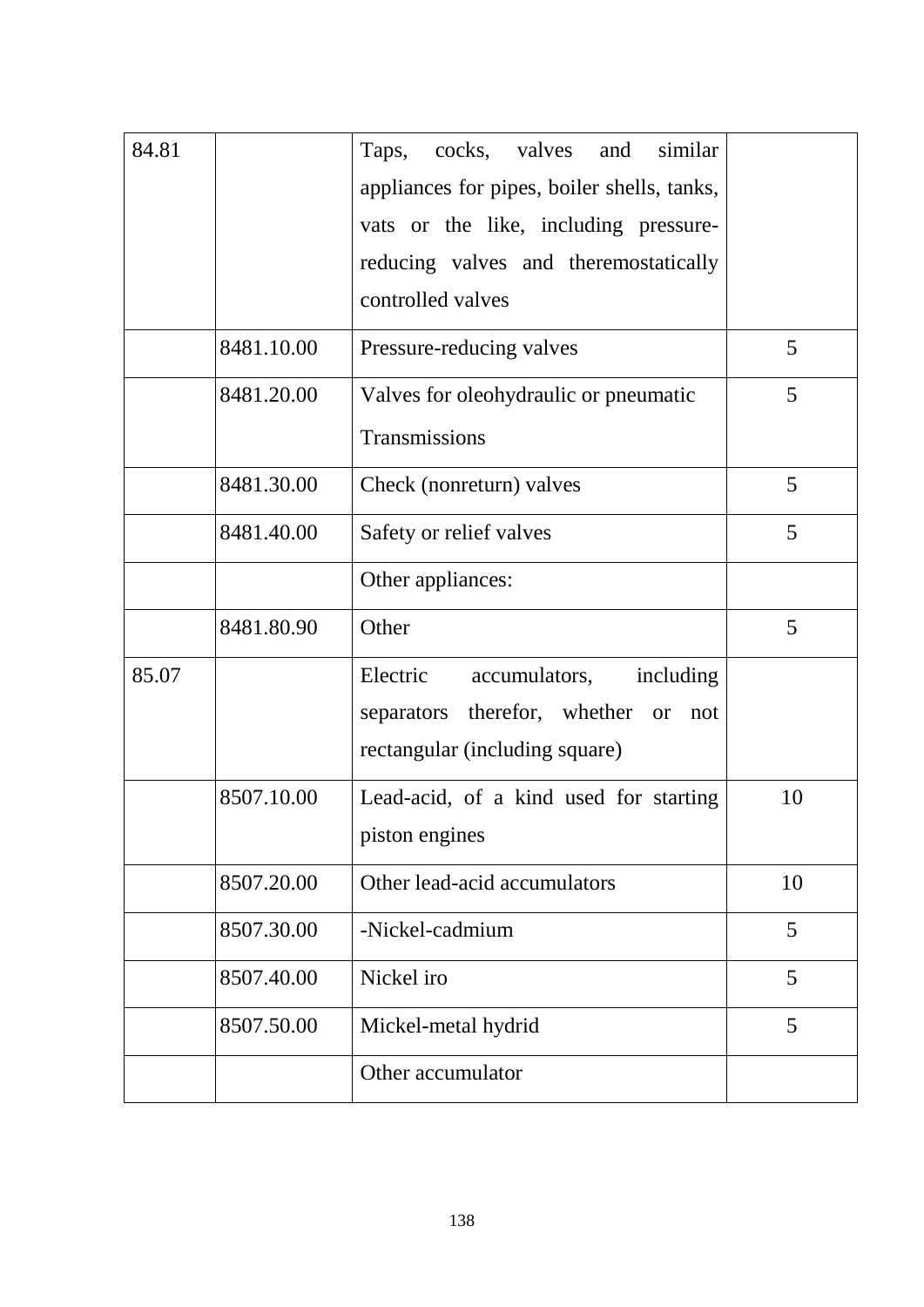| 84.81 | | Taps, cocks, valves and similar appliances for pipes, boiler shells, tanks, vats or the like, including pressure-reducing valves and theremostatically controlled valves | |
|---|---|---|---|
| | 8481.10.00 | Pressure-reducing valves | 5 |
| | 8481.20.00 | Valves for oleohydraulic or pneumatic Transmissions | 5 |
| | 8481.30.00 | Check (nonreturn) valves | 5 |
| | 8481.40.00 | Safety or relief valves | 5 |
| | | Other appliances: | |
| | 8481.80.90 | Other | 5 |
| 85.07 | | Electric accumulators, including separators therefor, whether or not rectangular (including square) | |
| | 8507.10.00 | Lead-acid, of a kind used for starting piston engines | 10 |
| | 8507.20.00 | Other lead-acid accumulators | 10 |
| | 8507.30.00 | -Nickel-cadmium | 5 |
| | 8507.40.00 | Nickel iro | 5 |
| | 8507.50.00 | Mickel-metal hydrid | 5 |
| | | Other accumulator | |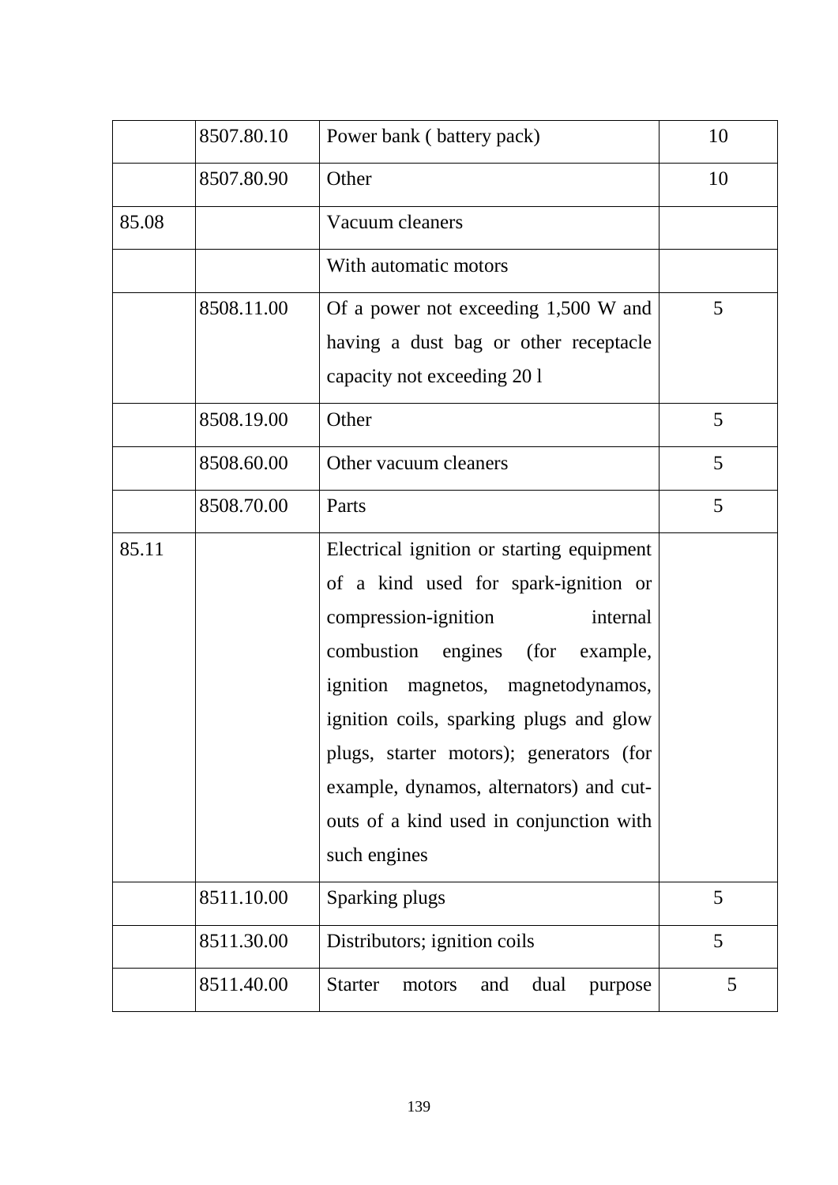|  |  |  |  |
|---|---|---|---|
|  | 8507.80.10 | Power bank ( battery pack) | 10 |
|  | 8507.80.90 | Other | 10 |
| 85.08 |  | Vacuum cleaners |  |
|  |  | With automatic motors |  |
|  | 8508.11.00 | Of a power not exceeding 1,500 W and having a dust bag or other receptacle capacity not exceeding 20 l | 5 |
|  | 8508.19.00 | Other | 5 |
|  | 8508.60.00 | Other vacuum cleaners | 5 |
|  | 8508.70.00 | Parts | 5 |
| 85.11 |  | Electrical ignition or starting equipment of a kind used for spark-ignition or compression-ignition internal combustion engines (for example, ignition magnetos, magnetodynamos, ignition coils, sparking plugs and glow plugs, starter motors); generators (for example, dynamos, alternators) and cut-outs of a kind used in conjunction with such engines |  |
|  | 8511.10.00 | Sparking plugs | 5 |
|  | 8511.30.00 | Distributors; ignition coils | 5 |
|  | 8511.40.00 | Starter motors and dual purpose | 5 |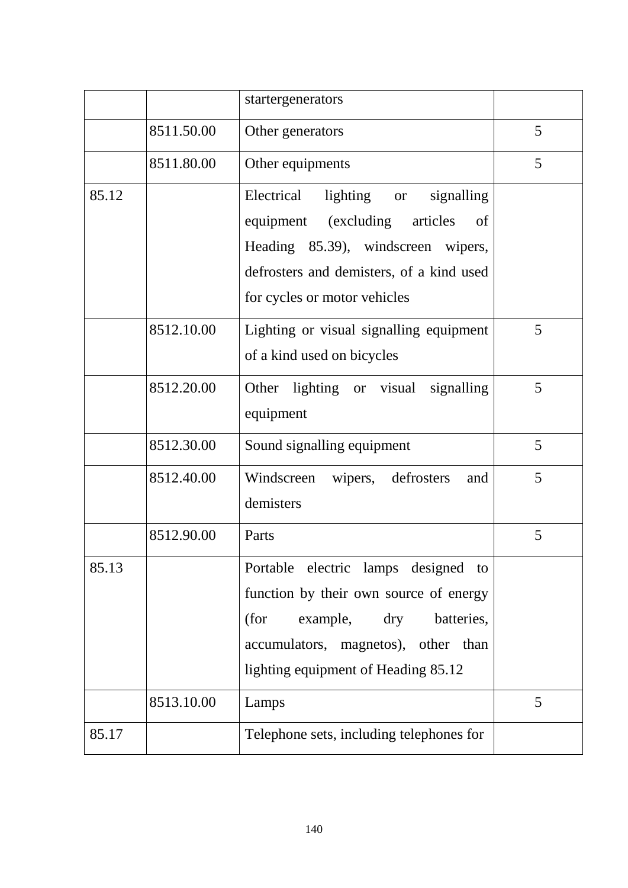| | | | |
|---|---|---|---|
| | | startergenerators | |
| | 8511.50.00 | Other generators | 5 |
| | 8511.80.00 | Other equipments | 5 |
| 85.12 | | Electrical lighting or signalling equipment (excluding articles of Heading 85.39), windscreen wipers, defrosters and demisters, of a kind used for cycles or motor vehicles | |
| | 8512.10.00 | Lighting or visual signalling equipment of a kind used on bicycles | 5 |
| | 8512.20.00 | Other lighting or visual signalling equipment | 5 |
| | 8512.30.00 | Sound signalling equipment | 5 |
| | 8512.40.00 | Windscreen wipers, defrosters and demisters | 5 |
| | 8512.90.00 | Parts | 5 |
| 85.13 | | Portable electric lamps designed to function by their own source of energy (for example, dry batteries, accumulators, magnetos), other than lighting equipment of Heading 85.12 | |
| | 8513.10.00 | Lamps | 5 |
| 85.17 | | Telephone sets, including telephones for | |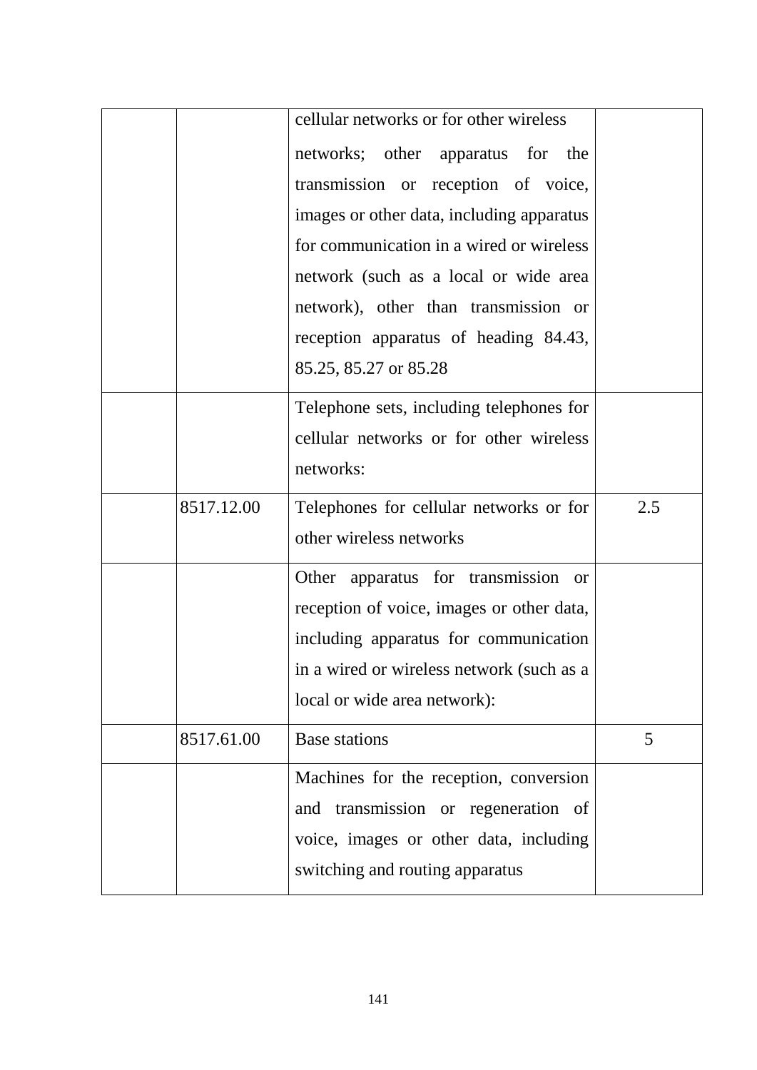| | | | |
|---|---|---|---|
| | | cellular networks or for other wireless networks; other apparatus for the transmission or reception of voice, images or other data, including apparatus for communication in a wired or wireless network (such as a local or wide area network), other than transmission or reception apparatus of heading 84.43, 85.25, 85.27 or 85.28 | |
| | | Telephone sets, including telephones for cellular networks or for other wireless networks: | |
| | 8517.12.00 | Telephones for cellular networks or for other wireless networks | 2.5 |
| | | Other apparatus for transmission or reception of voice, images or other data, including apparatus for communication in a wired or wireless network (such as a local or wide area network): | |
| | 8517.61.00 | Base stations | 5 |
| | | Machines for the reception, conversion and transmission or regeneration of voice, images or other data, including switching and routing apparatus | |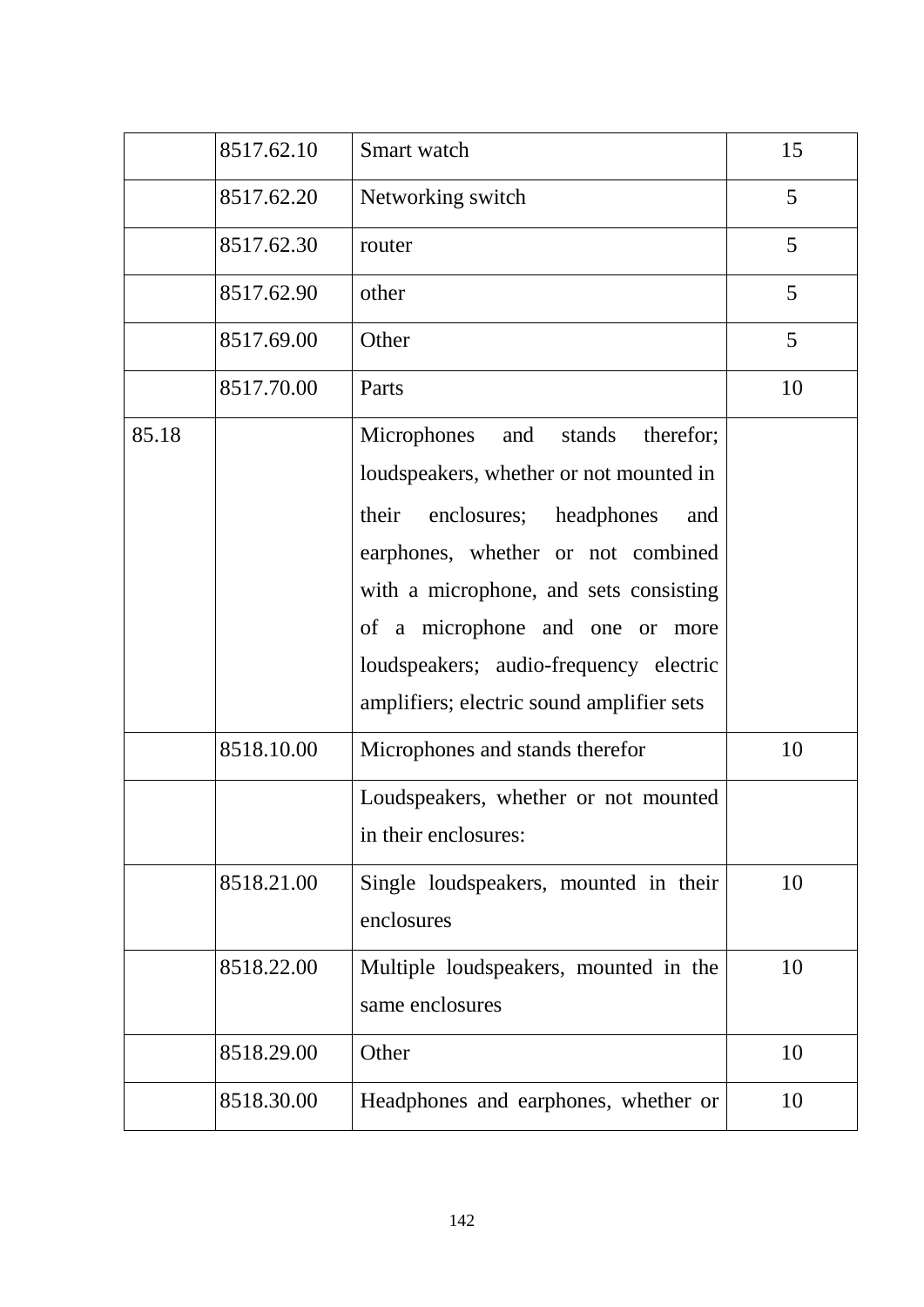|  |  |  |  |
|---|---|---|---|
|  | 8517.62.10 | Smart watch | 15 |
|  | 8517.62.20 | Networking switch | 5 |
|  | 8517.62.30 | router | 5 |
|  | 8517.62.90 | other | 5 |
|  | 8517.69.00 | Other | 5 |
|  | 8517.70.00 | Parts | 10 |
| 85.18 |  | Microphones and stands therefor; loudspeakers, whether or not mounted in their enclosures; headphones and earphones, whether or not combined with a microphone, and sets consisting of a microphone and one or more loudspeakers; audio-frequency electric amplifiers; electric sound amplifier sets |  |
|  | 8518.10.00 | Microphones and stands therefor | 10 |
|  |  | Loudspeakers, whether or not mounted in their enclosures: |  |
|  | 8518.21.00 | Single loudspeakers, mounted in their enclosures | 10 |
|  | 8518.22.00 | Multiple loudspeakers, mounted in the same enclosures | 10 |
|  | 8518.29.00 | Other | 10 |
|  | 8518.30.00 | Headphones and earphones, whether or | 10 |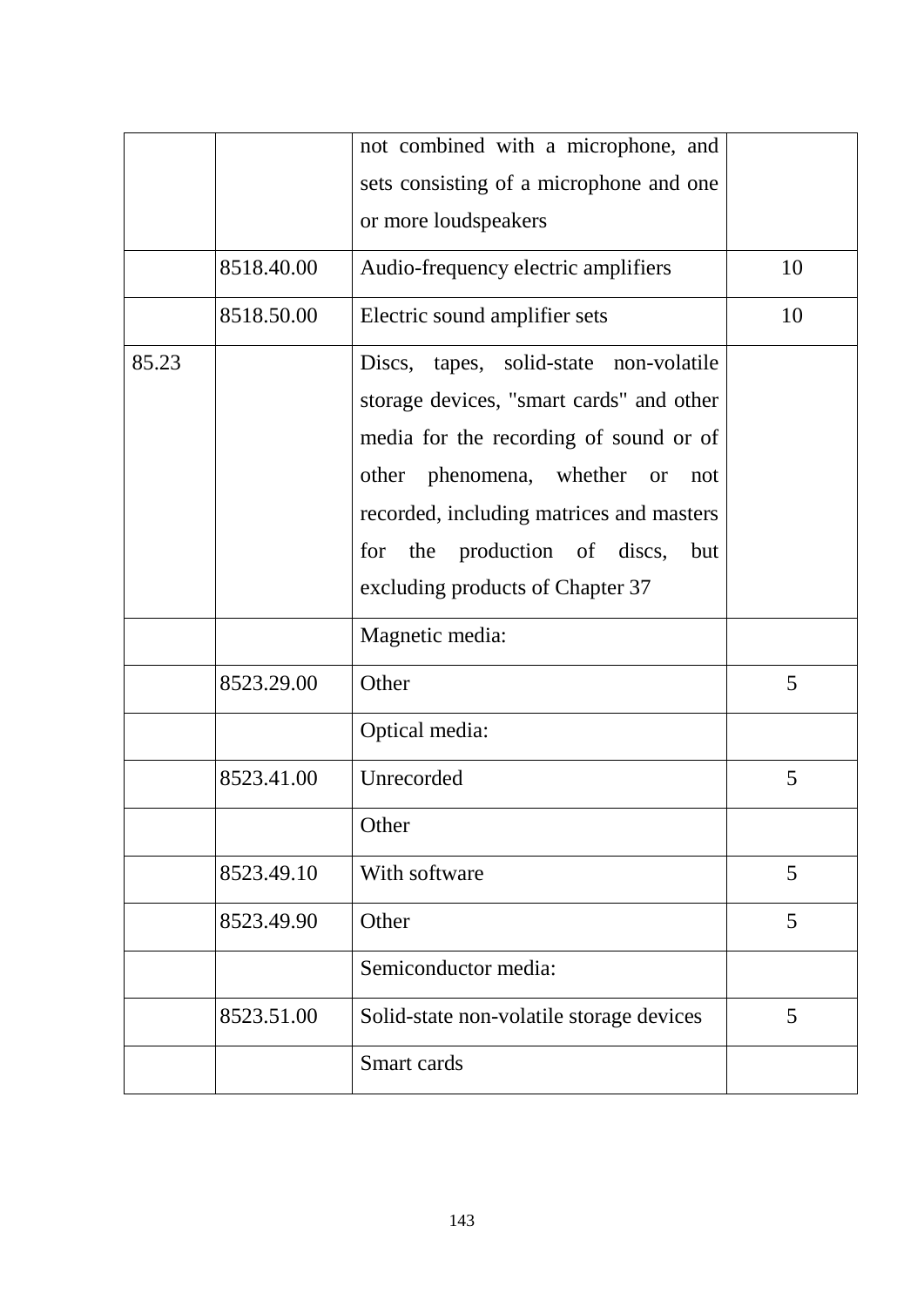| | | | |
|---|---|---|---|
| | | not combined with a microphone, and sets consisting of a microphone and one or more loudspeakers | |
| | 8518.40.00 | Audio-frequency electric amplifiers | 10 |
| | 8518.50.00 | Electric sound amplifier sets | 10 |
| 85.23 | | Discs, tapes, solid-state non-volatile storage devices, "smart cards" and other media for the recording of sound or of other phenomena, whether or not recorded, including matrices and masters for the production of discs, but excluding products of Chapter 37 | |
| | | Magnetic media: | |
| | 8523.29.00 | Other | 5 |
| | | Optical media: | |
| | 8523.41.00 | Unrecorded | 5 |
| | | Other | |
| | 8523.49.10 | With software | 5 |
| | 8523.49.90 | Other | 5 |
| | | Semiconductor media: | |
| | 8523.51.00 | Solid-state non-volatile storage devices | 5 |
| | | Smart cards | |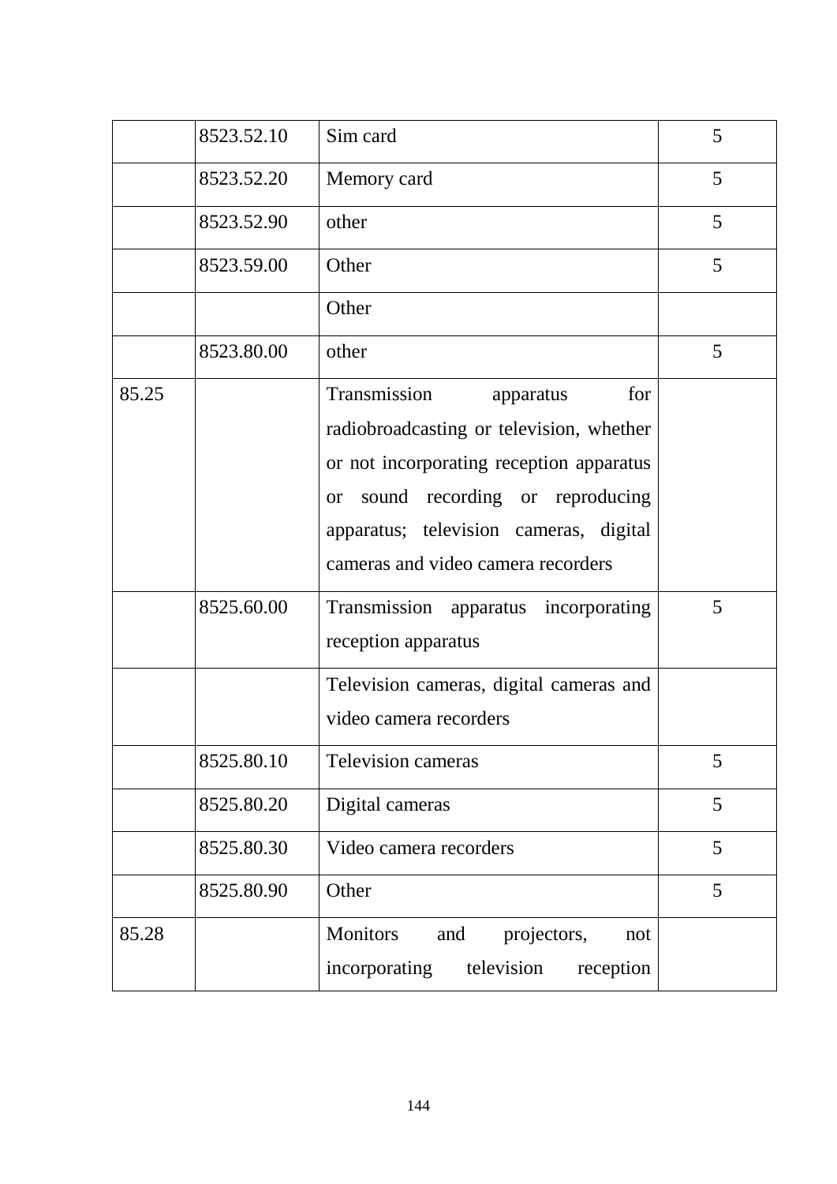| | | | |
|---|---|---|---|
| | 8523.52.10 | Sim card | 5 |
| | 8523.52.20 | Memory card | 5 |
| | 8523.52.90 | other | 5 |
| | 8523.59.00 | Other | 5 |
| | | Other | |
| | 8523.80.00 | other | 5 |
| 85.25 | | Transmission apparatus for radiobroadcasting or television, whether or not incorporating reception apparatus or sound recording or reproducing apparatus; television cameras, digital cameras and video camera recorders | |
| | 8525.60.00 | Transmission apparatus incorporating reception apparatus | 5 |
| | | Television cameras, digital cameras and video camera recorders | |
| | 8525.80.10 | Television cameras | 5 |
| | 8525.80.20 | Digital cameras | 5 |
| | 8525.80.30 | Video camera recorders | 5 |
| | 8525.80.90 | Other | 5 |
| 85.28 | | Monitors and projectors, not incorporating television reception | |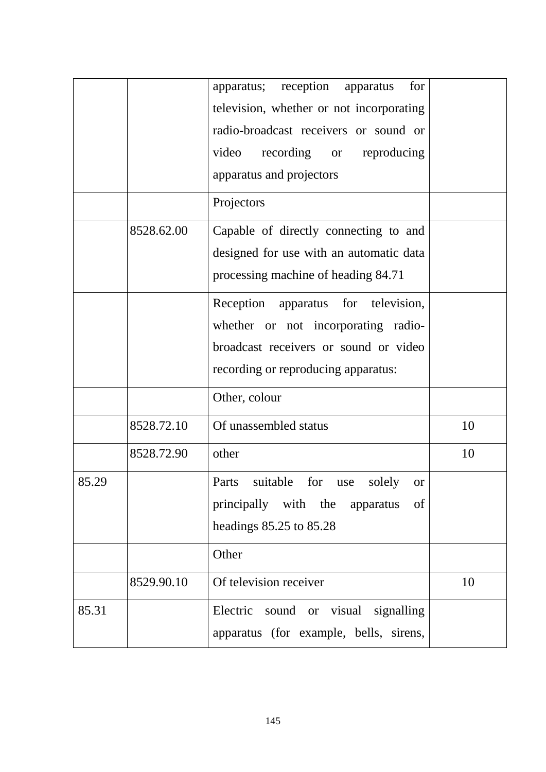| | | | |
|---|---|---|---|
| | | apparatus; reception apparatus for television, whether or not incorporating radio-broadcast receivers or sound or video recording or reproducing apparatus and projectors | |
| | | Projectors | |
| | 8528.62.00 | Capable of directly connecting to and designed for use with an automatic data processing machine of heading 84.71 | |
| | | Reception apparatus for television, whether or not incorporating radio-broadcast receivers or sound or video recording or reproducing apparatus: | |
| | | Other, colour | |
| | 8528.72.10 | Of unassembled status | 10 |
| | 8528.72.90 | other | 10 |
| 85.29 | | Parts suitable for use solely or principally with the apparatus of headings 85.25 to 85.28 | |
| | | Other | |
| | 8529.90.10 | Of television receiver | 10 |
| 85.31 | | Electric sound or visual signalling apparatus (for example, bells, sirens, | |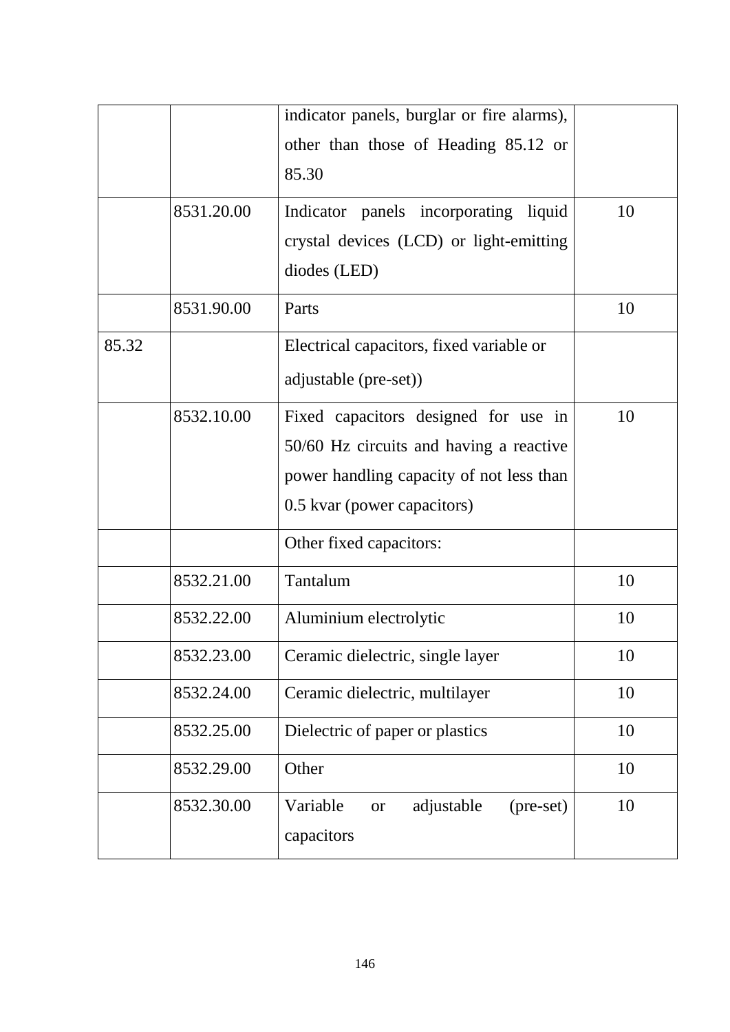| | | | |
|---|---|---|---|
| | | indicator panels, burglar or fire alarms), other than those of Heading 85.12 or 85.30 | |
| | 8531.20.00 | Indicator panels incorporating liquid crystal devices (LCD) or light-emitting diodes (LED) | 10 |
| | 8531.90.00 | Parts | 10 |
| 85.32 | | Electrical capacitors, fixed variable or adjustable (pre-set)) | |
| | 8532.10.00 | Fixed capacitors designed for use in 50/60 Hz circuits and having a reactive power handling capacity of not less than 0.5 kvar (power capacitors) | 10 |
| | | Other fixed capacitors: | |
| | 8532.21.00 | Tantalum | 10 |
| | 8532.22.00 | Aluminium electrolytic | 10 |
| | 8532.23.00 | Ceramic dielectric, single layer | 10 |
| | 8532.24.00 | Ceramic dielectric, multilayer | 10 |
| | 8532.25.00 | Dielectric of paper or plastics | 10 |
| | 8532.29.00 | Other | 10 |
| | 8532.30.00 | Variable or adjustable (pre-set) capacitors | 10 |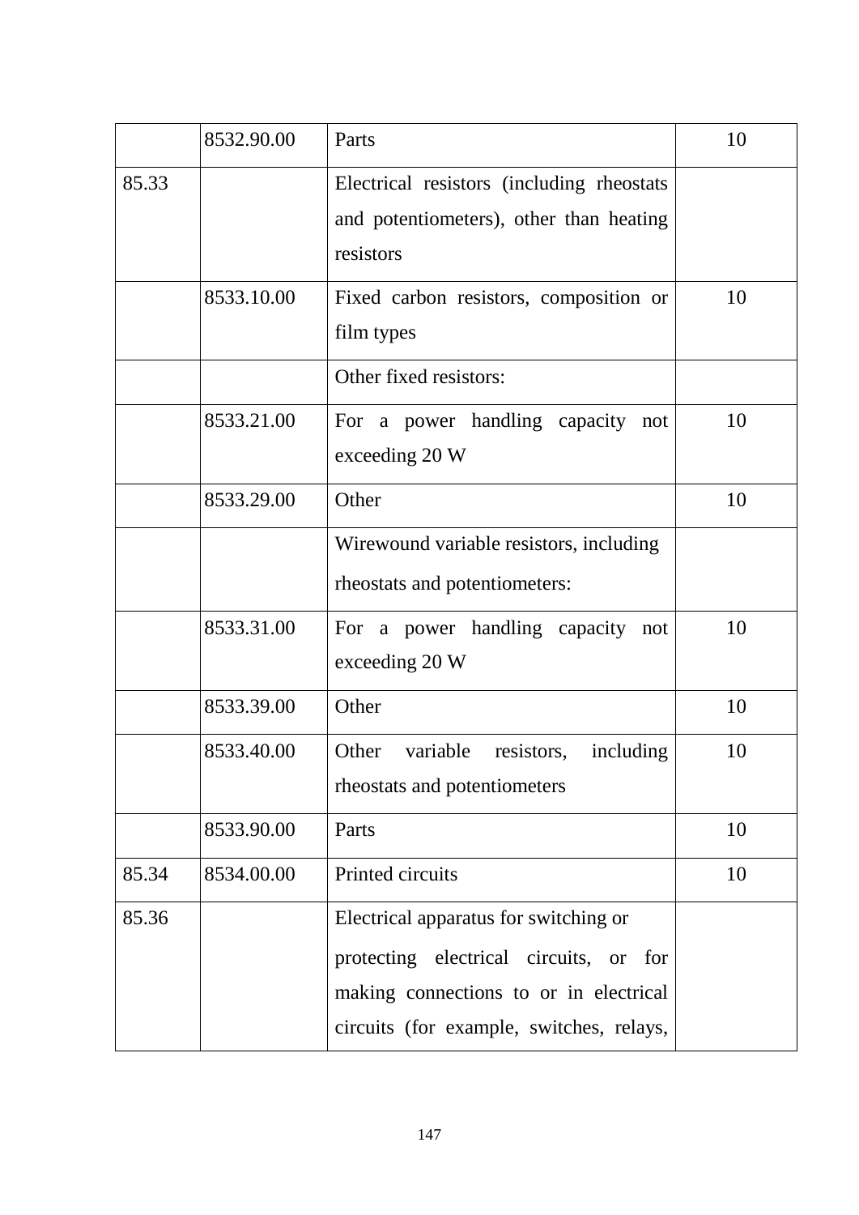| | | | |
|---|---|---|---|
| | 8532.90.00 | Parts | 10 |
| 85.33 | | Electrical resistors (including rheostats and potentiometers), other than heating resistors | |
| | 8533.10.00 | Fixed carbon resistors, composition or film types | 10 |
| | | Other fixed resistors: | |
| | 8533.21.00 | For a power handling capacity not exceeding 20 W | 10 |
| | 8533.29.00 | Other | 10 |
| | | Wirewound variable resistors, including rheostats and potentiometers: | |
| | 8533.31.00 | For a power handling capacity not exceeding 20 W | 10 |
| | 8533.39.00 | Other | 10 |
| | 8533.40.00 | Other variable resistors, including rheostats and potentiometers | 10 |
| | 8533.90.00 | Parts | 10 |
| 85.34 | 8534.00.00 | Printed circuits | 10 |
| 85.36 | | Electrical apparatus for switching or protecting electrical circuits, or for making connections to or in electrical circuits (for example, switches, relays, | |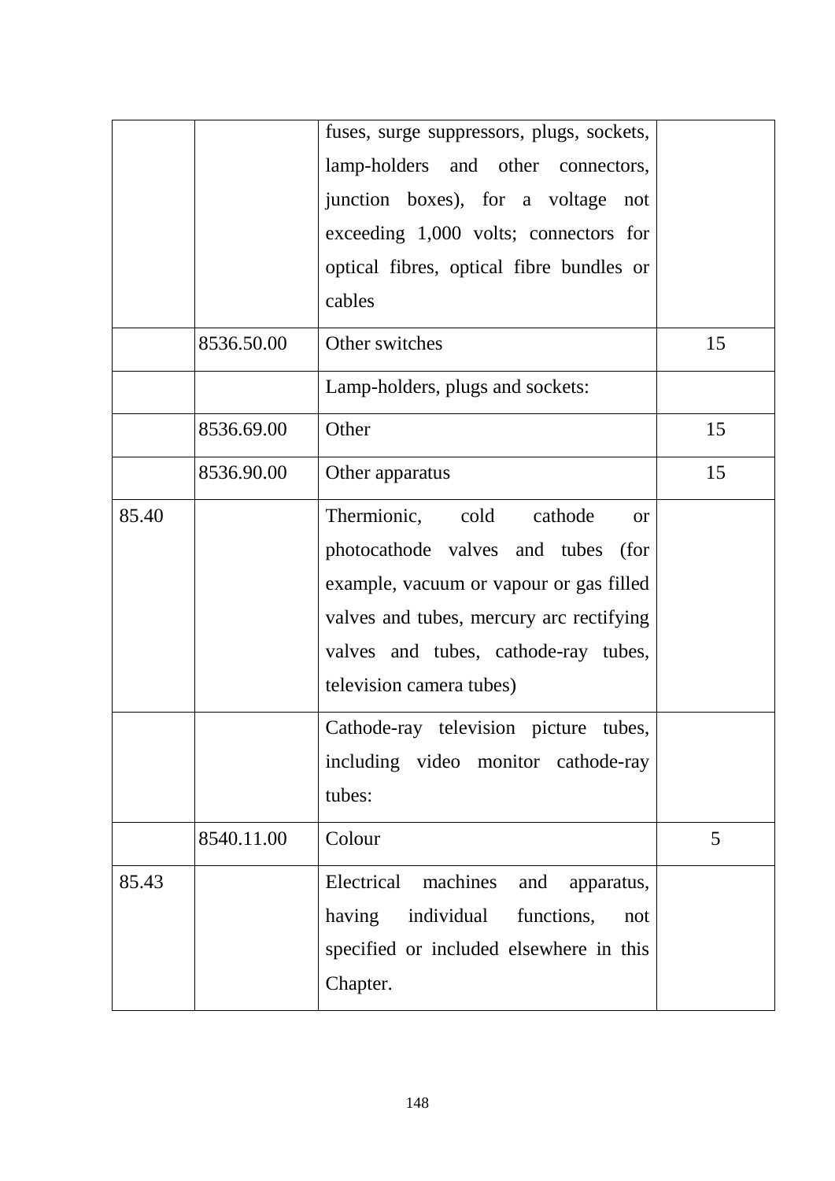| | | | |
|---|---|---|---|
| | | fuses, surge suppressors, plugs, sockets, lamp-holders and other connectors, junction boxes), for a voltage not exceeding 1,000 volts; connectors for optical fibres, optical fibre bundles or cables | |
| | 8536.50.00 | Other switches | 15 |
| | | Lamp-holders, plugs and sockets: | |
| | 8536.69.00 | Other | 15 |
| | 8536.90.00 | Other apparatus | 15 |
| 85.40 | | Thermionic, cold cathode or photocathode valves and tubes (for example, vacuum or vapour or gas filled valves and tubes, mercury arc rectifying valves and tubes, cathode-ray tubes, television camera tubes) | |
| | | Cathode-ray television picture tubes, including video monitor cathode-ray tubes: | |
| | 8540.11.00 | Colour | 5 |
| 85.43 | | Electrical machines and apparatus, having individual functions, not specified or included elsewhere in this Chapter. | |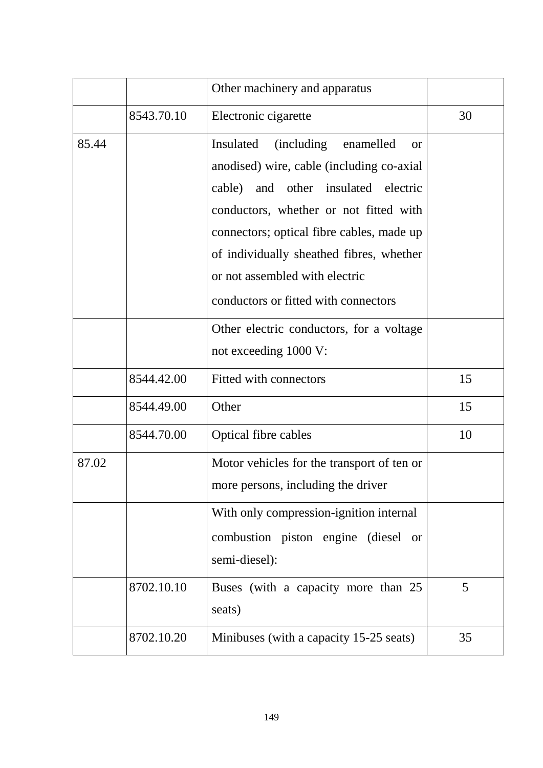| | | | |
|---|---|---|---|
| | | Other machinery and apparatus | |
| | 8543.70.10 | Electronic cigarette | 30 |
| 85.44 | | Insulated (including enamelled or anodised) wire, cable (including co-axial cable) and other insulated electric conductors, whether or not fitted with connectors; optical fibre cables, made up of individually sheathed fibres, whether or not assembled with electric conductors or fitted with connectors | |
| | | Other electric conductors, for a voltage not exceeding 1000 V: | |
| | 8544.42.00 | Fitted with connectors | 15 |
| | 8544.49.00 | Other | 15 |
| | 8544.70.00 | Optical fibre cables | 10 |
| 87.02 | | Motor vehicles for the transport of ten or more persons, including the driver | |
| | | With only compression-ignition internal combustion piston engine (diesel or semi-diesel): | |
| | 8702.10.10 | Buses (with a capacity more than 25 seats) | 5 |
| | 8702.10.20 | Minibuses (with a capacity 15-25 seats) | 35 |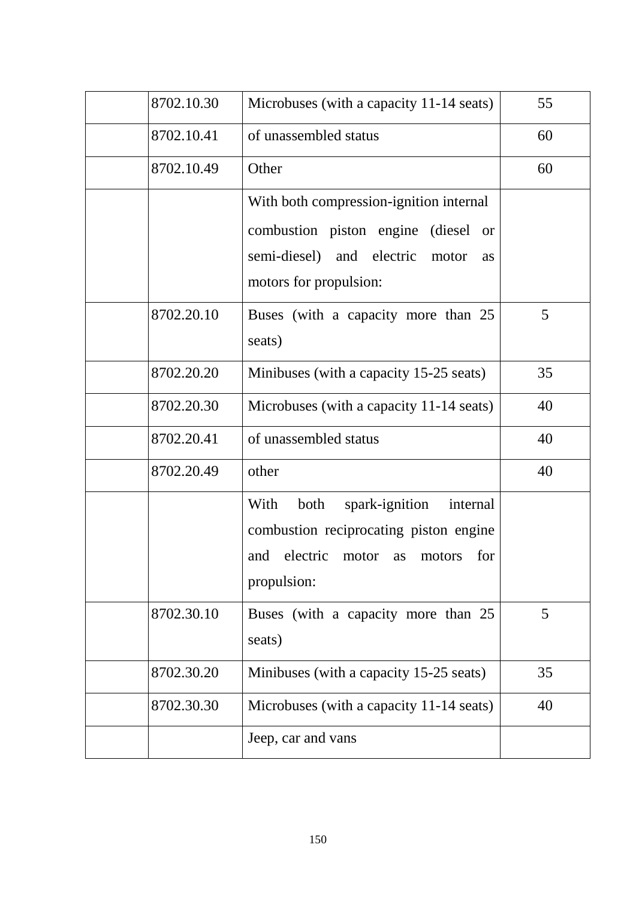| | | | |
|---|---|---|---|
| | 8702.10.30 | Microbuses (with a capacity 11-14 seats) | 55 |
| | 8702.10.41 | of unassembled status | 60 |
| | 8702.10.49 | Other | 60 |
| | | With both compression-ignition internal combustion piston engine (diesel or semi-diesel) and electric motor as motors for propulsion: | |
| | 8702.20.10 | Buses (with a capacity more than 25 seats) | 5 |
| | 8702.20.20 | Minibuses (with a capacity 15-25 seats) | 35 |
| | 8702.20.30 | Microbuses (with a capacity 11-14 seats) | 40 |
| | 8702.20.41 | of unassembled status | 40 |
| | 8702.20.49 | other | 40 |
| | | With both spark-ignition internal combustion reciprocating piston engine and electric motor as motors for propulsion: | |
| | 8702.30.10 | Buses (with a capacity more than 25 seats) | 5 |
| | 8702.30.20 | Minibuses (with a capacity 15-25 seats) | 35 |
| | 8702.30.30 | Microbuses (with a capacity 11-14 seats) | 40 |
| | | Jeep, car and vans | |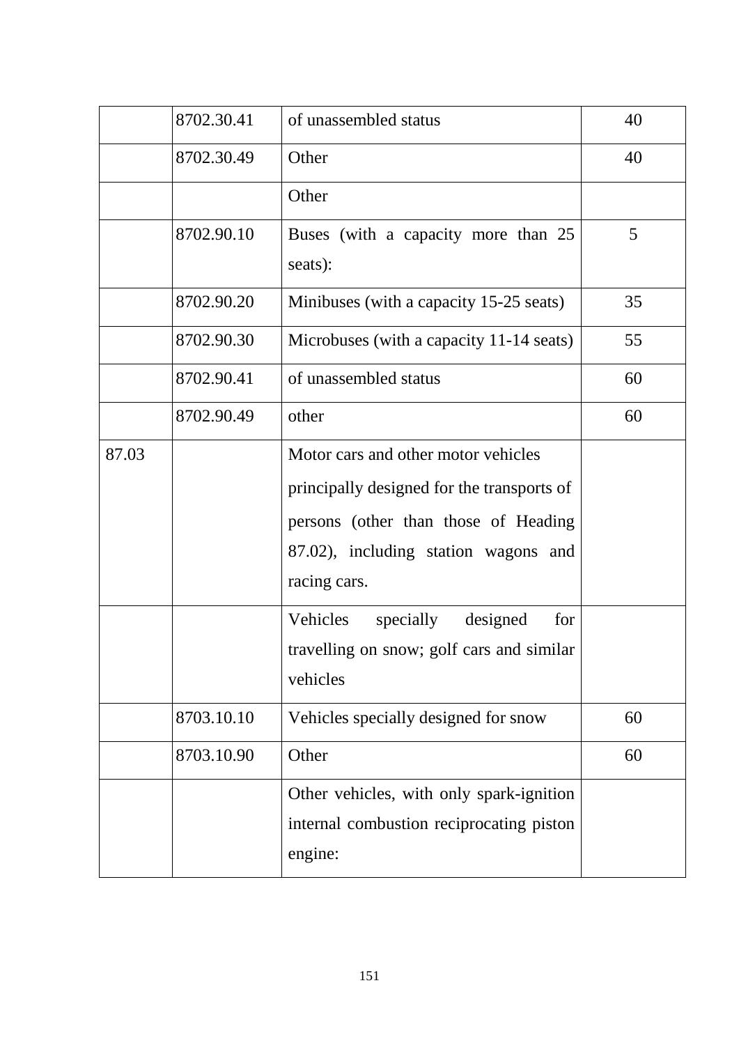|  |  |  |  |
|---|---|---|---|
|  | 8702.30.41 | of unassembled status | 40 |
|  | 8702.30.49 | Other | 40 |
|  |  | Other |  |
|  | 8702.90.10 | Buses (with a capacity more than 25 seats): | 5 |
|  | 8702.90.20 | Minibuses (with a capacity 15-25 seats) | 35 |
|  | 8702.90.30 | Microbuses (with a capacity 11-14 seats) | 55 |
|  | 8702.90.41 | of unassembled status | 60 |
|  | 8702.90.49 | other | 60 |
| 87.03 |  | Motor cars and other motor vehicles principally designed for the transports of persons (other than those of Heading 87.02), including station wagons and racing cars. |  |
|  |  | Vehicles specially designed for travelling on snow; golf cars and similar vehicles |  |
|  | 8703.10.10 | Vehicles specially designed for snow | 60 |
|  | 8703.10.90 | Other | 60 |
|  |  | Other vehicles, with only spark-ignition internal combustion reciprocating piston engine: |  |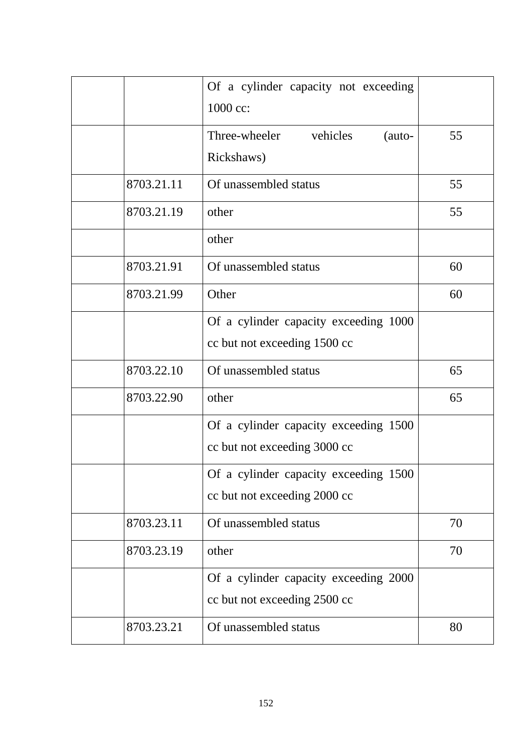|  |  |  |  |
|---|---|---|---|
|  |  | Of a cylinder capacity not exceeding 1000 cc: |  |
|  |  | Three-wheeler vehicles (auto-Rickshaws) | 55 |
|  | 8703.21.11 | Of unassembled status | 55 |
|  | 8703.21.19 | other | 55 |
|  |  | other |  |
|  | 8703.21.91 | Of unassembled status | 60 |
|  | 8703.21.99 | Other | 60 |
|  |  | Of a cylinder capacity exceeding 1000 cc but not exceeding 1500 cc |  |
|  | 8703.22.10 | Of unassembled status | 65 |
|  | 8703.22.90 | other | 65 |
|  |  | Of a cylinder capacity exceeding 1500 cc but not exceeding 3000 cc |  |
|  |  | Of a cylinder capacity exceeding 1500 cc but not exceeding 2000 cc |  |
|  | 8703.23.11 | Of unassembled status | 70 |
|  | 8703.23.19 | other | 70 |
|  |  | Of a cylinder capacity exceeding 2000 cc but not exceeding 2500 cc |  |
|  | 8703.23.21 | Of unassembled status | 80 |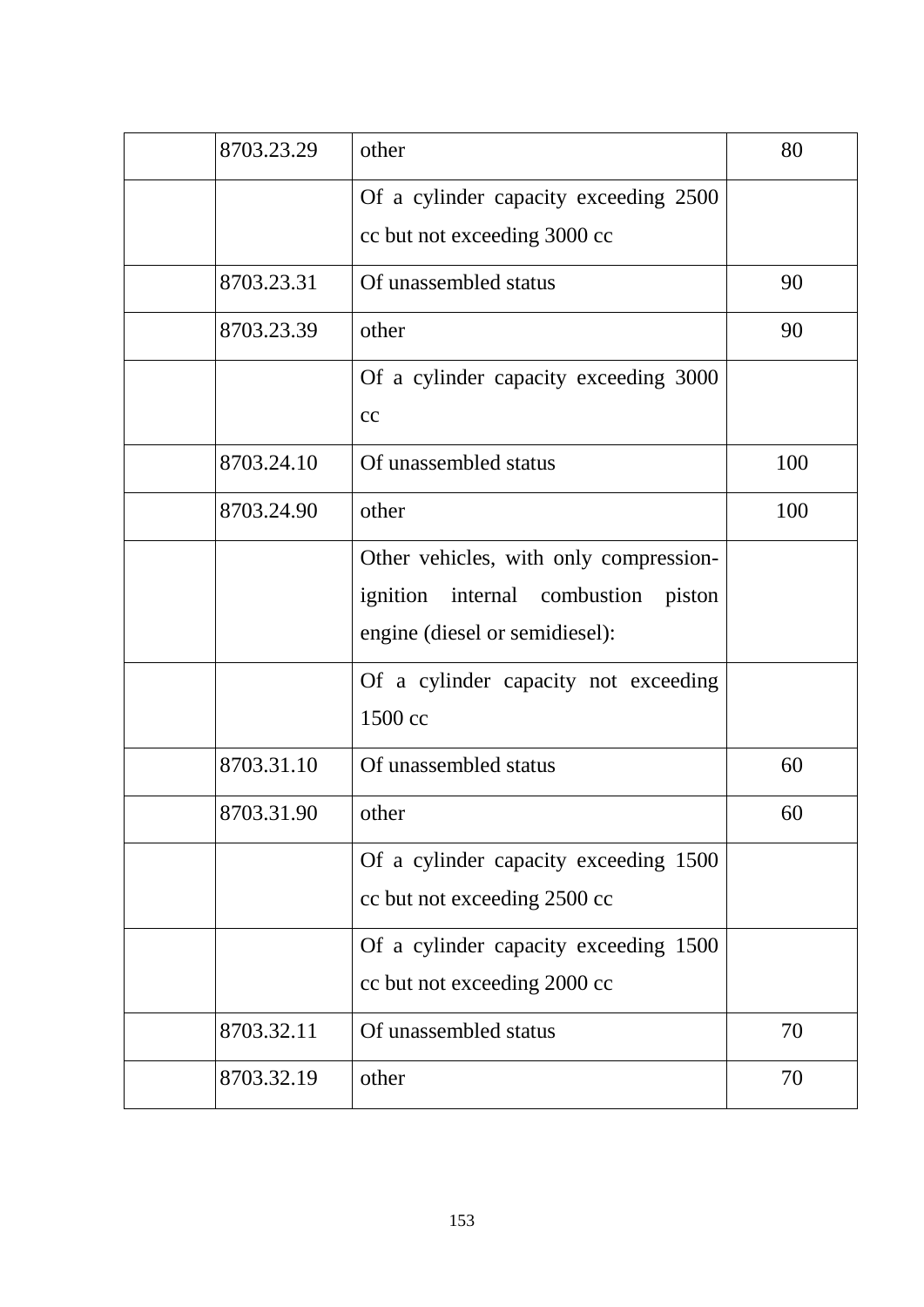|  | 8703.23.29 | other | 80 |
|---|---|---|---|
|  |  | Of a cylinder capacity exceeding 2500 cc but not exceeding 3000 cc |  |
|  | 8703.23.31 | Of unassembled status | 90 |
|  | 8703.23.39 | other | 90 |
|  |  | Of a cylinder capacity exceeding 3000 cc |  |
|  | 8703.24.10 | Of unassembled status | 100 |
|  | 8703.24.90 | other | 100 |
|  |  | Other vehicles, with only compression-ignition internal combustion piston engine (diesel or semidiesel): |  |
|  |  | Of a cylinder capacity not exceeding 1500 cc |  |
|  | 8703.31.10 | Of unassembled status | 60 |
|  | 8703.31.90 | other | 60 |
|  |  | Of a cylinder capacity exceeding 1500 cc but not exceeding 2500 cc |  |
|  |  | Of a cylinder capacity exceeding 1500 cc but not exceeding 2000 cc |  |
|  | 8703.32.11 | Of unassembled status | 70 |
|  | 8703.32.19 | other | 70 |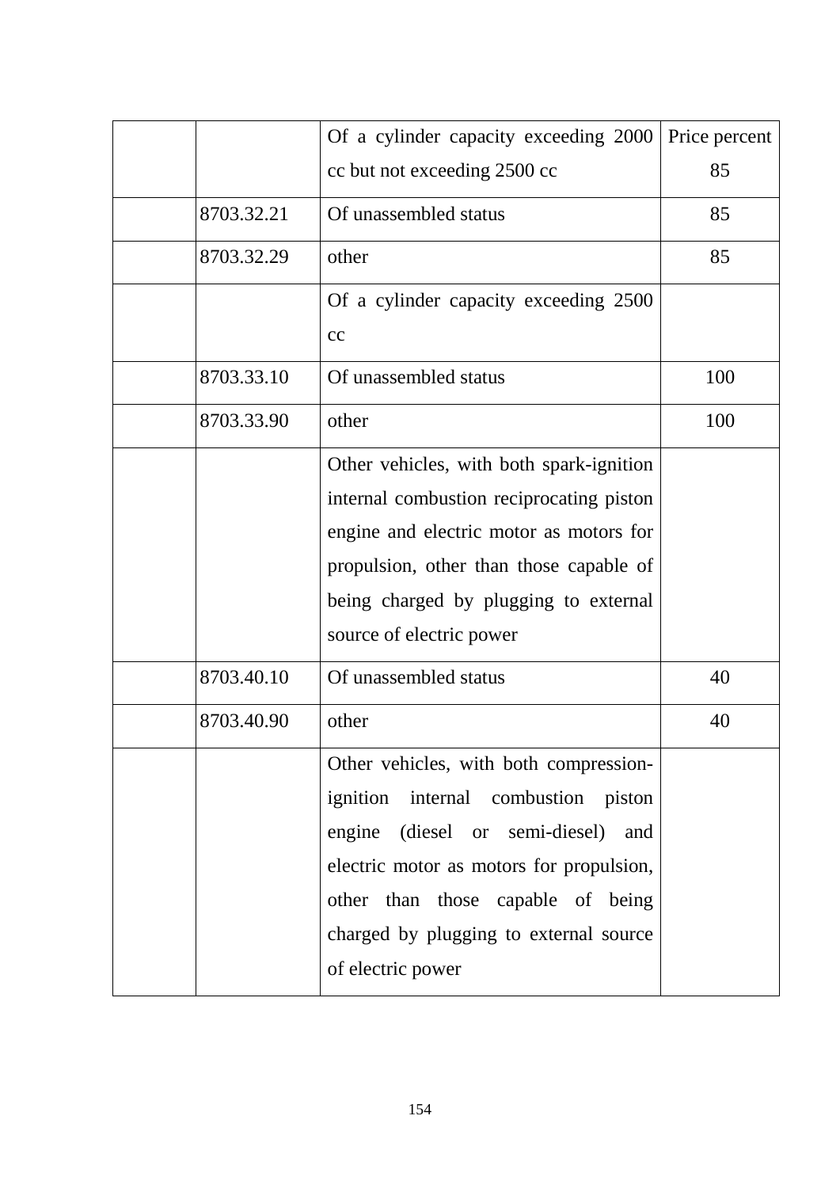| | | | |
|---|---|---|---|
| | | Of a cylinder capacity exceeding 2000 cc but not exceeding 2500 cc | Price percent 85 |
| | 8703.32.21 | Of unassembled status | 85 |
| | 8703.32.29 | other | 85 |
| | | Of a cylinder capacity exceeding 2500 cc | |
| | 8703.33.10 | Of unassembled status | 100 |
| | 8703.33.90 | other | 100 |
| | | Other vehicles, with both spark-ignition internal combustion reciprocating piston engine and electric motor as motors for propulsion, other than those capable of being charged by plugging to external source of electric power | |
| | 8703.40.10 | Of unassembled status | 40 |
| | 8703.40.90 | other | 40 |
| | | Other vehicles, with both compression-ignition internal combustion piston engine (diesel or semi-diesel) and electric motor as motors for propulsion, other than those capable of being charged by plugging to external source of electric power | |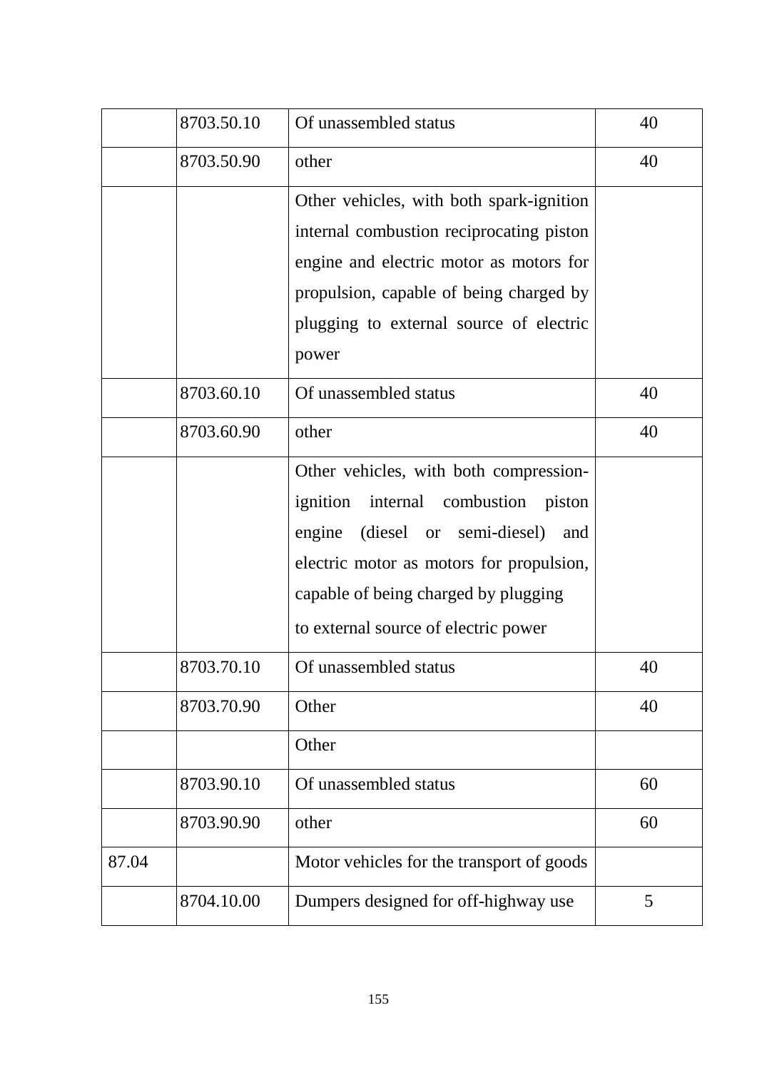|  |  |  |  |
|---|---|---|---|
|  | 8703.50.10 | Of unassembled status | 40 |
|  | 8703.50.90 | other | 40 |
|  |  | Other vehicles, with both spark-ignition internal combustion reciprocating piston engine and electric motor as motors for propulsion, capable of being charged by plugging to external source of electric power |  |
|  | 8703.60.10 | Of unassembled status | 40 |
|  | 8703.60.90 | other | 40 |
|  |  | Other vehicles, with both compression-ignition internal combustion piston engine (diesel or semi-diesel) and electric motor as motors for propulsion, capable of being charged by plugging to external source of electric power |  |
|  | 8703.70.10 | Of unassembled status | 40 |
|  | 8703.70.90 | Other | 40 |
|  |  | Other |  |
|  | 8703.90.10 | Of unassembled status | 60 |
|  | 8703.90.90 | other | 60 |
| 87.04 |  | Motor vehicles for the transport of goods |  |
|  | 8704.10.00 | Dumpers designed for off-highway use | 5 |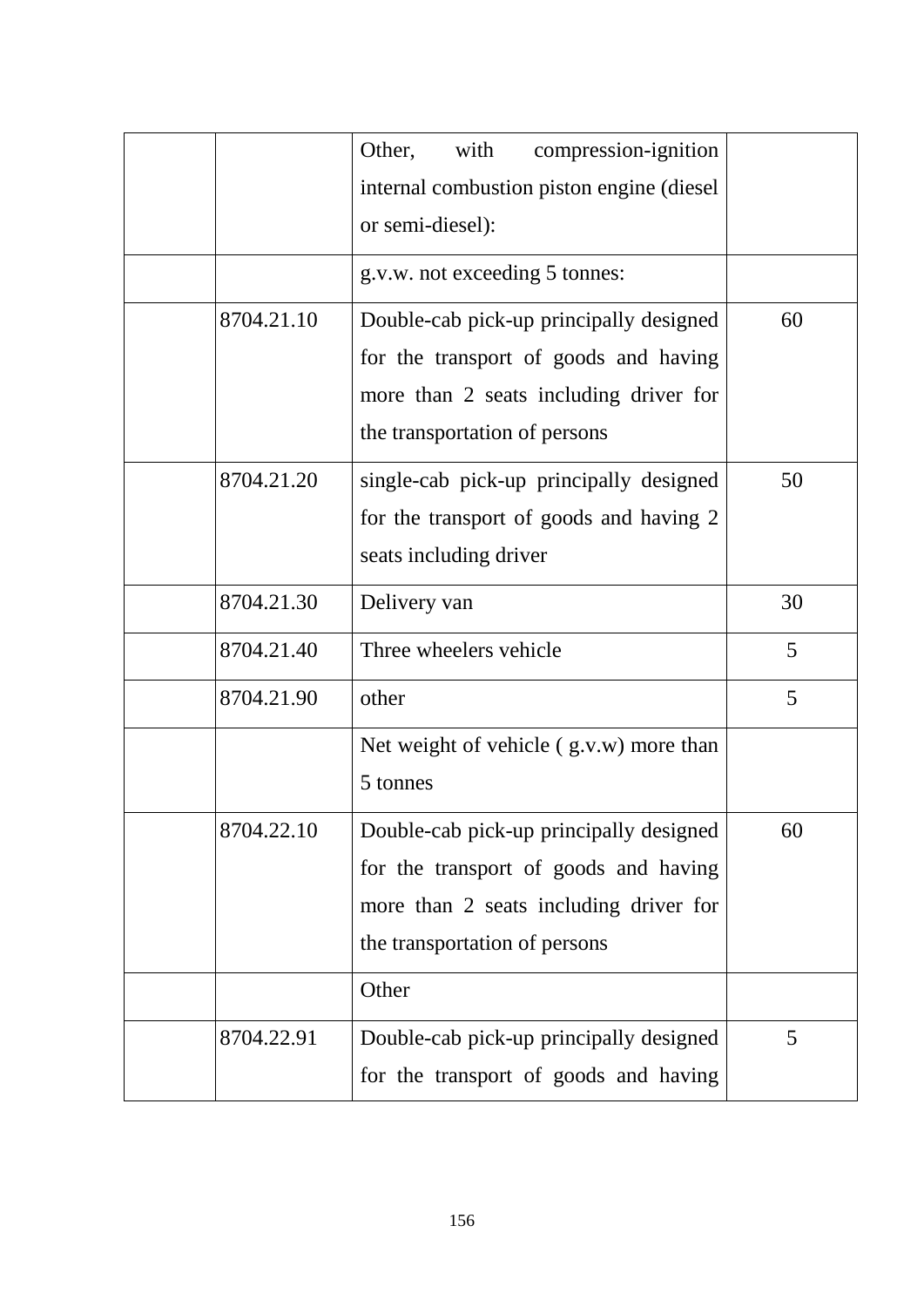| | | | |
|---|---|---|---|
| | | Other, with compression-ignition internal combustion piston engine (diesel or semi-diesel): | |
| | | g.v.w. not exceeding 5 tonnes: | |
| | 8704.21.10 | Double-cab pick-up principally designed for the transport of goods and having more than 2 seats including driver for the transportation of persons | 60 |
| | 8704.21.20 | single-cab pick-up principally designed for the transport of goods and having 2 seats including driver | 50 |
| | 8704.21.30 | Delivery van | 30 |
| | 8704.21.40 | Three wheelers vehicle | 5 |
| | 8704.21.90 | other | 5 |
| | | Net weight of vehicle ( g.v.w) more than 5 tonnes | |
| | 8704.22.10 | Double-cab pick-up principally designed for the transport of goods and having more than 2 seats including driver for the transportation of persons | 60 |
| | | Other | |
| | 8704.22.91 | Double-cab pick-up principally designed for the transport of goods and having | 5 |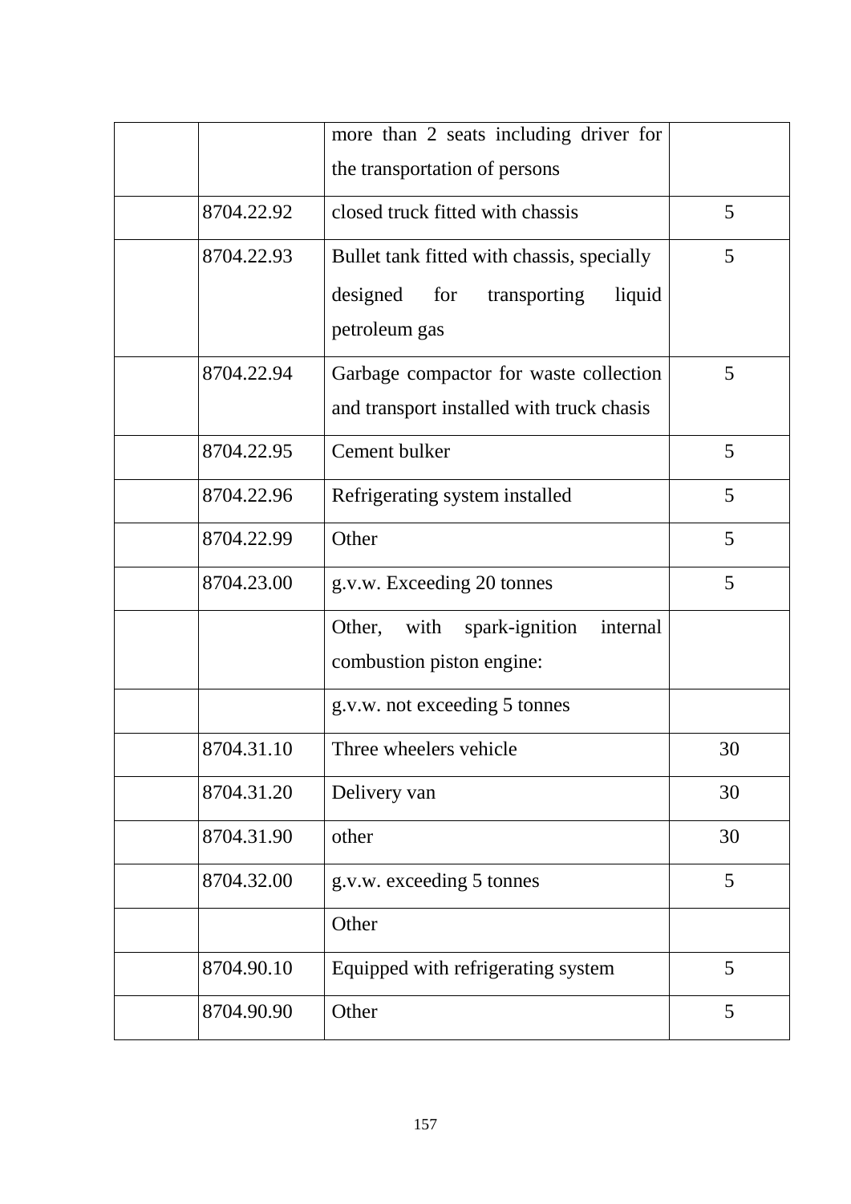| | | | |
|---|---|---|---|
| | | more than 2 seats including driver for the transportation of persons | |
| | 8704.22.92 | closed truck fitted with chassis | 5 |
| | 8704.22.93 | Bullet tank fitted with chassis, specially designed for transporting liquid petroleum gas | 5 |
| | 8704.22.94 | Garbage compactor for waste collection and transport installed with truck chasis | 5 |
| | 8704.22.95 | Cement bulker | 5 |
| | 8704.22.96 | Refrigerating system installed | 5 |
| | 8704.22.99 | Other | 5 |
| | 8704.23.00 | g.v.w. Exceeding 20 tonnes | 5 |
| | | Other, with spark-ignition internal combustion piston engine: | |
| | | g.v.w. not exceeding 5 tonnes | |
| | 8704.31.10 | Three wheelers vehicle | 30 |
| | 8704.31.20 | Delivery van | 30 |
| | 8704.31.90 | other | 30 |
| | 8704.32.00 | g.v.w. exceeding 5 tonnes | 5 |
| | | Other | |
| | 8704.90.10 | Equipped with refrigerating system | 5 |
| | 8704.90.90 | Other | 5 |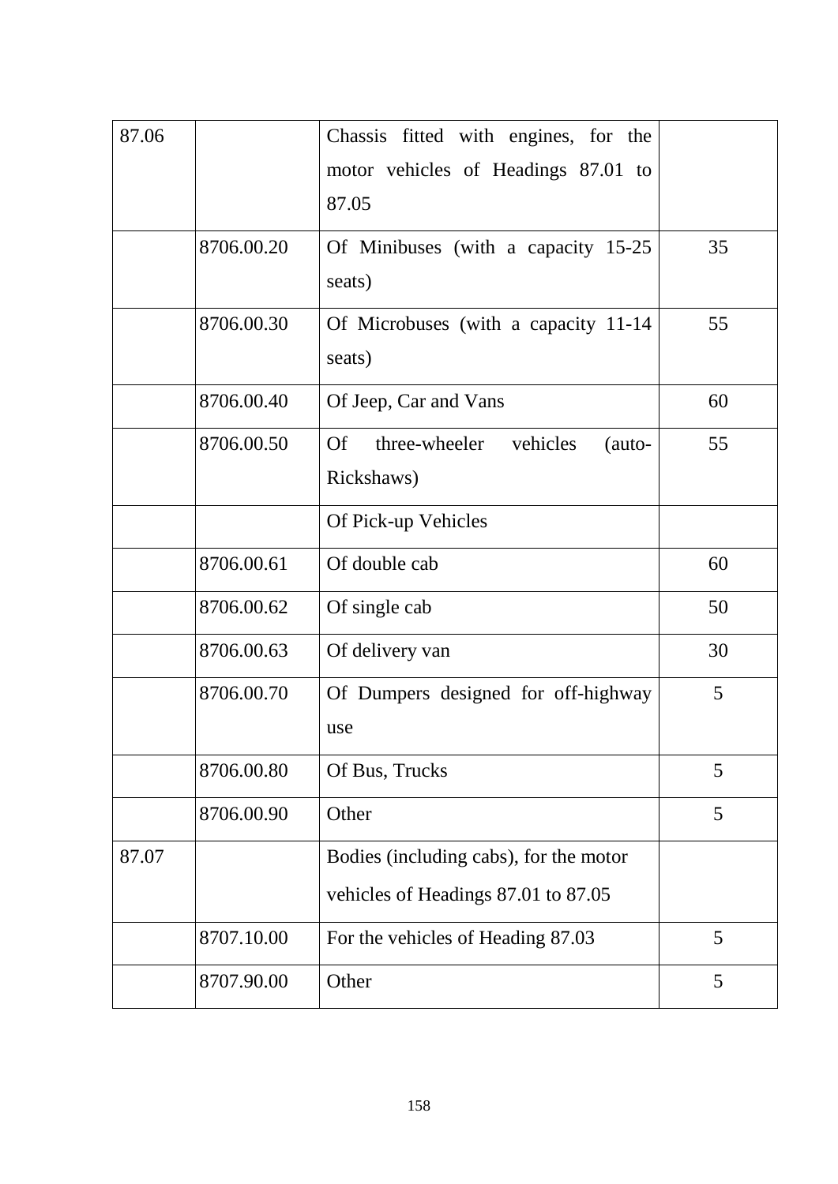| | | | |
|---|---|---|---|
| 87.06 | | Chassis fitted with engines, for the motor vehicles of Headings 87.01 to 87.05 | |
| | 8706.00.20 | Of Minibuses (with a capacity 15-25 seats) | 35 |
| | 8706.00.30 | Of Microbuses (with a capacity 11-14 seats) | 55 |
| | 8706.00.40 | Of Jeep, Car and Vans | 60 |
| | 8706.00.50 | Of three-wheeler vehicles (auto-Rickshaws) | 55 |
| | | Of Pick-up Vehicles | |
| | 8706.00.61 | Of double cab | 60 |
| | 8706.00.62 | Of single cab | 50 |
| | 8706.00.63 | Of delivery van | 30 |
| | 8706.00.70 | Of Dumpers designed for off-highway use | 5 |
| | 8706.00.80 | Of Bus, Trucks | 5 |
| | 8706.00.90 | Other | 5 |
| 87.07 | | Bodies (including cabs), for the motor vehicles of Headings 87.01 to 87.05 | |
| | 8707.10.00 | For the vehicles of Heading 87.03 | 5 |
| | 8707.90.00 | Other | 5 |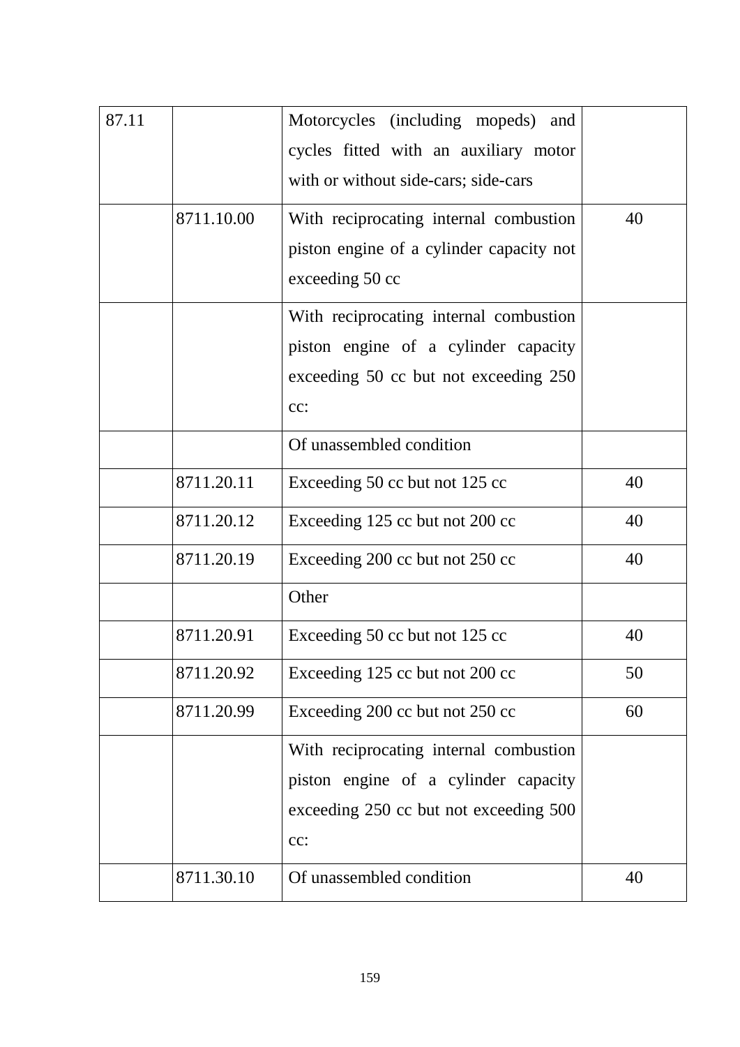| 87.11 | | Motorcycles (including mopeds) and cycles fitted with an auxiliary motor with or without side-cars; side-cars | |
|---|---|---|---|
| | 8711.10.00 | With reciprocating internal combustion piston engine of a cylinder capacity not exceeding 50 cc | 40 |
| | | With reciprocating internal combustion piston engine of a cylinder capacity exceeding 50 cc but not exceeding 250 cc: | |
| | | Of unassembled condition | |
| | 8711.20.11 | Exceeding 50 cc but not 125 cc | 40 |
| | 8711.20.12 | Exceeding 125 cc but not 200 cc | 40 |
| | 8711.20.19 | Exceeding 200 cc but not 250 cc | 40 |
| | | Other | |
| | 8711.20.91 | Exceeding 50 cc but not 125 cc | 40 |
| | 8711.20.92 | Exceeding 125 cc but not 200 cc | 50 |
| | 8711.20.99 | Exceeding 200 cc but not 250 cc | 60 |
| | | With reciprocating internal combustion piston engine of a cylinder capacity exceeding 250 cc but not exceeding 500 cc: | |
| | 8711.30.10 | Of unassembled condition | 40 |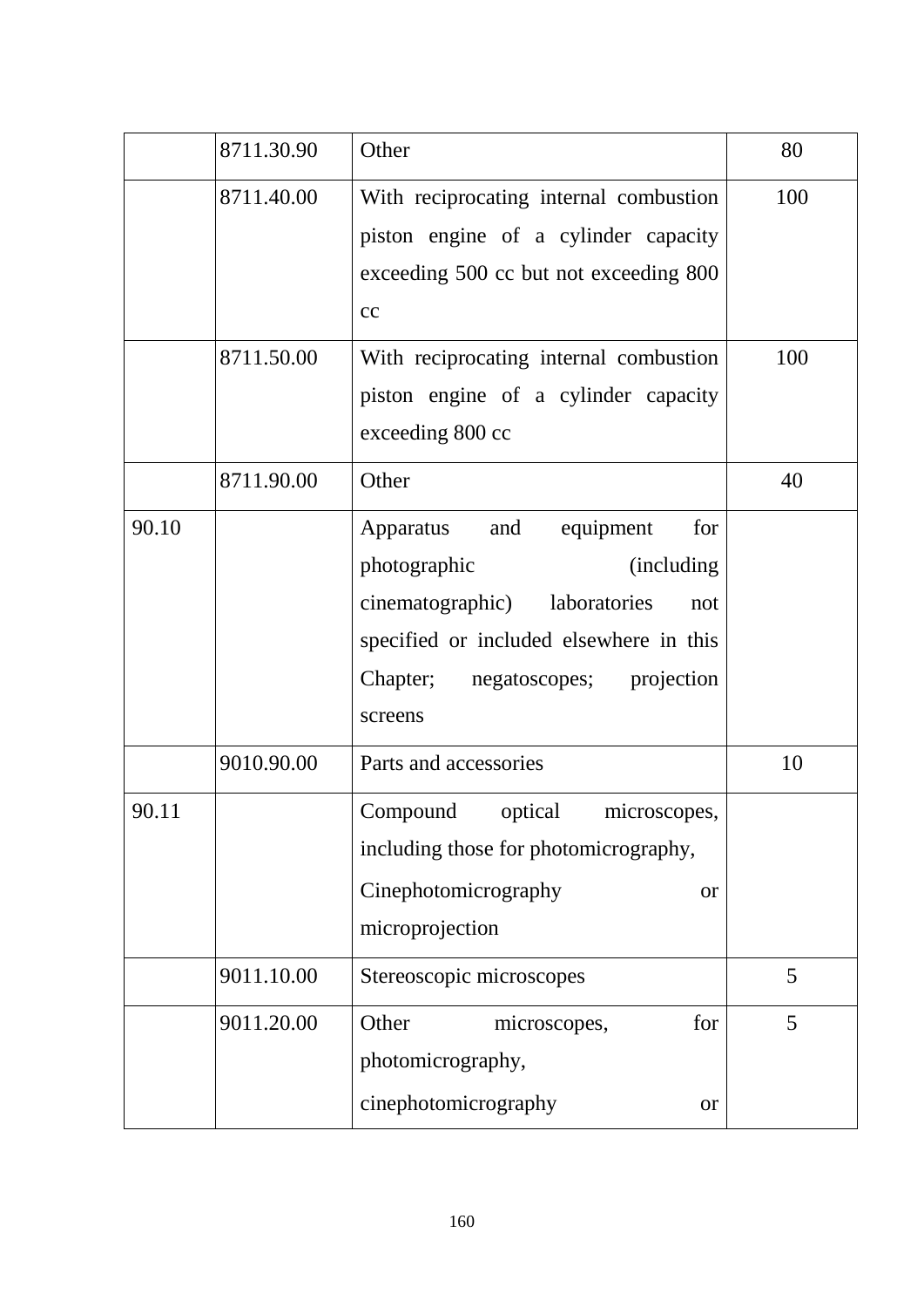| | | | |
|---|---|---|---|
| | 8711.30.90 | Other | 80 |
| | 8711.40.00 | With reciprocating internal combustion piston engine of a cylinder capacity exceeding 500 cc but not exceeding 800 cc | 100 |
| | 8711.50.00 | With reciprocating internal combustion piston engine of a cylinder capacity exceeding 800 cc | 100 |
| | 8711.90.00 | Other | 40 |
| 90.10 | | Apparatus and equipment for photographic (including cinematographic) laboratories not specified or included elsewhere in this Chapter; negatoscopes; projection screens | |
| | 9010.90.00 | Parts and accessories | 10 |
| 90.11 | | Compound optical microscopes, including those for photomicrography, Cinephotomicrography or microprojection | |
| | 9011.10.00 | Stereoscopic microscopes | 5 |
| | 9011.20.00 | Other microscopes, for photomicrography, cinephotomicrography or | 5 |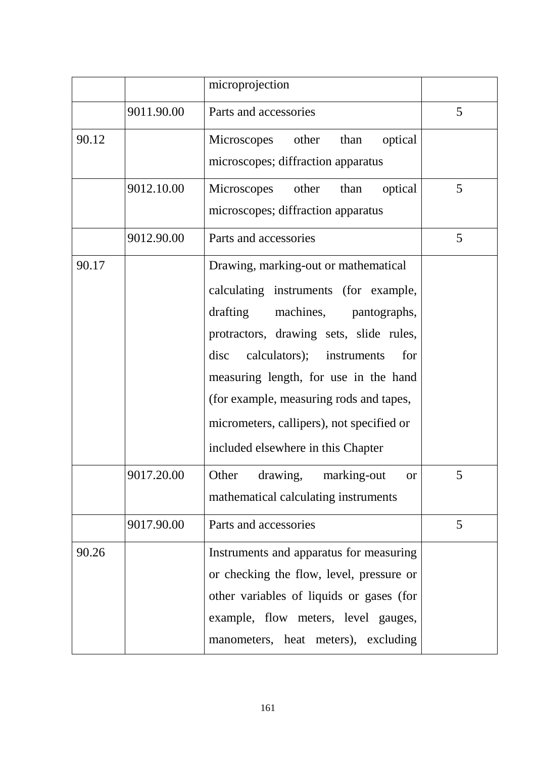| | | | |
|---|---|---|---|
| | | microprojection | |
| | 9011.90.00 | Parts and accessories | 5 |
| 90.12 | | Microscopes other than optical microscopes; diffraction apparatus | |
| | 9012.10.00 | Microscopes other than optical microscopes; diffraction apparatus | 5 |
| | 9012.90.00 | Parts and accessories | 5 |
| 90.17 | | Drawing, marking-out or mathematical calculating instruments (for example, drafting machines, pantographs, protractors, drawing sets, slide rules, disc calculators); instruments for measuring length, for use in the hand (for example, measuring rods and tapes, micrometers, callipers), not specified or included elsewhere in this Chapter | |
| | 9017.20.00 | Other drawing, marking-out or mathematical calculating instruments | 5 |
| | 9017.90.00 | Parts and accessories | 5 |
| 90.26 | | Instruments and apparatus for measuring or checking the flow, level, pressure or other variables of liquids or gases (for example, flow meters, level gauges, manometers, heat meters), excluding | |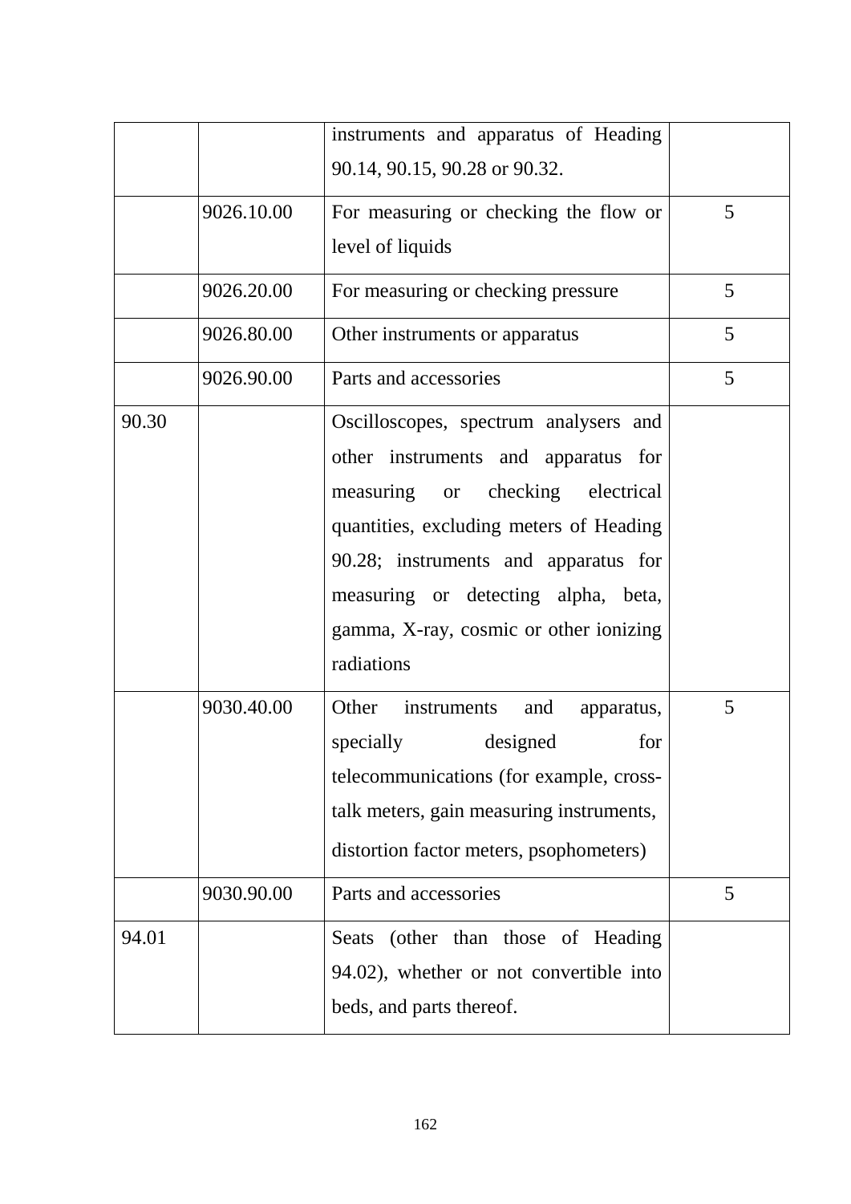| | | | |
|---|---|---|---|
| | | instruments and apparatus of Heading 90.14, 90.15, 90.28 or 90.32. | |
| | 9026.10.00 | For measuring or checking the flow or level of liquids | 5 |
| | 9026.20.00 | For measuring or checking pressure | 5 |
| | 9026.80.00 | Other instruments or apparatus | 5 |
| | 9026.90.00 | Parts and accessories | 5 |
| 90.30 | | Oscilloscopes, spectrum analysers and other instruments and apparatus for measuring or checking electrical quantities, excluding meters of Heading 90.28; instruments and apparatus for measuring or detecting alpha, beta, gamma, X-ray, cosmic or other ionizing radiations | |
| | 9030.40.00 | Other instruments and apparatus, specially designed for telecommunications (for example, cross-talk meters, gain measuring instruments, distortion factor meters, psophometers) | 5 |
| | 9030.90.00 | Parts and accessories | 5 |
| 94.01 | | Seats (other than those of Heading 94.02), whether or not convertible into beds, and parts thereof. | |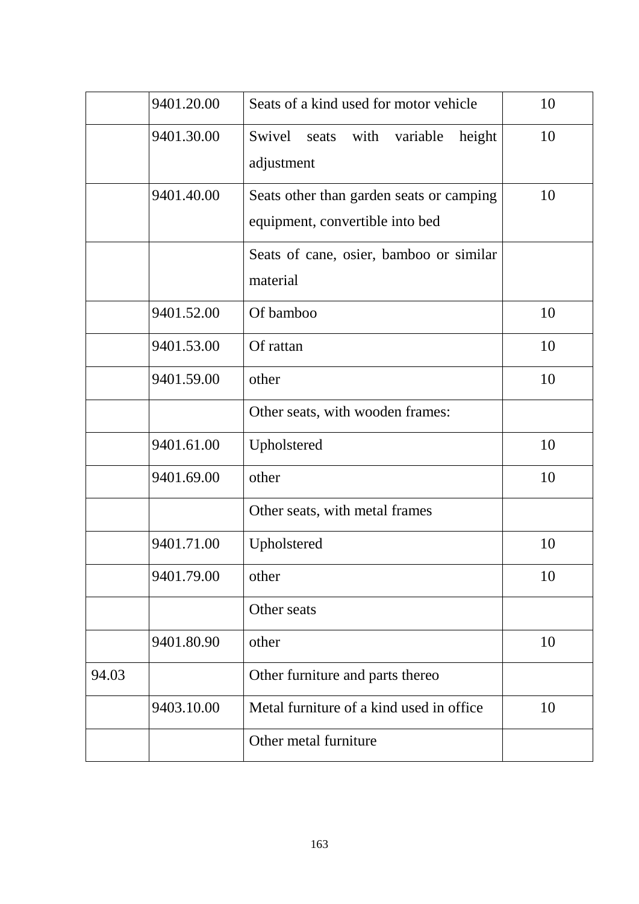| | 9401.20.00 | Seats of a kind used for motor vehicle | 10 |
|---|---|---|---|
| | 9401.30.00 | Swivel seats with variable height adjustment | 10 |
| | 9401.40.00 | Seats other than garden seats or camping equipment, convertible into bed | 10 |
| | | Seats of cane, osier, bamboo or similar material | |
| | 9401.52.00 | Of bamboo | 10 |
| | 9401.53.00 | Of rattan | 10 |
| | 9401.59.00 | other | 10 |
| | | Other seats, with wooden frames: | |
| | 9401.61.00 | Upholstered | 10 |
| | 9401.69.00 | other | 10 |
| | | Other seats, with metal frames | |
| | 9401.71.00 | Upholstered | 10 |
| | 9401.79.00 | other | 10 |
| | | Other seats | |
| | 9401.80.90 | other | 10 |
| 94.03 | | Other furniture and parts thereo | |
| | 9403.10.00 | Metal furniture of a kind used in office | 10 |
| | | Other metal furniture | |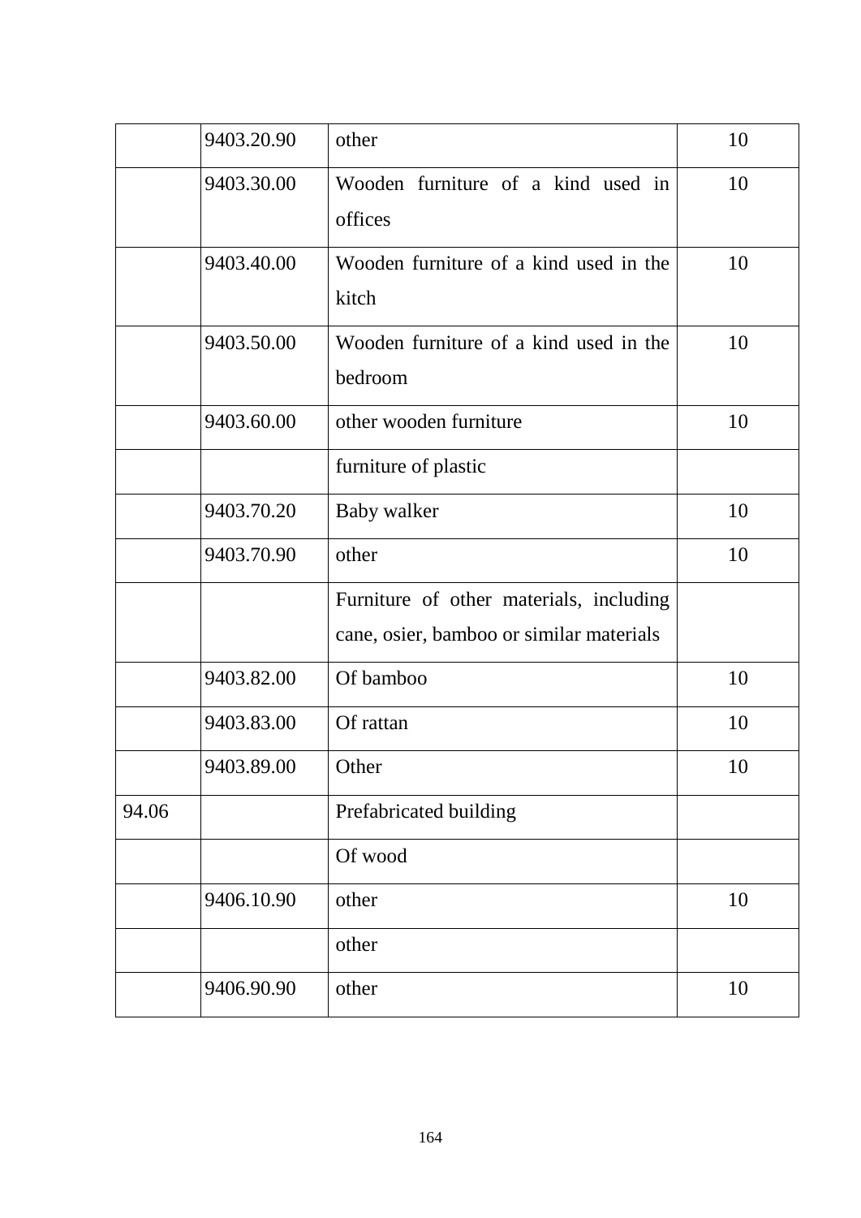| | | | |
|---|---|---|---|
| | 9403.20.90 | other | 10 |
| | 9403.30.00 | Wooden furniture of a kind used in offices | 10 |
| | 9403.40.00 | Wooden furniture of a kind used in the kitch | 10 |
| | 9403.50.00 | Wooden furniture of a kind used in the bedroom | 10 |
| | 9403.60.00 | other wooden furniture | 10 |
| | | furniture of plastic | |
| | 9403.70.20 | Baby walker | 10 |
| | 9403.70.90 | other | 10 |
| | | Furniture of other materials, including cane, osier, bamboo or similar materials | |
| | 9403.82.00 | Of bamboo | 10 |
| | 9403.83.00 | Of rattan | 10 |
| | 9403.89.00 | Other | 10 |
| 94.06 | | Prefabricated building | |
| | | Of wood | |
| | 9406.10.90 | other | 10 |
| | | other | |
| | 9406.90.90 | other | 10 |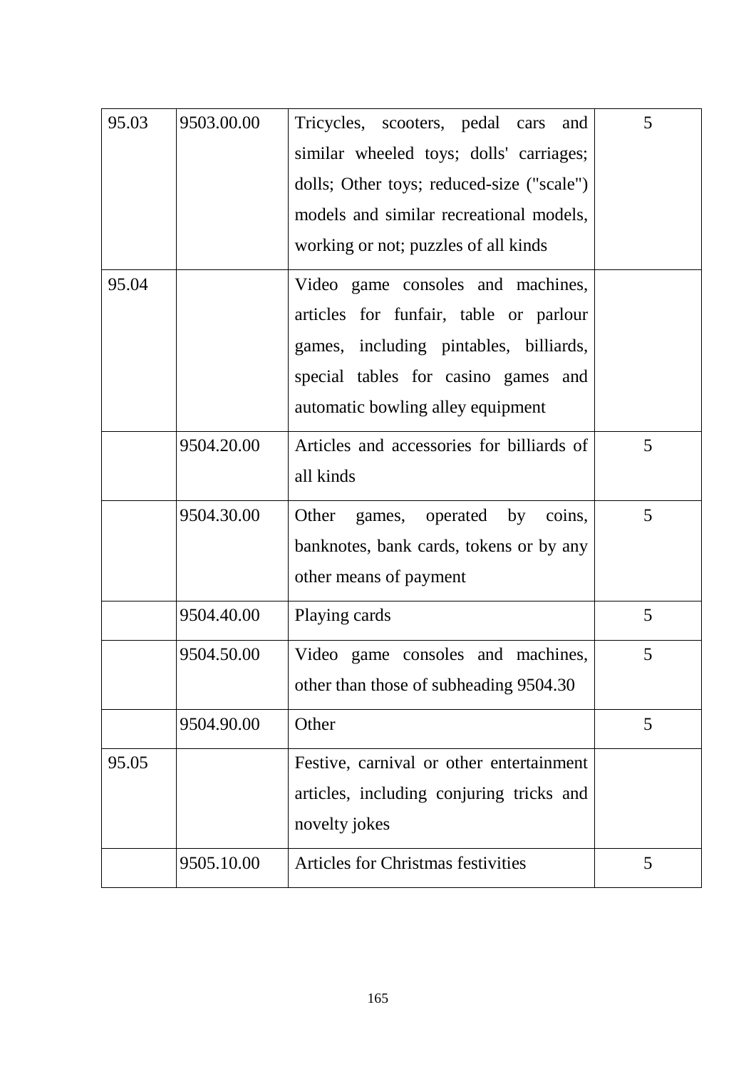| | | | |
|---|---|---|---|
| 95.03 | 9503.00.00 | Tricycles, scooters, pedal cars and similar wheeled toys; dolls' carriages; dolls; Other toys; reduced-size ("scale") models and similar recreational models, working or not; puzzles of all kinds | 5 |
| 95.04 | | Video game consoles and machines, articles for funfair, table or parlour games, including pintables, billiards, special tables for casino games and automatic bowling alley equipment | |
| | 9504.20.00 | Articles and accessories for billiards of all kinds | 5 |
| | 9504.30.00 | Other games, operated by coins, banknotes, bank cards, tokens or by any other means of payment | 5 |
| | 9504.40.00 | Playing cards | 5 |
| | 9504.50.00 | Video game consoles and machines, other than those of subheading 9504.30 | 5 |
| | 9504.90.00 | Other | 5 |
| 95.05 | | Festive, carnival or other entertainment articles, including conjuring tricks and novelty jokes | |
| | 9505.10.00 | Articles for Christmas festivities | 5 |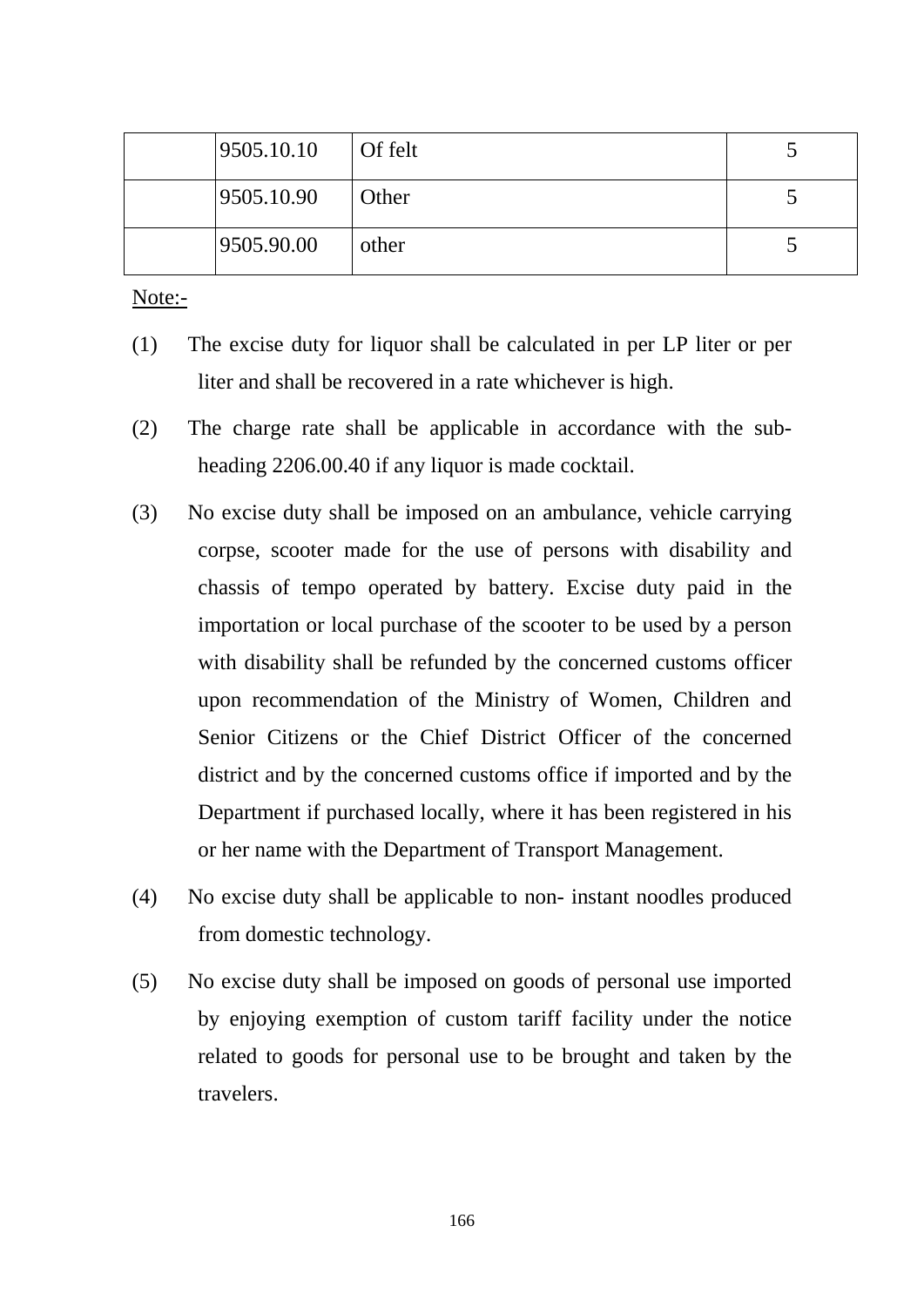|  | 9505.10.10 | Of felt | 5 |
|---|---|---|---|
|  | 9505.10.90 | Other | 5 |
|  | 9505.90.00 | other | 5 |

Note:-

(1) The excise duty for liquor shall be calculated in per LP liter or per liter and shall be recovered in a rate whichever is high.

(2) The charge rate shall be applicable in accordance with the sub-heading 2206.00.40 if any liquor is made cocktail.

(3) No excise duty shall be imposed on an ambulance, vehicle carrying corpse, scooter made for the use of persons with disability and chassis of tempo operated by battery. Excise duty paid in the importation or local purchase of the scooter to be used by a person with disability shall be refunded by the concerned customs officer upon recommendation of the Ministry of Women, Children and Senior Citizens or the Chief District Officer of the concerned district and by the concerned customs office if imported and by the Department if purchased locally, where it has been registered in his or her name with the Department of Transport Management.

(4) No excise duty shall be applicable to non- instant noodles produced from domestic technology.

(5) No excise duty shall be imposed on goods of personal use imported by enjoying exemption of custom tariff facility under the notice related to goods for personal use to be brought and taken by the travelers.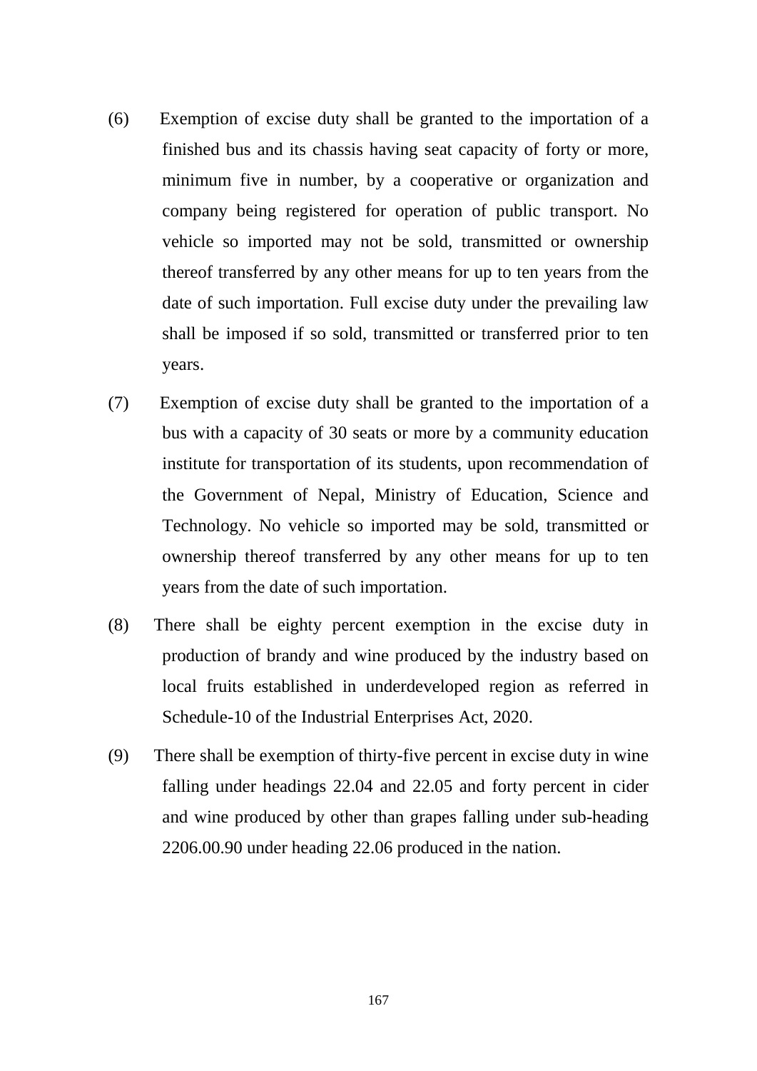(6) Exemption of excise duty shall be granted to the importation of a finished bus and its chassis having seat capacity of forty or more, minimum five in number, by a cooperative or organization and company being registered for operation of public transport. No vehicle so imported may not be sold, transmitted or ownership thereof transferred by any other means for up to ten years from the date of such importation. Full excise duty under the prevailing law shall be imposed if so sold, transmitted or transferred prior to ten years.

(7) Exemption of excise duty shall be granted to the importation of a bus with a capacity of 30 seats or more by a community education institute for transportation of its students, upon recommendation of the Government of Nepal, Ministry of Education, Science and Technology. No vehicle so imported may be sold, transmitted or ownership thereof transferred by any other means for up to ten years from the date of such importation.

(8) There shall be eighty percent exemption in the excise duty in production of brandy and wine produced by the industry based on local fruits established in underdeveloped region as referred in Schedule-10 of the Industrial Enterprises Act, 2020.

(9) There shall be exemption of thirty-five percent in excise duty in wine falling under headings 22.04 and 22.05 and forty percent in cider and wine produced by other than grapes falling under sub-heading 2206.00.90 under heading 22.06 produced in the nation.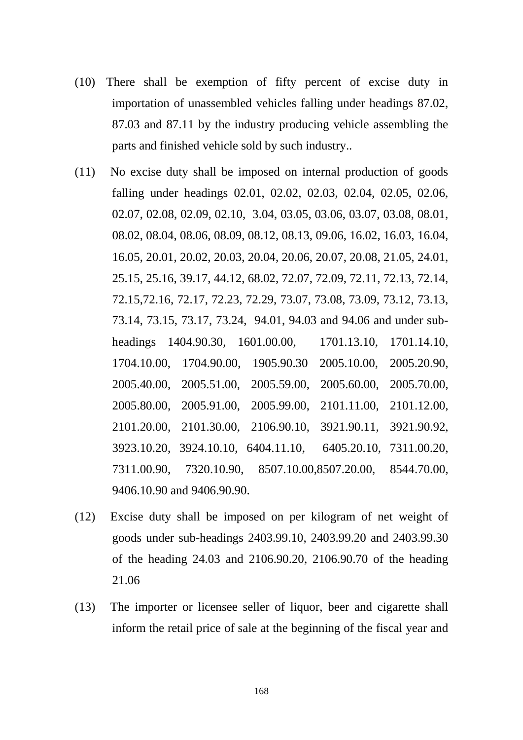(10) There shall be exemption of fifty percent of excise duty in importation of unassembled vehicles falling under headings 87.02, 87.03 and 87.11 by the industry producing vehicle assembling the parts and finished vehicle sold by such industry..

(11) No excise duty shall be imposed on internal production of goods falling under headings 02.01, 02.02, 02.03, 02.04, 02.05, 02.06, 02.07, 02.08, 02.09, 02.10, 3.04, 03.05, 03.06, 03.07, 03.08, 08.01, 08.02, 08.04, 08.06, 08.09, 08.12, 08.13, 09.06, 16.02, 16.03, 16.04, 16.05, 20.01, 20.02, 20.03, 20.04, 20.06, 20.07, 20.08, 21.05, 24.01, 25.15, 25.16, 39.17, 44.12, 68.02, 72.07, 72.09, 72.11, 72.13, 72.14, 72.15,72.16, 72.17, 72.23, 72.29, 73.07, 73.08, 73.09, 73.12, 73.13, 73.14, 73.15, 73.17, 73.24, 94.01, 94.03 and 94.06 and under sub-headings 1404.90.30, 1601.00.00, 1701.13.10, 1701.14.10, 1704.10.00, 1704.90.00, 1905.90.30 2005.10.00, 2005.20.90, 2005.40.00, 2005.51.00, 2005.59.00, 2005.60.00, 2005.70.00, 2005.80.00, 2005.91.00, 2005.99.00, 2101.11.00, 2101.12.00, 2101.20.00, 2101.30.00, 2106.90.10, 3921.90.11, 3921.90.92, 3923.10.20, 3924.10.10, 6404.11.10, 6405.20.10, 7311.00.20, 7311.00.90, 7320.10.90, 8507.10.00,8507.20.00, 8544.70.00, 9406.10.90 and 9406.90.90.

(12) Excise duty shall be imposed on per kilogram of net weight of goods under sub-headings 2403.99.10, 2403.99.20 and 2403.99.30 of the heading 24.03 and 2106.90.20, 2106.90.70 of the heading 21.06

(13) The importer or licensee seller of liquor, beer and cigarette shall inform the retail price of sale at the beginning of the fiscal year and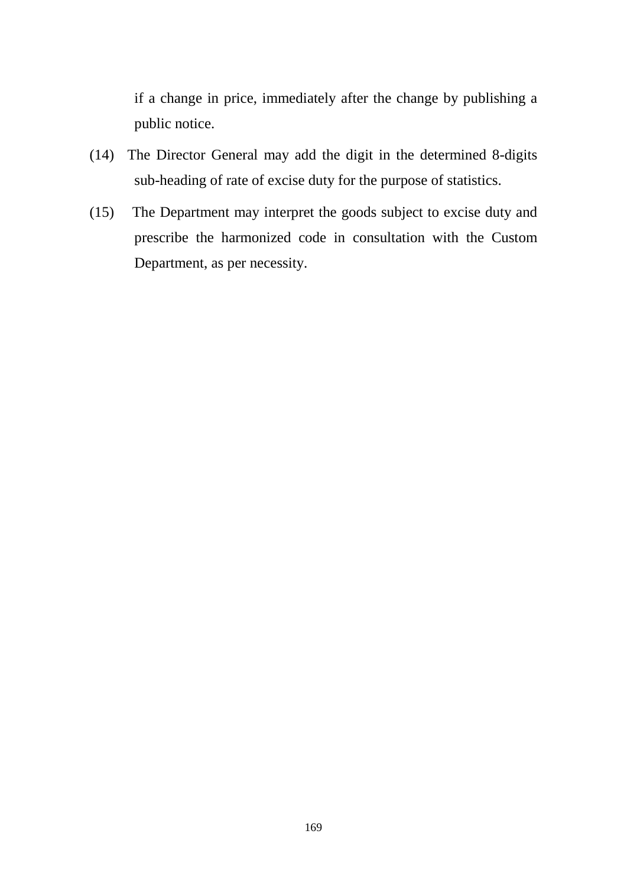if a change in price, immediately after the change by publishing a public notice.

(14) The Director General may add the digit in the determined 8-digits sub-heading of rate of excise duty for the purpose of statistics.

(15) The Department may interpret the goods subject to excise duty and prescribe the harmonized code in consultation with the Custom Department, as per necessity.